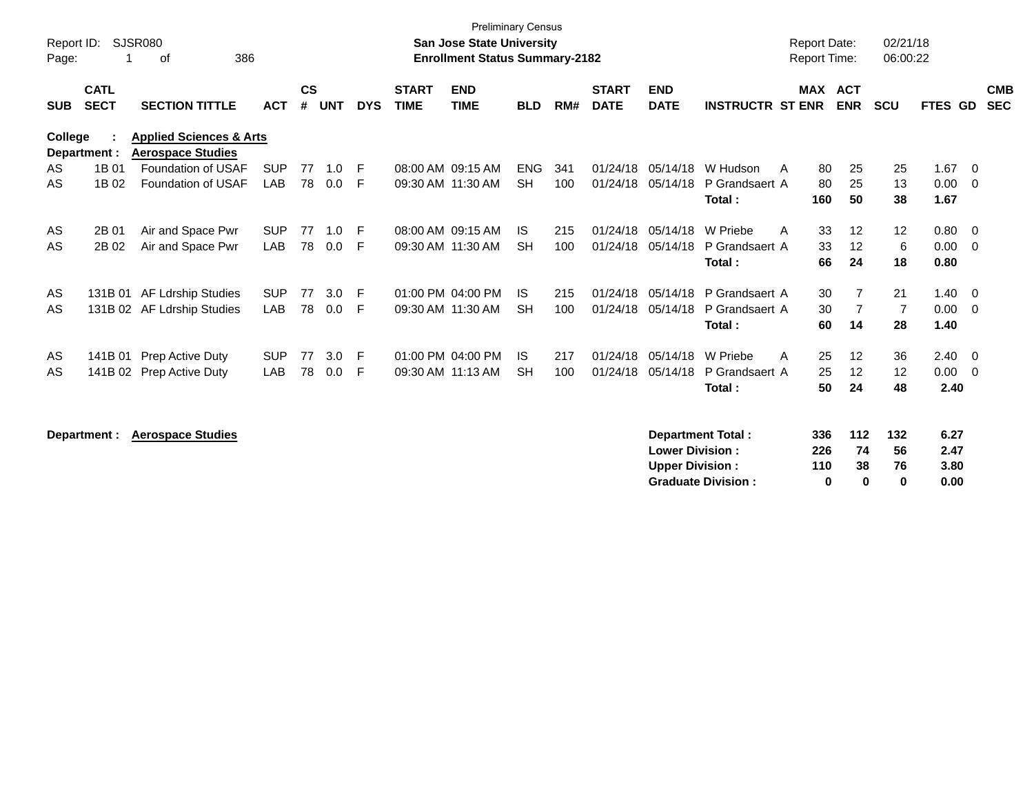Preliminary Census

Report ID: SJSR080

**San Jose State University**

**Enrollment Status Summary-2182**

Report Date: 02/21/18

Report Time: 06:00:22

| SUB | CATL SECT | SECTION TITTLE | ACT | CS # | UNT | DYS | START TIME | END TIME | BLD | RM# | START DATE | END DATE | INSTRUCTR | ST | MAX ENR | ACT ENR | SCU | FTES | GD | CMB SEC |
|---|---|---|---|---|---|---|---|---|---|---|---|---|---|---|---|---|---|---|---|---|
| **College :** | | **Applied Sciences & Arts** | | | | | | | | | | | | | | | | | | |
| **Department :** | | **Aerospace Studies** | | | | | | | | | | | | | | | | | | |
| AS | 1B 01 | Foundation of USAF | SUP | 77 | 1.0 | F | 08:00 AM | 09:15 AM | ENG | 341 | 01/24/18 | 05/14/18 | W Hudson | A | 80 | 25 | 25 | 1.67 | 0 | |
| AS | 1B 02 | Foundation of USAF | LAB | 78 | 0.0 | F | 09:30 AM | 11:30 AM | SH | 100 | 01/24/18 | 05/14/18 | P Grandsaert | A | 80 | 25 | 13 | 0.00 | 0 | |
| | | | | | | | | | | | | | **Total :** | | **160** | **50** | **38** | **1.67** | | |
| AS | 2B 01 | Air and Space Pwr | SUP | 77 | 1.0 | F | 08:00 AM | 09:15 AM | IS | 215 | 01/24/18 | 05/14/18 | W Priebe | A | 33 | 12 | 12 | 0.80 | 0 | |
| AS | 2B 02 | Air and Space Pwr | LAB | 78 | 0.0 | F | 09:30 AM | 11:30 AM | SH | 100 | 01/24/18 | 05/14/18 | P Grandsaert | A | 33 | 12 | 6 | 0.00 | 0 | |
| | | | | | | | | | | | | | **Total :** | | **66** | **24** | **18** | **0.80** | | |
| AS | 131B 01 | AF Ldrship Studies | SUP | 77 | 3.0 | F | 01:00 PM | 04:00 PM | IS | 215 | 01/24/18 | 05/14/18 | P Grandsaert | A | 30 | 7 | 21 | 1.40 | 0 | |
| AS | 131B 02 | AF Ldrship Studies | LAB | 78 | 0.0 | F | 09:30 AM | 11:30 AM | SH | 100 | 01/24/18 | 05/14/18 | P Grandsaert | A | 30 | 7 | 7 | 0.00 | 0 | |
| | | | | | | | | | | | | | **Total :** | | **60** | **14** | **28** | **1.40** | | |
| AS | 141B 01 | Prep Active Duty | SUP | 77 | 3.0 | F | 01:00 PM | 04:00 PM | IS | 217 | 01/24/18 | 05/14/18 | W Priebe | A | 25 | 12 | 36 | 2.40 | 0 | |
| AS | 141B 02 | Prep Active Duty | LAB | 78 | 0.0 | F | 09:30 AM | 11:13 AM | SH | 100 | 01/24/18 | 05/14/18 | P Grandsaert | A | 25 | 12 | 12 | 0.00 | 0 | |
| | | | | | | | | | | | | | **Total :** | | **50** | **24** | **48** | **2.40** | | |

**Department : Aerospace Studies**

| | MAX ENR | ACT ENR | SCU | FTES |
|---|---|---|---|---|
| **Department Total :** | **336** | **112** | **132** | **6.27** |
| **Lower Division :** | **226** | **74** | **56** | **2.47** |
| **Upper Division :** | **110** | **38** | **76** | **3.80** |
| **Graduate Division :** | **0** | **0** | **0** | **0.00** |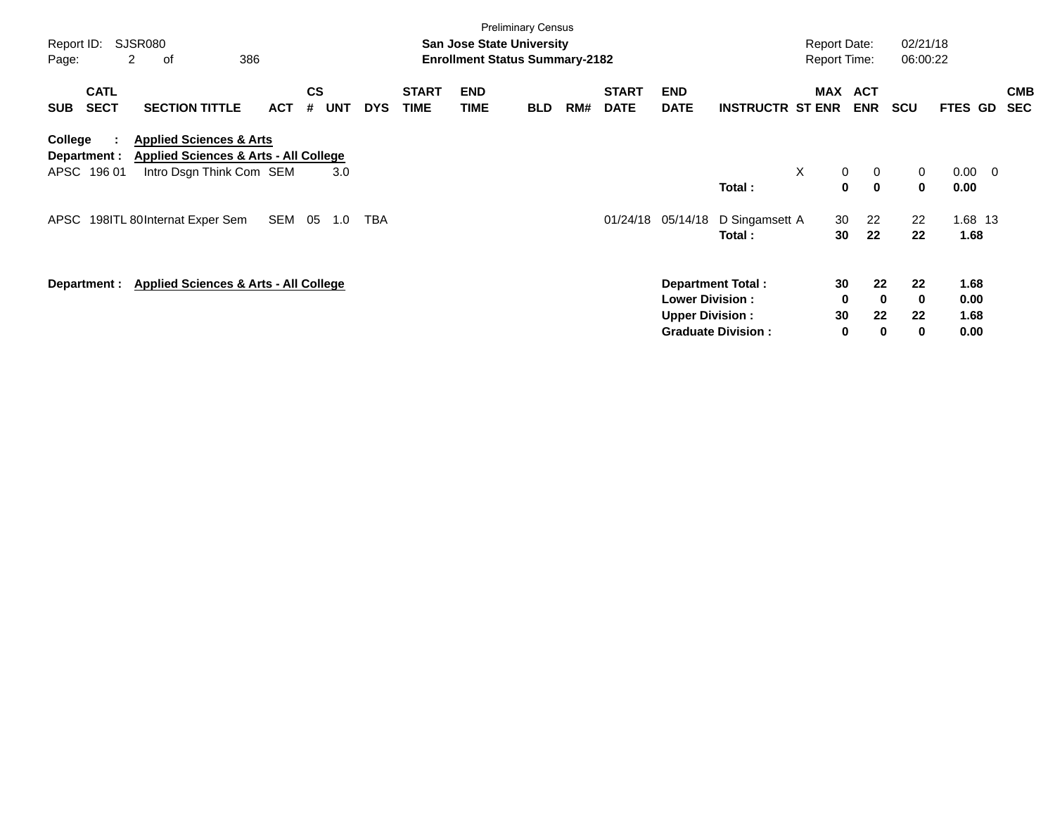Preliminary Census

**San Jose State University**
**Enrollment Status Summary-2182**

Report ID: SJSR080
Report Date: 02/21/18
Report Time: 06:00:22

| SUB | CATL SECT | SECTION TITTLE | ACT | CS # | UNT | DYS | START TIME | END TIME | BLD | RM# | START DATE | END DATE | INSTRUCTR | ST | MAX ENR | ACT ENR | SCU | FTES | GD | CMB SEC |
|---|---|---|---|---|---|---|---|---|---|---|---|---|---|---|---|---|---|---|---|---|
| **College :** | | **Applied Sciences & Arts** | | | | | | | | | | | | | | | | | | |
| **Department :** | | **Applied Sciences & Arts - All College** | | | | | | | | | | | | | | | | | | |
| APSC | 196 01 | Intro Dsgn Think Com | SEM | | 3.0 | | | | | | | | | X | 0 | 0 | 0 | 0.00 | 0 | |
| | | | | | | | | | | | | | **Total :** | | **0** | **0** | **0** | **0.00** | | |
| APSC | 198ITL 80 | Internat Exper Sem | SEM | 05 | 1.0 | TBA | | | | | 01/24/18 | 05/14/18 | D Singamsett | A | 30 | 22 | 22 | 1.68 | 13 | |
| | | | | | | | | | | | | | **Total :** | | **30** | **22** | **22** | **1.68** | | |

**Department : Applied Sciences & Arts - All College**

| | MAX ENR | ACT ENR | SCU | FTES |
|---|---|---|---|---|
| **Department Total :** | **30** | **22** | **22** | **1.68** |
| **Lower Division :** | **0** | **0** | **0** | **0.00** |
| **Upper Division :** | **30** | **22** | **22** | **1.68** |
| **Graduate Division :** | **0** | **0** | **0** | **0.00** |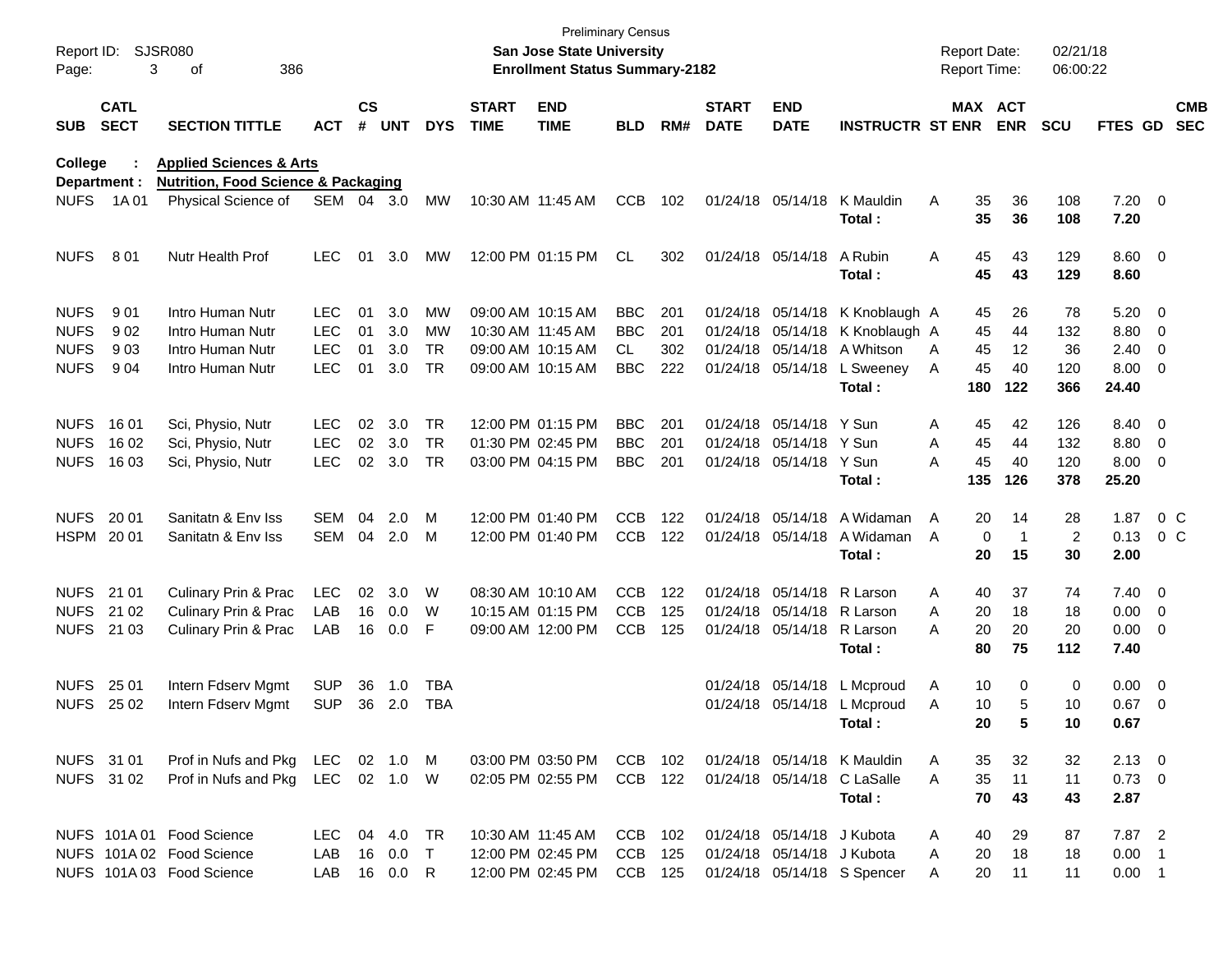Preliminary Census
**San Jose State University**
**Enrollment Status Summary-2182**

Report ID: SJSR080
Report Date: 02/21/18
Report Time: 06:00:22

**College : Applied Sciences & Arts**
**Department : Nutrition, Food Science & Packaging**

| SUB | CATL SECT | SECTION TITTLE | ACT | CS # | UNT | DYS | START TIME | END TIME | BLD | RM# | START DATE | END DATE | INSTRUCTR | ST | MAX ENR | ACT ENR | SCU | FTES | GD | CMB SEC |
|---|---|---|---|---|---|---|---|---|---|---|---|---|---|---|---|---|---|---|---|---|
| NUFS | 1A 01 | Physical Science of | SEM | 04 | 3.0 | MW | 10:30 AM | 11:45 AM | CCB | 102 | 01/24/18 | 05/14/18 | K Mauldin | A | 35 | 36 | 108 | 7.20 | 0 | |
| | | | | | | | | | | | | | **Total :** | | **35** | **36** | **108** | **7.20** | | |
| NUFS | 8 01 | Nutr Health Prof | LEC | 01 | 3.0 | MW | 12:00 PM | 01:15 PM | CL | 302 | 01/24/18 | 05/14/18 | A Rubin | A | 45 | 43 | 129 | 8.60 | 0 | |
| | | | | | | | | | | | | | **Total :** | | **45** | **43** | **129** | **8.60** | | |
| NUFS | 9 01 | Intro Human Nutr | LEC | 01 | 3.0 | MW | 09:00 AM | 10:15 AM | BBC | 201 | 01/24/18 | 05/14/18 | K Knoblaugh | A | 45 | 26 | 78 | 5.20 | 0 | |
| NUFS | 9 02 | Intro Human Nutr | LEC | 01 | 3.0 | MW | 10:30 AM | 11:45 AM | BBC | 201 | 01/24/18 | 05/14/18 | K Knoblaugh | A | 45 | 44 | 132 | 8.80 | 0 | |
| NUFS | 9 03 | Intro Human Nutr | LEC | 01 | 3.0 | TR | 09:00 AM | 10:15 AM | CL | 302 | 01/24/18 | 05/14/18 | A Whitson | A | 45 | 12 | 36 | 2.40 | 0 | |
| NUFS | 9 04 | Intro Human Nutr | LEC | 01 | 3.0 | TR | 09:00 AM | 10:15 AM | BBC | 222 | 01/24/18 | 05/14/18 | L Sweeney | A | 45 | 40 | 120 | 8.00 | 0 | |
| | | | | | | | | | | | | | **Total :** | | **180** | **122** | **366** | **24.40** | | |
| NUFS | 16 01 | Sci, Physio, Nutr | LEC | 02 | 3.0 | TR | 12:00 PM | 01:15 PM | BBC | 201 | 01/24/18 | 05/14/18 | Y Sun | A | 45 | 42 | 126 | 8.40 | 0 | |
| NUFS | 16 02 | Sci, Physio, Nutr | LEC | 02 | 3.0 | TR | 01:30 PM | 02:45 PM | BBC | 201 | 01/24/18 | 05/14/18 | Y Sun | A | 45 | 44 | 132 | 8.80 | 0 | |
| NUFS | 16 03 | Sci, Physio, Nutr | LEC | 02 | 3.0 | TR | 03:00 PM | 04:15 PM | BBC | 201 | 01/24/18 | 05/14/18 | Y Sun | A | 45 | 40 | 120 | 8.00 | 0 | |
| | | | | | | | | | | | | | **Total :** | | **135** | **126** | **378** | **25.20** | | |
| NUFS | 20 01 | Sanitatn & Env Iss | SEM | 04 | 2.0 | M | 12:00 PM | 01:40 PM | CCB | 122 | 01/24/18 | 05/14/18 | A Widaman | A | 20 | 14 | 28 | 1.87 | 0 | C |
| HSPM | 20 01 | Sanitatn & Env Iss | SEM | 04 | 2.0 | M | 12:00 PM | 01:40 PM | CCB | 122 | 01/24/18 | 05/14/18 | A Widaman | A | 0 | 1 | 2 | 0.13 | 0 | C |
| | | | | | | | | | | | | | **Total :** | | **20** | **15** | **30** | **2.00** | | |
| NUFS | 21 01 | Culinary Prin & Prac | LEC | 02 | 3.0 | W | 08:30 AM | 10:10 AM | CCB | 122 | 01/24/18 | 05/14/18 | R Larson | A | 40 | 37 | 74 | 7.40 | 0 | |
| NUFS | 21 02 | Culinary Prin & Prac | LAB | 16 | 0.0 | W | 10:15 AM | 01:15 PM | CCB | 125 | 01/24/18 | 05/14/18 | R Larson | A | 20 | 18 | 18 | 0.00 | 0 | |
| NUFS | 21 03 | Culinary Prin & Prac | LAB | 16 | 0.0 | F | 09:00 AM | 12:00 PM | CCB | 125 | 01/24/18 | 05/14/18 | R Larson | A | 20 | 20 | 20 | 0.00 | 0 | |
| | | | | | | | | | | | | | **Total :** | | **80** | **75** | **112** | **7.40** | | |
| NUFS | 25 01 | Intern Fdserv Mgmt | SUP | 36 | 1.0 | TBA | | | | | 01/24/18 | 05/14/18 | L Mcproud | A | 10 | 0 | 0 | 0.00 | 0 | |
| NUFS | 25 02 | Intern Fdserv Mgmt | SUP | 36 | 2.0 | TBA | | | | | 01/24/18 | 05/14/18 | L Mcproud | A | 10 | 5 | 10 | 0.67 | 0 | |
| | | | | | | | | | | | | | **Total :** | | **20** | **5** | **10** | **0.67** | | |
| NUFS | 31 01 | Prof in Nufs and Pkg | LEC | 02 | 1.0 | M | 03:00 PM | 03:50 PM | CCB | 102 | 01/24/18 | 05/14/18 | K Mauldin | A | 35 | 32 | 32 | 2.13 | 0 | |
| NUFS | 31 02 | Prof in Nufs and Pkg | LEC | 02 | 1.0 | W | 02:05 PM | 02:55 PM | CCB | 122 | 01/24/18 | 05/14/18 | C LaSalle | A | 35 | 11 | 11 | 0.73 | 0 | |
| | | | | | | | | | | | | | **Total :** | | **70** | **43** | **43** | **2.87** | | |
| NUFS | 101A 01 | Food Science | LEC | 04 | 4.0 | TR | 10:30 AM | 11:45 AM | CCB | 102 | 01/24/18 | 05/14/18 | J Kubota | A | 40 | 29 | 87 | 7.87 | 2 | |
| NUFS | 101A 02 | Food Science | LAB | 16 | 0.0 | T | 12:00 PM | 02:45 PM | CCB | 125 | 01/24/18 | 05/14/18 | J Kubota | A | 20 | 18 | 18 | 0.00 | 1 | |
| NUFS | 101A 03 | Food Science | LAB | 16 | 0.0 | R | 12:00 PM | 02:45 PM | CCB | 125 | 01/24/18 | 05/14/18 | S Spencer | A | 20 | 11 | 11 | 0.00 | 1 | |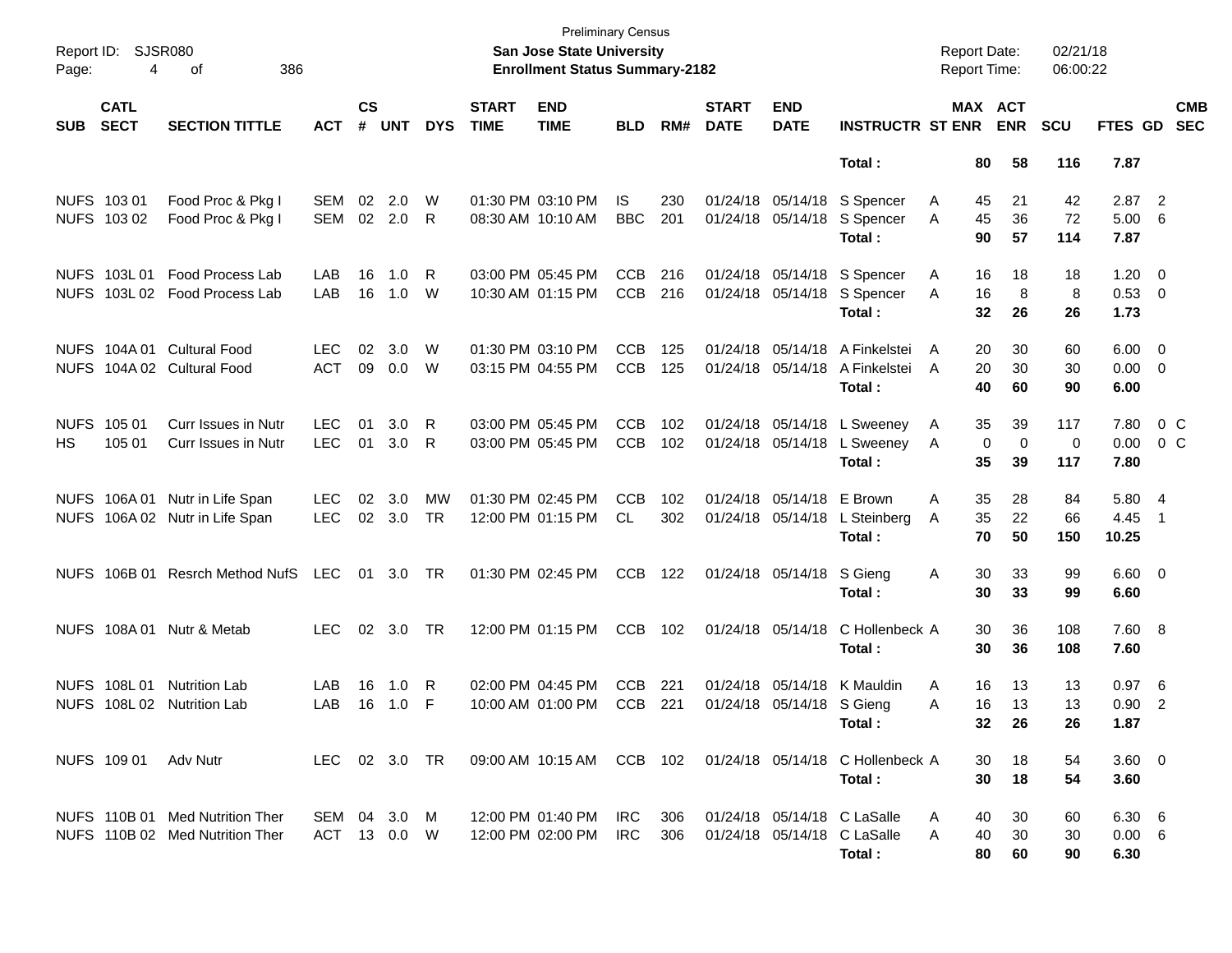Preliminary Census

Report ID: SJSR080

**San Jose State University**

**Enrollment Status Summary-2182**

Report Date: 02/21/18
Report Time: 06:00:22

| SUB | CATL SECT | SECTION TITTLE | ACT | CS # | UNT | DYS | START TIME | END TIME | BLD | RM# | START DATE | END DATE | INSTRUCTR | ST | MAX ENR | ACT ENR | SCU | FTES | GD | CMB SEC |
|---|---|---|---|---|---|---|---|---|---|---|---|---|---|---|---|---|---|---|---|---|
| | | | | | | | | | | | | | **Total :** | | **80** | **58** | **116** | **7.87** | | |
| NUFS | 103 01 | Food Proc & Pkg I | SEM | 02 | 2.0 | W | 01:30 PM | 03:10 PM | IS | 230 | 01/24/18 | 05/14/18 | S Spencer | A | 45 | 21 | 42 | 2.87 | 2 | |
| NUFS | 103 02 | Food Proc & Pkg I | SEM | 02 | 2.0 | R | 08:30 AM | 10:10 AM | BBC | 201 | 01/24/18 | 05/14/18 | S Spencer | A | 45 | 36 | 72 | 5.00 | 6 | |
| | | | | | | | | | | | | | **Total :** | | **90** | **57** | **114** | **7.87** | | |
| NUFS | 103L 01 | Food Process Lab | LAB | 16 | 1.0 | R | 03:00 PM | 05:45 PM | CCB | 216 | 01/24/18 | 05/14/18 | S Spencer | A | 16 | 18 | 18 | 1.20 | 0 | |
| NUFS | 103L 02 | Food Process Lab | LAB | 16 | 1.0 | W | 10:30 AM | 01:15 PM | CCB | 216 | 01/24/18 | 05/14/18 | S Spencer | A | 16 | 8 | 8 | 0.53 | 0 | |
| | | | | | | | | | | | | | **Total :** | | **32** | **26** | **26** | **1.73** | | |
| NUFS | 104A 01 | Cultural Food | LEC | 02 | 3.0 | W | 01:30 PM | 03:10 PM | CCB | 125 | 01/24/18 | 05/14/18 | A Finkelstei | A | 20 | 30 | 60 | 6.00 | 0 | |
| NUFS | 104A 02 | Cultural Food | ACT | 09 | 0.0 | W | 03:15 PM | 04:55 PM | CCB | 125 | 01/24/18 | 05/14/18 | A Finkelstei | A | 20 | 30 | 30 | 0.00 | 0 | |
| | | | | | | | | | | | | | **Total :** | | **40** | **60** | **90** | **6.00** | | |
| NUFS | 105 01 | Curr Issues in Nutr | LEC | 01 | 3.0 | R | 03:00 PM | 05:45 PM | CCB | 102 | 01/24/18 | 05/14/18 | L Sweeney | A | 35 | 39 | 117 | 7.80 | 0 | C |
| HS | 105 01 | Curr Issues in Nutr | LEC | 01 | 3.0 | R | 03:00 PM | 05:45 PM | CCB | 102 | 01/24/18 | 05/14/18 | L Sweeney | A | 0 | 0 | 0 | 0.00 | 0 | C |
| | | | | | | | | | | | | | **Total :** | | **35** | **39** | **117** | **7.80** | | |
| NUFS | 106A 01 | Nutr in Life Span | LEC | 02 | 3.0 | MW | 01:30 PM | 02:45 PM | CCB | 102 | 01/24/18 | 05/14/18 | E Brown | A | 35 | 28 | 84 | 5.80 | 4 | |
| NUFS | 106A 02 | Nutr in Life Span | LEC | 02 | 3.0 | TR | 12:00 PM | 01:15 PM | CL | 302 | 01/24/18 | 05/14/18 | L Steinberg | A | 35 | 22 | 66 | 4.45 | 1 | |
| | | | | | | | | | | | | | **Total :** | | **70** | **50** | **150** | **10.25** | | |
| NUFS | 106B 01 | Resrch Method NufS | LEC | 01 | 3.0 | TR | 01:30 PM | 02:45 PM | CCB | 122 | 01/24/18 | 05/14/18 | S Gieng | A | 30 | 33 | 99 | 6.60 | 0 | |
| | | | | | | | | | | | | | **Total :** | | **30** | **33** | **99** | **6.60** | | |
| NUFS | 108A 01 | Nutr & Metab | LEC | 02 | 3.0 | TR | 12:00 PM | 01:15 PM | CCB | 102 | 01/24/18 | 05/14/18 | C Hollenbeck | A | 30 | 36 | 108 | 7.60 | 8 | |
| | | | | | | | | | | | | | **Total :** | | **30** | **36** | **108** | **7.60** | | |
| NUFS | 108L 01 | Nutrition Lab | LAB | 16 | 1.0 | R | 02:00 PM | 04:45 PM | CCB | 221 | 01/24/18 | 05/14/18 | K Mauldin | A | 16 | 13 | 13 | 0.97 | 6 | |
| NUFS | 108L 02 | Nutrition Lab | LAB | 16 | 1.0 | F | 10:00 AM | 01:00 PM | CCB | 221 | 01/24/18 | 05/14/18 | S Gieng | A | 16 | 13 | 13 | 0.90 | 2 | |
| | | | | | | | | | | | | | **Total :** | | **32** | **26** | **26** | **1.87** | | |
| NUFS | 109 01 | Adv Nutr | LEC | 02 | 3.0 | TR | 09:00 AM | 10:15 AM | CCB | 102 | 01/24/18 | 05/14/18 | C Hollenbeck | A | 30 | 18 | 54 | 3.60 | 0 | |
| | | | | | | | | | | | | | **Total :** | | **30** | **18** | **54** | **3.60** | | |
| NUFS | 110B 01 | Med Nutrition Ther | SEM | 04 | 3.0 | M | 12:00 PM | 01:40 PM | IRC | 306 | 01/24/18 | 05/14/18 | C LaSalle | A | 40 | 30 | 60 | 6.30 | 6 | |
| NUFS | 110B 02 | Med Nutrition Ther | ACT | 13 | 0.0 | W | 12:00 PM | 02:00 PM | IRC | 306 | 01/24/18 | 05/14/18 | C LaSalle | A | 40 | 30 | 30 | 0.00 | 6 | |
| | | | | | | | | | | | | | **Total :** | | **80** | **60** | **90** | **6.30** | | |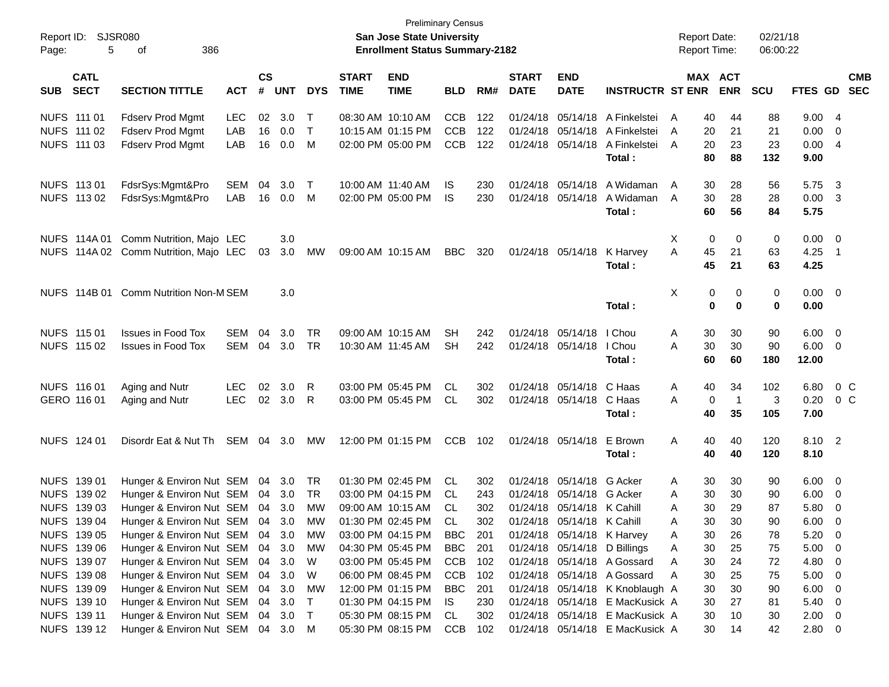Preliminary Census

**San Jose State University**

**Enrollment Status Summary-2182**

Report ID: SJSR080

Report Date: 02/21/18

Report Time: 06:00:22

| SUB | CATL SECT | SECTION TITTLE | ACT | CS # | UNT | DYS | START TIME | END TIME | BLD | RM# | START DATE | END DATE | INSTRUCTR | ST | MAX ENR | ACT ENR | SCU | FTES | GD | CMB SEC |
|---|---|---|---|---|---|---|---|---|---|---|---|---|---|---|---|---|---|---|---|---|
| NUFS | 111 01 | Fdserv Prod Mgmt | LEC | 02 | 3.0 | T | 08:30 AM | 10:10 AM | CCB | 122 | 01/24/18 | 05/14/18 | A Finkelstei | A | 40 | 44 | 88 | 9.00 | 4 | |
| NUFS | 111 02 | Fdserv Prod Mgmt | LAB | 16 | 0.0 | T | 10:15 AM | 01:15 PM | CCB | 122 | 01/24/18 | 05/14/18 | A Finkelstei | A | 20 | 21 | 21 | 0.00 | 0 | |
| NUFS | 111 03 | Fdserv Prod Mgmt | LAB | 16 | 0.0 | M | 02:00 PM | 05:00 PM | CCB | 122 | 01/24/18 | 05/14/18 | A Finkelstei | A | 20 | 23 | 23 | 0.00 | 4 | |
| | | | | | | | | | | | | | **Total :** | | **80** | **88** | **132** | **9.00** | | |
| NUFS | 113 01 | FdsrSys:Mgmt&Pro | SEM | 04 | 3.0 | T | 10:00 AM | 11:40 AM | IS | 230 | 01/24/18 | 05/14/18 | A Widaman | A | 30 | 28 | 56 | 5.75 | 3 | |
| NUFS | 113 02 | FdsrSys:Mgmt&Pro | LAB | 16 | 0.0 | M | 02:00 PM | 05:00 PM | IS | 230 | 01/24/18 | 05/14/18 | A Widaman | A | 30 | 28 | 28 | 0.00 | 3 | |
| | | | | | | | | | | | | | **Total :** | | **60** | **56** | **84** | **5.75** | | |
| NUFS | 114A 01 | Comm Nutrition, Majo | LEC | | 3.0 | | | | | | | | | X | 0 | 0 | 0 | 0.00 | 0 | |
| NUFS | 114A 02 | Comm Nutrition, Majo | LEC | 03 | 3.0 | MW | 09:00 AM | 10:15 AM | BBC | 320 | 01/24/18 | 05/14/18 | K Harvey | A | 45 | 21 | 63 | 4.25 | 1 | |
| | | | | | | | | | | | | | **Total :** | | **45** | **21** | **63** | **4.25** | | |
| NUFS | 114B 01 | Comm Nutrition Non-M | SEM | | 3.0 | | | | | | | | | X | 0 | 0 | 0 | 0.00 | 0 | |
| | | | | | | | | | | | | | **Total :** | | **0** | **0** | **0** | **0.00** | | |
| NUFS | 115 01 | Issues in Food Tox | SEM | 04 | 3.0 | TR | 09:00 AM | 10:15 AM | SH | 242 | 01/24/18 | 05/14/18 | I Chou | A | 30 | 30 | 90 | 6.00 | 0 | |
| NUFS | 115 02 | Issues in Food Tox | SEM | 04 | 3.0 | TR | 10:30 AM | 11:45 AM | SH | 242 | 01/24/18 | 05/14/18 | I Chou | A | 30 | 30 | 90 | 6.00 | 0 | |
| | | | | | | | | | | | | | **Total :** | | **60** | **60** | **180** | **12.00** | | |
| NUFS | 116 01 | Aging and Nutr | LEC | 02 | 3.0 | R | 03:00 PM | 05:45 PM | CL | 302 | 01/24/18 | 05/14/18 | C Haas | A | 40 | 34 | 102 | 6.80 | 0 | C |
| GERO | 116 01 | Aging and Nutr | LEC | 02 | 3.0 | R | 03:00 PM | 05:45 PM | CL | 302 | 01/24/18 | 05/14/18 | C Haas | A | 0 | 1 | 3 | 0.20 | 0 | C |
| | | | | | | | | | | | | | **Total :** | | **40** | **35** | **105** | **7.00** | | |
| NUFS | 124 01 | Disordr Eat & Nut Th | SEM | 04 | 3.0 | MW | 12:00 PM | 01:15 PM | CCB | 102 | 01/24/18 | 05/14/18 | E Brown | A | 40 | 40 | 120 | 8.10 | 2 | |
| | | | | | | | | | | | | | **Total :** | | **40** | **40** | **120** | **8.10** | | |
| NUFS | 139 01 | Hunger & Environ Nut | SEM | 04 | 3.0 | TR | 01:30 PM | 02:45 PM | CL | 302 | 01/24/18 | 05/14/18 | G Acker | A | 30 | 30 | 90 | 6.00 | 0 | |
| NUFS | 139 02 | Hunger & Environ Nut | SEM | 04 | 3.0 | TR | 03:00 PM | 04:15 PM | CL | 243 | 01/24/18 | 05/14/18 | G Acker | A | 30 | 30 | 90 | 6.00 | 0 | |
| NUFS | 139 03 | Hunger & Environ Nut | SEM | 04 | 3.0 | MW | 09:00 AM | 10:15 AM | CL | 302 | 01/24/18 | 05/14/18 | K Cahill | A | 30 | 29 | 87 | 5.80 | 0 | |
| NUFS | 139 04 | Hunger & Environ Nut | SEM | 04 | 3.0 | MW | 01:30 PM | 02:45 PM | CL | 302 | 01/24/18 | 05/14/18 | K Cahill | A | 30 | 30 | 90 | 6.00 | 0 | |
| NUFS | 139 05 | Hunger & Environ Nut | SEM | 04 | 3.0 | MW | 03:00 PM | 04:15 PM | BBC | 201 | 01/24/18 | 05/14/18 | K Harvey | A | 30 | 26 | 78 | 5.20 | 0 | |
| NUFS | 139 06 | Hunger & Environ Nut | SEM | 04 | 3.0 | MW | 04:30 PM | 05:45 PM | BBC | 201 | 01/24/18 | 05/14/18 | D Billings | A | 30 | 25 | 75 | 5.00 | 0 | |
| NUFS | 139 07 | Hunger & Environ Nut | SEM | 04 | 3.0 | W | 03:00 PM | 05:45 PM | CCB | 102 | 01/24/18 | 05/14/18 | A Gossard | A | 30 | 24 | 72 | 4.80 | 0 | |
| NUFS | 139 08 | Hunger & Environ Nut | SEM | 04 | 3.0 | W | 06:00 PM | 08:45 PM | CCB | 102 | 01/24/18 | 05/14/18 | A Gossard | A | 30 | 25 | 75 | 5.00 | 0 | |
| NUFS | 139 09 | Hunger & Environ Nut | SEM | 04 | 3.0 | MW | 12:00 PM | 01:15 PM | BBC | 201 | 01/24/18 | 05/14/18 | K Knoblaugh | A | 30 | 30 | 90 | 6.00 | 0 | |
| NUFS | 139 10 | Hunger & Environ Nut | SEM | 04 | 3.0 | T | 01:30 PM | 04:15 PM | IS | 230 | 01/24/18 | 05/14/18 | E MacKusick | A | 30 | 27 | 81 | 5.40 | 0 | |
| NUFS | 139 11 | Hunger & Environ Nut | SEM | 04 | 3.0 | T | 05:30 PM | 08:15 PM | CL | 302 | 01/24/18 | 05/14/18 | E MacKusick | A | 30 | 10 | 30 | 2.00 | 0 | |
| NUFS | 139 12 | Hunger & Environ Nut | SEM | 04 | 3.0 | M | 05:30 PM | 08:15 PM | CCB | 102 | 01/24/18 | 05/14/18 | E MacKusick | A | 30 | 14 | 42 | 2.80 | 0 | |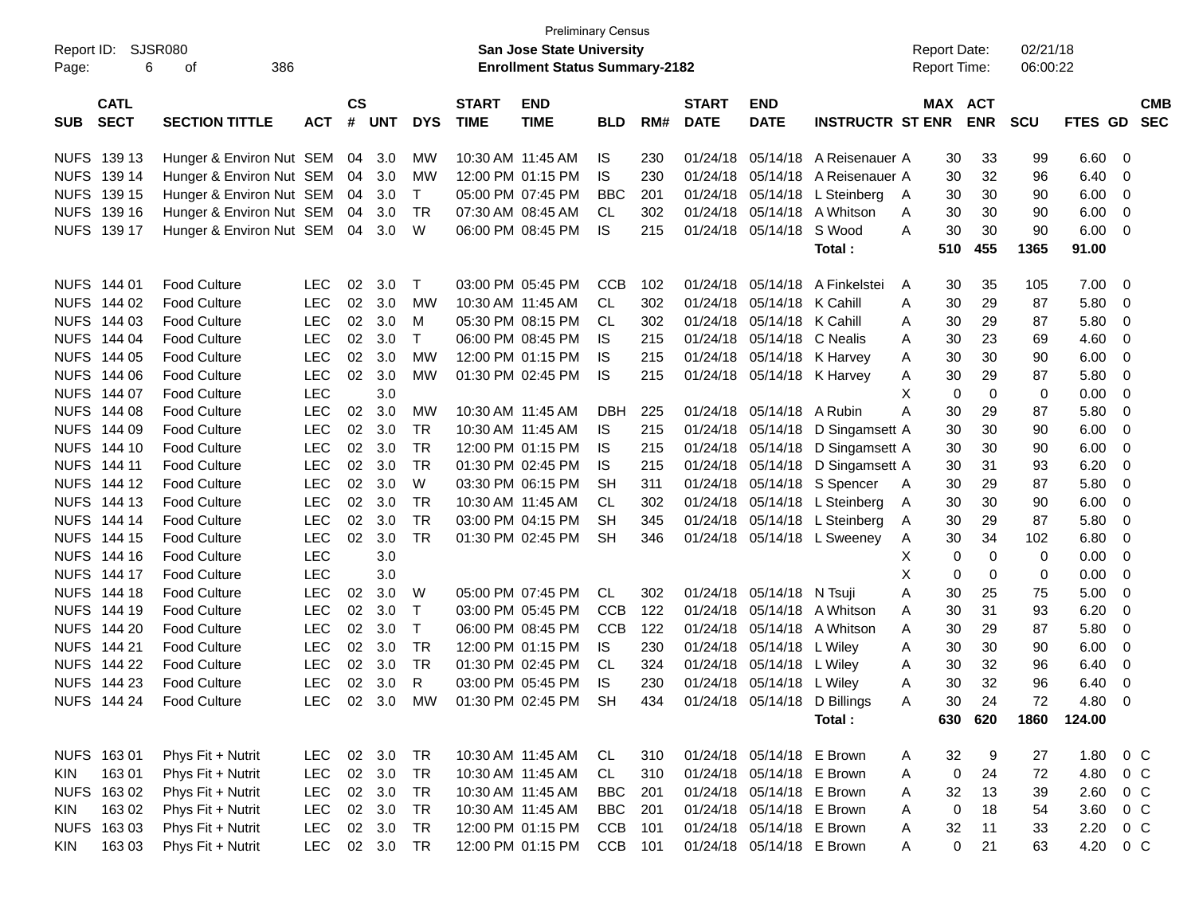Preliminary Census

**San Jose State University**

**Enrollment Status Summary-2182**

Report ID: SJSR080
Report Date: 02/21/18
Report Time: 06:00:22

| SUB | CATL SECT | SECTION TITTLE | ACT | CS # | UNT | DYS | START TIME | END TIME | BLD | RM# | START DATE | END DATE | INSTRUCTR | ST | MAX ENR | ACT ENR | SCU | FTES | GD | CMB SEC |
|---|---|---|---|---|---|---|---|---|---|---|---|---|---|---|---|---|---|---|---|---|
| NUFS | 139 13 | Hunger & Environ Nut | SEM | 04 | 3.0 | MW | 10:30 AM | 11:45 AM | IS | 230 | 01/24/18 | 05/14/18 | A Reisenauer | A | 30 | 33 | 99 | 6.60 | 0 | |
| NUFS | 139 14 | Hunger & Environ Nut | SEM | 04 | 3.0 | MW | 12:00 PM | 01:15 PM | IS | 230 | 01/24/18 | 05/14/18 | A Reisenauer | A | 30 | 32 | 96 | 6.40 | 0 | |
| NUFS | 139 15 | Hunger & Environ Nut | SEM | 04 | 3.0 | T | 05:00 PM | 07:45 PM | BBC | 201 | 01/24/18 | 05/14/18 | L Steinberg | A | 30 | 30 | 90 | 6.00 | 0 | |
| NUFS | 139 16 | Hunger & Environ Nut | SEM | 04 | 3.0 | TR | 07:30 AM | 08:45 AM | CL | 302 | 01/24/18 | 05/14/18 | A Whitson | A | 30 | 30 | 90 | 6.00 | 0 | |
| NUFS | 139 17 | Hunger & Environ Nut | SEM | 04 | 3.0 | W | 06:00 PM | 08:45 PM | IS | 215 | 01/24/18 | 05/14/18 | S Wood | A | 30 | 30 | 90 | 6.00 | 0 | |
| | | | | | | | | | | | | | **Total :** | | **510** | **455** | **1365** | **91.00** | | |
| NUFS | 144 01 | Food Culture | LEC | 02 | 3.0 | T | 03:00 PM | 05:45 PM | CCB | 102 | 01/24/18 | 05/14/18 | A Finkelstei | A | 30 | 35 | 105 | 7.00 | 0 | |
| NUFS | 144 02 | Food Culture | LEC | 02 | 3.0 | MW | 10:30 AM | 11:45 AM | CL | 302 | 01/24/18 | 05/14/18 | K Cahill | A | 30 | 29 | 87 | 5.80 | 0 | |
| NUFS | 144 03 | Food Culture | LEC | 02 | 3.0 | M | 05:30 PM | 08:15 PM | CL | 302 | 01/24/18 | 05/14/18 | K Cahill | A | 30 | 29 | 87 | 5.80 | 0 | |
| NUFS | 144 04 | Food Culture | LEC | 02 | 3.0 | T | 06:00 PM | 08:45 PM | IS | 215 | 01/24/18 | 05/14/18 | C Nealis | A | 30 | 23 | 69 | 4.60 | 0 | |
| NUFS | 144 05 | Food Culture | LEC | 02 | 3.0 | MW | 12:00 PM | 01:15 PM | IS | 215 | 01/24/18 | 05/14/18 | K Harvey | A | 30 | 30 | 90 | 6.00 | 0 | |
| NUFS | 144 06 | Food Culture | LEC | 02 | 3.0 | MW | 01:30 PM | 02:45 PM | IS | 215 | 01/24/18 | 05/14/18 | K Harvey | A | 30 | 29 | 87 | 5.80 | 0 | |
| NUFS | 144 07 | Food Culture | LEC | | 3.0 | | | | | | | | | X | 0 | 0 | 0 | 0.00 | 0 | |
| NUFS | 144 08 | Food Culture | LEC | 02 | 3.0 | MW | 10:30 AM | 11:45 AM | DBH | 225 | 01/24/18 | 05/14/18 | A Rubin | A | 30 | 29 | 87 | 5.80 | 0 | |
| NUFS | 144 09 | Food Culture | LEC | 02 | 3.0 | TR | 10:30 AM | 11:45 AM | IS | 215 | 01/24/18 | 05/14/18 | D Singamsett | A | 30 | 30 | 90 | 6.00 | 0 | |
| NUFS | 144 10 | Food Culture | LEC | 02 | 3.0 | TR | 12:00 PM | 01:15 PM | IS | 215 | 01/24/18 | 05/14/18 | D Singamsett | A | 30 | 30 | 90 | 6.00 | 0 | |
| NUFS | 144 11 | Food Culture | LEC | 02 | 3.0 | TR | 01:30 PM | 02:45 PM | IS | 215 | 01/24/18 | 05/14/18 | D Singamsett | A | 30 | 31 | 93 | 6.20 | 0 | |
| NUFS | 144 12 | Food Culture | LEC | 02 | 3.0 | W | 03:30 PM | 06:15 PM | SH | 311 | 01/24/18 | 05/14/18 | S Spencer | A | 30 | 29 | 87 | 5.80 | 0 | |
| NUFS | 144 13 | Food Culture | LEC | 02 | 3.0 | TR | 10:30 AM | 11:45 AM | CL | 302 | 01/24/18 | 05/14/18 | L Steinberg | A | 30 | 30 | 90 | 6.00 | 0 | |
| NUFS | 144 14 | Food Culture | LEC | 02 | 3.0 | TR | 03:00 PM | 04:15 PM | SH | 345 | 01/24/18 | 05/14/18 | L Steinberg | A | 30 | 29 | 87 | 5.80 | 0 | |
| NUFS | 144 15 | Food Culture | LEC | 02 | 3.0 | TR | 01:30 PM | 02:45 PM | SH | 346 | 01/24/18 | 05/14/18 | L Sweeney | A | 30 | 34 | 102 | 6.80 | 0 | |
| NUFS | 144 16 | Food Culture | LEC | | 3.0 | | | | | | | | | X | 0 | 0 | 0 | 0.00 | 0 | |
| NUFS | 144 17 | Food Culture | LEC | | 3.0 | | | | | | | | | X | 0 | 0 | 0 | 0.00 | 0 | |
| NUFS | 144 18 | Food Culture | LEC | 02 | 3.0 | W | 05:00 PM | 07:45 PM | CL | 302 | 01/24/18 | 05/14/18 | N Tsuji | A | 30 | 25 | 75 | 5.00 | 0 | |
| NUFS | 144 19 | Food Culture | LEC | 02 | 3.0 | T | 03:00 PM | 05:45 PM | CCB | 122 | 01/24/18 | 05/14/18 | A Whitson | A | 30 | 31 | 93 | 6.20 | 0 | |
| NUFS | 144 20 | Food Culture | LEC | 02 | 3.0 | T | 06:00 PM | 08:45 PM | CCB | 122 | 01/24/18 | 05/14/18 | A Whitson | A | 30 | 29 | 87 | 5.80 | 0 | |
| NUFS | 144 21 | Food Culture | LEC | 02 | 3.0 | TR | 12:00 PM | 01:15 PM | IS | 230 | 01/24/18 | 05/14/18 | L Wiley | A | 30 | 30 | 90 | 6.00 | 0 | |
| NUFS | 144 22 | Food Culture | LEC | 02 | 3.0 | TR | 01:30 PM | 02:45 PM | CL | 324 | 01/24/18 | 05/14/18 | L Wiley | A | 30 | 32 | 96 | 6.40 | 0 | |
| NUFS | 144 23 | Food Culture | LEC | 02 | 3.0 | R | 03:00 PM | 05:45 PM | IS | 230 | 01/24/18 | 05/14/18 | L Wiley | A | 30 | 32 | 96 | 6.40 | 0 | |
| NUFS | 144 24 | Food Culture | LEC | 02 | 3.0 | MW | 01:30 PM | 02:45 PM | SH | 434 | 01/24/18 | 05/14/18 | D Billings | A | 30 | 24 | 72 | 4.80 | 0 | |
| | | | | | | | | | | | | | **Total :** | | **630** | **620** | **1860** | **124.00** | | |
| NUFS | 163 01 | Phys Fit + Nutrit | LEC | 02 | 3.0 | TR | 10:30 AM | 11:45 AM | CL | 310 | 01/24/18 | 05/14/18 | E Brown | A | 32 | 9 | 27 | 1.80 | 0 | C |
| KIN | 163 01 | Phys Fit + Nutrit | LEC | 02 | 3.0 | TR | 10:30 AM | 11:45 AM | CL | 310 | 01/24/18 | 05/14/18 | E Brown | A | 0 | 24 | 72 | 4.80 | 0 | C |
| NUFS | 163 02 | Phys Fit + Nutrit | LEC | 02 | 3.0 | TR | 10:30 AM | 11:45 AM | BBC | 201 | 01/24/18 | 05/14/18 | E Brown | A | 32 | 13 | 39 | 2.60 | 0 | C |
| KIN | 163 02 | Phys Fit + Nutrit | LEC | 02 | 3.0 | TR | 10:30 AM | 11:45 AM | BBC | 201 | 01/24/18 | 05/14/18 | E Brown | A | 0 | 18 | 54 | 3.60 | 0 | C |
| NUFS | 163 03 | Phys Fit + Nutrit | LEC | 02 | 3.0 | TR | 12:00 PM | 01:15 PM | CCB | 101 | 01/24/18 | 05/14/18 | E Brown | A | 32 | 11 | 33 | 2.20 | 0 | C |
| KIN | 163 03 | Phys Fit + Nutrit | LEC | 02 | 3.0 | TR | 12:00 PM | 01:15 PM | CCB | 101 | 01/24/18 | 05/14/18 | E Brown | A | 0 | 21 | 63 | 4.20 | 0 | C |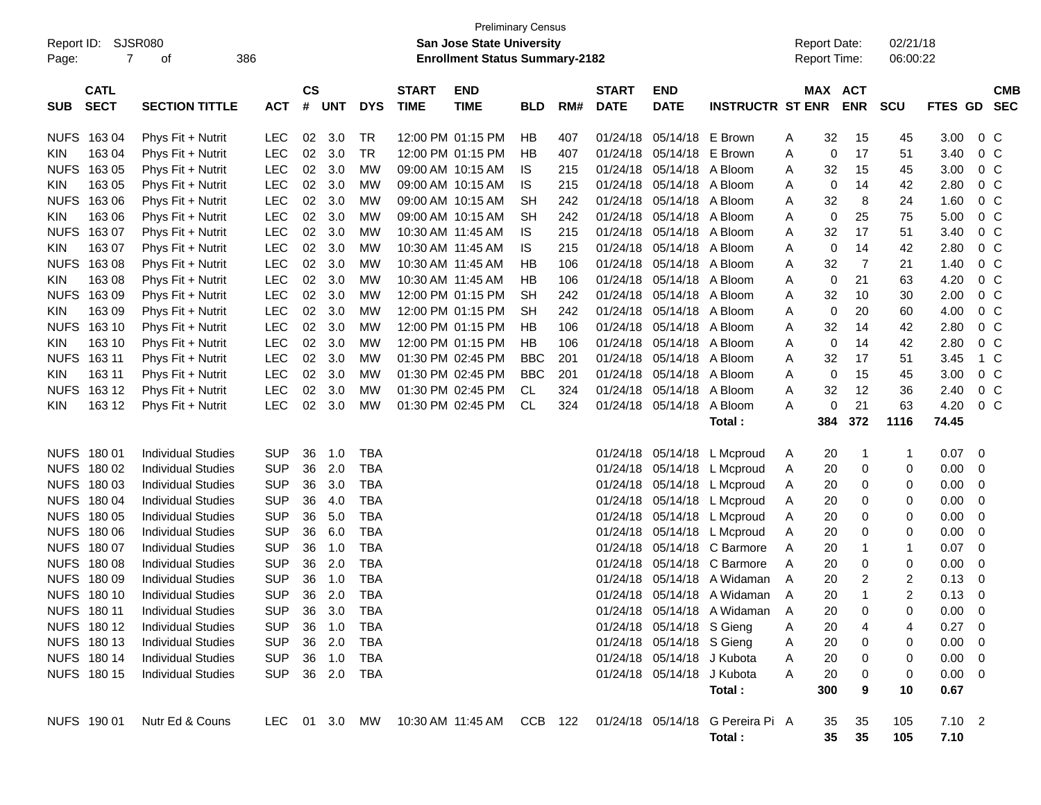Preliminary Census

**San Jose State University**

**Enrollment Status Summary-2182**

Report ID: SJSR080

Report Date: 02/21/18

Report Time: 06:00:22

| SUB | CATL SECT | SECTION TITTLE | ACT | CS # | UNT | DYS | START TIME | END TIME | BLD | RM# | START DATE | END DATE | INSTRUCTR | ST | MAX ENR | ACT ENR | SCU | FTES | GD | CMB SEC |
|---|---|---|---|---|---|---|---|---|---|---|---|---|---|---|---|---|---|---|---|---|
| NUFS | 163 04 | Phys Fit + Nutrit | LEC | 02 | 3.0 | TR | 12:00 PM | 01:15 PM | HB | 407 | 01/24/18 | 05/14/18 | E Brown | A | 32 | 15 | 45 | 3.00 | 0 | C |
| KIN | 163 04 | Phys Fit + Nutrit | LEC | 02 | 3.0 | TR | 12:00 PM | 01:15 PM | HB | 407 | 01/24/18 | 05/14/18 | E Brown | A | 0 | 17 | 51 | 3.40 | 0 | C |
| NUFS | 163 05 | Phys Fit + Nutrit | LEC | 02 | 3.0 | MW | 09:00 AM | 10:15 AM | IS | 215 | 01/24/18 | 05/14/18 | A Bloom | A | 32 | 15 | 45 | 3.00 | 0 | C |
| KIN | 163 05 | Phys Fit + Nutrit | LEC | 02 | 3.0 | MW | 09:00 AM | 10:15 AM | IS | 215 | 01/24/18 | 05/14/18 | A Bloom | A | 0 | 14 | 42 | 2.80 | 0 | C |
| NUFS | 163 06 | Phys Fit + Nutrit | LEC | 02 | 3.0 | MW | 09:00 AM | 10:15 AM | SH | 242 | 01/24/18 | 05/14/18 | A Bloom | A | 32 | 8 | 24 | 1.60 | 0 | C |
| KIN | 163 06 | Phys Fit + Nutrit | LEC | 02 | 3.0 | MW | 09:00 AM | 10:15 AM | SH | 242 | 01/24/18 | 05/14/18 | A Bloom | A | 0 | 25 | 75 | 5.00 | 0 | C |
| NUFS | 163 07 | Phys Fit + Nutrit | LEC | 02 | 3.0 | MW | 10:30 AM | 11:45 AM | IS | 215 | 01/24/18 | 05/14/18 | A Bloom | A | 32 | 17 | 51 | 3.40 | 0 | C |
| KIN | 163 07 | Phys Fit + Nutrit | LEC | 02 | 3.0 | MW | 10:30 AM | 11:45 AM | IS | 215 | 01/24/18 | 05/14/18 | A Bloom | A | 0 | 14 | 42 | 2.80 | 0 | C |
| NUFS | 163 08 | Phys Fit + Nutrit | LEC | 02 | 3.0 | MW | 10:30 AM | 11:45 AM | HB | 106 | 01/24/18 | 05/14/18 | A Bloom | A | 32 | 7 | 21 | 1.40 | 0 | C |
| KIN | 163 08 | Phys Fit + Nutrit | LEC | 02 | 3.0 | MW | 10:30 AM | 11:45 AM | HB | 106 | 01/24/18 | 05/14/18 | A Bloom | A | 0 | 21 | 63 | 4.20 | 0 | C |
| NUFS | 163 09 | Phys Fit + Nutrit | LEC | 02 | 3.0 | MW | 12:00 PM | 01:15 PM | SH | 242 | 01/24/18 | 05/14/18 | A Bloom | A | 32 | 10 | 30 | 2.00 | 0 | C |
| KIN | 163 09 | Phys Fit + Nutrit | LEC | 02 | 3.0 | MW | 12:00 PM | 01:15 PM | SH | 242 | 01/24/18 | 05/14/18 | A Bloom | A | 0 | 20 | 60 | 4.00 | 0 | C |
| NUFS | 163 10 | Phys Fit + Nutrit | LEC | 02 | 3.0 | MW | 12:00 PM | 01:15 PM | HB | 106 | 01/24/18 | 05/14/18 | A Bloom | A | 32 | 14 | 42 | 2.80 | 0 | C |
| KIN | 163 10 | Phys Fit + Nutrit | LEC | 02 | 3.0 | MW | 12:00 PM | 01:15 PM | HB | 106 | 01/24/18 | 05/14/18 | A Bloom | A | 0 | 14 | 42 | 2.80 | 0 | C |
| NUFS | 163 11 | Phys Fit + Nutrit | LEC | 02 | 3.0 | MW | 01:30 PM | 02:45 PM | BBC | 201 | 01/24/18 | 05/14/18 | A Bloom | A | 32 | 17 | 51 | 3.45 | 1 | C |
| KIN | 163 11 | Phys Fit + Nutrit | LEC | 02 | 3.0 | MW | 01:30 PM | 02:45 PM | BBC | 201 | 01/24/18 | 05/14/18 | A Bloom | A | 0 | 15 | 45 | 3.00 | 0 | C |
| NUFS | 163 12 | Phys Fit + Nutrit | LEC | 02 | 3.0 | MW | 01:30 PM | 02:45 PM | CL | 324 | 01/24/18 | 05/14/18 | A Bloom | A | 32 | 12 | 36 | 2.40 | 0 | C |
| KIN | 163 12 | Phys Fit + Nutrit | LEC | 02 | 3.0 | MW | 01:30 PM | 02:45 PM | CL | 324 | 01/24/18 | 05/14/18 | A Bloom | A | 0 | 21 | 63 | 4.20 | 0 | C |
| | | | | | | | | | | | | | **Total :** | | **384** | **372** | **1116** | **74.45** | | |
| NUFS | 180 01 | Individual Studies | SUP | 36 | 1.0 | TBA | | | | | 01/24/18 | 05/14/18 | L Mcproud | A | 20 | 1 | 1 | 0.07 | 0 | |
| NUFS | 180 02 | Individual Studies | SUP | 36 | 2.0 | TBA | | | | | 01/24/18 | 05/14/18 | L Mcproud | A | 20 | 0 | 0 | 0.00 | 0 | |
| NUFS | 180 03 | Individual Studies | SUP | 36 | 3.0 | TBA | | | | | 01/24/18 | 05/14/18 | L Mcproud | A | 20 | 0 | 0 | 0.00 | 0 | |
| NUFS | 180 04 | Individual Studies | SUP | 36 | 4.0 | TBA | | | | | 01/24/18 | 05/14/18 | L Mcproud | A | 20 | 0 | 0 | 0.00 | 0 | |
| NUFS | 180 05 | Individual Studies | SUP | 36 | 5.0 | TBA | | | | | 01/24/18 | 05/14/18 | L Mcproud | A | 20 | 0 | 0 | 0.00 | 0 | |
| NUFS | 180 06 | Individual Studies | SUP | 36 | 6.0 | TBA | | | | | 01/24/18 | 05/14/18 | L Mcproud | A | 20 | 0 | 0 | 0.00 | 0 | |
| NUFS | 180 07 | Individual Studies | SUP | 36 | 1.0 | TBA | | | | | 01/24/18 | 05/14/18 | C Barmore | A | 20 | 1 | 1 | 0.07 | 0 | |
| NUFS | 180 08 | Individual Studies | SUP | 36 | 2.0 | TBA | | | | | 01/24/18 | 05/14/18 | C Barmore | A | 20 | 0 | 0 | 0.00 | 0 | |
| NUFS | 180 09 | Individual Studies | SUP | 36 | 1.0 | TBA | | | | | 01/24/18 | 05/14/18 | A Widaman | A | 20 | 2 | 2 | 0.13 | 0 | |
| NUFS | 180 10 | Individual Studies | SUP | 36 | 2.0 | TBA | | | | | 01/24/18 | 05/14/18 | A Widaman | A | 20 | 1 | 2 | 0.13 | 0 | |
| NUFS | 180 11 | Individual Studies | SUP | 36 | 3.0 | TBA | | | | | 01/24/18 | 05/14/18 | A Widaman | A | 20 | 0 | 0 | 0.00 | 0 | |
| NUFS | 180 12 | Individual Studies | SUP | 36 | 1.0 | TBA | | | | | 01/24/18 | 05/14/18 | S Gieng | A | 20 | 4 | 4 | 0.27 | 0 | |
| NUFS | 180 13 | Individual Studies | SUP | 36 | 2.0 | TBA | | | | | 01/24/18 | 05/14/18 | S Gieng | A | 20 | 0 | 0 | 0.00 | 0 | |
| NUFS | 180 14 | Individual Studies | SUP | 36 | 1.0 | TBA | | | | | 01/24/18 | 05/14/18 | J Kubota | A | 20 | 0 | 0 | 0.00 | 0 | |
| NUFS | 180 15 | Individual Studies | SUP | 36 | 2.0 | TBA | | | | | 01/24/18 | 05/14/18 | J Kubota | A | 20 | 0 | 0 | 0.00 | 0 | |
| | | | | | | | | | | | | | **Total :** | | **300** | **9** | **10** | **0.67** | | |
| NUFS | 190 01 | Nutr Ed & Couns | LEC | 01 | 3.0 | MW | 10:30 AM | 11:45 AM | CCB | 122 | 01/24/18 | 05/14/18 | G Pereira Pi | A | 35 | 35 | 105 | 7.10 | 2 | |
| | | | | | | | | | | | | | **Total :** | | **35** | **35** | **105** | **7.10** | | |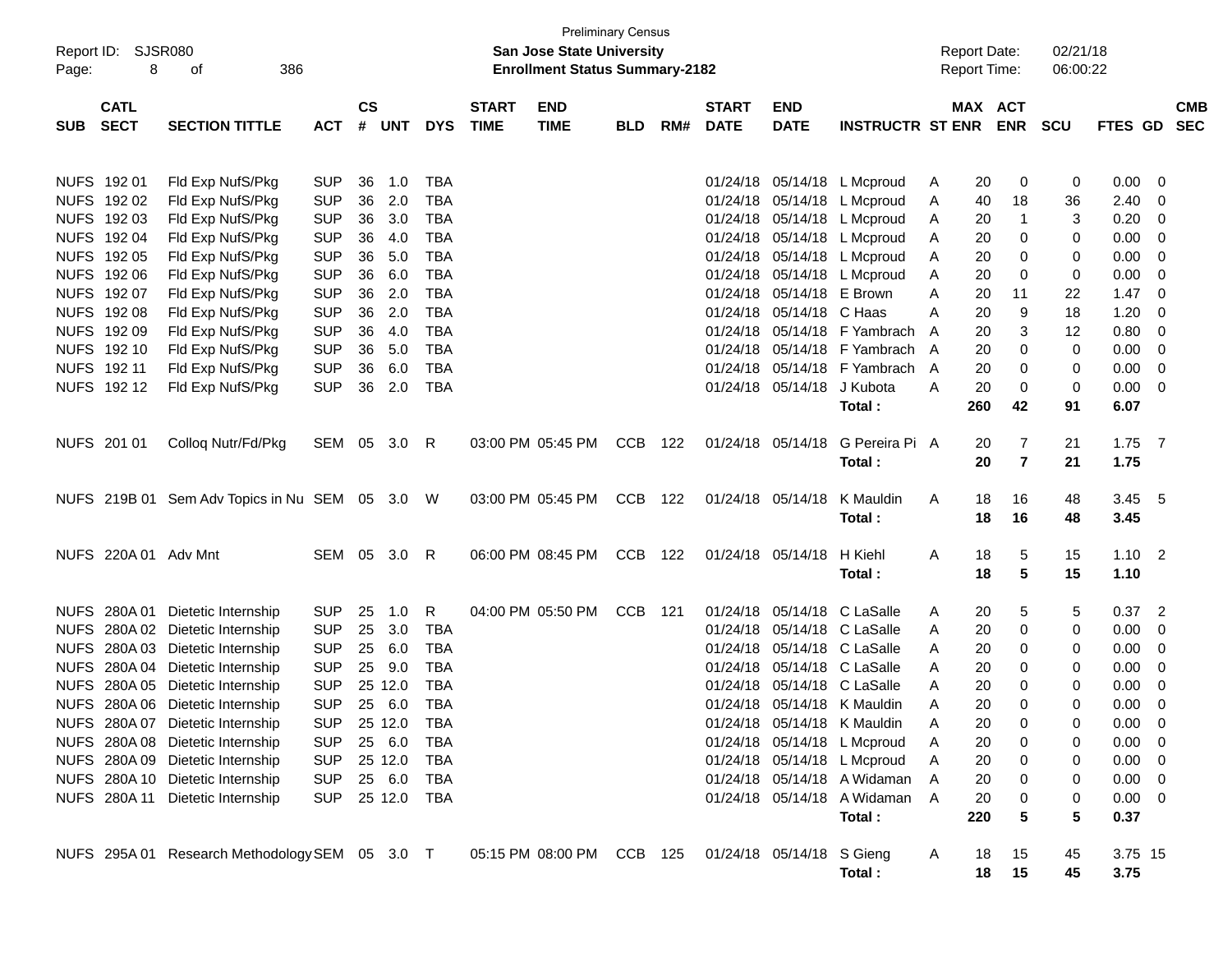Preliminary Census

**San Jose State University**

**Enrollment Status Summary-2182**

Report ID: SJSR080

Report Date: 02/21/18
Report Time: 06:00:22

| SUB | CATL SECT | SECTION TITTLE | ACT | CS # | UNT | DYS | START TIME | END TIME | BLD | RM# | START DATE | END DATE | INSTRUCTR | ST | MAX ENR | ACT ENR | SCU | FTES | GD | CMB SEC |
|---|---|---|---|---|---|---|---|---|---|---|---|---|---|---|---|---|---|---|---|---|
| NUFS | 192 01 | Fld Exp NufS/Pkg | SUP | 36 | 1.0 | TBA | | | | | 01/24/18 | 05/14/18 | L Mcproud | A | 20 | 0 | 0 | 0.00 | 0 | |
| NUFS | 192 02 | Fld Exp NufS/Pkg | SUP | 36 | 2.0 | TBA | | | | | 01/24/18 | 05/14/18 | L Mcproud | A | 40 | 18 | 36 | 2.40 | 0 | |
| NUFS | 192 03 | Fld Exp NufS/Pkg | SUP | 36 | 3.0 | TBA | | | | | 01/24/18 | 05/14/18 | L Mcproud | A | 20 | 1 | 3 | 0.20 | 0 | |
| NUFS | 192 04 | Fld Exp NufS/Pkg | SUP | 36 | 4.0 | TBA | | | | | 01/24/18 | 05/14/18 | L Mcproud | A | 20 | 0 | 0 | 0.00 | 0 | |
| NUFS | 192 05 | Fld Exp NufS/Pkg | SUP | 36 | 5.0 | TBA | | | | | 01/24/18 | 05/14/18 | L Mcproud | A | 20 | 0 | 0 | 0.00 | 0 | |
| NUFS | 192 06 | Fld Exp NufS/Pkg | SUP | 36 | 6.0 | TBA | | | | | 01/24/18 | 05/14/18 | L Mcproud | A | 20 | 0 | 0 | 0.00 | 0 | |
| NUFS | 192 07 | Fld Exp NufS/Pkg | SUP | 36 | 2.0 | TBA | | | | | 01/24/18 | 05/14/18 | E Brown | A | 20 | 11 | 22 | 1.47 | 0 | |
| NUFS | 192 08 | Fld Exp NufS/Pkg | SUP | 36 | 2.0 | TBA | | | | | 01/24/18 | 05/14/18 | C Haas | A | 20 | 9 | 18 | 1.20 | 0 | |
| NUFS | 192 09 | Fld Exp NufS/Pkg | SUP | 36 | 4.0 | TBA | | | | | 01/24/18 | 05/14/18 | F Yambrach | A | 20 | 3 | 12 | 0.80 | 0 | |
| NUFS | 192 10 | Fld Exp NufS/Pkg | SUP | 36 | 5.0 | TBA | | | | | 01/24/18 | 05/14/18 | F Yambrach | A | 20 | 0 | 0 | 0.00 | 0 | |
| NUFS | 192 11 | Fld Exp NufS/Pkg | SUP | 36 | 6.0 | TBA | | | | | 01/24/18 | 05/14/18 | F Yambrach | A | 20 | 0 | 0 | 0.00 | 0 | |
| NUFS | 192 12 | Fld Exp NufS/Pkg | SUP | 36 | 2.0 | TBA | | | | | 01/24/18 | 05/14/18 | J Kubota | A | 20 | 0 | 0 | 0.00 | 0 | |
| | | | | | | | | | | | | | **Total :** | | **260** | **42** | **91** | **6.07** | | |
| NUFS | 201 01 | Colloq Nutr/Fd/Pkg | SEM | 05 | 3.0 | R | 03:00 PM | 05:45 PM | CCB | 122 | 01/24/18 | 05/14/18 | G Pereira Pi | A | 20 | 7 | 21 | 1.75 | 7 | |
| | | | | | | | | | | | | | **Total :** | | **20** | **7** | **21** | **1.75** | | |
| NUFS | 219B 01 | Sem Adv Topics in Nu | SEM | 05 | 3.0 | W | 03:00 PM | 05:45 PM | CCB | 122 | 01/24/18 | 05/14/18 | K Mauldin | A | 18 | 16 | 48 | 3.45 | 5 | |
| | | | | | | | | | | | | | **Total :** | | **18** | **16** | **48** | **3.45** | | |
| NUFS | 220A 01 | Adv Mnt | SEM | 05 | 3.0 | R | 06:00 PM | 08:45 PM | CCB | 122 | 01/24/18 | 05/14/18 | H Kiehl | A | 18 | 5 | 15 | 1.10 | 2 | |
| | | | | | | | | | | | | | **Total :** | | **18** | **5** | **15** | **1.10** | | |
| NUFS | 280A 01 | Dietetic Internship | SUP | 25 | 1.0 | R | 04:00 PM | 05:50 PM | CCB | 121 | 01/24/18 | 05/14/18 | C LaSalle | A | 20 | 5 | 5 | 0.37 | 2 | |
| NUFS | 280A 02 | Dietetic Internship | SUP | 25 | 3.0 | TBA | | | | | 01/24/18 | 05/14/18 | C LaSalle | A | 20 | 0 | 0 | 0.00 | 0 | |
| NUFS | 280A 03 | Dietetic Internship | SUP | 25 | 6.0 | TBA | | | | | 01/24/18 | 05/14/18 | C LaSalle | A | 20 | 0 | 0 | 0.00 | 0 | |
| NUFS | 280A 04 | Dietetic Internship | SUP | 25 | 9.0 | TBA | | | | | 01/24/18 | 05/14/18 | C LaSalle | A | 20 | 0 | 0 | 0.00 | 0 | |
| NUFS | 280A 05 | Dietetic Internship | SUP | 25 | 12.0 | TBA | | | | | 01/24/18 | 05/14/18 | C LaSalle | A | 20 | 0 | 0 | 0.00 | 0 | |
| NUFS | 280A 06 | Dietetic Internship | SUP | 25 | 6.0 | TBA | | | | | 01/24/18 | 05/14/18 | K Mauldin | A | 20 | 0 | 0 | 0.00 | 0 | |
| NUFS | 280A 07 | Dietetic Internship | SUP | 25 | 12.0 | TBA | | | | | 01/24/18 | 05/14/18 | K Mauldin | A | 20 | 0 | 0 | 0.00 | 0 | |
| NUFS | 280A 08 | Dietetic Internship | SUP | 25 | 6.0 | TBA | | | | | 01/24/18 | 05/14/18 | L Mcproud | A | 20 | 0 | 0 | 0.00 | 0 | |
| NUFS | 280A 09 | Dietetic Internship | SUP | 25 | 12.0 | TBA | | | | | 01/24/18 | 05/14/18 | L Mcproud | A | 20 | 0 | 0 | 0.00 | 0 | |
| NUFS | 280A 10 | Dietetic Internship | SUP | 25 | 6.0 | TBA | | | | | 01/24/18 | 05/14/18 | A Widaman | A | 20 | 0 | 0 | 0.00 | 0 | |
| NUFS | 280A 11 | Dietetic Internship | SUP | 25 | 12.0 | TBA | | | | | 01/24/18 | 05/14/18 | A Widaman | A | 20 | 0 | 0 | 0.00 | 0 | |
| | | | | | | | | | | | | | **Total :** | | **220** | **5** | **5** | **0.37** | | |
| NUFS | 295A 01 | Research Methodology | SEM | 05 | 3.0 | T | 05:15 PM | 08:00 PM | CCB | 125 | 01/24/18 | 05/14/18 | S Gieng | A | 18 | 15 | 45 | 3.75 | 15 | |
| | | | | | | | | | | | | | **Total :** | | **18** | **15** | **45** | **3.75** | | |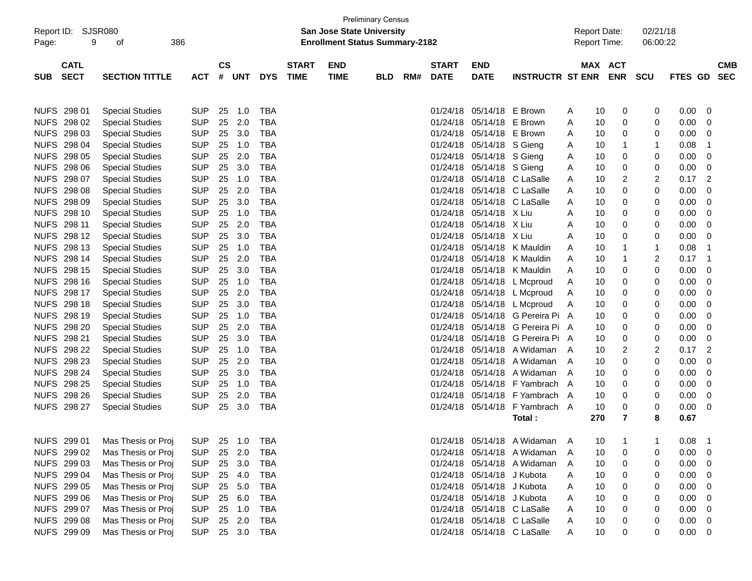Preliminary Census

Report ID: SJSR080

**San Jose State University**

**Enrollment Status Summary-2182**

Report Date: 02/21/18

Report Time: 06:00:22

| SUB | CATL SECT | SECTION TITTLE | ACT | CS # | UNT | DYS | START TIME | END TIME | BLD | RM# | START DATE | END DATE | INSTRUCTR | ST | MAX ENR | ACT ENR | SCU | FTES | GD | CMB SEC |
|---|---|---|---|---|---|---|---|---|---|---|---|---|---|---|---|---|---|---|---|---|
| NUFS | 298 01 | Special Studies | SUP | 25 | 1.0 | TBA | | | | | 01/24/18 | 05/14/18 | E Brown | A | 10 | 0 | 0 | 0.00 | 0 | |
| NUFS | 298 02 | Special Studies | SUP | 25 | 2.0 | TBA | | | | | 01/24/18 | 05/14/18 | E Brown | A | 10 | 0 | 0 | 0.00 | 0 | |
| NUFS | 298 03 | Special Studies | SUP | 25 | 3.0 | TBA | | | | | 01/24/18 | 05/14/18 | E Brown | A | 10 | 0 | 0 | 0.00 | 0 | |
| NUFS | 298 04 | Special Studies | SUP | 25 | 1.0 | TBA | | | | | 01/24/18 | 05/14/18 | S Gieng | A | 10 | 1 | 1 | 0.08 | 1 | |
| NUFS | 298 05 | Special Studies | SUP | 25 | 2.0 | TBA | | | | | 01/24/18 | 05/14/18 | S Gieng | A | 10 | 0 | 0 | 0.00 | 0 | |
| NUFS | 298 06 | Special Studies | SUP | 25 | 3.0 | TBA | | | | | 01/24/18 | 05/14/18 | S Gieng | A | 10 | 0 | 0 | 0.00 | 0 | |
| NUFS | 298 07 | Special Studies | SUP | 25 | 1.0 | TBA | | | | | 01/24/18 | 05/14/18 | C LaSalle | A | 10 | 2 | 2 | 0.17 | 2 | |
| NUFS | 298 08 | Special Studies | SUP | 25 | 2.0 | TBA | | | | | 01/24/18 | 05/14/18 | C LaSalle | A | 10 | 0 | 0 | 0.00 | 0 | |
| NUFS | 298 09 | Special Studies | SUP | 25 | 3.0 | TBA | | | | | 01/24/18 | 05/14/18 | C LaSalle | A | 10 | 0 | 0 | 0.00 | 0 | |
| NUFS | 298 10 | Special Studies | SUP | 25 | 1.0 | TBA | | | | | 01/24/18 | 05/14/18 | X Liu | A | 10 | 0 | 0 | 0.00 | 0 | |
| NUFS | 298 11 | Special Studies | SUP | 25 | 2.0 | TBA | | | | | 01/24/18 | 05/14/18 | X Liu | A | 10 | 0 | 0 | 0.00 | 0 | |
| NUFS | 298 12 | Special Studies | SUP | 25 | 3.0 | TBA | | | | | 01/24/18 | 05/14/18 | X Liu | A | 10 | 0 | 0 | 0.00 | 0 | |
| NUFS | 298 13 | Special Studies | SUP | 25 | 1.0 | TBA | | | | | 01/24/18 | 05/14/18 | K Mauldin | A | 10 | 1 | 1 | 0.08 | 1 | |
| NUFS | 298 14 | Special Studies | SUP | 25 | 2.0 | TBA | | | | | 01/24/18 | 05/14/18 | K Mauldin | A | 10 | 1 | 2 | 0.17 | 1 | |
| NUFS | 298 15 | Special Studies | SUP | 25 | 3.0 | TBA | | | | | 01/24/18 | 05/14/18 | K Mauldin | A | 10 | 0 | 0 | 0.00 | 0 | |
| NUFS | 298 16 | Special Studies | SUP | 25 | 1.0 | TBA | | | | | 01/24/18 | 05/14/18 | L Mcproud | A | 10 | 0 | 0 | 0.00 | 0 | |
| NUFS | 298 17 | Special Studies | SUP | 25 | 2.0 | TBA | | | | | 01/24/18 | 05/14/18 | L Mcproud | A | 10 | 0 | 0 | 0.00 | 0 | |
| NUFS | 298 18 | Special Studies | SUP | 25 | 3.0 | TBA | | | | | 01/24/18 | 05/14/18 | L Mcproud | A | 10 | 0 | 0 | 0.00 | 0 | |
| NUFS | 298 19 | Special Studies | SUP | 25 | 1.0 | TBA | | | | | 01/24/18 | 05/14/18 | G Pereira Pi | A | 10 | 0 | 0 | 0.00 | 0 | |
| NUFS | 298 20 | Special Studies | SUP | 25 | 2.0 | TBA | | | | | 01/24/18 | 05/14/18 | G Pereira Pi | A | 10 | 0 | 0 | 0.00 | 0 | |
| NUFS | 298 21 | Special Studies | SUP | 25 | 3.0 | TBA | | | | | 01/24/18 | 05/14/18 | G Pereira Pi | A | 10 | 0 | 0 | 0.00 | 0 | |
| NUFS | 298 22 | Special Studies | SUP | 25 | 1.0 | TBA | | | | | 01/24/18 | 05/14/18 | A Widaman | A | 10 | 2 | 2 | 0.17 | 2 | |
| NUFS | 298 23 | Special Studies | SUP | 25 | 2.0 | TBA | | | | | 01/24/18 | 05/14/18 | A Widaman | A | 10 | 0 | 0 | 0.00 | 0 | |
| NUFS | 298 24 | Special Studies | SUP | 25 | 3.0 | TBA | | | | | 01/24/18 | 05/14/18 | A Widaman | A | 10 | 0 | 0 | 0.00 | 0 | |
| NUFS | 298 25 | Special Studies | SUP | 25 | 1.0 | TBA | | | | | 01/24/18 | 05/14/18 | F Yambrach | A | 10 | 0 | 0 | 0.00 | 0 | |
| NUFS | 298 26 | Special Studies | SUP | 25 | 2.0 | TBA | | | | | 01/24/18 | 05/14/18 | F Yambrach | A | 10 | 0 | 0 | 0.00 | 0 | |
| NUFS | 298 27 | Special Studies | SUP | 25 | 3.0 | TBA | | | | | 01/24/18 | 05/14/18 | F Yambrach | A | 10 | 0 | 0 | 0.00 | 0 | |
| | | | | | | | | | | | | | **Total :** | | **270** | **7** | **8** | **0.67** | | |
| NUFS | 299 01 | Mas Thesis or Proj | SUP | 25 | 1.0 | TBA | | | | | 01/24/18 | 05/14/18 | A Widaman | A | 10 | 1 | 1 | 0.08 | 1 | |
| NUFS | 299 02 | Mas Thesis or Proj | SUP | 25 | 2.0 | TBA | | | | | 01/24/18 | 05/14/18 | A Widaman | A | 10 | 0 | 0 | 0.00 | 0 | |
| NUFS | 299 03 | Mas Thesis or Proj | SUP | 25 | 3.0 | TBA | | | | | 01/24/18 | 05/14/18 | A Widaman | A | 10 | 0 | 0 | 0.00 | 0 | |
| NUFS | 299 04 | Mas Thesis or Proj | SUP | 25 | 4.0 | TBA | | | | | 01/24/18 | 05/14/18 | J Kubota | A | 10 | 0 | 0 | 0.00 | 0 | |
| NUFS | 299 05 | Mas Thesis or Proj | SUP | 25 | 5.0 | TBA | | | | | 01/24/18 | 05/14/18 | J Kubota | A | 10 | 0 | 0 | 0.00 | 0 | |
| NUFS | 299 06 | Mas Thesis or Proj | SUP | 25 | 6.0 | TBA | | | | | 01/24/18 | 05/14/18 | J Kubota | A | 10 | 0 | 0 | 0.00 | 0 | |
| NUFS | 299 07 | Mas Thesis or Proj | SUP | 25 | 1.0 | TBA | | | | | 01/24/18 | 05/14/18 | C LaSalle | A | 10 | 0 | 0 | 0.00 | 0 | |
| NUFS | 299 08 | Mas Thesis or Proj | SUP | 25 | 2.0 | TBA | | | | | 01/24/18 | 05/14/18 | C LaSalle | A | 10 | 0 | 0 | 0.00 | 0 | |
| NUFS | 299 09 | Mas Thesis or Proj | SUP | 25 | 3.0 | TBA | | | | | 01/24/18 | 05/14/18 | C LaSalle | A | 10 | 0 | 0 | 0.00 | 0 | |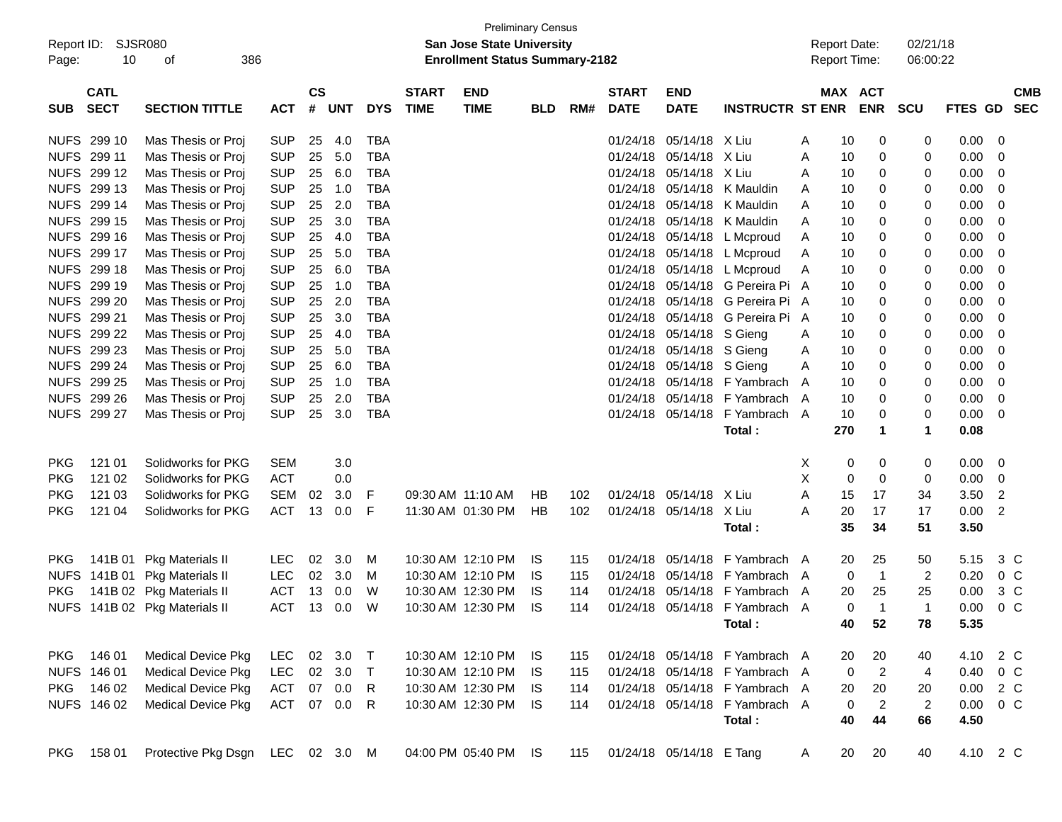| SUB | CATL SECT | SECTION TITTLE | ACT | CS # | UNT | DYS | START TIME | END TIME | BLD | RM# | START DATE | END DATE | INSTRUCTR | ST | MAX ENR | ACT ENR | SCU | FTES | GD | CMB SEC |
|---|---|---|---|---|---|---|---|---|---|---|---|---|---|---|---|---|---|---|---|---|
| NUFS | 299 10 | Mas Thesis or Proj | SUP | 25 | 4.0 | TBA | | | | | 01/24/18 | 05/14/18 | X Liu | A | 10 | 0 | 0 | 0.00 | 0 | |
| NUFS | 299 11 | Mas Thesis or Proj | SUP | 25 | 5.0 | TBA | | | | | 01/24/18 | 05/14/18 | X Liu | A | 10 | 0 | 0 | 0.00 | 0 | |
| NUFS | 299 12 | Mas Thesis or Proj | SUP | 25 | 6.0 | TBA | | | | | 01/24/18 | 05/14/18 | X Liu | A | 10 | 0 | 0 | 0.00 | 0 | |
| NUFS | 299 13 | Mas Thesis or Proj | SUP | 25 | 1.0 | TBA | | | | | 01/24/18 | 05/14/18 | K Mauldin | A | 10 | 0 | 0 | 0.00 | 0 | |
| NUFS | 299 14 | Mas Thesis or Proj | SUP | 25 | 2.0 | TBA | | | | | 01/24/18 | 05/14/18 | K Mauldin | A | 10 | 0 | 0 | 0.00 | 0 | |
| NUFS | 299 15 | Mas Thesis or Proj | SUP | 25 | 3.0 | TBA | | | | | 01/24/18 | 05/14/18 | K Mauldin | A | 10 | 0 | 0 | 0.00 | 0 | |
| NUFS | 299 16 | Mas Thesis or Proj | SUP | 25 | 4.0 | TBA | | | | | 01/24/18 | 05/14/18 | L Mcproud | A | 10 | 0 | 0 | 0.00 | 0 | |
| NUFS | 299 17 | Mas Thesis or Proj | SUP | 25 | 5.0 | TBA | | | | | 01/24/18 | 05/14/18 | L Mcproud | A | 10 | 0 | 0 | 0.00 | 0 | |
| NUFS | 299 18 | Mas Thesis or Proj | SUP | 25 | 6.0 | TBA | | | | | 01/24/18 | 05/14/18 | L Mcproud | A | 10 | 0 | 0 | 0.00 | 0 | |
| NUFS | 299 19 | Mas Thesis or Proj | SUP | 25 | 1.0 | TBA | | | | | 01/24/18 | 05/14/18 | G Pereira Pi | A | 10 | 0 | 0 | 0.00 | 0 | |
| NUFS | 299 20 | Mas Thesis or Proj | SUP | 25 | 2.0 | TBA | | | | | 01/24/18 | 05/14/18 | G Pereira Pi | A | 10 | 0 | 0 | 0.00 | 0 | |
| NUFS | 299 21 | Mas Thesis or Proj | SUP | 25 | 3.0 | TBA | | | | | 01/24/18 | 05/14/18 | G Pereira Pi | A | 10 | 0 | 0 | 0.00 | 0 | |
| NUFS | 299 22 | Mas Thesis or Proj | SUP | 25 | 4.0 | TBA | | | | | 01/24/18 | 05/14/18 | S Gieng | A | 10 | 0 | 0 | 0.00 | 0 | |
| NUFS | 299 23 | Mas Thesis or Proj | SUP | 25 | 5.0 | TBA | | | | | 01/24/18 | 05/14/18 | S Gieng | A | 10 | 0 | 0 | 0.00 | 0 | |
| NUFS | 299 24 | Mas Thesis or Proj | SUP | 25 | 6.0 | TBA | | | | | 01/24/18 | 05/14/18 | S Gieng | A | 10 | 0 | 0 | 0.00 | 0 | |
| NUFS | 299 25 | Mas Thesis or Proj | SUP | 25 | 1.0 | TBA | | | | | 01/24/18 | 05/14/18 | F Yambrach | A | 10 | 0 | 0 | 0.00 | 0 | |
| NUFS | 299 26 | Mas Thesis or Proj | SUP | 25 | 2.0 | TBA | | | | | 01/24/18 | 05/14/18 | F Yambrach | A | 10 | 0 | 0 | 0.00 | 0 | |
| NUFS | 299 27 | Mas Thesis or Proj | SUP | 25 | 3.0 | TBA | | | | | 01/24/18 | 05/14/18 | F Yambrach | A | 10 | 0 | 0 | 0.00 | 0 | |
| | | | | | | | | | | | | | **Total :** | | **270** | **1** | **1** | **0.08** | | |
| PKG | 121 01 | Solidworks for PKG | SEM | | 3.0 | | | | | | | | | X | 0 | 0 | 0 | 0.00 | 0 | |
| PKG | 121 02 | Solidworks for PKG | ACT | | 0.0 | | | | | | | | | X | 0 | 0 | 0 | 0.00 | 0 | |
| PKG | 121 03 | Solidworks for PKG | SEM | 02 | 3.0 | F | 09:30 AM | 11:10 AM | HB | 102 | 01/24/18 | 05/14/18 | X Liu | A | 15 | 17 | 34 | 3.50 | 2 | |
| PKG | 121 04 | Solidworks for PKG | ACT | 13 | 0.0 | F | 11:30 AM | 01:30 PM | HB | 102 | 01/24/18 | 05/14/18 | X Liu | A | 20 | 17 | 17 | 0.00 | 2 | |
| | | | | | | | | | | | | | **Total :** | | **35** | **34** | **51** | **3.50** | | |
| PKG | 141B 01 | Pkg Materials II | LEC | 02 | 3.0 | M | 10:30 AM | 12:10 PM | IS | 115 | 01/24/18 | 05/14/18 | F Yambrach | A | 20 | 25 | 50 | 5.15 | 3 | C |
| NUFS | 141B 01 | Pkg Materials II | LEC | 02 | 3.0 | M | 10:30 AM | 12:10 PM | IS | 115 | 01/24/18 | 05/14/18 | F Yambrach | A | 0 | 1 | 2 | 0.20 | 0 | C |
| PKG | 141B 02 | Pkg Materials II | ACT | 13 | 0.0 | W | 10:30 AM | 12:30 PM | IS | 114 | 01/24/18 | 05/14/18 | F Yambrach | A | 20 | 25 | 25 | 0.00 | 3 | C |
| NUFS | 141B 02 | Pkg Materials II | ACT | 13 | 0.0 | W | 10:30 AM | 12:30 PM | IS | 114 | 01/24/18 | 05/14/18 | F Yambrach | A | 0 | 1 | 1 | 0.00 | 0 | C |
| | | | | | | | | | | | | | **Total :** | | **40** | **52** | **78** | **5.35** | | |
| PKG | 146 01 | Medical Device Pkg | LEC | 02 | 3.0 | T | 10:30 AM | 12:10 PM | IS | 115 | 01/24/18 | 05/14/18 | F Yambrach | A | 20 | 20 | 40 | 4.10 | 2 | C |
| NUFS | 146 01 | Medical Device Pkg | LEC | 02 | 3.0 | T | 10:30 AM | 12:10 PM | IS | 115 | 01/24/18 | 05/14/18 | F Yambrach | A | 0 | 2 | 4 | 0.40 | 0 | C |
| PKG | 146 02 | Medical Device Pkg | ACT | 07 | 0.0 | R | 10:30 AM | 12:30 PM | IS | 114 | 01/24/18 | 05/14/18 | F Yambrach | A | 20 | 20 | 20 | 0.00 | 2 | C |
| NUFS | 146 02 | Medical Device Pkg | ACT | 07 | 0.0 | R | 10:30 AM | 12:30 PM | IS | 114 | 01/24/18 | 05/14/18 | F Yambrach | A | 0 | 2 | 2 | 0.00 | 0 | C |
| | | | | | | | | | | | | | **Total :** | | **40** | **44** | **66** | **4.50** | | |
| PKG | 158 01 | Protective Pkg Dsgn | LEC | 02 | 3.0 | M | 04:00 PM | 05:40 PM | IS | 115 | 01/24/18 | 05/14/18 | E Tang | A | 20 | 20 | 40 | 4.10 | 2 | C |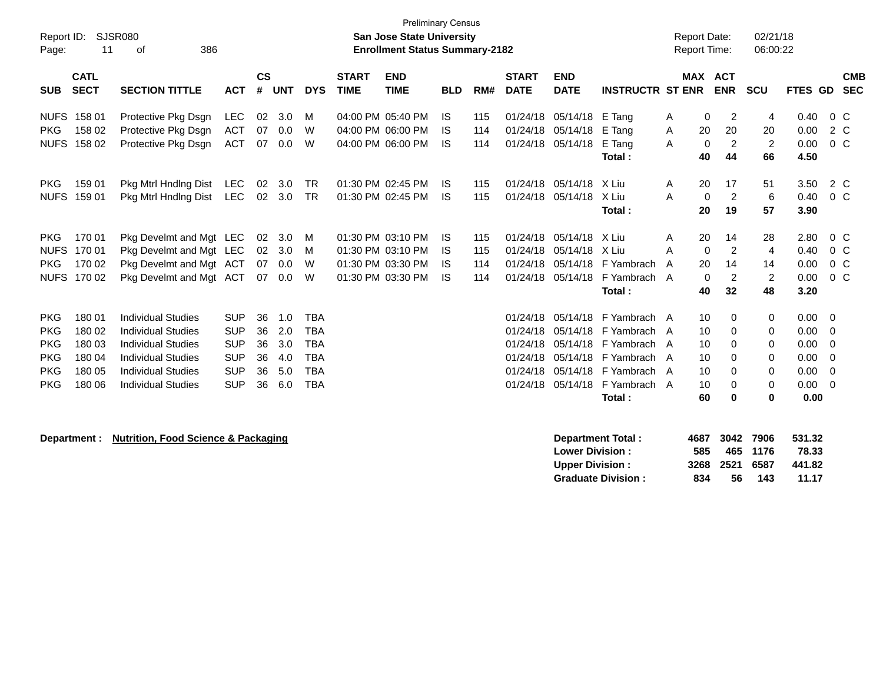Preliminary Census

**San Jose State University**
**Enrollment Status Summary-2182**

Report ID: SJSR080
Report Date: 02/21/18
Report Time: 06:00:22

| SUB | CATL SECT | SECTION TITTLE | ACT | CS # | UNT | DYS | START TIME | END TIME | BLD | RM# | START DATE | END DATE | INSTRUCTR | ST | MAX ENR | ACT ENR | SCU | FTES | GD | CMB SEC |
|---|---|---|---|---|---|---|---|---|---|---|---|---|---|---|---|---|---|---|---|---|
| NUFS | 158 01 | Protective Pkg Dsgn | LEC | 02 | 3.0 | M | 04:00 PM | 05:40 PM | IS | 115 | 01/24/18 | 05/14/18 | E Tang | A | 0 | 2 | 4 | 0.40 | 0 | C |
| PKG | 158 02 | Protective Pkg Dsgn | ACT | 07 | 0.0 | W | 04:00 PM | 06:00 PM | IS | 114 | 01/24/18 | 05/14/18 | E Tang | A | 20 | 20 | 20 | 0.00 | 2 | C |
| NUFS | 158 02 | Protective Pkg Dsgn | ACT | 07 | 0.0 | W | 04:00 PM | 06:00 PM | IS | 114 | 01/24/18 | 05/14/18 | E Tang | A | 0 | 2 | 2 | 0.00 | 0 | C |
| | | | | | | | | | | | | | **Total :** | | **40** | **44** | **66** | **4.50** | | |
| PKG | 159 01 | Pkg Mtrl Hndlng Dist | LEC | 02 | 3.0 | TR | 01:30 PM | 02:45 PM | IS | 115 | 01/24/18 | 05/14/18 | X Liu | A | 20 | 17 | 51 | 3.50 | 2 | C |
| NUFS | 159 01 | Pkg Mtrl Hndlng Dist | LEC | 02 | 3.0 | TR | 01:30 PM | 02:45 PM | IS | 115 | 01/24/18 | 05/14/18 | X Liu | A | 0 | 2 | 6 | 0.40 | 0 | C |
| | | | | | | | | | | | | | **Total :** | | **20** | **19** | **57** | **3.90** | | |
| PKG | 170 01 | Pkg Develmt and Mgt | LEC | 02 | 3.0 | M | 01:30 PM | 03:10 PM | IS | 115 | 01/24/18 | 05/14/18 | X Liu | A | 20 | 14 | 28 | 2.80 | 0 | C |
| NUFS | 170 01 | Pkg Develmt and Mgt | LEC | 02 | 3.0 | M | 01:30 PM | 03:10 PM | IS | 115 | 01/24/18 | 05/14/18 | X Liu | A | 0 | 2 | 4 | 0.40 | 0 | C |
| PKG | 170 02 | Pkg Develmt and Mgt | ACT | 07 | 0.0 | W | 01:30 PM | 03:30 PM | IS | 114 | 01/24/18 | 05/14/18 | F Yambrach | A | 20 | 14 | 14 | 0.00 | 0 | C |
| NUFS | 170 02 | Pkg Develmt and Mgt | ACT | 07 | 0.0 | W | 01:30 PM | 03:30 PM | IS | 114 | 01/24/18 | 05/14/18 | F Yambrach | A | 0 | 2 | 2 | 0.00 | 0 | C |
| | | | | | | | | | | | | | **Total :** | | **40** | **32** | **48** | **3.20** | | |
| PKG | 180 01 | Individual Studies | SUP | 36 | 1.0 | TBA | | | | | 01/24/18 | 05/14/18 | F Yambrach | A | 10 | 0 | 0 | 0.00 | 0 | |
| PKG | 180 02 | Individual Studies | SUP | 36 | 2.0 | TBA | | | | | 01/24/18 | 05/14/18 | F Yambrach | A | 10 | 0 | 0 | 0.00 | 0 | |
| PKG | 180 03 | Individual Studies | SUP | 36 | 3.0 | TBA | | | | | 01/24/18 | 05/14/18 | F Yambrach | A | 10 | 0 | 0 | 0.00 | 0 | |
| PKG | 180 04 | Individual Studies | SUP | 36 | 4.0 | TBA | | | | | 01/24/18 | 05/14/18 | F Yambrach | A | 10 | 0 | 0 | 0.00 | 0 | |
| PKG | 180 05 | Individual Studies | SUP | 36 | 5.0 | TBA | | | | | 01/24/18 | 05/14/18 | F Yambrach | A | 10 | 0 | 0 | 0.00 | 0 | |
| PKG | 180 06 | Individual Studies | SUP | 36 | 6.0 | TBA | | | | | 01/24/18 | 05/14/18 | F Yambrach | A | 10 | 0 | 0 | 0.00 | 0 | |
| | | | | | | | | | | | | | **Total :** | | **60** | **0** | **0** | **0.00** | | |

**Department : Nutrition, Food Science & Packaging**

| | MAX ENR | ACT ENR | SCU | FTES |
|---|---|---|---|---|
| **Department Total :** | **4687** | **3042** | **7906** | **531.32** |
| **Lower Division :** | **585** | **465** | **1176** | **78.33** |
| **Upper Division :** | **3268** | **2521** | **6587** | **441.82** |
| **Graduate Division :** | **834** | **56** | **143** | **11.17** |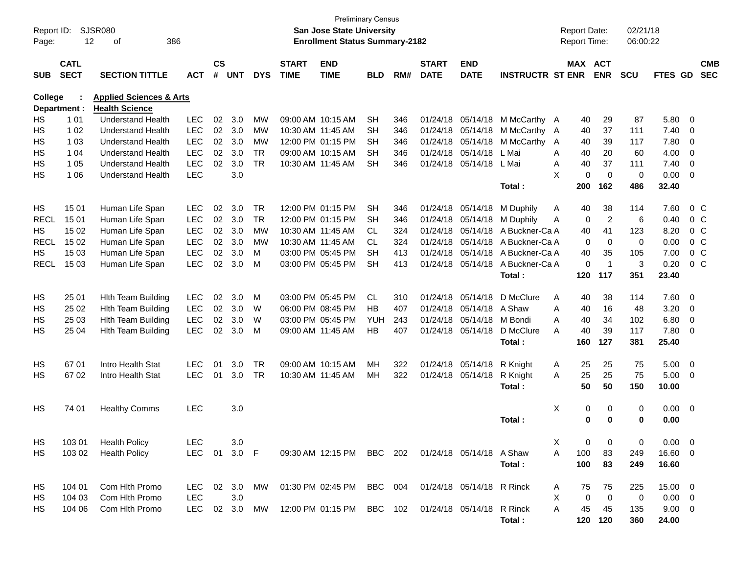Preliminary Census

**San Jose State University**

**Enrollment Status Summary-2182**

Report ID: SJSR080

Report Date: 02/21/18

Report Time: 06:00:22

**College : Applied Sciences & Arts**

**Department : Health Science**

| SUB | CATL SECT | SECTION TITTLE | ACT | CS # | UNT | DYS | START TIME | END TIME | BLD | RM# | START DATE | END DATE | INSTRUCTR | ST | MAX ENR | ACT ENR | SCU | FTES | GD | CMB SEC |
|---|---|---|---|---|---|---|---|---|---|---|---|---|---|---|---|---|---|---|---|---|
| HS | 1 01 | Understand Health | LEC | 02 | 3.0 | MW | 09:00 AM | 10:15 AM | SH | 346 | 01/24/18 | 05/14/18 | M McCarthy | A | 40 | 29 | 87 | 5.80 | 0 | |
| HS | 1 02 | Understand Health | LEC | 02 | 3.0 | MW | 10:30 AM | 11:45 AM | SH | 346 | 01/24/18 | 05/14/18 | M McCarthy | A | 40 | 37 | 111 | 7.40 | 0 | |
| HS | 1 03 | Understand Health | LEC | 02 | 3.0 | MW | 12:00 PM | 01:15 PM | SH | 346 | 01/24/18 | 05/14/18 | M McCarthy | A | 40 | 39 | 117 | 7.80 | 0 | |
| HS | 1 04 | Understand Health | LEC | 02 | 3.0 | TR | 09:00 AM | 10:15 AM | SH | 346 | 01/24/18 | 05/14/18 | L Mai | A | 40 | 20 | 60 | 4.00 | 0 | |
| HS | 1 05 | Understand Health | LEC | 02 | 3.0 | TR | 10:30 AM | 11:45 AM | SH | 346 | 01/24/18 | 05/14/18 | L Mai | A | 40 | 37 | 111 | 7.40 | 0 | |
| HS | 1 06 | Understand Health | LEC | | 3.0 | | | | | | | | | X | 0 | 0 | 0 | 0.00 | 0 | |
| | | | | | | | | | | | | | **Total :** | | **200** | **162** | **486** | **32.40** | | |
| HS | 15 01 | Human Life Span | LEC | 02 | 3.0 | TR | 12:00 PM | 01:15 PM | SH | 346 | 01/24/18 | 05/14/18 | M Duphily | A | 40 | 38 | 114 | 7.60 | 0 | C |
| RECL | 15 01 | Human Life Span | LEC | 02 | 3.0 | TR | 12:00 PM | 01:15 PM | SH | 346 | 01/24/18 | 05/14/18 | M Duphily | A | 0 | 2 | 6 | 0.40 | 0 | C |
| HS | 15 02 | Human Life Span | LEC | 02 | 3.0 | MW | 10:30 AM | 11:45 AM | CL | 324 | 01/24/18 | 05/14/18 | A Buckner-Ca | A | 40 | 41 | 123 | 8.20 | 0 | C |
| RECL | 15 02 | Human Life Span | LEC | 02 | 3.0 | MW | 10:30 AM | 11:45 AM | CL | 324 | 01/24/18 | 05/14/18 | A Buckner-Ca | A | 0 | 0 | 0 | 0.00 | 0 | C |
| HS | 15 03 | Human Life Span | LEC | 02 | 3.0 | M | 03:00 PM | 05:45 PM | SH | 413 | 01/24/18 | 05/14/18 | A Buckner-Ca | A | 40 | 35 | 105 | 7.00 | 0 | C |
| RECL | 15 03 | Human Life Span | LEC | 02 | 3.0 | M | 03:00 PM | 05:45 PM | SH | 413 | 01/24/18 | 05/14/18 | A Buckner-Ca | A | 0 | 1 | 3 | 0.20 | 0 | C |
| | | | | | | | | | | | | | **Total :** | | **120** | **117** | **351** | **23.40** | | |
| HS | 25 01 | Hlth Team Building | LEC | 02 | 3.0 | M | 03:00 PM | 05:45 PM | CL | 310 | 01/24/18 | 05/14/18 | D McClure | A | 40 | 38 | 114 | 7.60 | 0 | |
| HS | 25 02 | Hlth Team Building | LEC | 02 | 3.0 | W | 06:00 PM | 08:45 PM | HB | 407 | 01/24/18 | 05/14/18 | A Shaw | A | 40 | 16 | 48 | 3.20 | 0 | |
| HS | 25 03 | Hlth Team Building | LEC | 02 | 3.0 | W | 03:00 PM | 05:45 PM | YUH | 243 | 01/24/18 | 05/14/18 | M Bondi | A | 40 | 34 | 102 | 6.80 | 0 | |
| HS | 25 04 | Hlth Team Building | LEC | 02 | 3.0 | M | 09:00 AM | 11:45 AM | HB | 407 | 01/24/18 | 05/14/18 | D McClure | A | 40 | 39 | 117 | 7.80 | 0 | |
| | | | | | | | | | | | | | **Total :** | | **160** | **127** | **381** | **25.40** | | |
| HS | 67 01 | Intro Health Stat | LEC | 01 | 3.0 | TR | 09:00 AM | 10:15 AM | MH | 322 | 01/24/18 | 05/14/18 | R Knight | A | 25 | 25 | 75 | 5.00 | 0 | |
| HS | 67 02 | Intro Health Stat | LEC | 01 | 3.0 | TR | 10:30 AM | 11:45 AM | MH | 322 | 01/24/18 | 05/14/18 | R Knight | A | 25 | 25 | 75 | 5.00 | 0 | |
| | | | | | | | | | | | | | **Total :** | | **50** | **50** | **150** | **10.00** | | |
| HS | 74 01 | Healthy Comms | LEC | | 3.0 | | | | | | | | | X | 0 | 0 | 0 | 0.00 | 0 | |
| | | | | | | | | | | | | | **Total :** | | **0** | **0** | **0** | **0.00** | | |
| HS | 103 01 | Health Policy | LEC | | 3.0 | | | | | | | | | X | 0 | 0 | 0 | 0.00 | 0 | |
| HS | 103 02 | Health Policy | LEC | 01 | 3.0 | F | 09:30 AM | 12:15 PM | BBC | 202 | 01/24/18 | 05/14/18 | A Shaw | A | 100 | 83 | 249 | 16.60 | 0 | |
| | | | | | | | | | | | | | **Total :** | | **100** | **83** | **249** | **16.60** | | |
| HS | 104 01 | Com Hlth Promo | LEC | 02 | 3.0 | MW | 01:30 PM | 02:45 PM | BBC | 004 | 01/24/18 | 05/14/18 | R Rinck | A | 75 | 75 | 225 | 15.00 | 0 | |
| HS | 104 03 | Com Hlth Promo | LEC | | 3.0 | | | | | | | | | X | 0 | 0 | 0 | 0.00 | 0 | |
| HS | 104 06 | Com Hlth Promo | LEC | 02 | 3.0 | MW | 12:00 PM | 01:15 PM | BBC | 102 | 01/24/18 | 05/14/18 | R Rinck | A | 45 | 45 | 135 | 9.00 | 0 | |
| | | | | | | | | | | | | | **Total :** | | **120** | **120** | **360** | **24.00** | | |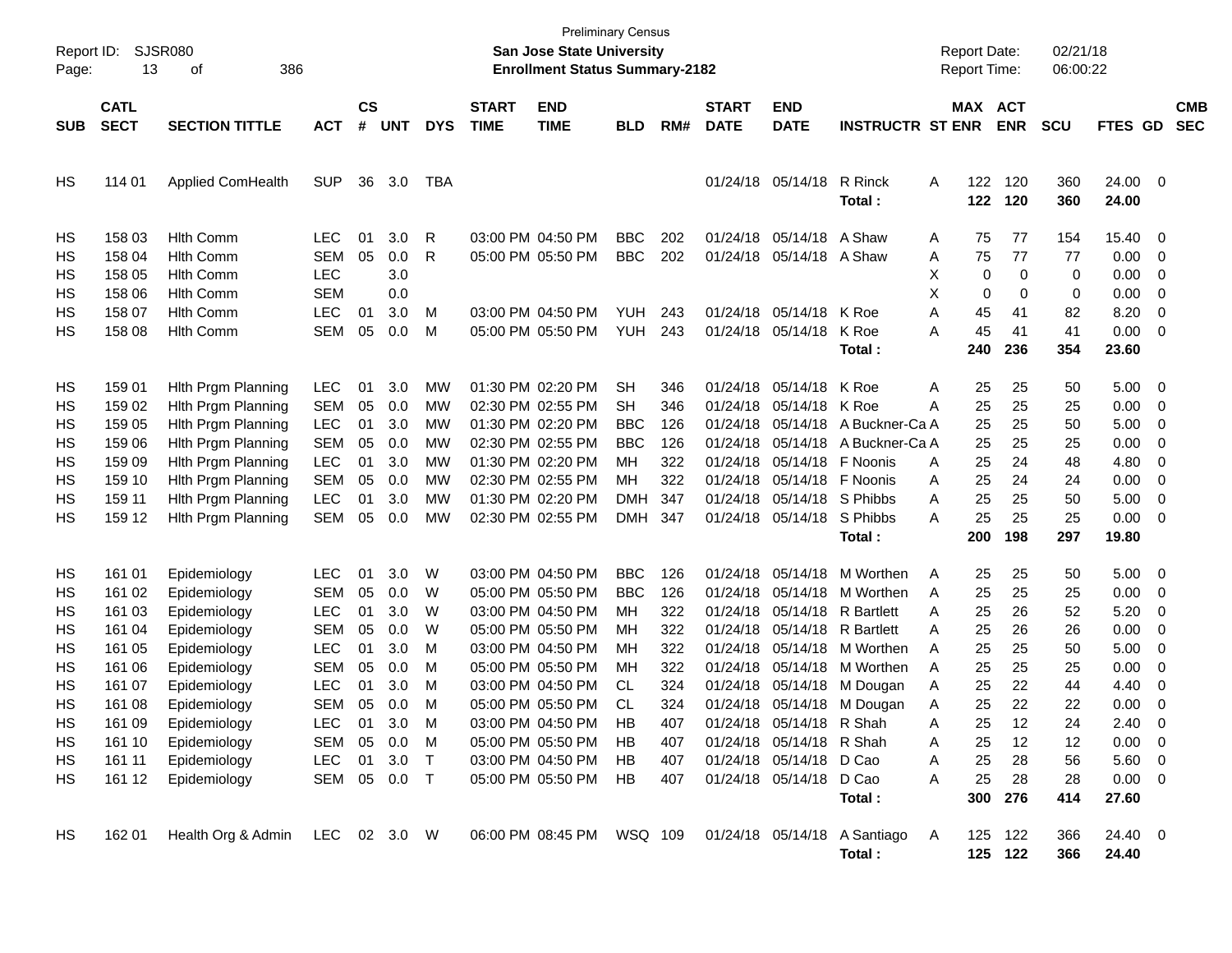Preliminary Census

Report ID: SJSR080 | San Jose State University | Report Date: 02/21/18

Page: 13 of 386 | Enrollment Status Summary-2182 | Report Time: 06:00:22

| SUB | CATL SECT | SECTION TITTLE | ACT | CS # | UNT | DYS | START TIME | END TIME | BLD | RM# | START DATE | END DATE | INSTRUCTR | ST | MAX ENR | ACT ENR | SCU | FTES | GD | CMB SEC |
|---|---|---|---|---|---|---|---|---|---|---|---|---|---|---|---|---|---|---|---|---|
| HS | 114 01 | Applied ComHealth | SUP | 36 | 3.0 | TBA | | | | | 01/24/18 | 05/14/18 | R Rinck | A | 122 | 120 | 360 | 24.00 | 0 | |
| | | | | | | | | | | | | | **Total :** | | **122** | **120** | **360** | **24.00** | | |
| HS | 158 03 | Hlth Comm | LEC | 01 | 3.0 | R | 03:00 PM | 04:50 PM | BBC | 202 | 01/24/18 | 05/14/18 | A Shaw | A | 75 | 77 | 154 | 15.40 | 0 | |
| HS | 158 04 | Hlth Comm | SEM | 05 | 0.0 | R | 05:00 PM | 05:50 PM | BBC | 202 | 01/24/18 | 05/14/18 | A Shaw | A | 75 | 77 | 77 | 0.00 | 0 | |
| HS | 158 05 | Hlth Comm | LEC | | 3.0 | | | | | | | | | X | 0 | 0 | 0 | 0.00 | 0 | |
| HS | 158 06 | Hlth Comm | SEM | | 0.0 | | | | | | | | | X | 0 | 0 | 0 | 0.00 | 0 | |
| HS | 158 07 | Hlth Comm | LEC | 01 | 3.0 | M | 03:00 PM | 04:50 PM | YUH | 243 | 01/24/18 | 05/14/18 | K Roe | A | 45 | 41 | 82 | 8.20 | 0 | |
| HS | 158 08 | Hlth Comm | SEM | 05 | 0.0 | M | 05:00 PM | 05:50 PM | YUH | 243 | 01/24/18 | 05/14/18 | K Roe | A | 45 | 41 | 41 | 0.00 | 0 | |
| | | | | | | | | | | | | | **Total :** | | **240** | **236** | **354** | **23.60** | | |
| HS | 159 01 | Hlth Prgm Planning | LEC | 01 | 3.0 | MW | 01:30 PM | 02:20 PM | SH | 346 | 01/24/18 | 05/14/18 | K Roe | A | 25 | 25 | 50 | 5.00 | 0 | |
| HS | 159 02 | Hlth Prgm Planning | SEM | 05 | 0.0 | MW | 02:30 PM | 02:55 PM | SH | 346 | 01/24/18 | 05/14/18 | K Roe | A | 25 | 25 | 25 | 0.00 | 0 | |
| HS | 159 05 | Hlth Prgm Planning | LEC | 01 | 3.0 | MW | 01:30 PM | 02:20 PM | BBC | 126 | 01/24/18 | 05/14/18 | A Buckner-Ca | A | 25 | 25 | 50 | 5.00 | 0 | |
| HS | 159 06 | Hlth Prgm Planning | SEM | 05 | 0.0 | MW | 02:30 PM | 02:55 PM | BBC | 126 | 01/24/18 | 05/14/18 | A Buckner-Ca | A | 25 | 25 | 25 | 0.00 | 0 | |
| HS | 159 09 | Hlth Prgm Planning | LEC | 01 | 3.0 | MW | 01:30 PM | 02:20 PM | MH | 322 | 01/24/18 | 05/14/18 | F Noonis | A | 25 | 24 | 48 | 4.80 | 0 | |
| HS | 159 10 | Hlth Prgm Planning | SEM | 05 | 0.0 | MW | 02:30 PM | 02:55 PM | MH | 322 | 01/24/18 | 05/14/18 | F Noonis | A | 25 | 24 | 24 | 0.00 | 0 | |
| HS | 159 11 | Hlth Prgm Planning | LEC | 01 | 3.0 | MW | 01:30 PM | 02:20 PM | DMH | 347 | 01/24/18 | 05/14/18 | S Phibbs | A | 25 | 25 | 50 | 5.00 | 0 | |
| HS | 159 12 | Hlth Prgm Planning | SEM | 05 | 0.0 | MW | 02:30 PM | 02:55 PM | DMH | 347 | 01/24/18 | 05/14/18 | S Phibbs | A | 25 | 25 | 25 | 0.00 | 0 | |
| | | | | | | | | | | | | | **Total :** | | **200** | **198** | **297** | **19.80** | | |
| HS | 161 01 | Epidemiology | LEC | 01 | 3.0 | W | 03:00 PM | 04:50 PM | BBC | 126 | 01/24/18 | 05/14/18 | M Worthen | A | 25 | 25 | 50 | 5.00 | 0 | |
| HS | 161 02 | Epidemiology | SEM | 05 | 0.0 | W | 05:00 PM | 05:50 PM | BBC | 126 | 01/24/18 | 05/14/18 | M Worthen | A | 25 | 25 | 25 | 0.00 | 0 | |
| HS | 161 03 | Epidemiology | LEC | 01 | 3.0 | W | 03:00 PM | 04:50 PM | MH | 322 | 01/24/18 | 05/14/18 | R Bartlett | A | 25 | 26 | 52 | 5.20 | 0 | |
| HS | 161 04 | Epidemiology | SEM | 05 | 0.0 | W | 05:00 PM | 05:50 PM | MH | 322 | 01/24/18 | 05/14/18 | R Bartlett | A | 25 | 26 | 26 | 0.00 | 0 | |
| HS | 161 05 | Epidemiology | LEC | 01 | 3.0 | M | 03:00 PM | 04:50 PM | MH | 322 | 01/24/18 | 05/14/18 | M Worthen | A | 25 | 25 | 50 | 5.00 | 0 | |
| HS | 161 06 | Epidemiology | SEM | 05 | 0.0 | M | 05:00 PM | 05:50 PM | MH | 322 | 01/24/18 | 05/14/18 | M Worthen | A | 25 | 25 | 25 | 0.00 | 0 | |
| HS | 161 07 | Epidemiology | LEC | 01 | 3.0 | M | 03:00 PM | 04:50 PM | CL | 324 | 01/24/18 | 05/14/18 | M Dougan | A | 25 | 22 | 44 | 4.40 | 0 | |
| HS | 161 08 | Epidemiology | SEM | 05 | 0.0 | M | 05:00 PM | 05:50 PM | CL | 324 | 01/24/18 | 05/14/18 | M Dougan | A | 25 | 22 | 22 | 0.00 | 0 | |
| HS | 161 09 | Epidemiology | LEC | 01 | 3.0 | M | 03:00 PM | 04:50 PM | HB | 407 | 01/24/18 | 05/14/18 | R Shah | A | 25 | 12 | 24 | 2.40 | 0 | |
| HS | 161 10 | Epidemiology | SEM | 05 | 0.0 | M | 05:00 PM | 05:50 PM | HB | 407 | 01/24/18 | 05/14/18 | R Shah | A | 25 | 12 | 12 | 0.00 | 0 | |
| HS | 161 11 | Epidemiology | LEC | 01 | 3.0 | T | 03:00 PM | 04:50 PM | HB | 407 | 01/24/18 | 05/14/18 | D Cao | A | 25 | 28 | 56 | 5.60 | 0 | |
| HS | 161 12 | Epidemiology | SEM | 05 | 0.0 | T | 05:00 PM | 05:50 PM | HB | 407 | 01/24/18 | 05/14/18 | D Cao | A | 25 | 28 | 28 | 0.00 | 0 | |
| | | | | | | | | | | | | | **Total :** | | **300** | **276** | **414** | **27.60** | | |
| HS | 162 01 | Health Org & Admin | LEC | 02 | 3.0 | W | 06:00 PM | 08:45 PM | WSQ | 109 | 01/24/18 | 05/14/18 | A Santiago | A | 125 | 122 | 366 | 24.40 | 0 | |
| | | | | | | | | | | | | | **Total :** | | **125** | **122** | **366** | **24.40** | | |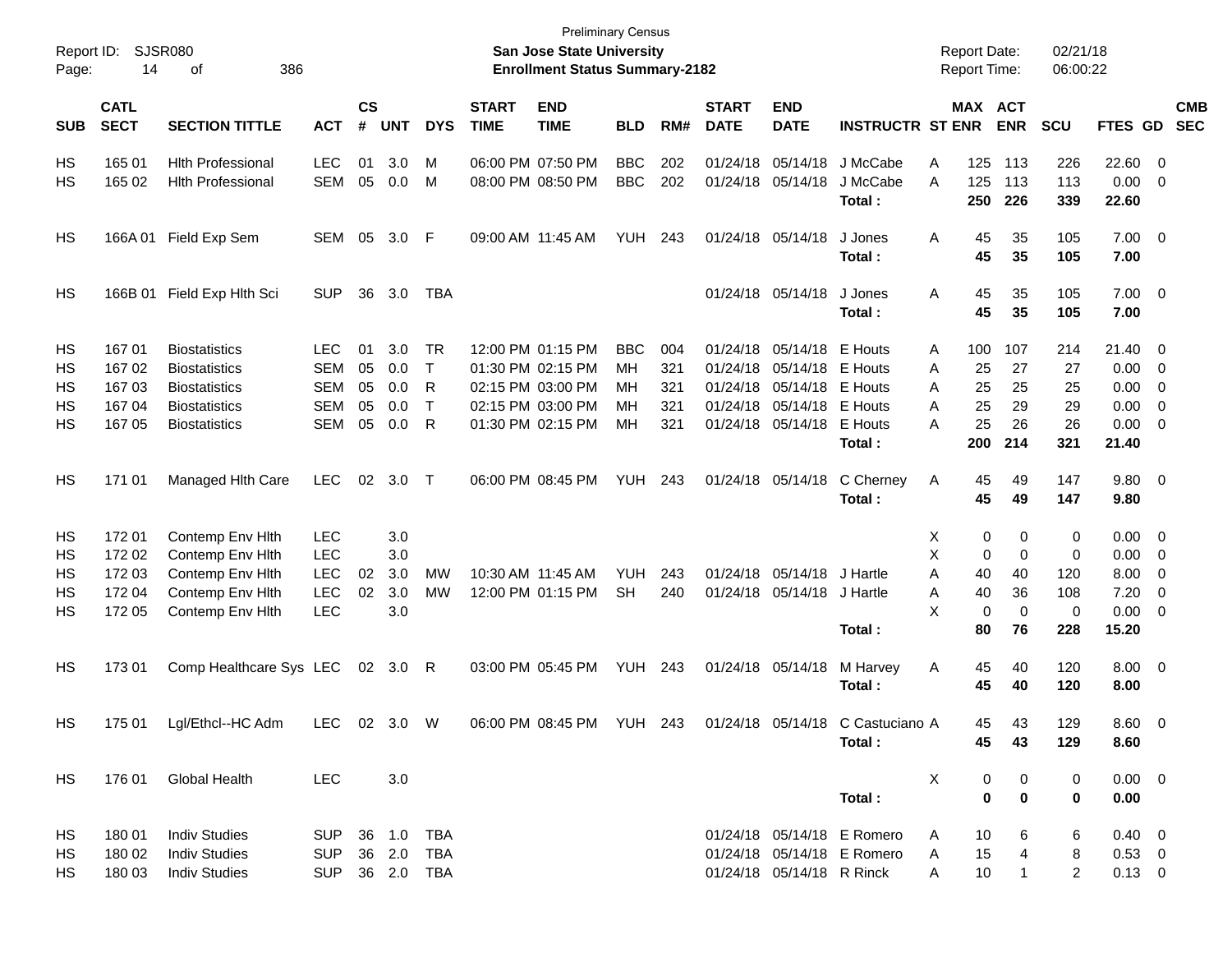Preliminary Census
**San Jose State University**
**Enrollment Status Summary-2182**

Report ID: SJSR080 | Report Date: 02/21/18 | Report Time: 06:00:22

| SUB | CATL SECT | SECTION TITTLE | ACT | CS # | UNT | DYS | START TIME | END TIME | BLD | RM# | START DATE | END DATE | INSTRUCTR | ST | MAX ENR | ACT ENR | SCU | FTES | GD | CMB SEC |
|---|---|---|---|---|---|---|---|---|---|---|---|---|---|---|---|---|---|---|---|---|
| HS | 165 01 | Hlth Professional | LEC | 01 | 3.0 | M | 06:00 PM | 07:50 PM | BBC | 202 | 01/24/18 | 05/14/18 | J McCabe | A | 125 | 113 | 226 | 22.60 | 0 | |
| HS | 165 02 | Hlth Professional | SEM | 05 | 0.0 | M | 08:00 PM | 08:50 PM | BBC | 202 | 01/24/18 | 05/14/18 | J McCabe | A | 125 | 113 | 113 | 0.00 | 0 | |
| | | | | | | | | | | | | | **Total :** | | **250** | **226** | **339** | **22.60** | | |
| HS | 166A 01 | Field Exp Sem | SEM | 05 | 3.0 | F | 09:00 AM | 11:45 AM | YUH | 243 | 01/24/18 | 05/14/18 | J Jones | A | 45 | 35 | 105 | 7.00 | 0 | |
| | | | | | | | | | | | | | **Total :** | | **45** | **35** | **105** | **7.00** | | |
| HS | 166B 01 | Field Exp Hlth Sci | SUP | 36 | 3.0 | TBA | | | | | 01/24/18 | 05/14/18 | J Jones | A | 45 | 35 | 105 | 7.00 | 0 | |
| | | | | | | | | | | | | | **Total :** | | **45** | **35** | **105** | **7.00** | | |
| HS | 167 01 | Biostatistics | LEC | 01 | 3.0 | TR | 12:00 PM | 01:15 PM | BBC | 004 | 01/24/18 | 05/14/18 | E Houts | A | 100 | 107 | 214 | 21.40 | 0 | |
| HS | 167 02 | Biostatistics | SEM | 05 | 0.0 | T | 01:30 PM | 02:15 PM | MH | 321 | 01/24/18 | 05/14/18 | E Houts | A | 25 | 27 | 27 | 0.00 | 0 | |
| HS | 167 03 | Biostatistics | SEM | 05 | 0.0 | R | 02:15 PM | 03:00 PM | MH | 321 | 01/24/18 | 05/14/18 | E Houts | A | 25 | 25 | 25 | 0.00 | 0 | |
| HS | 167 04 | Biostatistics | SEM | 05 | 0.0 | T | 02:15 PM | 03:00 PM | MH | 321 | 01/24/18 | 05/14/18 | E Houts | A | 25 | 29 | 29 | 0.00 | 0 | |
| HS | 167 05 | Biostatistics | SEM | 05 | 0.0 | R | 01:30 PM | 02:15 PM | MH | 321 | 01/24/18 | 05/14/18 | E Houts | A | 25 | 26 | 26 | 0.00 | 0 | |
| | | | | | | | | | | | | | **Total :** | | **200** | **214** | **321** | **21.40** | | |
| HS | 171 01 | Managed Hlth Care | LEC | 02 | 3.0 | T | 06:00 PM | 08:45 PM | YUH | 243 | 01/24/18 | 05/14/18 | C Cherney | A | 45 | 49 | 147 | 9.80 | 0 | |
| | | | | | | | | | | | | | **Total :** | | **45** | **49** | **147** | **9.80** | | |
| HS | 172 01 | Contemp Env Hlth | LEC | | 3.0 | | | | | | | | | X | 0 | 0 | 0 | 0.00 | 0 | |
| HS | 172 02 | Contemp Env Hlth | LEC | | 3.0 | | | | | | | | | X | 0 | 0 | 0 | 0.00 | 0 | |
| HS | 172 03 | Contemp Env Hlth | LEC | 02 | 3.0 | MW | 10:30 AM | 11:45 AM | YUH | 243 | 01/24/18 | 05/14/18 | J Hartle | A | 40 | 40 | 120 | 8.00 | 0 | |
| HS | 172 04 | Contemp Env Hlth | LEC | 02 | 3.0 | MW | 12:00 PM | 01:15 PM | SH | 240 | 01/24/18 | 05/14/18 | J Hartle | A | 40 | 36 | 108 | 7.20 | 0 | |
| HS | 172 05 | Contemp Env Hlth | LEC | | 3.0 | | | | | | | | | X | 0 | 0 | 0 | 0.00 | 0 | |
| | | | | | | | | | | | | | **Total :** | | **80** | **76** | **228** | **15.20** | | |
| HS | 173 01 | Comp Healthcare Sys | LEC | 02 | 3.0 | R | 03:00 PM | 05:45 PM | YUH | 243 | 01/24/18 | 05/14/18 | M Harvey | A | 45 | 40 | 120 | 8.00 | 0 | |
| | | | | | | | | | | | | | **Total :** | | **45** | **40** | **120** | **8.00** | | |
| HS | 175 01 | Lgl/Ethcl--HC Adm | LEC | 02 | 3.0 | W | 06:00 PM | 08:45 PM | YUH | 243 | 01/24/18 | 05/14/18 | C Castuciano | A | 45 | 43 | 129 | 8.60 | 0 | |
| | | | | | | | | | | | | | **Total :** | | **45** | **43** | **129** | **8.60** | | |
| HS | 176 01 | Global Health | LEC | | 3.0 | | | | | | | | | X | 0 | 0 | 0 | 0.00 | 0 | |
| | | | | | | | | | | | | | **Total :** | | **0** | **0** | **0** | **0.00** | | |
| HS | 180 01 | Indiv Studies | SUP | 36 | 1.0 | TBA | | | | | 01/24/18 | 05/14/18 | E Romero | A | 10 | 6 | 6 | 0.40 | 0 | |
| HS | 180 02 | Indiv Studies | SUP | 36 | 2.0 | TBA | | | | | 01/24/18 | 05/14/18 | E Romero | A | 15 | 4 | 8 | 0.53 | 0 | |
| HS | 180 03 | Indiv Studies | SUP | 36 | 2.0 | TBA | | | | | 01/24/18 | 05/14/18 | R Rinck | A | 10 | 1 | 2 | 0.13 | 0 | |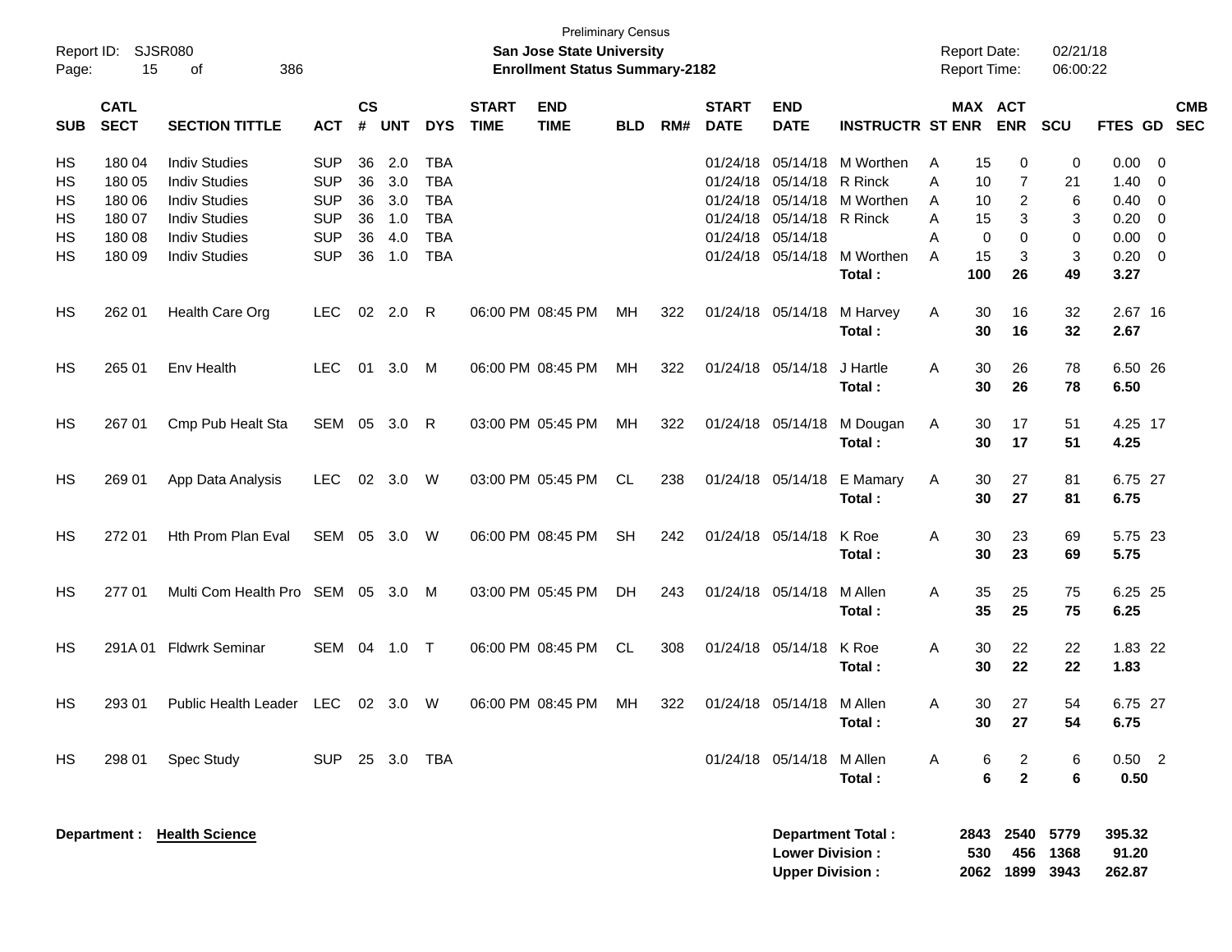Preliminary Census
**San Jose State University**
**Enrollment Status Summary-2182**

Report ID: SJSR080
Report Date: 02/21/18
Report Time: 06:00:22

| SUB | CATL SECT | SECTION TITTLE | ACT | CS # | UNT | DYS | START TIME | END TIME | BLD | RM# | START DATE | END DATE | INSTRUCTR | ST | MAX ENR | ACT ENR | SCU | FTES | GD | CMB SEC |
|---|---|---|---|---|---|---|---|---|---|---|---|---|---|---|---|---|---|---|---|---|
| HS | 180 04 | Indiv Studies | SUP | 36 | 2.0 | TBA | | | | | 01/24/18 | 05/14/18 | M Worthen | A | 15 | 0 | 0 | 0.00 | 0 | |
| HS | 180 05 | Indiv Studies | SUP | 36 | 3.0 | TBA | | | | | 01/24/18 | 05/14/18 | R Rinck | A | 10 | 7 | 21 | 1.40 | 0 | |
| HS | 180 06 | Indiv Studies | SUP | 36 | 3.0 | TBA | | | | | 01/24/18 | 05/14/18 | M Worthen | A | 10 | 2 | 6 | 0.40 | 0 | |
| HS | 180 07 | Indiv Studies | SUP | 36 | 1.0 | TBA | | | | | 01/24/18 | 05/14/18 | R Rinck | A | 15 | 3 | 3 | 0.20 | 0 | |
| HS | 180 08 | Indiv Studies | SUP | 36 | 4.0 | TBA | | | | | 01/24/18 | 05/14/18 | | A | 0 | 0 | 0 | 0.00 | 0 | |
| HS | 180 09 | Indiv Studies | SUP | 36 | 1.0 | TBA | | | | | 01/24/18 | 05/14/18 | M Worthen | A | 15 | 3 | 3 | 0.20 | 0 | |
| | | | | | | | | | | | | | **Total :** | | **100** | **26** | **49** | **3.27** | | |
| HS | 262 01 | Health Care Org | LEC | 02 | 2.0 | R | 06:00 PM | 08:45 PM | MH | 322 | 01/24/18 | 05/14/18 | M Harvey | A | 30 | 16 | 32 | 2.67 | 16 | |
| | | | | | | | | | | | | | **Total :** | | **30** | **16** | **32** | **2.67** | | |
| HS | 265 01 | Env Health | LEC | 01 | 3.0 | M | 06:00 PM | 08:45 PM | MH | 322 | 01/24/18 | 05/14/18 | J Hartle | A | 30 | 26 | 78 | 6.50 | 26 | |
| | | | | | | | | | | | | | **Total :** | | **30** | **26** | **78** | **6.50** | | |
| HS | 267 01 | Cmp Pub Healt Sta | SEM | 05 | 3.0 | R | 03:00 PM | 05:45 PM | MH | 322 | 01/24/18 | 05/14/18 | M Dougan | A | 30 | 17 | 51 | 4.25 | 17 | |
| | | | | | | | | | | | | | **Total :** | | **30** | **17** | **51** | **4.25** | | |
| HS | 269 01 | App Data Analysis | LEC | 02 | 3.0 | W | 03:00 PM | 05:45 PM | CL | 238 | 01/24/18 | 05/14/18 | E Mamary | A | 30 | 27 | 81 | 6.75 | 27 | |
| | | | | | | | | | | | | | **Total :** | | **30** | **27** | **81** | **6.75** | | |
| HS | 272 01 | Hth Prom Plan Eval | SEM | 05 | 3.0 | W | 06:00 PM | 08:45 PM | SH | 242 | 01/24/18 | 05/14/18 | K Roe | A | 30 | 23 | 69 | 5.75 | 23 | |
| | | | | | | | | | | | | | **Total :** | | **30** | **23** | **69** | **5.75** | | |
| HS | 277 01 | Multi Com Health Pro | SEM | 05 | 3.0 | M | 03:00 PM | 05:45 PM | DH | 243 | 01/24/18 | 05/14/18 | M Allen | A | 35 | 25 | 75 | 6.25 | 25 | |
| | | | | | | | | | | | | | **Total :** | | **35** | **25** | **75** | **6.25** | | |
| HS | 291A 01 | Fldwrk Seminar | SEM | 04 | 1.0 | T | 06:00 PM | 08:45 PM | CL | 308 | 01/24/18 | 05/14/18 | K Roe | A | 30 | 22 | 22 | 1.83 | 22 | |
| | | | | | | | | | | | | | **Total :** | | **30** | **22** | **22** | **1.83** | | |
| HS | 293 01 | Public Health Leader | LEC | 02 | 3.0 | W | 06:00 PM | 08:45 PM | MH | 322 | 01/24/18 | 05/14/18 | M Allen | A | 30 | 27 | 54 | 6.75 | 27 | |
| | | | | | | | | | | | | | **Total :** | | **30** | **27** | **54** | **6.75** | | |
| HS | 298 01 | Spec Study | SUP | 25 | 3.0 | TBA | | | | | 01/24/18 | 05/14/18 | M Allen | A | 6 | 2 | 6 | 0.50 | 2 | |
| | | | | | | | | | | | | | **Total :** | | **6** | **2** | **6** | **0.50** | | |

**Department : Health Science**

| | MAX ENR | ACT ENR | SCU | FTES |
|---|---|---|---|---|
| **Department Total :** | **2843** | **2540** | **5779** | **395.32** |
| **Lower Division :** | **530** | **456** | **1368** | **91.20** |
| **Upper Division :** | **2062** | **1899** | **3943** | **262.87** |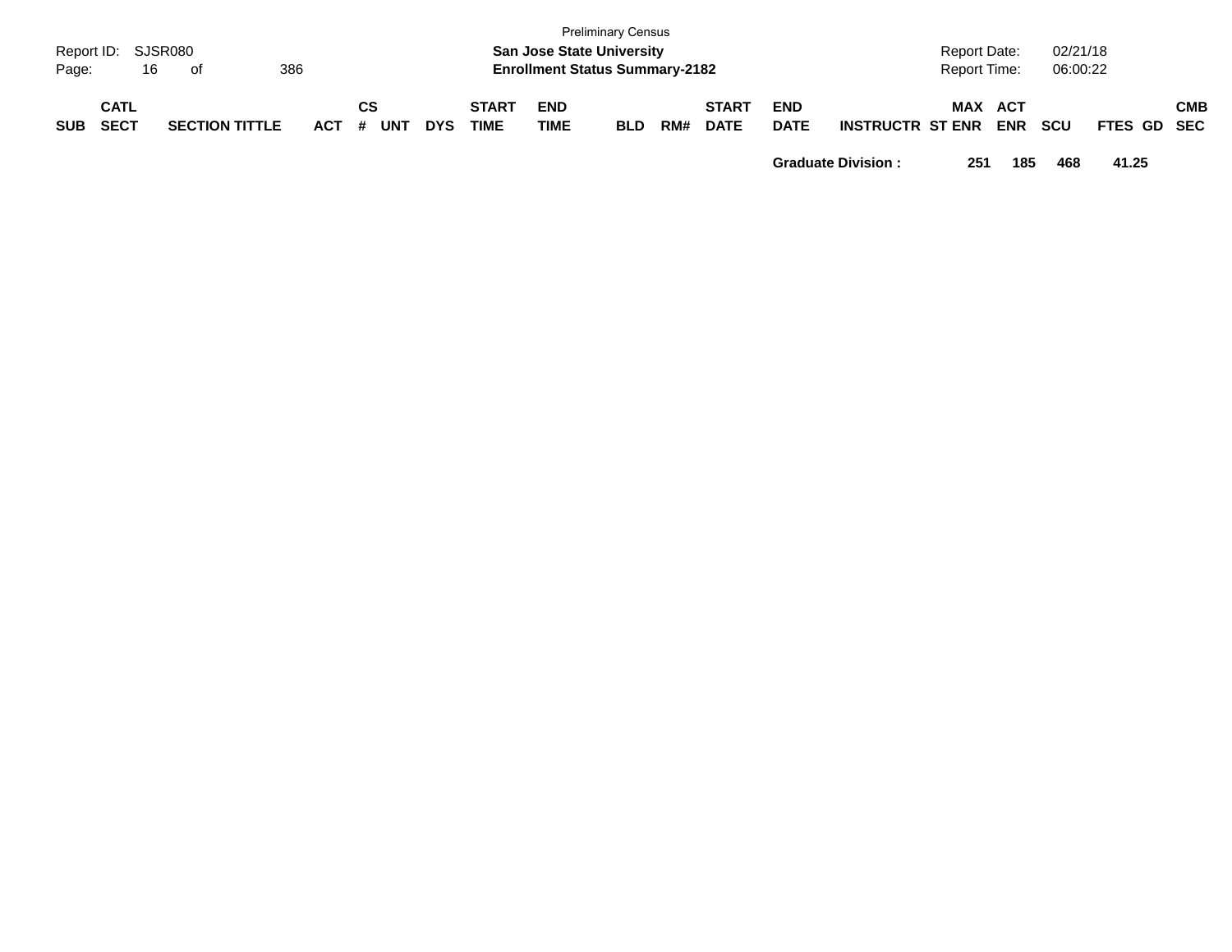| SUB | CATL SECT | SECTION TITTLE | ACT | CS # | UNT | DYS | START TIME | END TIME | BLD | RM# | START DATE | END DATE | INSTRUCTR | ST | MAX ENR | ACT ENR | SCU | FTES | GD | CMB SEC |
|---|---|---|---|---|---|---|---|---|---|---|---|---|---|---|---|---|---|---|---|---|
| | | | | | | | | | | | | **Graduate Division :** | | | **251** | **185** | **468** | **41.25** | | |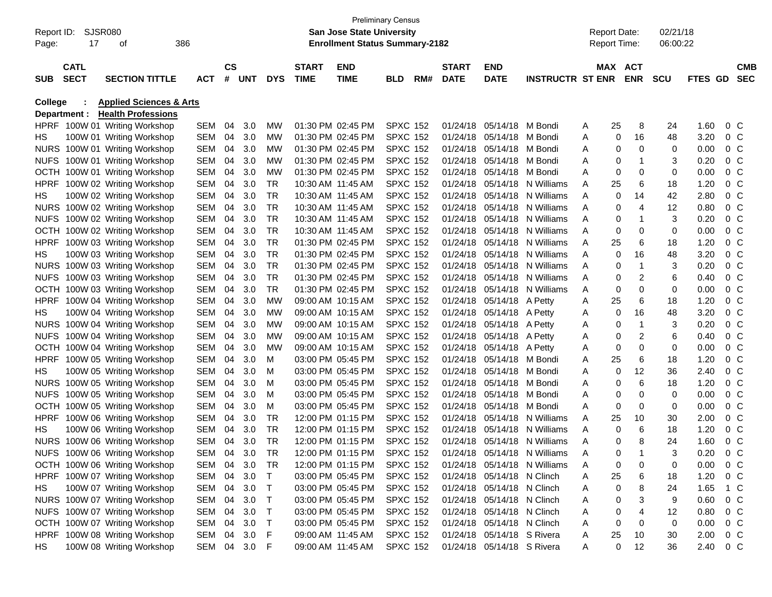Preliminary Census

**San Jose State University**

**Enrollment Status Summary-2182**

Report ID: SJSR080
Report Date: 02/21/18
Report Time: 06:00:22

**College : Applied Sciences & Arts**

**Department : Health Professions**

| SUB | CATL SECT | SECTION TITTLE | ACT | CS # | UNT | DYS | START TIME | END TIME | BLD | RM# | START DATE | END DATE | INSTRUCTR | ST | MAX ENR | ACT ENR | SCU | FTES | GD | CMB SEC |
|---|---|---|---|---|---|---|---|---|---|---|---|---|---|---|---|---|---|---|---|---|
| HPRF | 100W 01 | Writing Workshop | SEM | 04 | 3.0 | MW | 01:30 PM | 02:45 PM | SPXC | 152 | 01/24/18 | 05/14/18 | M Bondi | A | 25 | 8 | 24 | 1.60 | 0 | C |
| HS | 100W 01 | Writing Workshop | SEM | 04 | 3.0 | MW | 01:30 PM | 02:45 PM | SPXC | 152 | 01/24/18 | 05/14/18 | M Bondi | A | 0 | 16 | 48 | 3.20 | 0 | C |
| NURS | 100W 01 | Writing Workshop | SEM | 04 | 3.0 | MW | 01:30 PM | 02:45 PM | SPXC | 152 | 01/24/18 | 05/14/18 | M Bondi | A | 0 | 0 | 0 | 0.00 | 0 | C |
| NUFS | 100W 01 | Writing Workshop | SEM | 04 | 3.0 | MW | 01:30 PM | 02:45 PM | SPXC | 152 | 01/24/18 | 05/14/18 | M Bondi | A | 0 | 1 | 3 | 0.20 | 0 | C |
| OCTH | 100W 01 | Writing Workshop | SEM | 04 | 3.0 | MW | 01:30 PM | 02:45 PM | SPXC | 152 | 01/24/18 | 05/14/18 | M Bondi | A | 0 | 0 | 0 | 0.00 | 0 | C |
| HPRF | 100W 02 | Writing Workshop | SEM | 04 | 3.0 | TR | 10:30 AM | 11:45 AM | SPXC | 152 | 01/24/18 | 05/14/18 | N Williams | A | 25 | 6 | 18 | 1.20 | 0 | C |
| HS | 100W 02 | Writing Workshop | SEM | 04 | 3.0 | TR | 10:30 AM | 11:45 AM | SPXC | 152 | 01/24/18 | 05/14/18 | N Williams | A | 0 | 14 | 42 | 2.80 | 0 | C |
| NURS | 100W 02 | Writing Workshop | SEM | 04 | 3.0 | TR | 10:30 AM | 11:45 AM | SPXC | 152 | 01/24/18 | 05/14/18 | N Williams | A | 0 | 4 | 12 | 0.80 | 0 | C |
| NUFS | 100W 02 | Writing Workshop | SEM | 04 | 3.0 | TR | 10:30 AM | 11:45 AM | SPXC | 152 | 01/24/18 | 05/14/18 | N Williams | A | 0 | 1 | 3 | 0.20 | 0 | C |
| OCTH | 100W 02 | Writing Workshop | SEM | 04 | 3.0 | TR | 10:30 AM | 11:45 AM | SPXC | 152 | 01/24/18 | 05/14/18 | N Williams | A | 0 | 0 | 0 | 0.00 | 0 | C |
| HPRF | 100W 03 | Writing Workshop | SEM | 04 | 3.0 | TR | 01:30 PM | 02:45 PM | SPXC | 152 | 01/24/18 | 05/14/18 | N Williams | A | 25 | 6 | 18 | 1.20 | 0 | C |
| HS | 100W 03 | Writing Workshop | SEM | 04 | 3.0 | TR | 01:30 PM | 02:45 PM | SPXC | 152 | 01/24/18 | 05/14/18 | N Williams | A | 0 | 16 | 48 | 3.20 | 0 | C |
| NURS | 100W 03 | Writing Workshop | SEM | 04 | 3.0 | TR | 01:30 PM | 02:45 PM | SPXC | 152 | 01/24/18 | 05/14/18 | N Williams | A | 0 | 1 | 3 | 0.20 | 0 | C |
| NUFS | 100W 03 | Writing Workshop | SEM | 04 | 3.0 | TR | 01:30 PM | 02:45 PM | SPXC | 152 | 01/24/18 | 05/14/18 | N Williams | A | 0 | 2 | 6 | 0.40 | 0 | C |
| OCTH | 100W 03 | Writing Workshop | SEM | 04 | 3.0 | TR | 01:30 PM | 02:45 PM | SPXC | 152 | 01/24/18 | 05/14/18 | N Williams | A | 0 | 0 | 0 | 0.00 | 0 | C |
| HPRF | 100W 04 | Writing Workshop | SEM | 04 | 3.0 | MW | 09:00 AM | 10:15 AM | SPXC | 152 | 01/24/18 | 05/14/18 | A Petty | A | 25 | 6 | 18 | 1.20 | 0 | C |
| HS | 100W 04 | Writing Workshop | SEM | 04 | 3.0 | MW | 09:00 AM | 10:15 AM | SPXC | 152 | 01/24/18 | 05/14/18 | A Petty | A | 0 | 16 | 48 | 3.20 | 0 | C |
| NURS | 100W 04 | Writing Workshop | SEM | 04 | 3.0 | MW | 09:00 AM | 10:15 AM | SPXC | 152 | 01/24/18 | 05/14/18 | A Petty | A | 0 | 1 | 3 | 0.20 | 0 | C |
| NUFS | 100W 04 | Writing Workshop | SEM | 04 | 3.0 | MW | 09:00 AM | 10:15 AM | SPXC | 152 | 01/24/18 | 05/14/18 | A Petty | A | 0 | 2 | 6 | 0.40 | 0 | C |
| OCTH | 100W 04 | Writing Workshop | SEM | 04 | 3.0 | MW | 09:00 AM | 10:15 AM | SPXC | 152 | 01/24/18 | 05/14/18 | A Petty | A | 0 | 0 | 0 | 0.00 | 0 | C |
| HPRF | 100W 05 | Writing Workshop | SEM | 04 | 3.0 | M | 03:00 PM | 05:45 PM | SPXC | 152 | 01/24/18 | 05/14/18 | M Bondi | A | 25 | 6 | 18 | 1.20 | 0 | C |
| HS | 100W 05 | Writing Workshop | SEM | 04 | 3.0 | M | 03:00 PM | 05:45 PM | SPXC | 152 | 01/24/18 | 05/14/18 | M Bondi | A | 0 | 12 | 36 | 2.40 | 0 | C |
| NURS | 100W 05 | Writing Workshop | SEM | 04 | 3.0 | M | 03:00 PM | 05:45 PM | SPXC | 152 | 01/24/18 | 05/14/18 | M Bondi | A | 0 | 6 | 18 | 1.20 | 0 | C |
| NUFS | 100W 05 | Writing Workshop | SEM | 04 | 3.0 | M | 03:00 PM | 05:45 PM | SPXC | 152 | 01/24/18 | 05/14/18 | M Bondi | A | 0 | 0 | 0 | 0.00 | 0 | C |
| OCTH | 100W 05 | Writing Workshop | SEM | 04 | 3.0 | M | 03:00 PM | 05:45 PM | SPXC | 152 | 01/24/18 | 05/14/18 | M Bondi | A | 0 | 0 | 0 | 0.00 | 0 | C |
| HPRF | 100W 06 | Writing Workshop | SEM | 04 | 3.0 | TR | 12:00 PM | 01:15 PM | SPXC | 152 | 01/24/18 | 05/14/18 | N Williams | A | 25 | 10 | 30 | 2.00 | 0 | C |
| HS | 100W 06 | Writing Workshop | SEM | 04 | 3.0 | TR | 12:00 PM | 01:15 PM | SPXC | 152 | 01/24/18 | 05/14/18 | N Williams | A | 0 | 6 | 18 | 1.20 | 0 | C |
| NURS | 100W 06 | Writing Workshop | SEM | 04 | 3.0 | TR | 12:00 PM | 01:15 PM | SPXC | 152 | 01/24/18 | 05/14/18 | N Williams | A | 0 | 8 | 24 | 1.60 | 0 | C |
| NUFS | 100W 06 | Writing Workshop | SEM | 04 | 3.0 | TR | 12:00 PM | 01:15 PM | SPXC | 152 | 01/24/18 | 05/14/18 | N Williams | A | 0 | 1 | 3 | 0.20 | 0 | C |
| OCTH | 100W 06 | Writing Workshop | SEM | 04 | 3.0 | TR | 12:00 PM | 01:15 PM | SPXC | 152 | 01/24/18 | 05/14/18 | N Williams | A | 0 | 0 | 0 | 0.00 | 0 | C |
| HPRF | 100W 07 | Writing Workshop | SEM | 04 | 3.0 | T | 03:00 PM | 05:45 PM | SPXC | 152 | 01/24/18 | 05/14/18 | N Clinch | A | 25 | 6 | 18 | 1.20 | 0 | C |
| HS | 100W 07 | Writing Workshop | SEM | 04 | 3.0 | T | 03:00 PM | 05:45 PM | SPXC | 152 | 01/24/18 | 05/14/18 | N Clinch | A | 0 | 8 | 24 | 1.65 | 1 | C |
| NURS | 100W 07 | Writing Workshop | SEM | 04 | 3.0 | T | 03:00 PM | 05:45 PM | SPXC | 152 | 01/24/18 | 05/14/18 | N Clinch | A | 0 | 3 | 9 | 0.60 | 0 | C |
| NUFS | 100W 07 | Writing Workshop | SEM | 04 | 3.0 | T | 03:00 PM | 05:45 PM | SPXC | 152 | 01/24/18 | 05/14/18 | N Clinch | A | 0 | 4 | 12 | 0.80 | 0 | C |
| OCTH | 100W 07 | Writing Workshop | SEM | 04 | 3.0 | T | 03:00 PM | 05:45 PM | SPXC | 152 | 01/24/18 | 05/14/18 | N Clinch | A | 0 | 0 | 0 | 0.00 | 0 | C |
| HPRF | 100W 08 | Writing Workshop | SEM | 04 | 3.0 | F | 09:00 AM | 11:45 AM | SPXC | 152 | 01/24/18 | 05/14/18 | S Rivera | A | 25 | 10 | 30 | 2.00 | 0 | C |
| HS | 100W 08 | Writing Workshop | SEM | 04 | 3.0 | F | 09:00 AM | 11:45 AM | SPXC | 152 | 01/24/18 | 05/14/18 | S Rivera | A | 0 | 12 | 36 | 2.40 | 0 | C |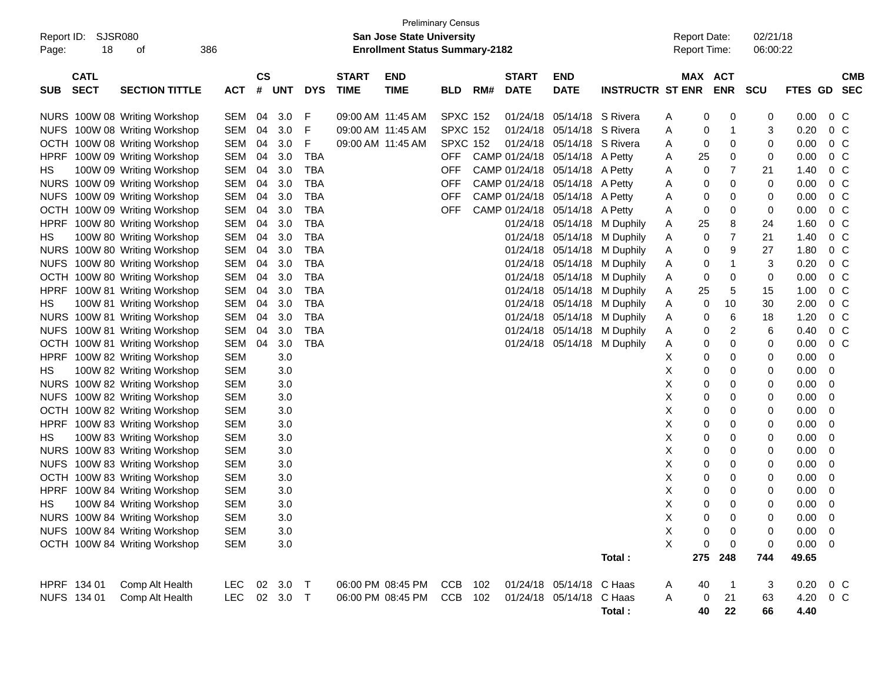Preliminary Census

Report ID: SJSR080

**San Jose State University**

**Enrollment Status Summary-2182**

Report Date: 02/21/18

Report Time: 06:00:22

| SUB | CATL SECT | SECTION TITTLE | ACT | CS # | UNT | DYS | START TIME | END TIME | BLD | RM# | START DATE | END DATE | INSTRUCTR | ST | MAX ENR | ACT ENR | SCU | FTES | GD | CMB SEC |
|---|---|---|---|---|---|---|---|---|---|---|---|---|---|---|---|---|---|---|---|---|
| NURS | 100W 08 | Writing Workshop | SEM | 04 | 3.0 | F | 09:00 AM | 11:45 AM | SPXC | 152 | 01/24/18 | 05/14/18 | S Rivera | A | 0 | 0 | 0 | 0.00 | 0 | C |
| NUFS | 100W 08 | Writing Workshop | SEM | 04 | 3.0 | F | 09:00 AM | 11:45 AM | SPXC | 152 | 01/24/18 | 05/14/18 | S Rivera | A | 0 | 1 | 3 | 0.20 | 0 | C |
| OCTH | 100W 08 | Writing Workshop | SEM | 04 | 3.0 | F | 09:00 AM | 11:45 AM | SPXC | 152 | 01/24/18 | 05/14/18 | S Rivera | A | 0 | 0 | 0 | 0.00 | 0 | C |
| HPRF | 100W 09 | Writing Workshop | SEM | 04 | 3.0 | TBA | | | OFF | CAMP | 01/24/18 | 05/14/18 | A Petty | A | 25 | 0 | 0 | 0.00 | 0 | C |
| HS | 100W 09 | Writing Workshop | SEM | 04 | 3.0 | TBA | | | OFF | CAMP | 01/24/18 | 05/14/18 | A Petty | A | 0 | 7 | 21 | 1.40 | 0 | C |
| NURS | 100W 09 | Writing Workshop | SEM | 04 | 3.0 | TBA | | | OFF | CAMP | 01/24/18 | 05/14/18 | A Petty | A | 0 | 0 | 0 | 0.00 | 0 | C |
| NUFS | 100W 09 | Writing Workshop | SEM | 04 | 3.0 | TBA | | | OFF | CAMP | 01/24/18 | 05/14/18 | A Petty | A | 0 | 0 | 0 | 0.00 | 0 | C |
| OCTH | 100W 09 | Writing Workshop | SEM | 04 | 3.0 | TBA | | | OFF | CAMP | 01/24/18 | 05/14/18 | A Petty | A | 0 | 0 | 0 | 0.00 | 0 | C |
| HPRF | 100W 80 | Writing Workshop | SEM | 04 | 3.0 | TBA | | | | | 01/24/18 | 05/14/18 | M Duphily | A | 25 | 8 | 24 | 1.60 | 0 | C |
| HS | 100W 80 | Writing Workshop | SEM | 04 | 3.0 | TBA | | | | | 01/24/18 | 05/14/18 | M Duphily | A | 0 | 7 | 21 | 1.40 | 0 | C |
| NURS | 100W 80 | Writing Workshop | SEM | 04 | 3.0 | TBA | | | | | 01/24/18 | 05/14/18 | M Duphily | A | 0 | 9 | 27 | 1.80 | 0 | C |
| NUFS | 100W 80 | Writing Workshop | SEM | 04 | 3.0 | TBA | | | | | 01/24/18 | 05/14/18 | M Duphily | A | 0 | 1 | 3 | 0.20 | 0 | C |
| OCTH | 100W 80 | Writing Workshop | SEM | 04 | 3.0 | TBA | | | | | 01/24/18 | 05/14/18 | M Duphily | A | 0 | 0 | 0 | 0.00 | 0 | C |
| HPRF | 100W 81 | Writing Workshop | SEM | 04 | 3.0 | TBA | | | | | 01/24/18 | 05/14/18 | M Duphily | A | 25 | 5 | 15 | 1.00 | 0 | C |
| HS | 100W 81 | Writing Workshop | SEM | 04 | 3.0 | TBA | | | | | 01/24/18 | 05/14/18 | M Duphily | A | 0 | 10 | 30 | 2.00 | 0 | C |
| NURS | 100W 81 | Writing Workshop | SEM | 04 | 3.0 | TBA | | | | | 01/24/18 | 05/14/18 | M Duphily | A | 0 | 6 | 18 | 1.20 | 0 | C |
| NUFS | 100W 81 | Writing Workshop | SEM | 04 | 3.0 | TBA | | | | | 01/24/18 | 05/14/18 | M Duphily | A | 0 | 2 | 6 | 0.40 | 0 | C |
| OCTH | 100W 81 | Writing Workshop | SEM | 04 | 3.0 | TBA | | | | | 01/24/18 | 05/14/18 | M Duphily | A | 0 | 0 | 0 | 0.00 | 0 | C |
| HPRF | 100W 82 | Writing Workshop | SEM | | 3.0 | | | | | | | | | X | 0 | 0 | 0 | 0.00 | 0 | |
| HS | 100W 82 | Writing Workshop | SEM | | 3.0 | | | | | | | | | X | 0 | 0 | 0 | 0.00 | 0 | |
| NURS | 100W 82 | Writing Workshop | SEM | | 3.0 | | | | | | | | | X | 0 | 0 | 0 | 0.00 | 0 | |
| NUFS | 100W 82 | Writing Workshop | SEM | | 3.0 | | | | | | | | | X | 0 | 0 | 0 | 0.00 | 0 | |
| OCTH | 100W 82 | Writing Workshop | SEM | | 3.0 | | | | | | | | | X | 0 | 0 | 0 | 0.00 | 0 | |
| HPRF | 100W 83 | Writing Workshop | SEM | | 3.0 | | | | | | | | | X | 0 | 0 | 0 | 0.00 | 0 | |
| HS | 100W 83 | Writing Workshop | SEM | | 3.0 | | | | | | | | | X | 0 | 0 | 0 | 0.00 | 0 | |
| NURS | 100W 83 | Writing Workshop | SEM | | 3.0 | | | | | | | | | X | 0 | 0 | 0 | 0.00 | 0 | |
| NUFS | 100W 83 | Writing Workshop | SEM | | 3.0 | | | | | | | | | X | 0 | 0 | 0 | 0.00 | 0 | |
| OCTH | 100W 83 | Writing Workshop | SEM | | 3.0 | | | | | | | | | X | 0 | 0 | 0 | 0.00 | 0 | |
| HPRF | 100W 84 | Writing Workshop | SEM | | 3.0 | | | | | | | | | X | 0 | 0 | 0 | 0.00 | 0 | |
| HS | 100W 84 | Writing Workshop | SEM | | 3.0 | | | | | | | | | X | 0 | 0 | 0 | 0.00 | 0 | |
| NURS | 100W 84 | Writing Workshop | SEM | | 3.0 | | | | | | | | | X | 0 | 0 | 0 | 0.00 | 0 | |
| NUFS | 100W 84 | Writing Workshop | SEM | | 3.0 | | | | | | | | | X | 0 | 0 | 0 | 0.00 | 0 | |
| OCTH | 100W 84 | Writing Workshop | SEM | | 3.0 | | | | | | | | | X | 0 | 0 | 0 | 0.00 | 0 | |
| | | | | | | | | | | | | | **Total :** | | **275** | **248** | **744** | **49.65** | | |
| HPRF | 134 01 | Comp Alt Health | LEC | 02 | 3.0 | T | 06:00 PM | 08:45 PM | CCB | 102 | 01/24/18 | 05/14/18 | C Haas | A | 40 | 1 | 3 | 0.20 | 0 | C |
| NUFS | 134 01 | Comp Alt Health | LEC | 02 | 3.0 | T | 06:00 PM | 08:45 PM | CCB | 102 | 01/24/18 | 05/14/18 | C Haas | A | 0 | 21 | 63 | 4.20 | 0 | C |
| | | | | | | | | | | | | | **Total :** | | **40** | **22** | **66** | **4.40** | | |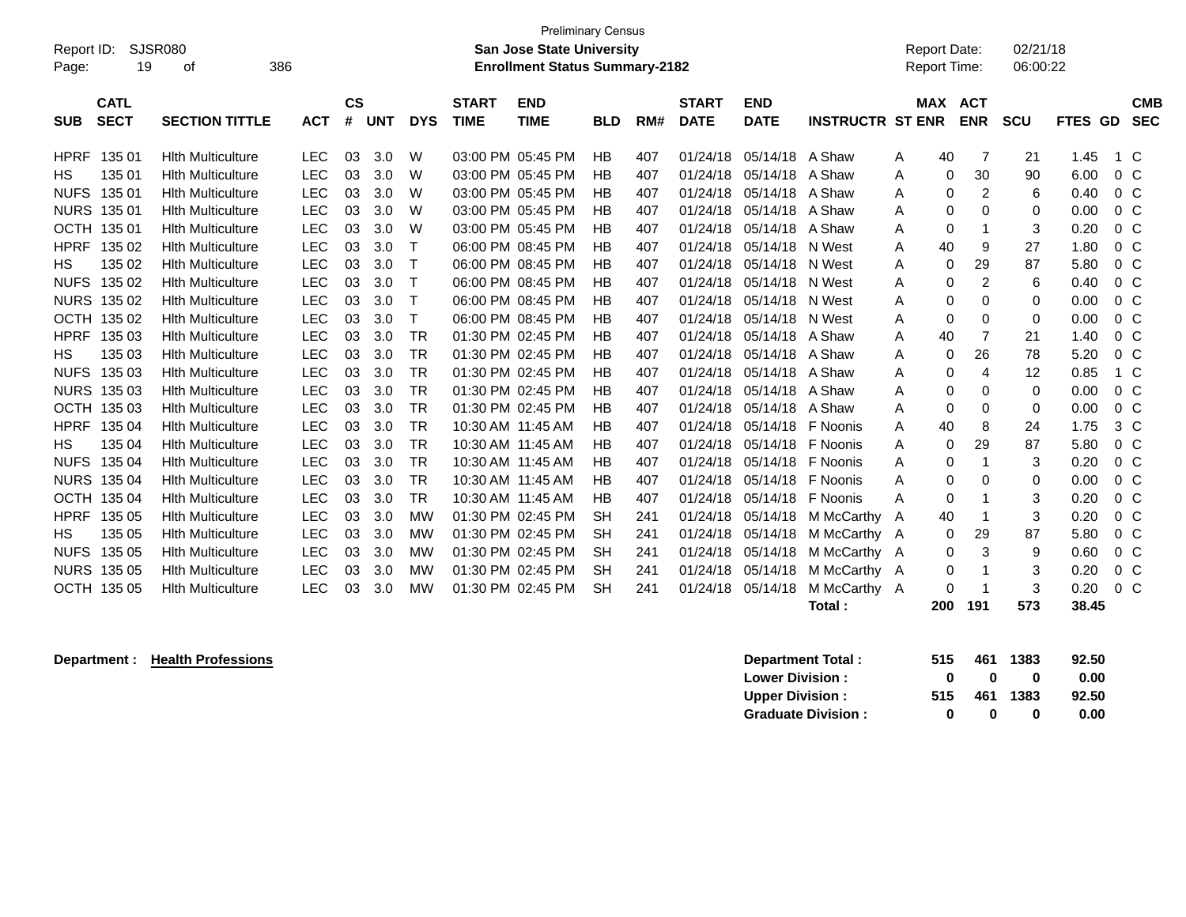Preliminary Census

Report ID: SJSR080

**San Jose State University**

**Enrollment Status Summary-2182**

Report Date: 02/21/18

Report Time: 06:00:22

| SUB | CATL SECT | SECTION TITTLE | ACT | CS # | UNT | DYS | START TIME | END TIME | BLD | RM# | START DATE | END DATE | INSTRUCTR | ST | MAX ENR | ACT ENR | SCU | FTES | GD | CMB SEC |
|---|---|---|---|---|---|---|---|---|---|---|---|---|---|---|---|---|---|---|---|---|
| HPRF | 135 01 | Hlth Multiculture | LEC | 03 | 3.0 | W | 03:00 PM | 05:45 PM | HB | 407 | 01/24/18 | 05/14/18 | A Shaw | A | 40 | 7 | 21 | 1.45 | 1 | C |
| HS | 135 01 | Hlth Multiculture | LEC | 03 | 3.0 | W | 03:00 PM | 05:45 PM | HB | 407 | 01/24/18 | 05/14/18 | A Shaw | A | 0 | 30 | 90 | 6.00 | 0 | C |
| NUFS | 135 01 | Hlth Multiculture | LEC | 03 | 3.0 | W | 03:00 PM | 05:45 PM | HB | 407 | 01/24/18 | 05/14/18 | A Shaw | A | 0 | 2 | 6 | 0.40 | 0 | C |
| NURS | 135 01 | Hlth Multiculture | LEC | 03 | 3.0 | W | 03:00 PM | 05:45 PM | HB | 407 | 01/24/18 | 05/14/18 | A Shaw | A | 0 | 0 | 0 | 0.00 | 0 | C |
| OCTH | 135 01 | Hlth Multiculture | LEC | 03 | 3.0 | W | 03:00 PM | 05:45 PM | HB | 407 | 01/24/18 | 05/14/18 | A Shaw | A | 0 | 1 | 3 | 0.20 | 0 | C |
| HPRF | 135 02 | Hlth Multiculture | LEC | 03 | 3.0 | T | 06:00 PM | 08:45 PM | HB | 407 | 01/24/18 | 05/14/18 | N West | A | 40 | 9 | 27 | 1.80 | 0 | C |
| HS | 135 02 | Hlth Multiculture | LEC | 03 | 3.0 | T | 06:00 PM | 08:45 PM | HB | 407 | 01/24/18 | 05/14/18 | N West | A | 0 | 29 | 87 | 5.80 | 0 | C |
| NUFS | 135 02 | Hlth Multiculture | LEC | 03 | 3.0 | T | 06:00 PM | 08:45 PM | HB | 407 | 01/24/18 | 05/14/18 | N West | A | 0 | 2 | 6 | 0.40 | 0 | C |
| NURS | 135 02 | Hlth Multiculture | LEC | 03 | 3.0 | T | 06:00 PM | 08:45 PM | HB | 407 | 01/24/18 | 05/14/18 | N West | A | 0 | 0 | 0 | 0.00 | 0 | C |
| OCTH | 135 02 | Hlth Multiculture | LEC | 03 | 3.0 | T | 06:00 PM | 08:45 PM | HB | 407 | 01/24/18 | 05/14/18 | N West | A | 0 | 0 | 0 | 0.00 | 0 | C |
| HPRF | 135 03 | Hlth Multiculture | LEC | 03 | 3.0 | TR | 01:30 PM | 02:45 PM | HB | 407 | 01/24/18 | 05/14/18 | A Shaw | A | 40 | 7 | 21 | 1.40 | 0 | C |
| HS | 135 03 | Hlth Multiculture | LEC | 03 | 3.0 | TR | 01:30 PM | 02:45 PM | HB | 407 | 01/24/18 | 05/14/18 | A Shaw | A | 0 | 26 | 78 | 5.20 | 0 | C |
| NUFS | 135 03 | Hlth Multiculture | LEC | 03 | 3.0 | TR | 01:30 PM | 02:45 PM | HB | 407 | 01/24/18 | 05/14/18 | A Shaw | A | 0 | 4 | 12 | 0.85 | 1 | C |
| NURS | 135 03 | Hlth Multiculture | LEC | 03 | 3.0 | TR | 01:30 PM | 02:45 PM | HB | 407 | 01/24/18 | 05/14/18 | A Shaw | A | 0 | 0 | 0 | 0.00 | 0 | C |
| OCTH | 135 03 | Hlth Multiculture | LEC | 03 | 3.0 | TR | 01:30 PM | 02:45 PM | HB | 407 | 01/24/18 | 05/14/18 | A Shaw | A | 0 | 0 | 0 | 0.00 | 0 | C |
| HPRF | 135 04 | Hlth Multiculture | LEC | 03 | 3.0 | TR | 10:30 AM | 11:45 AM | HB | 407 | 01/24/18 | 05/14/18 | F Noonis | A | 40 | 8 | 24 | 1.75 | 3 | C |
| HS | 135 04 | Hlth Multiculture | LEC | 03 | 3.0 | TR | 10:30 AM | 11:45 AM | HB | 407 | 01/24/18 | 05/14/18 | F Noonis | A | 0 | 29 | 87 | 5.80 | 0 | C |
| NUFS | 135 04 | Hlth Multiculture | LEC | 03 | 3.0 | TR | 10:30 AM | 11:45 AM | HB | 407 | 01/24/18 | 05/14/18 | F Noonis | A | 0 | 1 | 3 | 0.20 | 0 | C |
| NURS | 135 04 | Hlth Multiculture | LEC | 03 | 3.0 | TR | 10:30 AM | 11:45 AM | HB | 407 | 01/24/18 | 05/14/18 | F Noonis | A | 0 | 0 | 0 | 0.00 | 0 | C |
| OCTH | 135 04 | Hlth Multiculture | LEC | 03 | 3.0 | TR | 10:30 AM | 11:45 AM | HB | 407 | 01/24/18 | 05/14/18 | F Noonis | A | 0 | 1 | 3 | 0.20 | 0 | C |
| HPRF | 135 05 | Hlth Multiculture | LEC | 03 | 3.0 | MW | 01:30 PM | 02:45 PM | SH | 241 | 01/24/18 | 05/14/18 | M McCarthy | A | 40 | 1 | 3 | 0.20 | 0 | C |
| HS | 135 05 | Hlth Multiculture | LEC | 03 | 3.0 | MW | 01:30 PM | 02:45 PM | SH | 241 | 01/24/18 | 05/14/18 | M McCarthy | A | 0 | 29 | 87 | 5.80 | 0 | C |
| NUFS | 135 05 | Hlth Multiculture | LEC | 03 | 3.0 | MW | 01:30 PM | 02:45 PM | SH | 241 | 01/24/18 | 05/14/18 | M McCarthy | A | 0 | 3 | 9 | 0.60 | 0 | C |
| NURS | 135 05 | Hlth Multiculture | LEC | 03 | 3.0 | MW | 01:30 PM | 02:45 PM | SH | 241 | 01/24/18 | 05/14/18 | M McCarthy | A | 0 | 1 | 3 | 0.20 | 0 | C |
| OCTH | 135 05 | Hlth Multiculture | LEC | 03 | 3.0 | MW | 01:30 PM | 02:45 PM | SH | 241 | 01/24/18 | 05/14/18 | M McCarthy | A | 0 | 1 | 3 | 0.20 | 0 | C |
| | | | | | | | | | | | | | **Total :** | | **200** | **191** | **573** | **38.45** | | |

**Department : Health Professions**

| | MAX ENR | ACT ENR | SCU | FTES |
|---|---|---|---|---|
| **Department Total :** | **515** | **461** | **1383** | **92.50** |
| **Lower Division :** | **0** | **0** | **0** | **0.00** |
| **Upper Division :** | **515** | **461** | **1383** | **92.50** |
| **Graduate Division :** | **0** | **0** | **0** | **0.00** |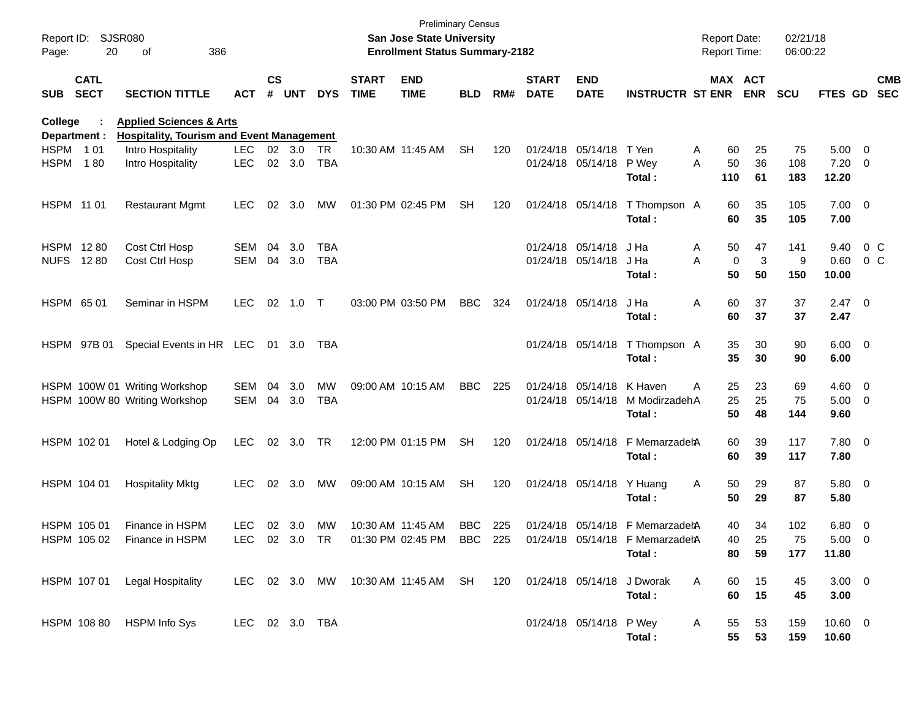Preliminary Census

**San Jose State University**

**Enrollment Status Summary-2182**

Report ID: SJSR080

Report Date: 02/21/18

Report Time: 06:00:22

**College : Applied Sciences & Arts**

**Department : Hospitality, Tourism and Event Management**

| SUB | CATL SECT | SECTION TITTLE | ACT | CS # | UNT | DYS | START TIME | END TIME | BLD | RM# | START DATE | END DATE | INSTRUCTR | ST | MAX ENR | ACT ENR | SCU | FTES | GD | CMB SEC |
|---|---|---|---|---|---|---|---|---|---|---|---|---|---|---|---|---|---|---|---|---|
| HSPM | 1 01 | Intro Hospitality | LEC | 02 | 3.0 | TR | 10:30 AM | 11:45 AM | SH | 120 | 01/24/18 | 05/14/18 | T Yen | A | 60 | 25 | 75 | 5.00 | 0 | |
| HSPM | 1 80 | Intro Hospitality | LEC | 02 | 3.0 | TBA | | | | | 01/24/18 | 05/14/18 | P Wey | A | 50 | 36 | 108 | 7.20 | 0 | |
| | | | | | | | | | | | | | **Total :** | | **110** | **61** | **183** | **12.20** | | |
| HSPM | 11 01 | Restaurant Mgmt | LEC | 02 | 3.0 | MW | 01:30 PM | 02:45 PM | SH | 120 | 01/24/18 | 05/14/18 | T Thompson | A | 60 | 35 | 105 | 7.00 | 0 | |
| | | | | | | | | | | | | | **Total :** | | **60** | **35** | **105** | **7.00** | | |
| HSPM | 12 80 | Cost Ctrl Hosp | SEM | 04 | 3.0 | TBA | | | | | 01/24/18 | 05/14/18 | J Ha | A | 50 | 47 | 141 | 9.40 | 0 | C |
| NUFS | 12 80 | Cost Ctrl Hosp | SEM | 04 | 3.0 | TBA | | | | | 01/24/18 | 05/14/18 | J Ha | A | 0 | 3 | 9 | 0.60 | 0 | C |
| | | | | | | | | | | | | | **Total :** | | **50** | **50** | **150** | **10.00** | | |
| HSPM | 65 01 | Seminar in HSPM | LEC | 02 | 1.0 | T | 03:00 PM | 03:50 PM | BBC | 324 | 01/24/18 | 05/14/18 | J Ha | A | 60 | 37 | 37 | 2.47 | 0 | |
| | | | | | | | | | | | | | **Total :** | | **60** | **37** | **37** | **2.47** | | |
| HSPM | 97B 01 | Special Events in HR | LEC | 01 | 3.0 | TBA | | | | | 01/24/18 | 05/14/18 | T Thompson | A | 35 | 30 | 90 | 6.00 | 0 | |
| | | | | | | | | | | | | | **Total :** | | **35** | **30** | **90** | **6.00** | | |
| HSPM | 100W 01 | Writing Workshop | SEM | 04 | 3.0 | MW | 09:00 AM | 10:15 AM | BBC | 225 | 01/24/18 | 05/14/18 | K Haven | A | 25 | 23 | 69 | 4.60 | 0 | |
| HSPM | 100W 80 | Writing Workshop | SEM | 04 | 3.0 | TBA | | | | | 01/24/18 | 05/14/18 | M Modirzadeh | A | 25 | 25 | 75 | 5.00 | 0 | |
| | | | | | | | | | | | | | **Total :** | | **50** | **48** | **144** | **9.60** | | |
| HSPM | 102 01 | Hotel & Lodging Op | LEC | 02 | 3.0 | TR | 12:00 PM | 01:15 PM | SH | 120 | 01/24/18 | 05/14/18 | F Memarzadeh | A | 60 | 39 | 117 | 7.80 | 0 | |
| | | | | | | | | | | | | | **Total :** | | **60** | **39** | **117** | **7.80** | | |
| HSPM | 104 01 | Hospitality Mktg | LEC | 02 | 3.0 | MW | 09:00 AM | 10:15 AM | SH | 120 | 01/24/18 | 05/14/18 | Y Huang | A | 50 | 29 | 87 | 5.80 | 0 | |
| | | | | | | | | | | | | | **Total :** | | **50** | **29** | **87** | **5.80** | | |
| HSPM | 105 01 | Finance in HSPM | LEC | 02 | 3.0 | MW | 10:30 AM | 11:45 AM | BBC | 225 | 01/24/18 | 05/14/18 | F Memarzadeh | A | 40 | 34 | 102 | 6.80 | 0 | |
| HSPM | 105 02 | Finance in HSPM | LEC | 02 | 3.0 | TR | 01:30 PM | 02:45 PM | BBC | 225 | 01/24/18 | 05/14/18 | F Memarzadeh | A | 40 | 25 | 75 | 5.00 | 0 | |
| | | | | | | | | | | | | | **Total :** | | **80** | **59** | **177** | **11.80** | | |
| HSPM | 107 01 | Legal Hospitality | LEC | 02 | 3.0 | MW | 10:30 AM | 11:45 AM | SH | 120 | 01/24/18 | 05/14/18 | J Dworak | A | 60 | 15 | 45 | 3.00 | 0 | |
| | | | | | | | | | | | | | **Total :** | | **60** | **15** | **45** | **3.00** | | |
| HSPM | 108 80 | HSPM Info Sys | LEC | 02 | 3.0 | TBA | | | | | 01/24/18 | 05/14/18 | P Wey | A | 55 | 53 | 159 | 10.60 | 0 | |
| | | | | | | | | | | | | | **Total :** | | **55** | **53** | **159** | **10.60** | | |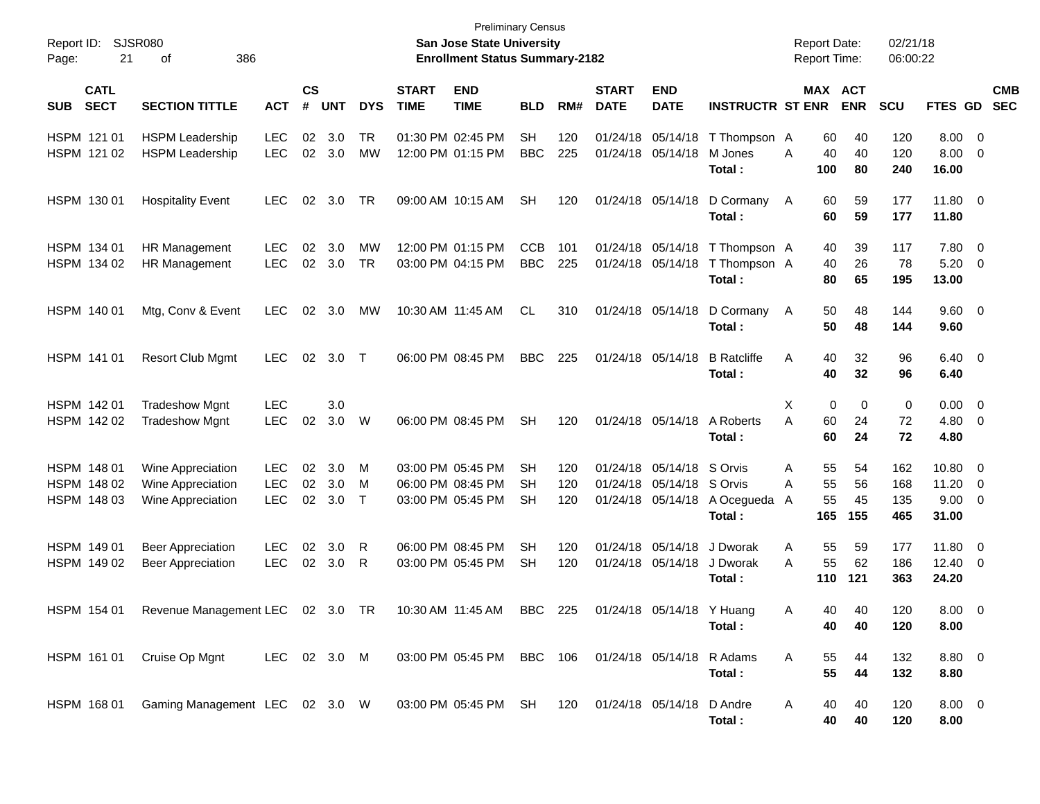Preliminary Census

**San Jose State University**

**Enrollment Status Summary-2182**

Report ID: SJSR080

Report Date: 02/21/18

Report Time: 06:00:22

| SUB | CATL SECT | SECTION TITTLE | ACT | CS # | UNT | DYS | START TIME | END TIME | BLD | RM# | START DATE | END DATE | INSTRUCTR | ST | MAX ENR | ACT ENR | SCU | FTES | GD | CMB SEC |
|---|---|---|---|---|---|---|---|---|---|---|---|---|---|---|---|---|---|---|---|---|
| HSPM | 121 01 | HSPM Leadership | LEC | 02 | 3.0 | TR | 01:30 PM | 02:45 PM | SH | 120 | 01/24/18 | 05/14/18 | T Thompson | A | 60 | 40 | 120 | 8.00 | 0 | |
| HSPM | 121 02 | HSPM Leadership | LEC | 02 | 3.0 | MW | 12:00 PM | 01:15 PM | BBC | 225 | 01/24/18 | 05/14/18 | M Jones | A | 40 | 40 | 120 | 8.00 | 0 | |
| | | | | | | | | | | | | | **Total :** | | **100** | **80** | **240** | **16.00** | | |
| HSPM | 130 01 | Hospitality Event | LEC | 02 | 3.0 | TR | 09:00 AM | 10:15 AM | SH | 120 | 01/24/18 | 05/14/18 | D Cormany | A | 60 | 59 | 177 | 11.80 | 0 | |
| | | | | | | | | | | | | | **Total :** | | **60** | **59** | **177** | **11.80** | | |
| HSPM | 134 01 | HR Management | LEC | 02 | 3.0 | MW | 12:00 PM | 01:15 PM | CCB | 101 | 01/24/18 | 05/14/18 | T Thompson | A | 40 | 39 | 117 | 7.80 | 0 | |
| HSPM | 134 02 | HR Management | LEC | 02 | 3.0 | TR | 03:00 PM | 04:15 PM | BBC | 225 | 01/24/18 | 05/14/18 | T Thompson | A | 40 | 26 | 78 | 5.20 | 0 | |
| | | | | | | | | | | | | | **Total :** | | **80** | **65** | **195** | **13.00** | | |
| HSPM | 140 01 | Mtg, Conv & Event | LEC | 02 | 3.0 | MW | 10:30 AM | 11:45 AM | CL | 310 | 01/24/18 | 05/14/18 | D Cormany | A | 50 | 48 | 144 | 9.60 | 0 | |
| | | | | | | | | | | | | | **Total :** | | **50** | **48** | **144** | **9.60** | | |
| HSPM | 141 01 | Resort Club Mgmt | LEC | 02 | 3.0 | T | 06:00 PM | 08:45 PM | BBC | 225 | 01/24/18 | 05/14/18 | B Ratcliffe | A | 40 | 32 | 96 | 6.40 | 0 | |
| | | | | | | | | | | | | | **Total :** | | **40** | **32** | **96** | **6.40** | | |
| HSPM | 142 01 | Tradeshow Mgnt | LEC | | 3.0 | | | | | | | | | X | 0 | 0 | 0 | 0.00 | 0 | |
| HSPM | 142 02 | Tradeshow Mgnt | LEC | 02 | 3.0 | W | 06:00 PM | 08:45 PM | SH | 120 | 01/24/18 | 05/14/18 | A Roberts | A | 60 | 24 | 72 | 4.80 | 0 | |
| | | | | | | | | | | | | | **Total :** | | **60** | **24** | **72** | **4.80** | | |
| HSPM | 148 01 | Wine Appreciation | LEC | 02 | 3.0 | M | 03:00 PM | 05:45 PM | SH | 120 | 01/24/18 | 05/14/18 | S Orvis | A | 55 | 54 | 162 | 10.80 | 0 | |
| HSPM | 148 02 | Wine Appreciation | LEC | 02 | 3.0 | M | 06:00 PM | 08:45 PM | SH | 120 | 01/24/18 | 05/14/18 | S Orvis | A | 55 | 56 | 168 | 11.20 | 0 | |
| HSPM | 148 03 | Wine Appreciation | LEC | 02 | 3.0 | T | 03:00 PM | 05:45 PM | SH | 120 | 01/24/18 | 05/14/18 | A Ocegueda | A | 55 | 45 | 135 | 9.00 | 0 | |
| | | | | | | | | | | | | | **Total :** | | **165** | **155** | **465** | **31.00** | | |
| HSPM | 149 01 | Beer Appreciation | LEC | 02 | 3.0 | R | 06:00 PM | 08:45 PM | SH | 120 | 01/24/18 | 05/14/18 | J Dworak | A | 55 | 59 | 177 | 11.80 | 0 | |
| HSPM | 149 02 | Beer Appreciation | LEC | 02 | 3.0 | R | 03:00 PM | 05:45 PM | SH | 120 | 01/24/18 | 05/14/18 | J Dworak | A | 55 | 62 | 186 | 12.40 | 0 | |
| | | | | | | | | | | | | | **Total :** | | **110** | **121** | **363** | **24.20** | | |
| HSPM | 154 01 | Revenue Management | LEC | 02 | 3.0 | TR | 10:30 AM | 11:45 AM | BBC | 225 | 01/24/18 | 05/14/18 | Y Huang | A | 40 | 40 | 120 | 8.00 | 0 | |
| | | | | | | | | | | | | | **Total :** | | **40** | **40** | **120** | **8.00** | | |
| HSPM | 161 01 | Cruise Op Mgnt | LEC | 02 | 3.0 | M | 03:00 PM | 05:45 PM | BBC | 106 | 01/24/18 | 05/14/18 | R Adams | A | 55 | 44 | 132 | 8.80 | 0 | |
| | | | | | | | | | | | | | **Total :** | | **55** | **44** | **132** | **8.80** | | |
| HSPM | 168 01 | Gaming Management | LEC | 02 | 3.0 | W | 03:00 PM | 05:45 PM | SH | 120 | 01/24/18 | 05/14/18 | D Andre | A | 40 | 40 | 120 | 8.00 | 0 | |
| | | | | | | | | | | | | | **Total :** | | **40** | **40** | **120** | **8.00** | | |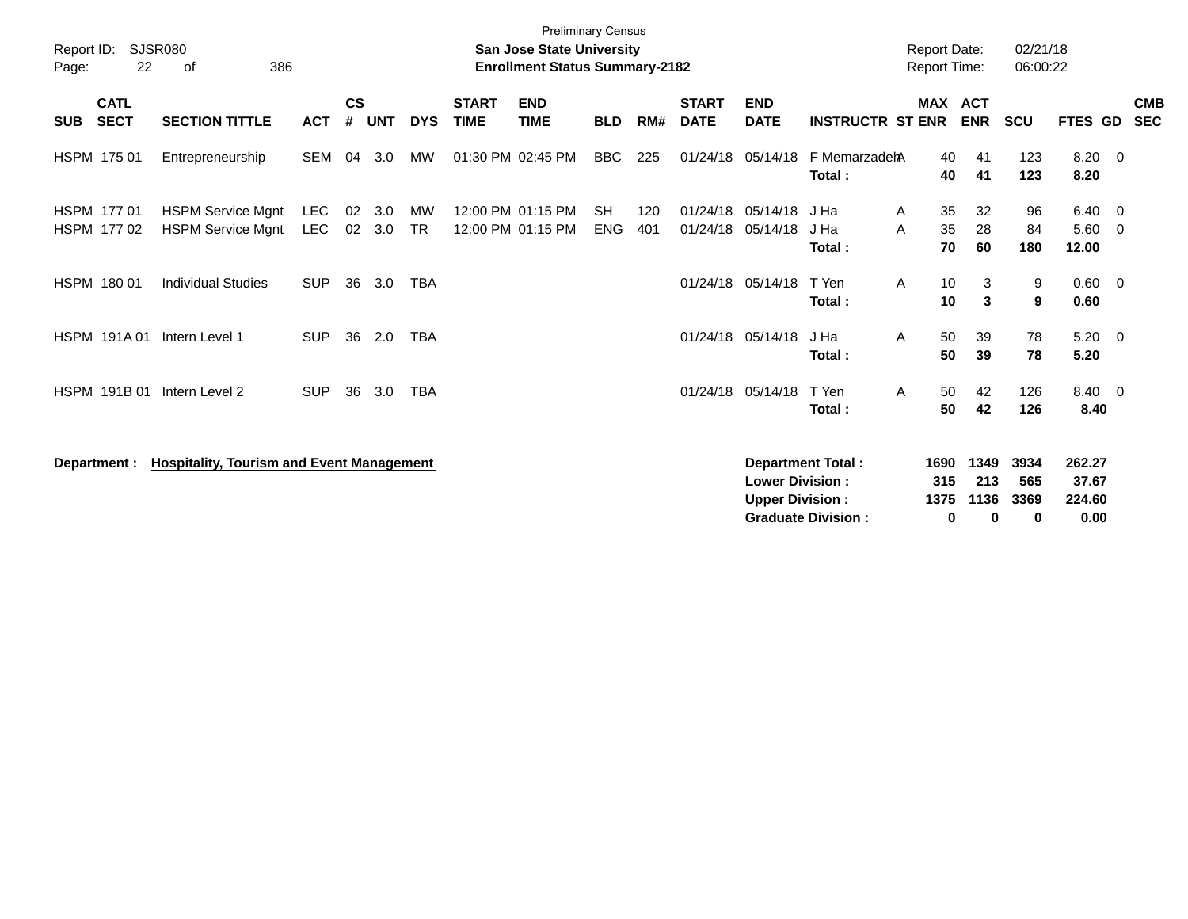Preliminary Census

**San Jose State University**
**Enrollment Status Summary-2182**

Report ID: SJSR080
Report Date: 02/21/18
Report Time: 06:00:22

| SUB | CATL SECT | SECTION TITTLE | ACT | CS # | UNT | DYS | START TIME | END TIME | BLD | RM# | START DATE | END DATE | INSTRUCTR | ST | MAX ENR | ACT ENR | SCU | FTES | GD | CMB SEC |
|---|---|---|---|---|---|---|---|---|---|---|---|---|---|---|---|---|---|---|---|---|
| HSPM | 175 01 | Entrepreneurship | SEM | 04 | 3.0 | MW | 01:30 PM | 02:45 PM | BBC | 225 | 01/24/18 | 05/14/18 | F Memarzadeh | A | 40 | 41 | 123 | 8.20 | 0 | |
| | | | | | | | | | | | | | **Total :** | | **40** | **41** | **123** | **8.20** | | |
| HSPM | 177 01 | HSPM Service Mgnt | LEC | 02 | 3.0 | MW | 12:00 PM | 01:15 PM | SH | 120 | 01/24/18 | 05/14/18 | J Ha | A | 35 | 32 | 96 | 6.40 | 0 | |
| HSPM | 177 02 | HSPM Service Mgnt | LEC | 02 | 3.0 | TR | 12:00 PM | 01:15 PM | ENG | 401 | 01/24/18 | 05/14/18 | J Ha | A | 35 | 28 | 84 | 5.60 | 0 | |
| | | | | | | | | | | | | | **Total :** | | **70** | **60** | **180** | **12.00** | | |
| HSPM | 180 01 | Individual Studies | SUP | 36 | 3.0 | TBA | | | | | 01/24/18 | 05/14/18 | T Yen | A | 10 | 3 | 9 | 0.60 | 0 | |
| | | | | | | | | | | | | | **Total :** | | **10** | **3** | **9** | **0.60** | | |
| HSPM | 191A 01 | Intern Level 1 | SUP | 36 | 2.0 | TBA | | | | | 01/24/18 | 05/14/18 | J Ha | A | 50 | 39 | 78 | 5.20 | 0 | |
| | | | | | | | | | | | | | **Total :** | | **50** | **39** | **78** | **5.20** | | |
| HSPM | 191B 01 | Intern Level 2 | SUP | 36 | 3.0 | TBA | | | | | 01/24/18 | 05/14/18 | T Yen | A | 50 | 42 | 126 | 8.40 | 0 | |
| | | | | | | | | | | | | | **Total :** | | **50** | **42** | **126** | **8.40** | | |

**Department : Hospitality, Tourism and Event Management**

| | MAX ENR | ACT ENR | SCU | FTES |
|---|---|---|---|---|
| **Department Total :** | **1690** | **1349** | **3934** | **262.27** |
| **Lower Division :** | **315** | **213** | **565** | **37.67** |
| **Upper Division :** | **1375** | **1136** | **3369** | **224.60** |
| **Graduate Division :** | **0** | **0** | **0** | **0.00** |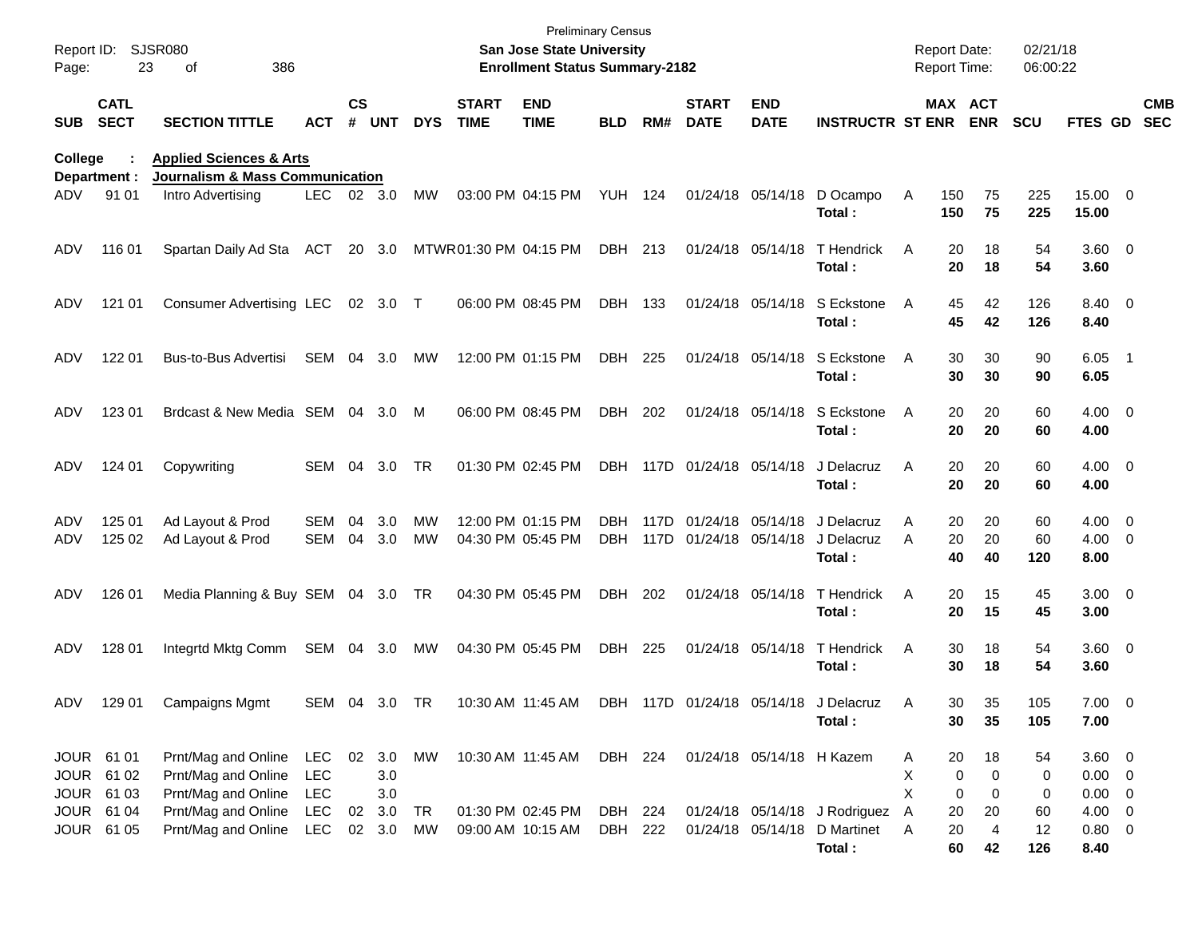Preliminary Census
**San Jose State University**
**Enrollment Status Summary-2182**

Report ID: SJSR080
Report Date: 02/21/18
Report Time: 06:00:22

**College : Applied Sciences & Arts**
**Department : Journalism & Mass Communication**

| SUB | CATL SECT | SECTION TITTLE | ACT | CS # | UNT | DYS | START TIME | END TIME | BLD | RM# | START DATE | END DATE | INSTRUCTR | ST | MAX ENR | ACT ENR | SCU | FTES | GD | CMB SEC |
|---|---|---|---|---|---|---|---|---|---|---|---|---|---|---|---|---|---|---|---|---|
| ADV | 91 01 | Intro Advertising | LEC | 02 | 3.0 | MW | 03:00 PM | 04:15 PM | YUH | 124 | 01/24/18 | 05/14/18 | D Ocampo | A | 150 | 75 | 225 | 15.00 | 0 | |
| | | | | | | | | | | | | | **Total :** | | **150** | **75** | **225** | **15.00** | | |
| ADV | 116 01 | Spartan Daily Ad Sta | ACT | 20 | 3.0 | MTWR | 01:30 PM | 04:15 PM | DBH | 213 | 01/24/18 | 05/14/18 | T Hendrick | A | 20 | 18 | 54 | 3.60 | 0 | |
| | | | | | | | | | | | | | **Total :** | | **20** | **18** | **54** | **3.60** | | |
| ADV | 121 01 | Consumer Advertising | LEC | 02 | 3.0 | T | 06:00 PM | 08:45 PM | DBH | 133 | 01/24/18 | 05/14/18 | S Eckstone | A | 45 | 42 | 126 | 8.40 | 0 | |
| | | | | | | | | | | | | | **Total :** | | **45** | **42** | **126** | **8.40** | | |
| ADV | 122 01 | Bus-to-Bus Advertisi | SEM | 04 | 3.0 | MW | 12:00 PM | 01:15 PM | DBH | 225 | 01/24/18 | 05/14/18 | S Eckstone | A | 30 | 30 | 90 | 6.05 | 1 | |
| | | | | | | | | | | | | | **Total :** | | **30** | **30** | **90** | **6.05** | | |
| ADV | 123 01 | Brdcast & New Media | SEM | 04 | 3.0 | M | 06:00 PM | 08:45 PM | DBH | 202 | 01/24/18 | 05/14/18 | S Eckstone | A | 20 | 20 | 60 | 4.00 | 0 | |
| | | | | | | | | | | | | | **Total :** | | **20** | **20** | **60** | **4.00** | | |
| ADV | 124 01 | Copywriting | SEM | 04 | 3.0 | TR | 01:30 PM | 02:45 PM | DBH | 117D | 01/24/18 | 05/14/18 | J Delacruz | A | 20 | 20 | 60 | 4.00 | 0 | |
| | | | | | | | | | | | | | **Total :** | | **20** | **20** | **60** | **4.00** | | |
| ADV | 125 01 | Ad Layout & Prod | SEM | 04 | 3.0 | MW | 12:00 PM | 01:15 PM | DBH | 117D | 01/24/18 | 05/14/18 | J Delacruz | A | 20 | 20 | 60 | 4.00 | 0 | |
| ADV | 125 02 | Ad Layout & Prod | SEM | 04 | 3.0 | MW | 04:30 PM | 05:45 PM | DBH | 117D | 01/24/18 | 05/14/18 | J Delacruz | A | 20 | 20 | 60 | 4.00 | 0 | |
| | | | | | | | | | | | | | **Total :** | | **40** | **40** | **120** | **8.00** | | |
| ADV | 126 01 | Media Planning & Buy | SEM | 04 | 3.0 | TR | 04:30 PM | 05:45 PM | DBH | 202 | 01/24/18 | 05/14/18 | T Hendrick | A | 20 | 15 | 45 | 3.00 | 0 | |
| | | | | | | | | | | | | | **Total :** | | **20** | **15** | **45** | **3.00** | | |
| ADV | 128 01 | Integrtd Mktg Comm | SEM | 04 | 3.0 | MW | 04:30 PM | 05:45 PM | DBH | 225 | 01/24/18 | 05/14/18 | T Hendrick | A | 30 | 18 | 54 | 3.60 | 0 | |
| | | | | | | | | | | | | | **Total :** | | **30** | **18** | **54** | **3.60** | | |
| ADV | 129 01 | Campaigns Mgmt | SEM | 04 | 3.0 | TR | 10:30 AM | 11:45 AM | DBH | 117D | 01/24/18 | 05/14/18 | J Delacruz | A | 30 | 35 | 105 | 7.00 | 0 | |
| | | | | | | | | | | | | | **Total :** | | **30** | **35** | **105** | **7.00** | | |
| JOUR | 61 01 | Prnt/Mag and Online | LEC | 02 | 3.0 | MW | 10:30 AM | 11:45 AM | DBH | 224 | 01/24/18 | 05/14/18 | H Kazem | A | 20 | 18 | 54 | 3.60 | 0 | |
| JOUR | 61 02 | Prnt/Mag and Online | LEC | | 3.0 | | | | | | | | | X | 0 | 0 | 0 | 0.00 | 0 | |
| JOUR | 61 03 | Prnt/Mag and Online | LEC | | 3.0 | | | | | | | | | X | 0 | 0 | 0 | 0.00 | 0 | |
| JOUR | 61 04 | Prnt/Mag and Online | LEC | 02 | 3.0 | TR | 01:30 PM | 02:45 PM | DBH | 224 | 01/24/18 | 05/14/18 | J Rodriguez | A | 20 | 20 | 60 | 4.00 | 0 | |
| JOUR | 61 05 | Prnt/Mag and Online | LEC | 02 | 3.0 | MW | 09:00 AM | 10:15 AM | DBH | 222 | 01/24/18 | 05/14/18 | D Martinet | A | 20 | 4 | 12 | 0.80 | 0 | |
| | | | | | | | | | | | | | **Total :** | | **60** | **42** | **126** | **8.40** | | |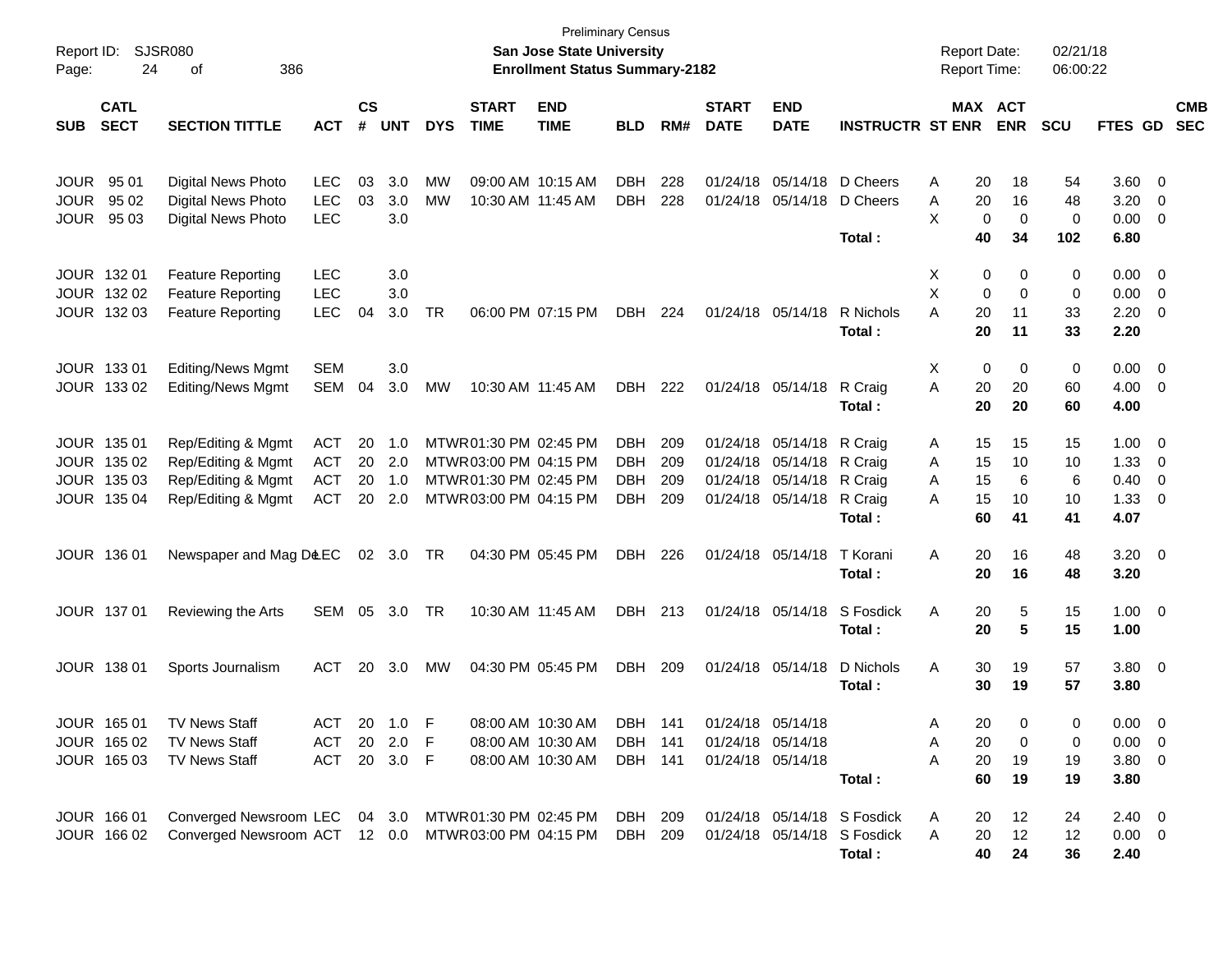Preliminary Census

**San Jose State University**

**Enrollment Status Summary-2182**

Report ID: SJSR080

Report Date: 02/21/18

Report Time: 06:00:22

| SUB | CATL SECT | SECTION TITTLE | ACT | CS # | UNT | DYS | START TIME | END TIME | BLD | RM# | START DATE | END DATE | INSTRUCTR | ST | MAX ENR | ACT ENR | SCU | FTES | GD | CMB SEC |
|---|---|---|---|---|---|---|---|---|---|---|---|---|---|---|---|---|---|---|---|---|
| JOUR | 95 01 | Digital News Photo | LEC | 03 | 3.0 | MW | 09:00 AM | 10:15 AM | DBH | 228 | 01/24/18 | 05/14/18 | D Cheers | A | 20 | 18 | 54 | 3.60 | 0 | |
| JOUR | 95 02 | Digital News Photo | LEC | 03 | 3.0 | MW | 10:30 AM | 11:45 AM | DBH | 228 | 01/24/18 | 05/14/18 | D Cheers | A | 20 | 16 | 48 | 3.20 | 0 | |
| JOUR | 95 03 | Digital News Photo | LEC | | 3.0 | | | | | | | | | X | 0 | 0 | 0 | 0.00 | 0 | |
| | | | | | | | | | | | | | **Total :** | | **40** | **34** | **102** | **6.80** | | |
| JOUR | 132 01 | Feature Reporting | LEC | | 3.0 | | | | | | | | | X | 0 | 0 | 0 | 0.00 | 0 | |
| JOUR | 132 02 | Feature Reporting | LEC | | 3.0 | | | | | | | | | X | 0 | 0 | 0 | 0.00 | 0 | |
| JOUR | 132 03 | Feature Reporting | LEC | 04 | 3.0 | TR | 06:00 PM | 07:15 PM | DBH | 224 | 01/24/18 | 05/14/18 | R Nichols | A | 20 | 11 | 33 | 2.20 | 0 | |
| | | | | | | | | | | | | | **Total :** | | **20** | **11** | **33** | **2.20** | | |
| JOUR | 133 01 | Editing/News Mgmt | SEM | | 3.0 | | | | | | | | | X | 0 | 0 | 0 | 0.00 | 0 | |
| JOUR | 133 02 | Editing/News Mgmt | SEM | 04 | 3.0 | MW | 10:30 AM | 11:45 AM | DBH | 222 | 01/24/18 | 05/14/18 | R Craig | A | 20 | 20 | 60 | 4.00 | 0 | |
| | | | | | | | | | | | | | **Total :** | | **20** | **20** | **60** | **4.00** | | |
| JOUR | 135 01 | Rep/Editing & Mgmt | ACT | 20 | 1.0 | MTWR | 01:30 PM | 02:45 PM | DBH | 209 | 01/24/18 | 05/14/18 | R Craig | A | 15 | 15 | 15 | 1.00 | 0 | |
| JOUR | 135 02 | Rep/Editing & Mgmt | ACT | 20 | 2.0 | MTWR | 03:00 PM | 04:15 PM | DBH | 209 | 01/24/18 | 05/14/18 | R Craig | A | 15 | 10 | 10 | 1.33 | 0 | |
| JOUR | 135 03 | Rep/Editing & Mgmt | ACT | 20 | 1.0 | MTWR | 01:30 PM | 02:45 PM | DBH | 209 | 01/24/18 | 05/14/18 | R Craig | A | 15 | 6 | 6 | 0.40 | 0 | |
| JOUR | 135 04 | Rep/Editing & Mgmt | ACT | 20 | 2.0 | MTWR | 03:00 PM | 04:15 PM | DBH | 209 | 01/24/18 | 05/14/18 | R Craig | A | 15 | 10 | 10 | 1.33 | 0 | |
| | | | | | | | | | | | | | **Total :** | | **60** | **41** | **41** | **4.07** | | |
| JOUR | 136 01 | Newspaper and Mag Des | LEC | 02 | 3.0 | TR | 04:30 PM | 05:45 PM | DBH | 226 | 01/24/18 | 05/14/18 | T Korani | A | 20 | 16 | 48 | 3.20 | 0 | |
| | | | | | | | | | | | | | **Total :** | | **20** | **16** | **48** | **3.20** | | |
| JOUR | 137 01 | Reviewing the Arts | SEM | 05 | 3.0 | TR | 10:30 AM | 11:45 AM | DBH | 213 | 01/24/18 | 05/14/18 | S Fosdick | A | 20 | 5 | 15 | 1.00 | 0 | |
| | | | | | | | | | | | | | **Total :** | | **20** | **5** | **15** | **1.00** | | |
| JOUR | 138 01 | Sports Journalism | ACT | 20 | 3.0 | MW | 04:30 PM | 05:45 PM | DBH | 209 | 01/24/18 | 05/14/18 | D Nichols | A | 30 | 19 | 57 | 3.80 | 0 | |
| | | | | | | | | | | | | | **Total :** | | **30** | **19** | **57** | **3.80** | | |
| JOUR | 165 01 | TV News Staff | ACT | 20 | 1.0 | F | 08:00 AM | 10:30 AM | DBH | 141 | 01/24/18 | 05/14/18 | | A | 20 | 0 | 0 | 0.00 | 0 | |
| JOUR | 165 02 | TV News Staff | ACT | 20 | 2.0 | F | 08:00 AM | 10:30 AM | DBH | 141 | 01/24/18 | 05/14/18 | | A | 20 | 0 | 0 | 0.00 | 0 | |
| JOUR | 165 03 | TV News Staff | ACT | 20 | 3.0 | F | 08:00 AM | 10:30 AM | DBH | 141 | 01/24/18 | 05/14/18 | | A | 20 | 19 | 19 | 3.80 | 0 | |
| | | | | | | | | | | | | | **Total :** | | **60** | **19** | **19** | **3.80** | | |
| JOUR | 166 01 | Converged Newsroom | LEC | 04 | 3.0 | MTWR | 01:30 PM | 02:45 PM | DBH | 209 | 01/24/18 | 05/14/18 | S Fosdick | A | 20 | 12 | 24 | 2.40 | 0 | |
| JOUR | 166 02 | Converged Newsroom | ACT | 12 | 0.0 | MTWR | 03:00 PM | 04:15 PM | DBH | 209 | 01/24/18 | 05/14/18 | S Fosdick | A | 20 | 12 | 12 | 0.00 | 0 | |
| | | | | | | | | | | | | | **Total :** | | **40** | **24** | **36** | **2.40** | | |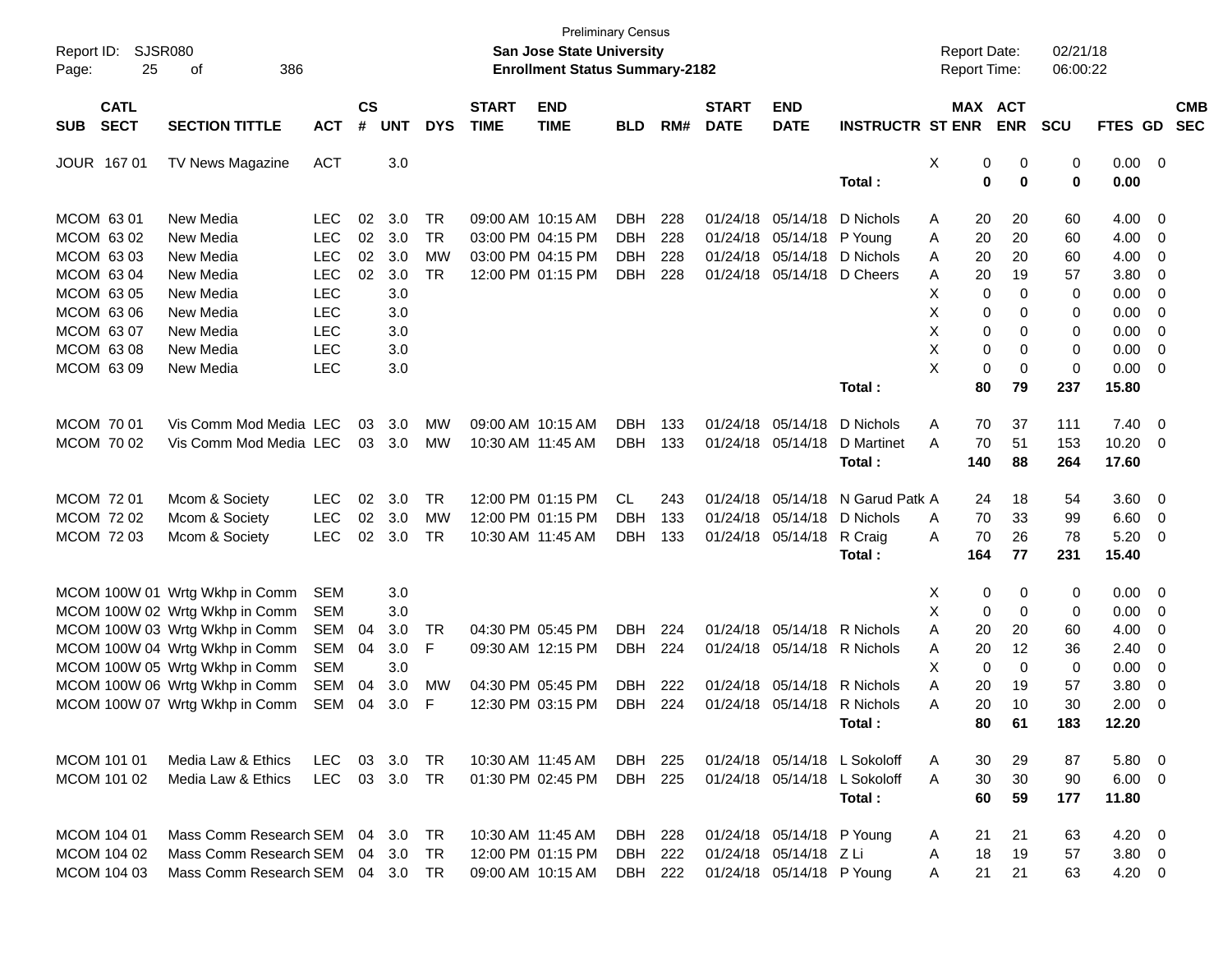Preliminary Census

Report ID: SJSR080

**San Jose State University**

**Enrollment Status Summary-2182**

Report Date: 02/21/18

Report Time: 06:00:22

| SUB | CATL SECT | SECTION TITTLE | ACT | CS # | UNT | DYS | START TIME | END TIME | BLD | RM# | START DATE | END DATE | INSTRUCTR | ST | MAX ENR | ACT ENR | SCU | FTES | GD | CMB SEC |
|---|---|---|---|---|---|---|---|---|---|---|---|---|---|---|---|---|---|---|---|---|
| JOUR | 167 01 | TV News Magazine | ACT | | 3.0 | | | | | | | | | X | 0 | 0 | 0 | 0.00 | 0 | |
| | | | | | | | | | | | | | **Total :** | | **0** | **0** | **0** | **0.00** | | |
| MCOM | 63 01 | New Media | LEC | 02 | 3.0 | TR | 09:00 AM | 10:15 AM | DBH | 228 | 01/24/18 | 05/14/18 | D Nichols | A | 20 | 20 | 60 | 4.00 | 0 | |
| MCOM | 63 02 | New Media | LEC | 02 | 3.0 | TR | 03:00 PM | 04:15 PM | DBH | 228 | 01/24/18 | 05/14/18 | P Young | A | 20 | 20 | 60 | 4.00 | 0 | |
| MCOM | 63 03 | New Media | LEC | 02 | 3.0 | MW | 03:00 PM | 04:15 PM | DBH | 228 | 01/24/18 | 05/14/18 | D Nichols | A | 20 | 20 | 60 | 4.00 | 0 | |
| MCOM | 63 04 | New Media | LEC | 02 | 3.0 | TR | 12:00 PM | 01:15 PM | DBH | 228 | 01/24/18 | 05/14/18 | D Cheers | A | 20 | 19 | 57 | 3.80 | 0 | |
| MCOM | 63 05 | New Media | LEC | | 3.0 | | | | | | | | | X | 0 | 0 | 0 | 0.00 | 0 | |
| MCOM | 63 06 | New Media | LEC | | 3.0 | | | | | | | | | X | 0 | 0 | 0 | 0.00 | 0 | |
| MCOM | 63 07 | New Media | LEC | | 3.0 | | | | | | | | | X | 0 | 0 | 0 | 0.00 | 0 | |
| MCOM | 63 08 | New Media | LEC | | 3.0 | | | | | | | | | X | 0 | 0 | 0 | 0.00 | 0 | |
| MCOM | 63 09 | New Media | LEC | | 3.0 | | | | | | | | | X | 0 | 0 | 0 | 0.00 | 0 | |
| | | | | | | | | | | | | | **Total :** | | **80** | **79** | **237** | **15.80** | | |
| MCOM | 70 01 | Vis Comm Mod Media | LEC | 03 | 3.0 | MW | 09:00 AM | 10:15 AM | DBH | 133 | 01/24/18 | 05/14/18 | D Nichols | A | 70 | 37 | 111 | 7.40 | 0 | |
| MCOM | 70 02 | Vis Comm Mod Media | LEC | 03 | 3.0 | MW | 10:30 AM | 11:45 AM | DBH | 133 | 01/24/18 | 05/14/18 | D Martinet | A | 70 | 51 | 153 | 10.20 | 0 | |
| | | | | | | | | | | | | | **Total :** | | **140** | **88** | **264** | **17.60** | | |
| MCOM | 72 01 | Mcom & Society | LEC | 02 | 3.0 | TR | 12:00 PM | 01:15 PM | CL | 243 | 01/24/18 | 05/14/18 | N Garud Patk | A | 24 | 18 | 54 | 3.60 | 0 | |
| MCOM | 72 02 | Mcom & Society | LEC | 02 | 3.0 | MW | 12:00 PM | 01:15 PM | DBH | 133 | 01/24/18 | 05/14/18 | D Nichols | A | 70 | 33 | 99 | 6.60 | 0 | |
| MCOM | 72 03 | Mcom & Society | LEC | 02 | 3.0 | TR | 10:30 AM | 11:45 AM | DBH | 133 | 01/24/18 | 05/14/18 | R Craig | A | 70 | 26 | 78 | 5.20 | 0 | |
| | | | | | | | | | | | | | **Total :** | | **164** | **77** | **231** | **15.40** | | |
| MCOM | 100W 01 | Wrtg Wkhp in Comm | SEM | | 3.0 | | | | | | | | | X | 0 | 0 | 0 | 0.00 | 0 | |
| MCOM | 100W 02 | Wrtg Wkhp in Comm | SEM | | 3.0 | | | | | | | | | X | 0 | 0 | 0 | 0.00 | 0 | |
| MCOM | 100W 03 | Wrtg Wkhp in Comm | SEM | 04 | 3.0 | TR | 04:30 PM | 05:45 PM | DBH | 224 | 01/24/18 | 05/14/18 | R Nichols | A | 20 | 20 | 60 | 4.00 | 0 | |
| MCOM | 100W 04 | Wrtg Wkhp in Comm | SEM | 04 | 3.0 | F | 09:30 AM | 12:15 PM | DBH | 224 | 01/24/18 | 05/14/18 | R Nichols | A | 20 | 12 | 36 | 2.40 | 0 | |
| MCOM | 100W 05 | Wrtg Wkhp in Comm | SEM | | 3.0 | | | | | | | | | X | 0 | 0 | 0 | 0.00 | 0 | |
| MCOM | 100W 06 | Wrtg Wkhp in Comm | SEM | 04 | 3.0 | MW | 04:30 PM | 05:45 PM | DBH | 222 | 01/24/18 | 05/14/18 | R Nichols | A | 20 | 19 | 57 | 3.80 | 0 | |
| MCOM | 100W 07 | Wrtg Wkhp in Comm | SEM | 04 | 3.0 | F | 12:30 PM | 03:15 PM | DBH | 224 | 01/24/18 | 05/14/18 | R Nichols | A | 20 | 10 | 30 | 2.00 | 0 | |
| | | | | | | | | | | | | | **Total :** | | **80** | **61** | **183** | **12.20** | | |
| MCOM | 101 01 | Media Law & Ethics | LEC | 03 | 3.0 | TR | 10:30 AM | 11:45 AM | DBH | 225 | 01/24/18 | 05/14/18 | L Sokoloff | A | 30 | 29 | 87 | 5.80 | 0 | |
| MCOM | 101 02 | Media Law & Ethics | LEC | 03 | 3.0 | TR | 01:30 PM | 02:45 PM | DBH | 225 | 01/24/18 | 05/14/18 | L Sokoloff | A | 30 | 30 | 90 | 6.00 | 0 | |
| | | | | | | | | | | | | | **Total :** | | **60** | **59** | **177** | **11.80** | | |
| MCOM | 104 01 | Mass Comm Research | SEM | 04 | 3.0 | TR | 10:30 AM | 11:45 AM | DBH | 228 | 01/24/18 | 05/14/18 | P Young | A | 21 | 21 | 63 | 4.20 | 0 | |
| MCOM | 104 02 | Mass Comm Research | SEM | 04 | 3.0 | TR | 12:00 PM | 01:15 PM | DBH | 222 | 01/24/18 | 05/14/18 | Z Li | A | 18 | 19 | 57 | 3.80 | 0 | |
| MCOM | 104 03 | Mass Comm Research | SEM | 04 | 3.0 | TR | 09:00 AM | 10:15 AM | DBH | 222 | 01/24/18 | 05/14/18 | P Young | A | 21 | 21 | 63 | 4.20 | 0 | |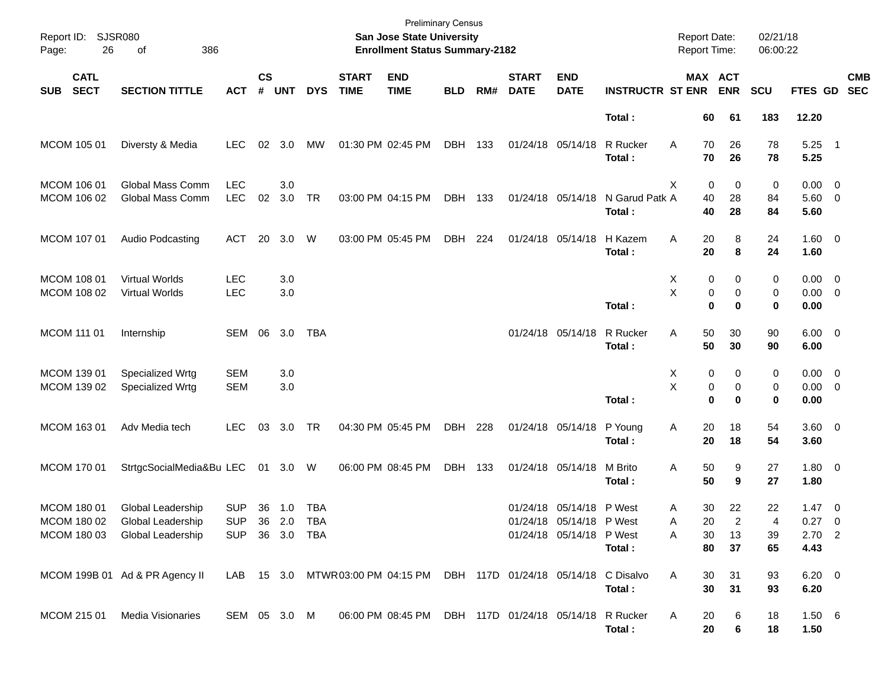Preliminary Census
**San Jose State University**
**Enrollment Status Summary-2182**

Report ID: SJSR080
Report Date: 02/21/18
Report Time: 06:00:22

| SUB | CATL SECT | SECTION TITTLE | ACT | CS # | UNT | DYS | START TIME | END TIME | BLD | RM# | START DATE | END DATE | INSTRUCTR | ST | MAX ENR | ACT ENR | SCU | FTES | GD | CMB SEC |
|---|---|---|---|---|---|---|---|---|---|---|---|---|---|---|---|---|---|---|---|---|
| | | | | | | | | | | | | | **Total :** | | **60** | **61** | **183** | **12.20** | | |
| MCOM | 105 01 | Diversty & Media | LEC | 02 | 3.0 | MW | 01:30 PM | 02:45 PM | DBH | 133 | 01/24/18 | 05/14/18 | R Rucker | A | 70 | 26 | 78 | 5.25 | 1 | |
| | | | | | | | | | | | | | **Total :** | | **70** | **26** | **78** | **5.25** | | |
| MCOM | 106 01 | Global Mass Comm | LEC | | 3.0 | | | | | | | | | X | 0 | 0 | 0 | 0.00 | 0 | |
| MCOM | 106 02 | Global Mass Comm | LEC | 02 | 3.0 | TR | 03:00 PM | 04:15 PM | DBH | 133 | 01/24/18 | 05/14/18 | N Garud Patk | A | 40 | 28 | 84 | 5.60 | 0 | |
| | | | | | | | | | | | | | **Total :** | | **40** | **28** | **84** | **5.60** | | |
| MCOM | 107 01 | Audio Podcasting | ACT | 20 | 3.0 | W | 03:00 PM | 05:45 PM | DBH | 224 | 01/24/18 | 05/14/18 | H Kazem | A | 20 | 8 | 24 | 1.60 | 0 | |
| | | | | | | | | | | | | | **Total :** | | **20** | **8** | **24** | **1.60** | | |
| MCOM | 108 01 | Virtual Worlds | LEC | | 3.0 | | | | | | | | | X | 0 | 0 | 0 | 0.00 | 0 | |
| MCOM | 108 02 | Virtual Worlds | LEC | | 3.0 | | | | | | | | | X | 0 | 0 | 0 | 0.00 | 0 | |
| | | | | | | | | | | | | | **Total :** | | **0** | **0** | **0** | **0.00** | | |
| MCOM | 111 01 | Internship | SEM | 06 | 3.0 | TBA | | | | | 01/24/18 | 05/14/18 | R Rucker | A | 50 | 30 | 90 | 6.00 | 0 | |
| | | | | | | | | | | | | | **Total :** | | **50** | **30** | **90** | **6.00** | | |
| MCOM | 139 01 | Specialized Wrtg | SEM | | 3.0 | | | | | | | | | X | 0 | 0 | 0 | 0.00 | 0 | |
| MCOM | 139 02 | Specialized Wrtg | SEM | | 3.0 | | | | | | | | | X | 0 | 0 | 0 | 0.00 | 0 | |
| | | | | | | | | | | | | | **Total :** | | **0** | **0** | **0** | **0.00** | | |
| MCOM | 163 01 | Adv Media tech | LEC | 03 | 3.0 | TR | 04:30 PM | 05:45 PM | DBH | 228 | 01/24/18 | 05/14/18 | P Young | A | 20 | 18 | 54 | 3.60 | 0 | |
| | | | | | | | | | | | | | **Total :** | | **20** | **18** | **54** | **3.60** | | |
| MCOM | 170 01 | StrtgcSocialMedia&Bu | LEC | 01 | 3.0 | W | 06:00 PM | 08:45 PM | DBH | 133 | 01/24/18 | 05/14/18 | M Brito | A | 50 | 9 | 27 | 1.80 | 0 | |
| | | | | | | | | | | | | | **Total :** | | **50** | **9** | **27** | **1.80** | | |
| MCOM | 180 01 | Global Leadership | SUP | 36 | 1.0 | TBA | | | | | 01/24/18 | 05/14/18 | P West | A | 30 | 22 | 22 | 1.47 | 0 | |
| MCOM | 180 02 | Global Leadership | SUP | 36 | 2.0 | TBA | | | | | 01/24/18 | 05/14/18 | P West | A | 20 | 2 | 4 | 0.27 | 0 | |
| MCOM | 180 03 | Global Leadership | SUP | 36 | 3.0 | TBA | | | | | 01/24/18 | 05/14/18 | P West | A | 30 | 13 | 39 | 2.70 | 2 | |
| | | | | | | | | | | | | | **Total :** | | **80** | **37** | **65** | **4.43** | | |
| MCOM | 199B 01 | Ad & PR Agency II | LAB | 15 | 3.0 | MTWR | 03:00 PM | 04:15 PM | DBH | 117D | 01/24/18 | 05/14/18 | C Disalvo | A | 30 | 31 | 93 | 6.20 | 0 | |
| | | | | | | | | | | | | | **Total :** | | **30** | **31** | **93** | **6.20** | | |
| MCOM | 215 01 | Media Visionaries | SEM | 05 | 3.0 | M | 06:00 PM | 08:45 PM | DBH | 117D | 01/24/18 | 05/14/18 | R Rucker | A | 20 | 6 | 18 | 1.50 | 6 | |
| | | | | | | | | | | | | | **Total :** | | **20** | **6** | **18** | **1.50** | | |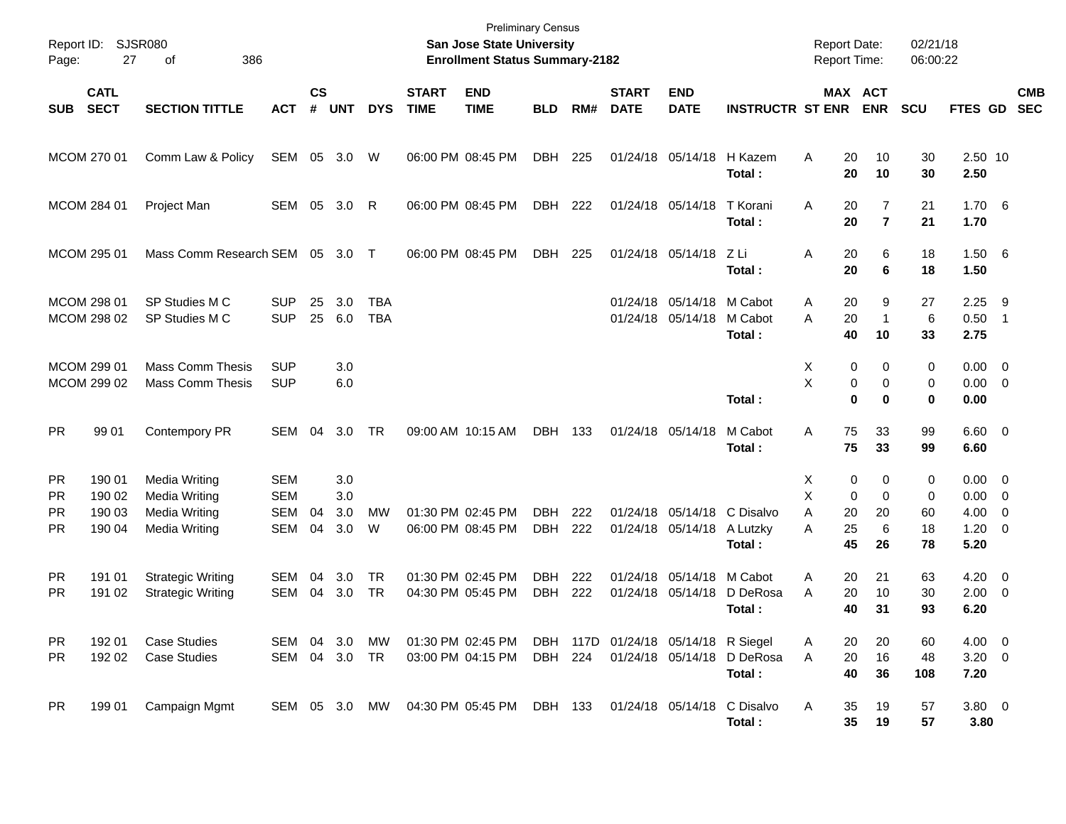Preliminary Census

**San Jose State University**

**Enrollment Status Summary-2182**

Report ID: SJSR080
Page: 27 of 386

Report Date: 02/21/18
Report Time: 06:00:22

| SUB | CATL SECT | SECTION TITTLE | ACT | CS # | UNT | DYS | START TIME | END TIME | BLD | RM# | START DATE | END DATE | INSTRUCTR | ST | MAX ENR | ACT ENR | SCU | FTES | GD | CMB SEC |
|---|---|---|---|---|---|---|---|---|---|---|---|---|---|---|---|---|---|---|---|---|
| MCOM | 270 01 | Comm Law & Policy | SEM | 05 | 3.0 | W | 06:00 PM | 08:45 PM | DBH | 225 | 01/24/18 | 05/14/18 | H Kazem | A | 20 | 10 | 30 | 2.50 | 10 | |
| | | | | | | | | | | | | | **Total :** | | **20** | **10** | **30** | **2.50** | | |
| MCOM | 284 01 | Project Man | SEM | 05 | 3.0 | R | 06:00 PM | 08:45 PM | DBH | 222 | 01/24/18 | 05/14/18 | T Korani | A | 20 | 7 | 21 | 1.70 | 6 | |
| | | | | | | | | | | | | | **Total :** | | **20** | **7** | **21** | **1.70** | | |
| MCOM | 295 01 | Mass Comm Research | SEM | 05 | 3.0 | T | 06:00 PM | 08:45 PM | DBH | 225 | 01/24/18 | 05/14/18 | Z Li | A | 20 | 6 | 18 | 1.50 | 6 | |
| | | | | | | | | | | | | | **Total :** | | **20** | **6** | **18** | **1.50** | | |
| MCOM | 298 01 | SP Studies M C | SUP | 25 | 3.0 | TBA | | | | | 01/24/18 | 05/14/18 | M Cabot | A | 20 | 9 | 27 | 2.25 | 9 | |
| MCOM | 298 02 | SP Studies M C | SUP | 25 | 6.0 | TBA | | | | | 01/24/18 | 05/14/18 | M Cabot | A | 20 | 1 | 6 | 0.50 | 1 | |
| | | | | | | | | | | | | | **Total :** | | **40** | **10** | **33** | **2.75** | | |
| MCOM | 299 01 | Mass Comm Thesis | SUP | | 3.0 | | | | | | | | | X | 0 | 0 | 0 | 0.00 | 0 | |
| MCOM | 299 02 | Mass Comm Thesis | SUP | | 6.0 | | | | | | | | | X | 0 | 0 | 0 | 0.00 | 0 | |
| | | | | | | | | | | | | | **Total :** | | **0** | **0** | **0** | **0.00** | | |
| PR | 99 01 | Contempory PR | SEM | 04 | 3.0 | TR | 09:00 AM | 10:15 AM | DBH | 133 | 01/24/18 | 05/14/18 | M Cabot | A | 75 | 33 | 99 | 6.60 | 0 | |
| | | | | | | | | | | | | | **Total :** | | **75** | **33** | **99** | **6.60** | | |
| PR | 190 01 | Media Writing | SEM | | 3.0 | | | | | | | | | X | 0 | 0 | 0 | 0.00 | 0 | |
| PR | 190 02 | Media Writing | SEM | | 3.0 | | | | | | | | | X | 0 | 0 | 0 | 0.00 | 0 | |
| PR | 190 03 | Media Writing | SEM | 04 | 3.0 | MW | 01:30 PM | 02:45 PM | DBH | 222 | 01/24/18 | 05/14/18 | C Disalvo | A | 20 | 20 | 60 | 4.00 | 0 | |
| PR | 190 04 | Media Writing | SEM | 04 | 3.0 | W | 06:00 PM | 08:45 PM | DBH | 222 | 01/24/18 | 05/14/18 | A Lutzky | A | 25 | 6 | 18 | 1.20 | 0 | |
| | | | | | | | | | | | | | **Total :** | | **45** | **26** | **78** | **5.20** | | |
| PR | 191 01 | Strategic Writing | SEM | 04 | 3.0 | TR | 01:30 PM | 02:45 PM | DBH | 222 | 01/24/18 | 05/14/18 | M Cabot | A | 20 | 21 | 63 | 4.20 | 0 | |
| PR | 191 02 | Strategic Writing | SEM | 04 | 3.0 | TR | 04:30 PM | 05:45 PM | DBH | 222 | 01/24/18 | 05/14/18 | D DeRosa | A | 20 | 10 | 30 | 2.00 | 0 | |
| | | | | | | | | | | | | | **Total :** | | **40** | **31** | **93** | **6.20** | | |
| PR | 192 01 | Case Studies | SEM | 04 | 3.0 | MW | 01:30 PM | 02:45 PM | DBH | 117D | 01/24/18 | 05/14/18 | R Siegel | A | 20 | 20 | 60 | 4.00 | 0 | |
| PR | 192 02 | Case Studies | SEM | 04 | 3.0 | TR | 03:00 PM | 04:15 PM | DBH | 224 | 01/24/18 | 05/14/18 | D DeRosa | A | 20 | 16 | 48 | 3.20 | 0 | |
| | | | | | | | | | | | | | **Total :** | | **40** | **36** | **108** | **7.20** | | |
| PR | 199 01 | Campaign Mgmt | SEM | 05 | 3.0 | MW | 04:30 PM | 05:45 PM | DBH | 133 | 01/24/18 | 05/14/18 | C Disalvo | A | 35 | 19 | 57 | 3.80 | 0 | |
| | | | | | | | | | | | | | **Total :** | | **35** | **19** | **57** | **3.80** | | |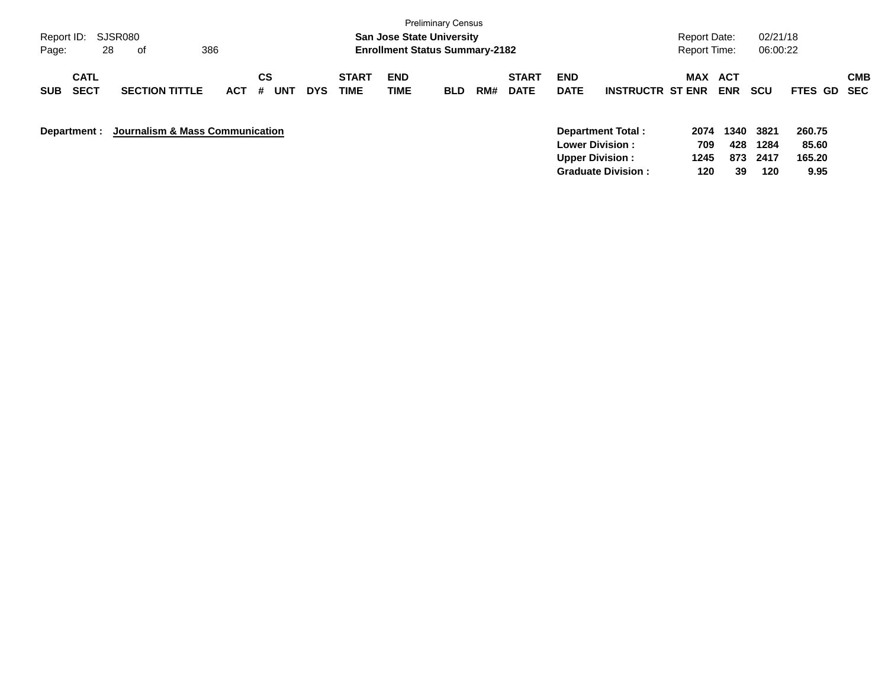Preliminary Census

**San Jose State University**
**Enrollment Status Summary-2182**

Report ID: SJSR080 | Report Date: 02/21/18 | Report Time: 06:00:22

| SUB | CATL SECT | SECTION TITTLE | ACT | CS # | UNT | DYS | START TIME | END TIME | BLD | RM# | START DATE | END DATE | INSTRUCTR | ST | MAX ENR | ACT ENR | SCU | FTES | GD | CMB SEC |
|---|---|---|---|---|---|---|---|---|---|---|---|---|---|---|---|---|---|---|---|---|

**Department : Journalism & Mass Communication**

| | MAX ENR | ACT ENR | SCU | FTES |
|---|---|---|---|---|
| **Department Total :** | **2074** | **1340** | **3821** | **260.75** |
| **Lower Division :** | **709** | **428** | **1284** | **85.60** |
| **Upper Division :** | **1245** | **873** | **2417** | **165.20** |
| **Graduate Division :** | **120** | **39** | **120** | **9.95** |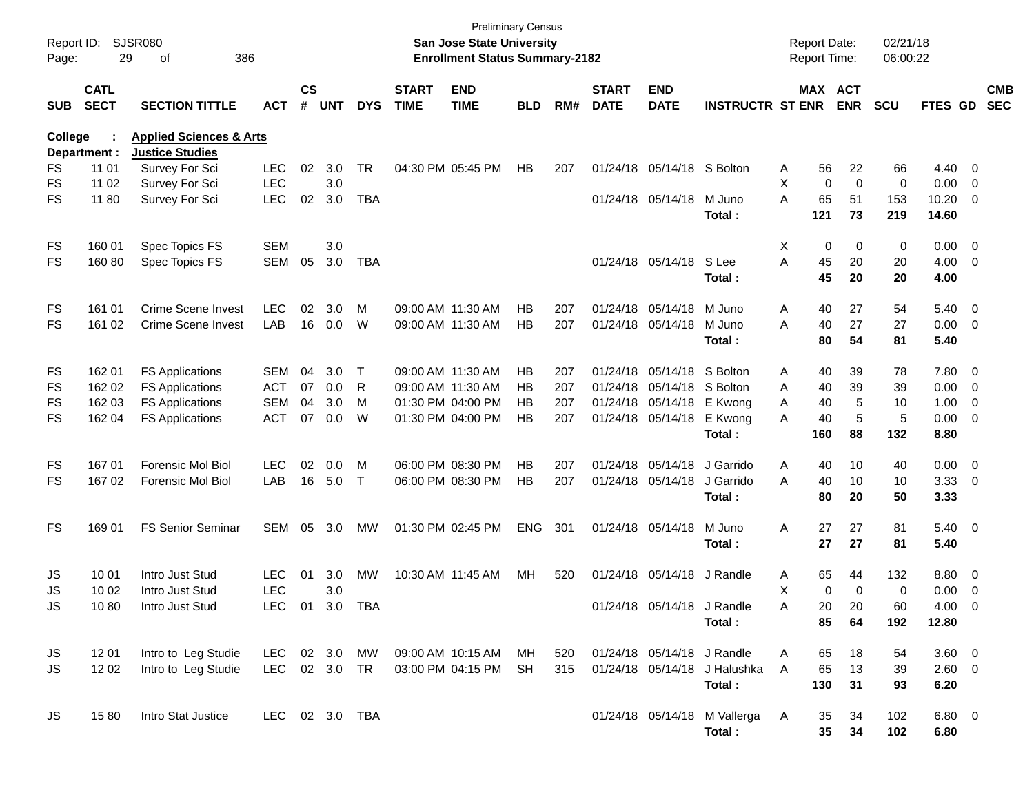Preliminary Census

**San Jose State University**
**Enrollment Status Summary-2182**

Report ID: SJSR080
Report Date: 02/21/18
Report Time: 06:00:22

College : **Applied Sciences & Arts**
Department : **Justice Studies**

| SUB | CATL SECT | SECTION TITTLE | ACT | CS # | UNT | DYS | START TIME | END TIME | BLD | RM# | START DATE | END DATE | INSTRUCTR | ST | MAX ENR | ACT ENR | SCU | FTES | GD | CMB SEC |
|---|---|---|---|---|---|---|---|---|---|---|---|---|---|---|---|---|---|---|---|---|
| FS | 11 01 | Survey For Sci | LEC | 02 | 3.0 | TR | 04:30 PM | 05:45 PM | HB | 207 | 01/24/18 | 05/14/18 | S Bolton | A | 56 | 22 | 66 | 4.40 | 0 | |
| FS | 11 02 | Survey For Sci | LEC | | 3.0 | | | | | | | | | X | 0 | 0 | 0 | 0.00 | 0 | |
| FS | 11 80 | Survey For Sci | LEC | 02 | 3.0 | TBA | | | | | 01/24/18 | 05/14/18 | M Juno | A | 65 | 51 | 153 | 10.20 | 0 | |
| | | | | | | | | | | | | | **Total :** | | **121** | **73** | **219** | **14.60** | | |
| FS | 160 01 | Spec Topics FS | SEM | | 3.0 | | | | | | | | | X | 0 | 0 | 0 | 0.00 | 0 | |
| FS | 160 80 | Spec Topics FS | SEM | 05 | 3.0 | TBA | | | | | 01/24/18 | 05/14/18 | S Lee | A | 45 | 20 | 20 | 4.00 | 0 | |
| | | | | | | | | | | | | | **Total :** | | **45** | **20** | **20** | **4.00** | | |
| FS | 161 01 | Crime Scene Invest | LEC | 02 | 3.0 | M | 09:00 AM | 11:30 AM | HB | 207 | 01/24/18 | 05/14/18 | M Juno | A | 40 | 27 | 54 | 5.40 | 0 | |
| FS | 161 02 | Crime Scene Invest | LAB | 16 | 0.0 | W | 09:00 AM | 11:30 AM | HB | 207 | 01/24/18 | 05/14/18 | M Juno | A | 40 | 27 | 27 | 0.00 | 0 | |
| | | | | | | | | | | | | | **Total :** | | **80** | **54** | **81** | **5.40** | | |
| FS | 162 01 | FS Applications | SEM | 04 | 3.0 | T | 09:00 AM | 11:30 AM | HB | 207 | 01/24/18 | 05/14/18 | S Bolton | A | 40 | 39 | 78 | 7.80 | 0 | |
| FS | 162 02 | FS Applications | ACT | 07 | 0.0 | R | 09:00 AM | 11:30 AM | HB | 207 | 01/24/18 | 05/14/18 | S Bolton | A | 40 | 39 | 39 | 0.00 | 0 | |
| FS | 162 03 | FS Applications | SEM | 04 | 3.0 | M | 01:30 PM | 04:00 PM | HB | 207 | 01/24/18 | 05/14/18 | E Kwong | A | 40 | 5 | 10 | 1.00 | 0 | |
| FS | 162 04 | FS Applications | ACT | 07 | 0.0 | W | 01:30 PM | 04:00 PM | HB | 207 | 01/24/18 | 05/14/18 | E Kwong | A | 40 | 5 | 5 | 0.00 | 0 | |
| | | | | | | | | | | | | | **Total :** | | **160** | **88** | **132** | **8.80** | | |
| FS | 167 01 | Forensic Mol Biol | LEC | 02 | 0.0 | M | 06:00 PM | 08:30 PM | HB | 207 | 01/24/18 | 05/14/18 | J Garrido | A | 40 | 10 | 40 | 0.00 | 0 | |
| FS | 167 02 | Forensic Mol Biol | LAB | 16 | 5.0 | T | 06:00 PM | 08:30 PM | HB | 207 | 01/24/18 | 05/14/18 | J Garrido | A | 40 | 10 | 10 | 3.33 | 0 | |
| | | | | | | | | | | | | | **Total :** | | **80** | **20** | **50** | **3.33** | | |
| FS | 169 01 | FS Senior Seminar | SEM | 05 | 3.0 | MW | 01:30 PM | 02:45 PM | ENG | 301 | 01/24/18 | 05/14/18 | M Juno | A | 27 | 27 | 81 | 5.40 | 0 | |
| | | | | | | | | | | | | | **Total :** | | **27** | **27** | **81** | **5.40** | | |
| JS | 10 01 | Intro Just Stud | LEC | 01 | 3.0 | MW | 10:30 AM | 11:45 AM | MH | 520 | 01/24/18 | 05/14/18 | J Randle | A | 65 | 44 | 132 | 8.80 | 0 | |
| JS | 10 02 | Intro Just Stud | LEC | | 3.0 | | | | | | | | | X | 0 | 0 | 0 | 0.00 | 0 | |
| JS | 10 80 | Intro Just Stud | LEC | 01 | 3.0 | TBA | | | | | 01/24/18 | 05/14/18 | J Randle | A | 20 | 20 | 60 | 4.00 | 0 | |
| | | | | | | | | | | | | | **Total :** | | **85** | **64** | **192** | **12.80** | | |
| JS | 12 01 | Intro to Leg Studie | LEC | 02 | 3.0 | MW | 09:00 AM | 10:15 AM | MH | 520 | 01/24/18 | 05/14/18 | J Randle | A | 65 | 18 | 54 | 3.60 | 0 | |
| JS | 12 02 | Intro to Leg Studie | LEC | 02 | 3.0 | TR | 03:00 PM | 04:15 PM | SH | 315 | 01/24/18 | 05/14/18 | J Halushka | A | 65 | 13 | 39 | 2.60 | 0 | |
| | | | | | | | | | | | | | **Total :** | | **130** | **31** | **93** | **6.20** | | |
| JS | 15 80 | Intro Stat Justice | LEC | 02 | 3.0 | TBA | | | | | 01/24/18 | 05/14/18 | M Vallerga | A | 35 | 34 | 102 | 6.80 | 0 | |
| | | | | | | | | | | | | | **Total :** | | **35** | **34** | **102** | **6.80** | | |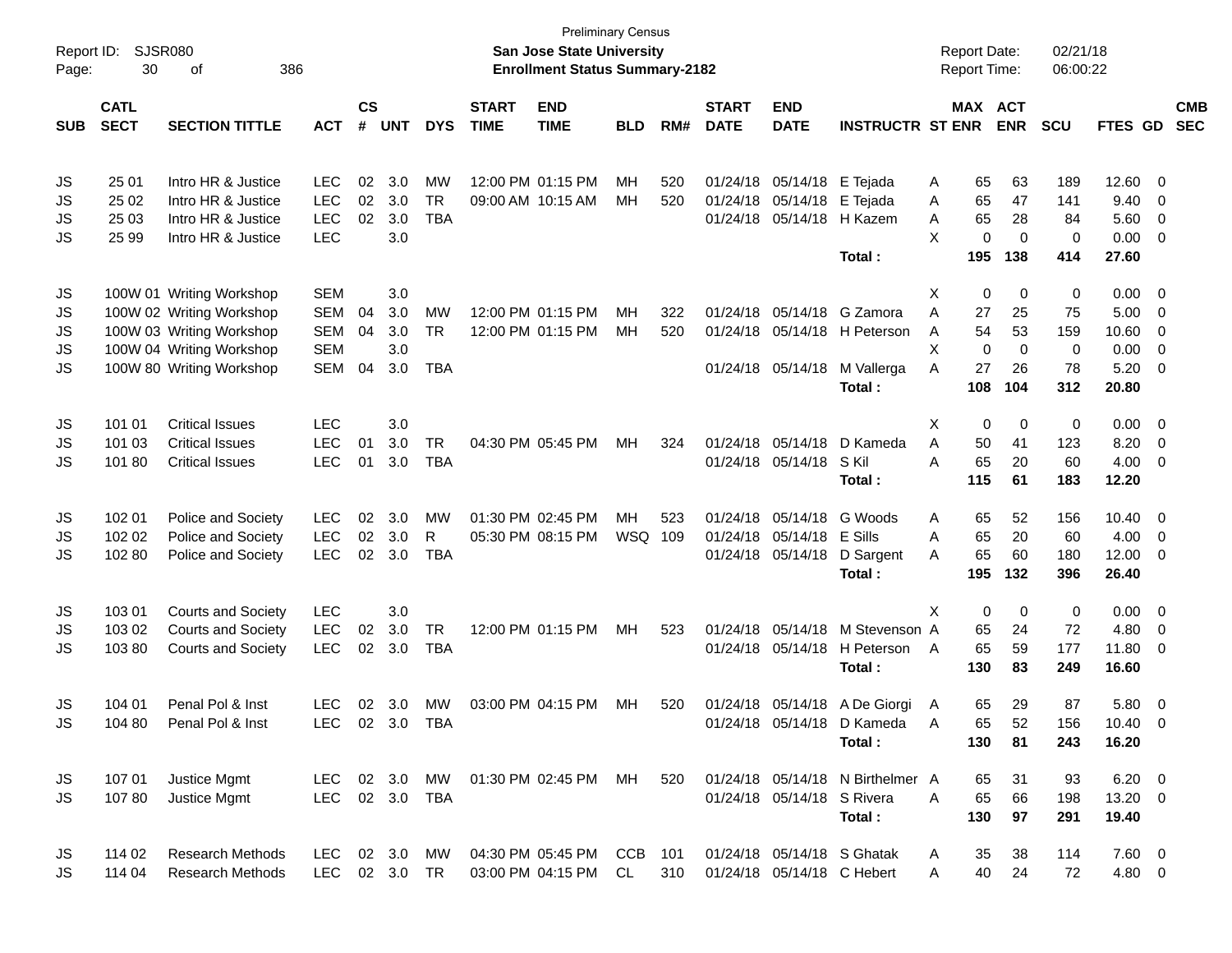Preliminary Census
**San Jose State University**
**Enrollment Status Summary-2182**

Report ID: SJSR080
Report Date: 02/21/18
Report Time: 06:00:22

| SUB | CATL SECT | SECTION TITTLE | ACT | CS # | UNT | DYS | START TIME | END TIME | BLD | RM# | START DATE | END DATE | INSTRUCTR | ST | MAX ENR | ACT ENR | SCU | FTES | GD | CMB SEC |
|---|---|---|---|---|---|---|---|---|---|---|---|---|---|---|---|---|---|---|---|---|
| JS | 25 01 | Intro HR & Justice | LEC | 02 | 3.0 | MW | 12:00 PM | 01:15 PM | MH | 520 | 01/24/18 | 05/14/18 | E Tejada | A | 65 | 63 | 189 | 12.60 | 0 | |
| JS | 25 02 | Intro HR & Justice | LEC | 02 | 3.0 | TR | 09:00 AM | 10:15 AM | MH | 520 | 01/24/18 | 05/14/18 | E Tejada | A | 65 | 47 | 141 | 9.40 | 0 | |
| JS | 25 03 | Intro HR & Justice | LEC | 02 | 3.0 | TBA | | | | | 01/24/18 | 05/14/18 | H Kazem | A | 65 | 28 | 84 | 5.60 | 0 | |
| JS | 25 99 | Intro HR & Justice | LEC | | 3.0 | | | | | | | | | X | 0 | 0 | 0 | 0.00 | 0 | |
| | | | | | | | | | | | | | **Total :** | | **195** | **138** | **414** | **27.60** | | |
| JS | 100W 01 | Writing Workshop | SEM | | 3.0 | | | | | | | | | X | 0 | 0 | 0 | 0.00 | 0 | |
| JS | 100W 02 | Writing Workshop | SEM | 04 | 3.0 | MW | 12:00 PM | 01:15 PM | MH | 322 | 01/24/18 | 05/14/18 | G Zamora | A | 27 | 25 | 75 | 5.00 | 0 | |
| JS | 100W 03 | Writing Workshop | SEM | 04 | 3.0 | TR | 12:00 PM | 01:15 PM | MH | 520 | 01/24/18 | 05/14/18 | H Peterson | A | 54 | 53 | 159 | 10.60 | 0 | |
| JS | 100W 04 | Writing Workshop | SEM | | 3.0 | | | | | | | | | X | 0 | 0 | 0 | 0.00 | 0 | |
| JS | 100W 80 | Writing Workshop | SEM | 04 | 3.0 | TBA | | | | | 01/24/18 | 05/14/18 | M Vallerga | A | 27 | 26 | 78 | 5.20 | 0 | |
| | | | | | | | | | | | | | **Total :** | | **108** | **104** | **312** | **20.80** | | |
| JS | 101 01 | Critical Issues | LEC | | 3.0 | | | | | | | | | X | 0 | 0 | 0 | 0.00 | 0 | |
| JS | 101 03 | Critical Issues | LEC | 01 | 3.0 | TR | 04:30 PM | 05:45 PM | MH | 324 | 01/24/18 | 05/14/18 | D Kameda | A | 50 | 41 | 123 | 8.20 | 0 | |
| JS | 101 80 | Critical Issues | LEC | 01 | 3.0 | TBA | | | | | 01/24/18 | 05/14/18 | S Kil | A | 65 | 20 | 60 | 4.00 | 0 | |
| | | | | | | | | | | | | | **Total :** | | **115** | **61** | **183** | **12.20** | | |
| JS | 102 01 | Police and Society | LEC | 02 | 3.0 | MW | 01:30 PM | 02:45 PM | MH | 523 | 01/24/18 | 05/14/18 | G Woods | A | 65 | 52 | 156 | 10.40 | 0 | |
| JS | 102 02 | Police and Society | LEC | 02 | 3.0 | R | 05:30 PM | 08:15 PM | WSQ | 109 | 01/24/18 | 05/14/18 | E Sills | A | 65 | 20 | 60 | 4.00 | 0 | |
| JS | 102 80 | Police and Society | LEC | 02 | 3.0 | TBA | | | | | 01/24/18 | 05/14/18 | D Sargent | A | 65 | 60 | 180 | 12.00 | 0 | |
| | | | | | | | | | | | | | **Total :** | | **195** | **132** | **396** | **26.40** | | |
| JS | 103 01 | Courts and Society | LEC | | 3.0 | | | | | | | | | X | 0 | 0 | 0 | 0.00 | 0 | |
| JS | 103 02 | Courts and Society | LEC | 02 | 3.0 | TR | 12:00 PM | 01:15 PM | MH | 523 | 01/24/18 | 05/14/18 | M Stevenson | A | 65 | 24 | 72 | 4.80 | 0 | |
| JS | 103 80 | Courts and Society | LEC | 02 | 3.0 | TBA | | | | | 01/24/18 | 05/14/18 | H Peterson | A | 65 | 59 | 177 | 11.80 | 0 | |
| | | | | | | | | | | | | | **Total :** | | **130** | **83** | **249** | **16.60** | | |
| JS | 104 01 | Penal Pol & Inst | LEC | 02 | 3.0 | MW | 03:00 PM | 04:15 PM | MH | 520 | 01/24/18 | 05/14/18 | A De Giorgi | A | 65 | 29 | 87 | 5.80 | 0 | |
| JS | 104 80 | Penal Pol & Inst | LEC | 02 | 3.0 | TBA | | | | | 01/24/18 | 05/14/18 | D Kameda | A | 65 | 52 | 156 | 10.40 | 0 | |
| | | | | | | | | | | | | | **Total :** | | **130** | **81** | **243** | **16.20** | | |
| JS | 107 01 | Justice Mgmt | LEC | 02 | 3.0 | MW | 01:30 PM | 02:45 PM | MH | 520 | 01/24/18 | 05/14/18 | N Birthelmer | A | 65 | 31 | 93 | 6.20 | 0 | |
| JS | 107 80 | Justice Mgmt | LEC | 02 | 3.0 | TBA | | | | | 01/24/18 | 05/14/18 | S Rivera | A | 65 | 66 | 198 | 13.20 | 0 | |
| | | | | | | | | | | | | | **Total :** | | **130** | **97** | **291** | **19.40** | | |
| JS | 114 02 | Research Methods | LEC | 02 | 3.0 | MW | 04:30 PM | 05:45 PM | CCB | 101 | 01/24/18 | 05/14/18 | S Ghatak | A | 35 | 38 | 114 | 7.60 | 0 | |
| JS | 114 04 | Research Methods | LEC | 02 | 3.0 | TR | 03:00 PM | 04:15 PM | CL | 310 | 01/24/18 | 05/14/18 | C Hebert | A | 40 | 24 | 72 | 4.80 | 0 | |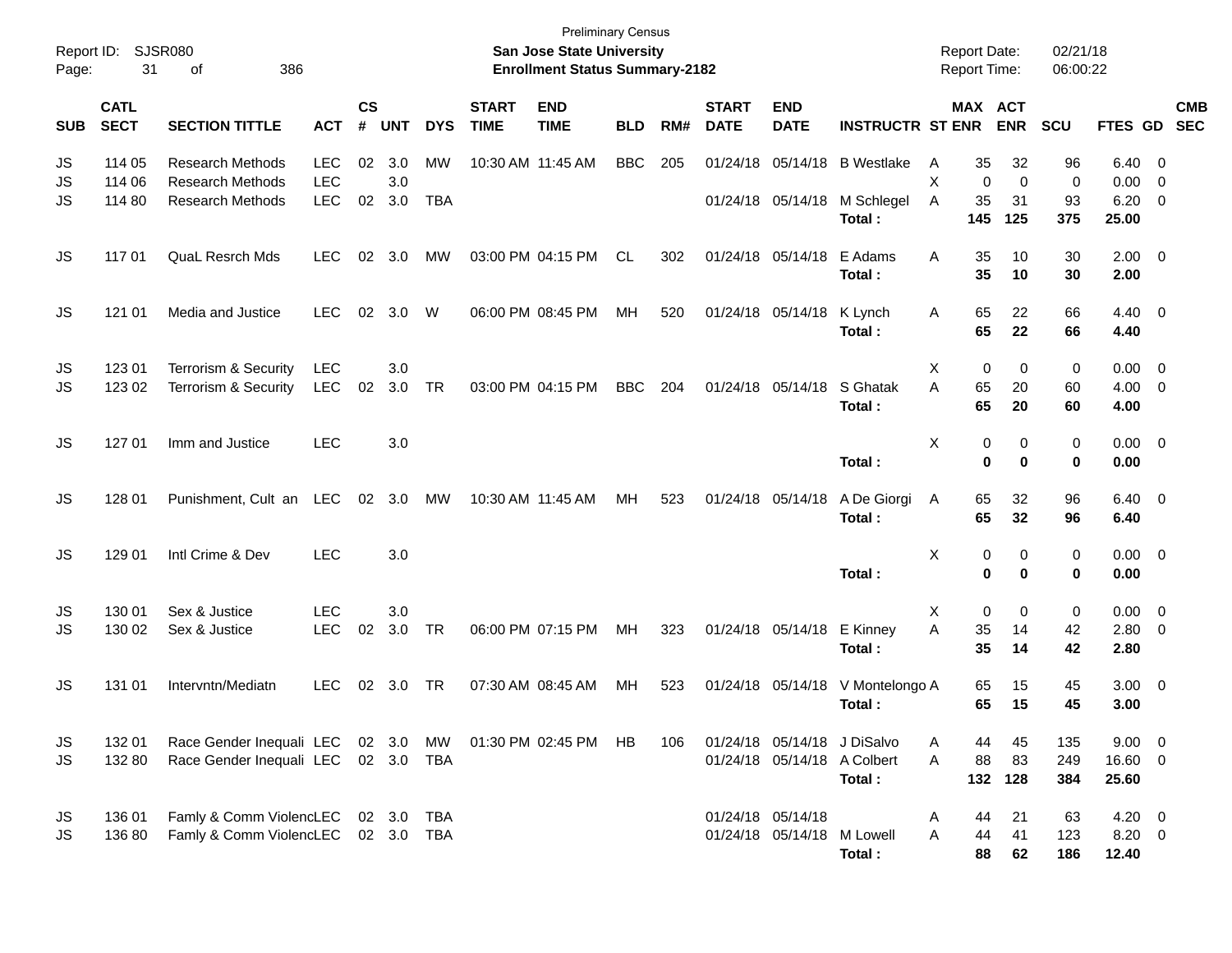Preliminary Census

**San Jose State University**

**Enrollment Status Summary-2182**

Report ID: SJSR080

Report Date: 02/21/18

Report Time: 06:00:22

| SUB | CATL SECT | SECTION TITTLE | ACT | CS # | UNT | DYS | START TIME | END TIME | BLD | RM# | START DATE | END DATE | INSTRUCTR | ST | MAX ENR | ACT ENR | SCU | FTES | GD | CMB SEC |
|---|---|---|---|---|---|---|---|---|---|---|---|---|---|---|---|---|---|---|---|---|
| JS | 114 05 | Research Methods | LEC | 02 | 3.0 | MW | 10:30 AM | 11:45 AM | BBC | 205 | 01/24/18 | 05/14/18 | B Westlake | A | 35 | 32 | 96 | 6.40 | 0 | |
| JS | 114 06 | Research Methods | LEC | | 3.0 | | | | | | | | | X | 0 | 0 | 0 | 0.00 | 0 | |
| JS | 114 80 | Research Methods | LEC | 02 | 3.0 | TBA | | | | | 01/24/18 | 05/14/18 | M Schlegel | A | 35 | 31 | 93 | 6.20 | 0 | |
| | | | | | | | | | | | | | **Total :** | | **145** | **125** | **375** | **25.00** | | |
| JS | 117 01 | QuaL Resrch Mds | LEC | 02 | 3.0 | MW | 03:00 PM | 04:15 PM | CL | 302 | 01/24/18 | 05/14/18 | E Adams | A | 35 | 10 | 30 | 2.00 | 0 | |
| | | | | | | | | | | | | | **Total :** | | **35** | **10** | **30** | **2.00** | | |
| JS | 121 01 | Media and Justice | LEC | 02 | 3.0 | W | 06:00 PM | 08:45 PM | MH | 520 | 01/24/18 | 05/14/18 | K Lynch | A | 65 | 22 | 66 | 4.40 | 0 | |
| | | | | | | | | | | | | | **Total :** | | **65** | **22** | **66** | **4.40** | | |
| JS | 123 01 | Terrorism & Security | LEC | | 3.0 | | | | | | | | | X | 0 | 0 | 0 | 0.00 | 0 | |
| JS | 123 02 | Terrorism & Security | LEC | 02 | 3.0 | TR | 03:00 PM | 04:15 PM | BBC | 204 | 01/24/18 | 05/14/18 | S Ghatak | A | 65 | 20 | 60 | 4.00 | 0 | |
| | | | | | | | | | | | | | **Total :** | | **65** | **20** | **60** | **4.00** | | |
| JS | 127 01 | Imm and Justice | LEC | | 3.0 | | | | | | | | | X | 0 | 0 | 0 | 0.00 | 0 | |
| | | | | | | | | | | | | | **Total :** | | **0** | **0** | **0** | **0.00** | | |
| JS | 128 01 | Punishment, Cult an | LEC | 02 | 3.0 | MW | 10:30 AM | 11:45 AM | MH | 523 | 01/24/18 | 05/14/18 | A De Giorgi | A | 65 | 32 | 96 | 6.40 | 0 | |
| | | | | | | | | | | | | | **Total :** | | **65** | **32** | **96** | **6.40** | | |
| JS | 129 01 | Intl Crime & Dev | LEC | | 3.0 | | | | | | | | | X | 0 | 0 | 0 | 0.00 | 0 | |
| | | | | | | | | | | | | | **Total :** | | **0** | **0** | **0** | **0.00** | | |
| JS | 130 01 | Sex & Justice | LEC | | 3.0 | | | | | | | | | X | 0 | 0 | 0 | 0.00 | 0 | |
| JS | 130 02 | Sex & Justice | LEC | 02 | 3.0 | TR | 06:00 PM | 07:15 PM | MH | 323 | 01/24/18 | 05/14/18 | E Kinney | A | 35 | 14 | 42 | 2.80 | 0 | |
| | | | | | | | | | | | | | **Total :** | | **35** | **14** | **42** | **2.80** | | |
| JS | 131 01 | Intervntn/Mediatn | LEC | 02 | 3.0 | TR | 07:30 AM | 08:45 AM | MH | 523 | 01/24/18 | 05/14/18 | V Montelongo | A | 65 | 15 | 45 | 3.00 | 0 | |
| | | | | | | | | | | | | | **Total :** | | **65** | **15** | **45** | **3.00** | | |
| JS | 132 01 | Race Gender Inequali | LEC | 02 | 3.0 | MW | 01:30 PM | 02:45 PM | HB | 106 | 01/24/18 | 05/14/18 | J DiSalvo | A | 44 | 45 | 135 | 9.00 | 0 | |
| JS | 132 80 | Race Gender Inequali | LEC | 02 | 3.0 | TBA | | | | | 01/24/18 | 05/14/18 | A Colbert | A | 88 | 83 | 249 | 16.60 | 0 | |
| | | | | | | | | | | | | | **Total :** | | **132** | **128** | **384** | **25.60** | | |
| JS | 136 01 | Famly & Comm Violenc | LEC | 02 | 3.0 | TBA | | | | | 01/24/18 | 05/14/18 | | A | 44 | 21 | 63 | 4.20 | 0 | |
| JS | 136 80 | Famly & Comm Violenc | LEC | 02 | 3.0 | TBA | | | | | 01/24/18 | 05/14/18 | M Lowell | A | 44 | 41 | 123 | 8.20 | 0 | |
| | | | | | | | | | | | | | **Total :** | | **88** | **62** | **186** | **12.40** | | |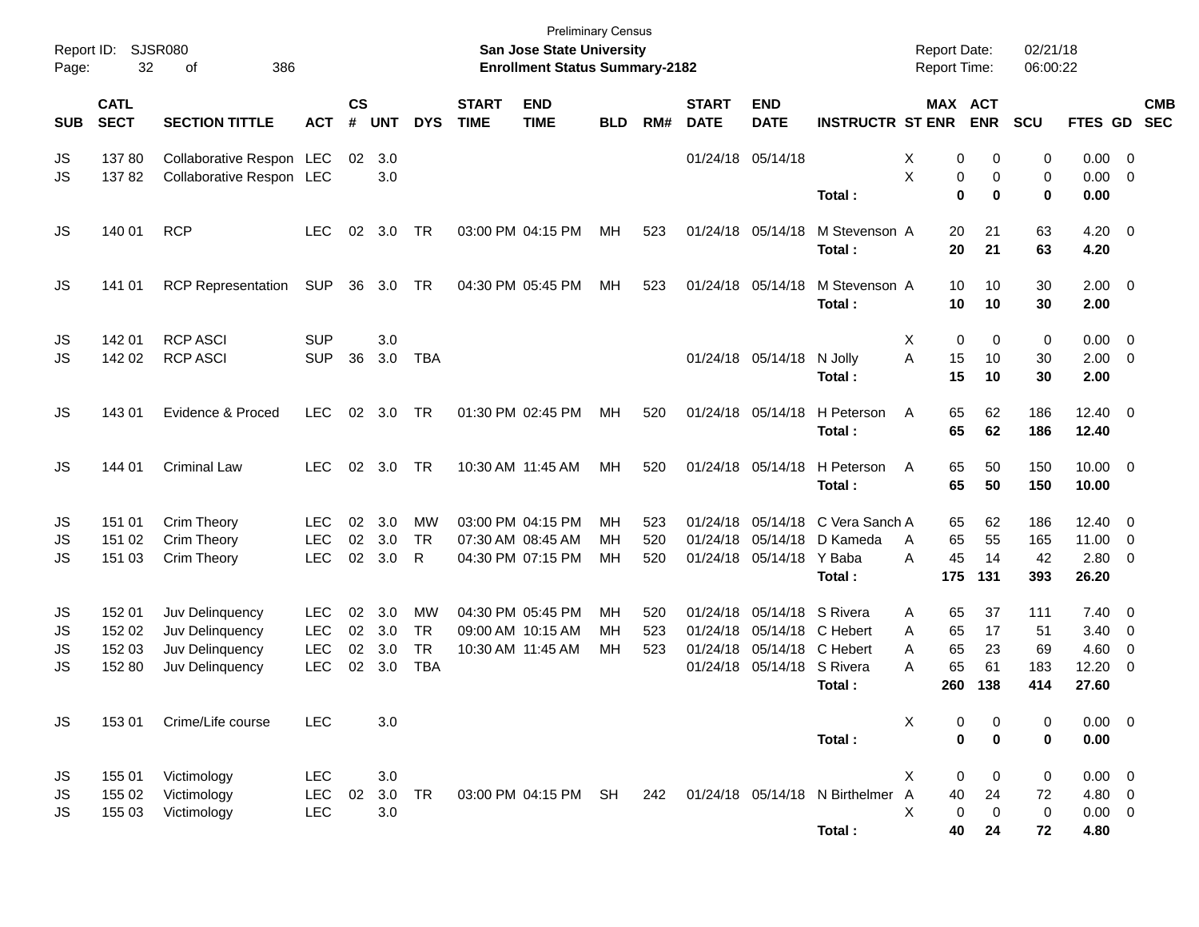Preliminary Census

Report ID: SJSR080

**San Jose State University**

**Enrollment Status Summary-2182**

Report Date: 02/21/18

Report Time: 06:00:22

| SUB | CATL SECT | SECTION TITTLE | ACT | CS # | UNT | DYS | START TIME | END TIME | BLD | RM# | START DATE | END DATE | INSTRUCTR | ST | MAX ENR | ACT ENR | SCU | FTES | GD | CMB SEC |
|---|---|---|---|---|---|---|---|---|---|---|---|---|---|---|---|---|---|---|---|---|
| JS | 137 80 | Collaborative Respon | LEC | 02 | 3.0 | | | | | | 01/24/18 | 05/14/18 | | X | 0 | 0 | 0 | 0.00 | 0 | |
| JS | 137 82 | Collaborative Respon | LEC | | 3.0 | | | | | | | | | X | 0 | 0 | 0 | 0.00 | 0 | |
| | | | | | | | | | | | | | **Total :** | | **0** | **0** | **0** | **0.00** | | |
| JS | 140 01 | RCP | LEC | 02 | 3.0 | TR | 03:00 PM | 04:15 PM | MH | 523 | 01/24/18 | 05/14/18 | M Stevenson | A | 20 | 21 | 63 | 4.20 | 0 | |
| | | | | | | | | | | | | | **Total :** | | **20** | **21** | **63** | **4.20** | | |
| JS | 141 01 | RCP Representation | SUP | 36 | 3.0 | TR | 04:30 PM | 05:45 PM | MH | 523 | 01/24/18 | 05/14/18 | M Stevenson | A | 10 | 10 | 30 | 2.00 | 0 | |
| | | | | | | | | | | | | | **Total :** | | **10** | **10** | **30** | **2.00** | | |
| JS | 142 01 | RCP ASCI | SUP | | 3.0 | | | | | | | | | X | 0 | 0 | 0 | 0.00 | 0 | |
| JS | 142 02 | RCP ASCI | SUP | 36 | 3.0 | TBA | | | | | 01/24/18 | 05/14/18 | N Jolly | A | 15 | 10 | 30 | 2.00 | 0 | |
| | | | | | | | | | | | | | **Total :** | | **15** | **10** | **30** | **2.00** | | |
| JS | 143 01 | Evidence & Proced | LEC | 02 | 3.0 | TR | 01:30 PM | 02:45 PM | MH | 520 | 01/24/18 | 05/14/18 | H Peterson | A | 65 | 62 | 186 | 12.40 | 0 | |
| | | | | | | | | | | | | | **Total :** | | **65** | **62** | **186** | **12.40** | | |
| JS | 144 01 | Criminal Law | LEC | 02 | 3.0 | TR | 10:30 AM | 11:45 AM | MH | 520 | 01/24/18 | 05/14/18 | H Peterson | A | 65 | 50 | 150 | 10.00 | 0 | |
| | | | | | | | | | | | | | **Total :** | | **65** | **50** | **150** | **10.00** | | |
| JS | 151 01 | Crim Theory | LEC | 02 | 3.0 | MW | 03:00 PM | 04:15 PM | MH | 523 | 01/24/18 | 05/14/18 | C Vera Sanch | A | 65 | 62 | 186 | 12.40 | 0 | |
| JS | 151 02 | Crim Theory | LEC | 02 | 3.0 | TR | 07:30 AM | 08:45 AM | MH | 520 | 01/24/18 | 05/14/18 | D Kameda | A | 65 | 55 | 165 | 11.00 | 0 | |
| JS | 151 03 | Crim Theory | LEC | 02 | 3.0 | R | 04:30 PM | 07:15 PM | MH | 520 | 01/24/18 | 05/14/18 | Y Baba | A | 45 | 14 | 42 | 2.80 | 0 | |
| | | | | | | | | | | | | | **Total :** | | **175** | **131** | **393** | **26.20** | | |
| JS | 152 01 | Juv Delinquency | LEC | 02 | 3.0 | MW | 04:30 PM | 05:45 PM | MH | 520 | 01/24/18 | 05/14/18 | S Rivera | A | 65 | 37 | 111 | 7.40 | 0 | |
| JS | 152 02 | Juv Delinquency | LEC | 02 | 3.0 | TR | 09:00 AM | 10:15 AM | MH | 523 | 01/24/18 | 05/14/18 | C Hebert | A | 65 | 17 | 51 | 3.40 | 0 | |
| JS | 152 03 | Juv Delinquency | LEC | 02 | 3.0 | TR | 10:30 AM | 11:45 AM | MH | 523 | 01/24/18 | 05/14/18 | C Hebert | A | 65 | 23 | 69 | 4.60 | 0 | |
| JS | 152 80 | Juv Delinquency | LEC | 02 | 3.0 | TBA | | | | | 01/24/18 | 05/14/18 | S Rivera | A | 65 | 61 | 183 | 12.20 | 0 | |
| | | | | | | | | | | | | | **Total :** | | **260** | **138** | **414** | **27.60** | | |
| JS | 153 01 | Crime/Life course | LEC | | 3.0 | | | | | | | | | X | 0 | 0 | 0 | 0.00 | 0 | |
| | | | | | | | | | | | | | **Total :** | | **0** | **0** | **0** | **0.00** | | |
| JS | 155 01 | Victimology | LEC | | 3.0 | | | | | | | | | X | 0 | 0 | 0 | 0.00 | 0 | |
| JS | 155 02 | Victimology | LEC | 02 | 3.0 | TR | 03:00 PM | 04:15 PM | SH | 242 | 01/24/18 | 05/14/18 | N Birthelmer | A | 40 | 24 | 72 | 4.80 | 0 | |
| JS | 155 03 | Victimology | LEC | | 3.0 | | | | | | | | | X | 0 | 0 | 0 | 0.00 | 0 | |
| | | | | | | | | | | | | | **Total :** | | **40** | **24** | **72** | **4.80** | | |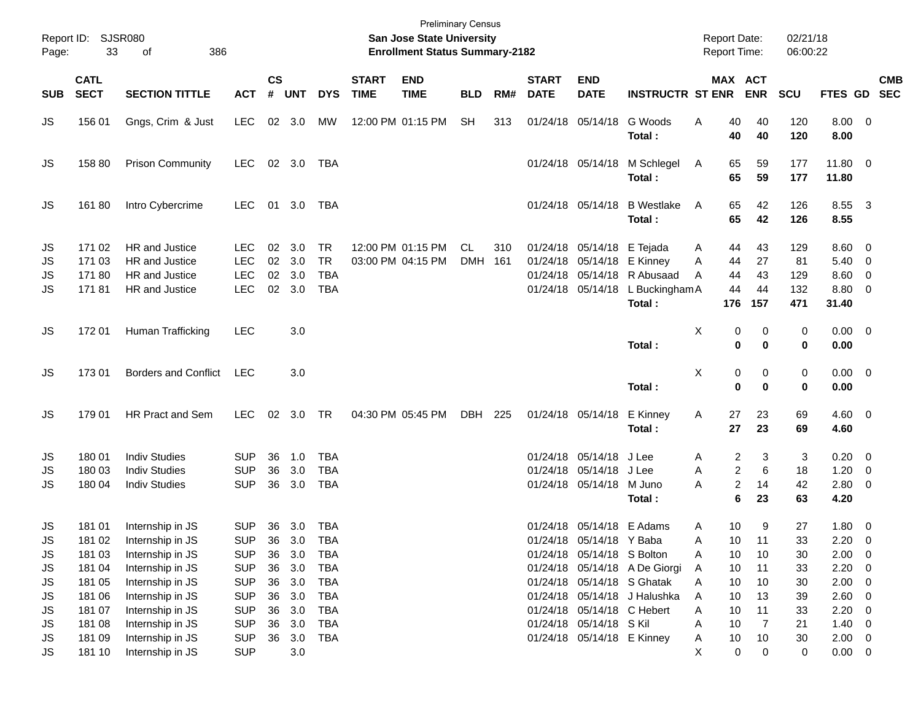Preliminary Census

**San Jose State University**
**Enrollment Status Summary-2182**

Report ID: SJSR080
Report Date: 02/21/18
Report Time: 06:00:22

| SUB | CATL SECT | SECTION TITTLE | ACT | CS # | UNT | DYS | START TIME | END TIME | BLD | RM# | START DATE | END DATE | INSTRUCTR | ST | MAX ENR | ACT ENR | SCU | FTES | GD | CMB SEC |
|---|---|---|---|---|---|---|---|---|---|---|---|---|---|---|---|---|---|---|---|---|
| JS | 156 01 | Gngs, Crim & Just | LEC | 02 | 3.0 | MW | 12:00 PM | 01:15 PM | SH | 313 | 01/24/18 | 05/14/18 | G Woods | A | 40 | 40 | 120 | 8.00 | 0 | |
| | | | | | | | | | | | | | **Total :** | | **40** | **40** | **120** | **8.00** | | |
| JS | 158 80 | Prison Community | LEC | 02 | 3.0 | TBA | | | | | 01/24/18 | 05/14/18 | M Schlegel | A | 65 | 59 | 177 | 11.80 | 0 | |
| | | | | | | | | | | | | | **Total :** | | **65** | **59** | **177** | **11.80** | | |
| JS | 161 80 | Intro Cybercrime | LEC | 01 | 3.0 | TBA | | | | | 01/24/18 | 05/14/18 | B Westlake | A | 65 | 42 | 126 | 8.55 | 3 | |
| | | | | | | | | | | | | | **Total :** | | **65** | **42** | **126** | **8.55** | | |
| JS | 171 02 | HR and Justice | LEC | 02 | 3.0 | TR | 12:00 PM | 01:15 PM | CL | 310 | 01/24/18 | 05/14/18 | E Tejada | A | 44 | 43 | 129 | 8.60 | 0 | |
| JS | 171 03 | HR and Justice | LEC | 02 | 3.0 | TR | 03:00 PM | 04:15 PM | DMH | 161 | 01/24/18 | 05/14/18 | E Kinney | A | 44 | 27 | 81 | 5.40 | 0 | |
| JS | 171 80 | HR and Justice | LEC | 02 | 3.0 | TBA | | | | | 01/24/18 | 05/14/18 | R Abusaad | A | 44 | 43 | 129 | 8.60 | 0 | |
| JS | 171 81 | HR and Justice | LEC | 02 | 3.0 | TBA | | | | | 01/24/18 | 05/14/18 | L Buckingham | A | 44 | 44 | 132 | 8.80 | 0 | |
| | | | | | | | | | | | | | **Total :** | | **176** | **157** | **471** | **31.40** | | |
| JS | 172 01 | Human Trafficking | LEC | | 3.0 | | | | | | | | | X | 0 | 0 | 0 | 0.00 | 0 | |
| | | | | | | | | | | | | | **Total :** | | **0** | **0** | **0** | **0.00** | | |
| JS | 173 01 | Borders and Conflict | LEC | | 3.0 | | | | | | | | | X | 0 | 0 | 0 | 0.00 | 0 | |
| | | | | | | | | | | | | | **Total :** | | **0** | **0** | **0** | **0.00** | | |
| JS | 179 01 | HR Pract and Sem | LEC | 02 | 3.0 | TR | 04:30 PM | 05:45 PM | DBH | 225 | 01/24/18 | 05/14/18 | E Kinney | A | 27 | 23 | 69 | 4.60 | 0 | |
| | | | | | | | | | | | | | **Total :** | | **27** | **23** | **69** | **4.60** | | |
| JS | 180 01 | Indiv Studies | SUP | 36 | 1.0 | TBA | | | | | 01/24/18 | 05/14/18 | J Lee | A | 2 | 3 | 3 | 0.20 | 0 | |
| JS | 180 03 | Indiv Studies | SUP | 36 | 3.0 | TBA | | | | | 01/24/18 | 05/14/18 | J Lee | A | 2 | 6 | 18 | 1.20 | 0 | |
| JS | 180 04 | Indiv Studies | SUP | 36 | 3.0 | TBA | | | | | 01/24/18 | 05/14/18 | M Juno | A | 2 | 14 | 42 | 2.80 | 0 | |
| | | | | | | | | | | | | | **Total :** | | **6** | **23** | **63** | **4.20** | | |
| JS | 181 01 | Internship in JS | SUP | 36 | 3.0 | TBA | | | | | 01/24/18 | 05/14/18 | E Adams | A | 10 | 9 | 27 | 1.80 | 0 | |
| JS | 181 02 | Internship in JS | SUP | 36 | 3.0 | TBA | | | | | 01/24/18 | 05/14/18 | Y Baba | A | 10 | 11 | 33 | 2.20 | 0 | |
| JS | 181 03 | Internship in JS | SUP | 36 | 3.0 | TBA | | | | | 01/24/18 | 05/14/18 | S Bolton | A | 10 | 10 | 30 | 2.00 | 0 | |
| JS | 181 04 | Internship in JS | SUP | 36 | 3.0 | TBA | | | | | 01/24/18 | 05/14/18 | A De Giorgi | A | 10 | 11 | 33 | 2.20 | 0 | |
| JS | 181 05 | Internship in JS | SUP | 36 | 3.0 | TBA | | | | | 01/24/18 | 05/14/18 | S Ghatak | A | 10 | 10 | 30 | 2.00 | 0 | |
| JS | 181 06 | Internship in JS | SUP | 36 | 3.0 | TBA | | | | | 01/24/18 | 05/14/18 | J Halushka | A | 10 | 13 | 39 | 2.60 | 0 | |
| JS | 181 07 | Internship in JS | SUP | 36 | 3.0 | TBA | | | | | 01/24/18 | 05/14/18 | C Hebert | A | 10 | 11 | 33 | 2.20 | 0 | |
| JS | 181 08 | Internship in JS | SUP | 36 | 3.0 | TBA | | | | | 01/24/18 | 05/14/18 | S Kil | A | 10 | 7 | 21 | 1.40 | 0 | |
| JS | 181 09 | Internship in JS | SUP | 36 | 3.0 | TBA | | | | | 01/24/18 | 05/14/18 | E Kinney | A | 10 | 10 | 30 | 2.00 | 0 | |
| JS | 181 10 | Internship in JS | SUP | | 3.0 | | | | | | | | | X | 0 | 0 | 0 | 0.00 | 0 | |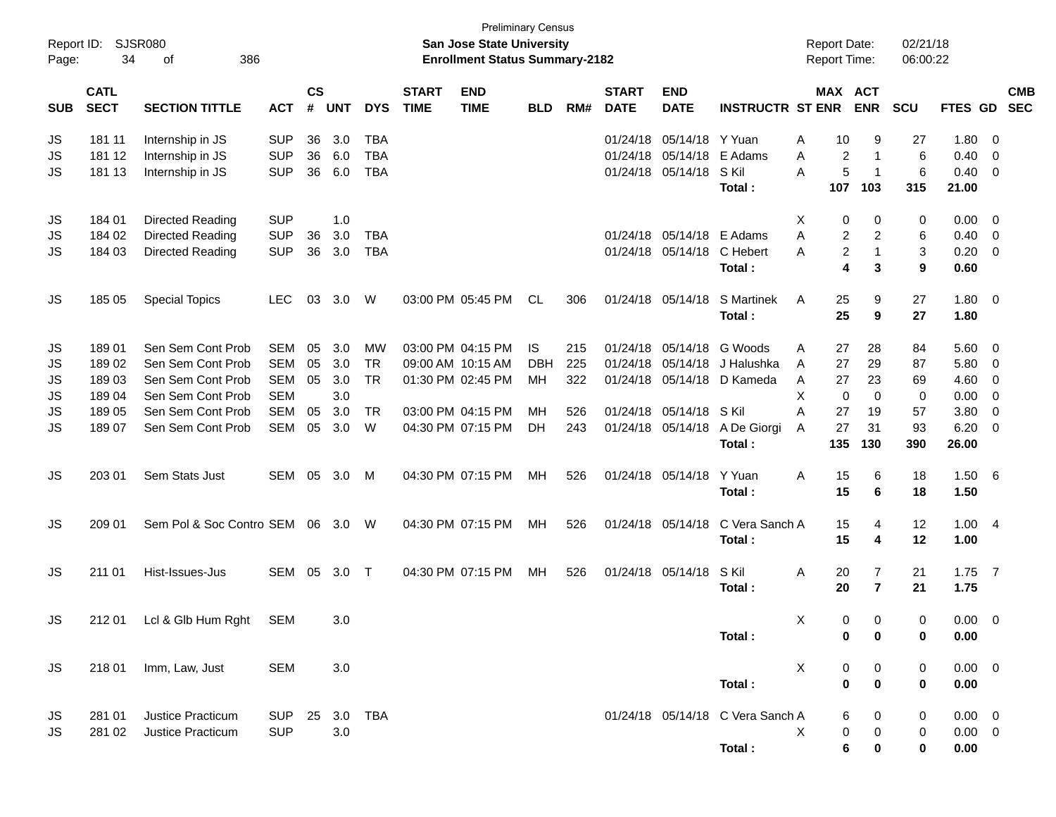Preliminary Census
**San Jose State University**
**Enrollment Status Summary-2182**

Report ID: SJSR080
Report Date: 02/21/18
Report Time: 06:00:22

| SUB | CATL SECT | SECTION TITTLE | ACT | CS # | UNT | DYS | START TIME | END TIME | BLD | RM# | START DATE | END DATE | INSTRUCTR | ST | MAX ENR | ACT ENR | SCU | FTES | GD | CMB SEC |
|---|---|---|---|---|---|---|---|---|---|---|---|---|---|---|---|---|---|---|---|---|
| JS | 181 11 | Internship in JS | SUP | 36 | 3.0 | TBA | | | | | 01/24/18 | 05/14/18 | Y Yuan | A | 10 | 9 | 27 | 1.80 | 0 | |
| JS | 181 12 | Internship in JS | SUP | 36 | 6.0 | TBA | | | | | 01/24/18 | 05/14/18 | E Adams | A | 2 | 1 | 6 | 0.40 | 0 | |
| JS | 181 13 | Internship in JS | SUP | 36 | 6.0 | TBA | | | | | 01/24/18 | 05/14/18 | S Kil | A | 5 | 1 | 6 | 0.40 | 0 | |
| | | | | | | | | | | | | | **Total :** | | **107** | **103** | **315** | **21.00** | | |
| JS | 184 01 | Directed Reading | SUP | | 1.0 | | | | | | | | | X | 0 | 0 | 0 | 0.00 | 0 | |
| JS | 184 02 | Directed Reading | SUP | 36 | 3.0 | TBA | | | | | 01/24/18 | 05/14/18 | E Adams | A | 2 | 2 | 6 | 0.40 | 0 | |
| JS | 184 03 | Directed Reading | SUP | 36 | 3.0 | TBA | | | | | 01/24/18 | 05/14/18 | C Hebert | A | 2 | 1 | 3 | 0.20 | 0 | |
| | | | | | | | | | | | | | **Total :** | | **4** | **3** | **9** | **0.60** | | |
| JS | 185 05 | Special Topics | LEC | 03 | 3.0 | W | 03:00 PM | 05:45 PM | CL | 306 | 01/24/18 | 05/14/18 | S Martinek | A | 25 | 9 | 27 | 1.80 | 0 | |
| | | | | | | | | | | | | | **Total :** | | **25** | **9** | **27** | **1.80** | | |
| JS | 189 01 | Sen Sem Cont Prob | SEM | 05 | 3.0 | MW | 03:00 PM | 04:15 PM | IS | 215 | 01/24/18 | 05/14/18 | G Woods | A | 27 | 28 | 84 | 5.60 | 0 | |
| JS | 189 02 | Sen Sem Cont Prob | SEM | 05 | 3.0 | TR | 09:00 AM | 10:15 AM | DBH | 225 | 01/24/18 | 05/14/18 | J Halushka | A | 27 | 29 | 87 | 5.80 | 0 | |
| JS | 189 03 | Sen Sem Cont Prob | SEM | 05 | 3.0 | TR | 01:30 PM | 02:45 PM | MH | 322 | 01/24/18 | 05/14/18 | D Kameda | A | 27 | 23 | 69 | 4.60 | 0 | |
| JS | 189 04 | Sen Sem Cont Prob | SEM | | 3.0 | | | | | | | | | X | 0 | 0 | 0 | 0.00 | 0 | |
| JS | 189 05 | Sen Sem Cont Prob | SEM | 05 | 3.0 | TR | 03:00 PM | 04:15 PM | MH | 526 | 01/24/18 | 05/14/18 | S Kil | A | 27 | 19 | 57 | 3.80 | 0 | |
| JS | 189 07 | Sen Sem Cont Prob | SEM | 05 | 3.0 | W | 04:30 PM | 07:15 PM | DH | 243 | 01/24/18 | 05/14/18 | A De Giorgi | A | 27 | 31 | 93 | 6.20 | 0 | |
| | | | | | | | | | | | | | **Total :** | | **135** | **130** | **390** | **26.00** | | |
| JS | 203 01 | Sem Stats Just | SEM | 05 | 3.0 | M | 04:30 PM | 07:15 PM | MH | 526 | 01/24/18 | 05/14/18 | Y Yuan | A | 15 | 6 | 18 | 1.50 | 6 | |
| | | | | | | | | | | | | | **Total :** | | **15** | **6** | **18** | **1.50** | | |
| JS | 209 01 | Sem Pol & Soc Contro | SEM | 06 | 3.0 | W | 04:30 PM | 07:15 PM | MH | 526 | 01/24/18 | 05/14/18 | C Vera Sanch | A | 15 | 4 | 12 | 1.00 | 4 | |
| | | | | | | | | | | | | | **Total :** | | **15** | **4** | **12** | **1.00** | | |
| JS | 211 01 | Hist-Issues-Jus | SEM | 05 | 3.0 | T | 04:30 PM | 07:15 PM | MH | 526 | 01/24/18 | 05/14/18 | S Kil | A | 20 | 7 | 21 | 1.75 | 7 | |
| | | | | | | | | | | | | | **Total :** | | **20** | **7** | **21** | **1.75** | | |
| JS | 212 01 | Lcl & Glb Hum Rght | SEM | | 3.0 | | | | | | | | | X | 0 | 0 | 0 | 0.00 | 0 | |
| | | | | | | | | | | | | | **Total :** | | **0** | **0** | **0** | **0.00** | | |
| JS | 218 01 | Imm, Law, Just | SEM | | 3.0 | | | | | | | | | X | 0 | 0 | 0 | 0.00 | 0 | |
| | | | | | | | | | | | | | **Total :** | | **0** | **0** | **0** | **0.00** | | |
| JS | 281 01 | Justice Practicum | SUP | 25 | 3.0 | TBA | | | | | 01/24/18 | 05/14/18 | C Vera Sanch | A | 6 | 0 | 0 | 0.00 | 0 | |
| JS | 281 02 | Justice Practicum | SUP | | 3.0 | | | | | | | | | X | 0 | 0 | 0 | 0.00 | 0 | |
| | | | | | | | | | | | | | **Total :** | | **6** | **0** | **0** | **0.00** | | |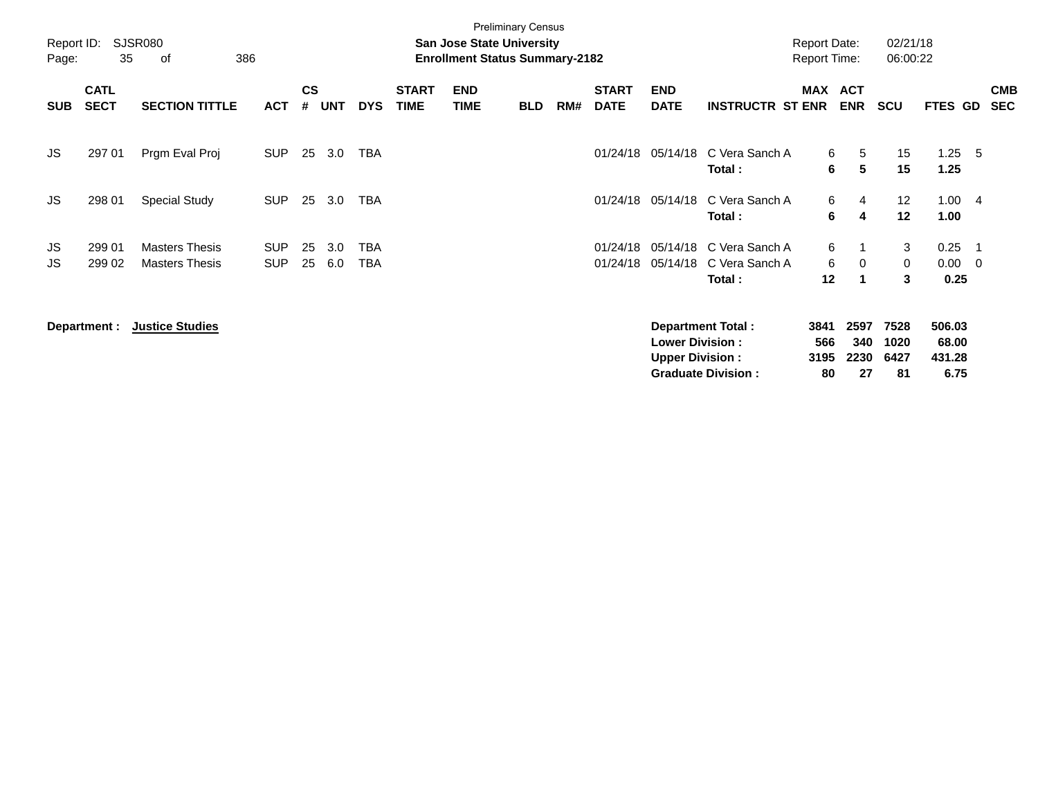Preliminary Census

**San Jose State University**
**Enrollment Status Summary-2182**

Report ID: SJSR080
Report Date: 02/21/18
Report Time: 06:00:22

| SUB | CATL SECT | SECTION TITTLE | ACT | CS # | UNT | DYS | START TIME | END TIME | BLD | RM# | START DATE | END DATE | INSTRUCTR | ST | MAX ENR | ACT ENR | SCU | FTES | GD | CMB SEC |
|---|---|---|---|---|---|---|---|---|---|---|---|---|---|---|---|---|---|---|---|---|
| JS | 297 01 | Prgm Eval Proj | SUP | 25 | 3.0 | TBA | | | | | 01/24/18 | 05/14/18 | C Vera Sanch | A | 6 | 5 | 15 | 1.25 | 5 | |
| | | | | | | | | | | | | | **Total :** | | **6** | **5** | **15** | **1.25** | | |
| JS | 298 01 | Special Study | SUP | 25 | 3.0 | TBA | | | | | 01/24/18 | 05/14/18 | C Vera Sanch | A | 6 | 4 | 12 | 1.00 | 4 | |
| | | | | | | | | | | | | | **Total :** | | **6** | **4** | **12** | **1.00** | | |
| JS | 299 01 | Masters Thesis | SUP | 25 | 3.0 | TBA | | | | | 01/24/18 | 05/14/18 | C Vera Sanch | A | 6 | 1 | 3 | 0.25 | 1 | |
| JS | 299 02 | Masters Thesis | SUP | 25 | 6.0 | TBA | | | | | 01/24/18 | 05/14/18 | C Vera Sanch | A | 6 | 0 | 0 | 0.00 | 0 | |
| | | | | | | | | | | | | | **Total :** | | **12** | **1** | **3** | **0.25** | | |

**Department :** **Justice Studies**

| | MAX ENR | ACT ENR | SCU | FTES |
|---|---|---|---|---|
| **Department Total :** | **3841** | **2597** | **7528** | **506.03** |
| **Lower Division :** | **566** | **340** | **1020** | **68.00** |
| **Upper Division :** | **3195** | **2230** | **6427** | **431.28** |
| **Graduate Division :** | **80** | **27** | **81** | **6.75** |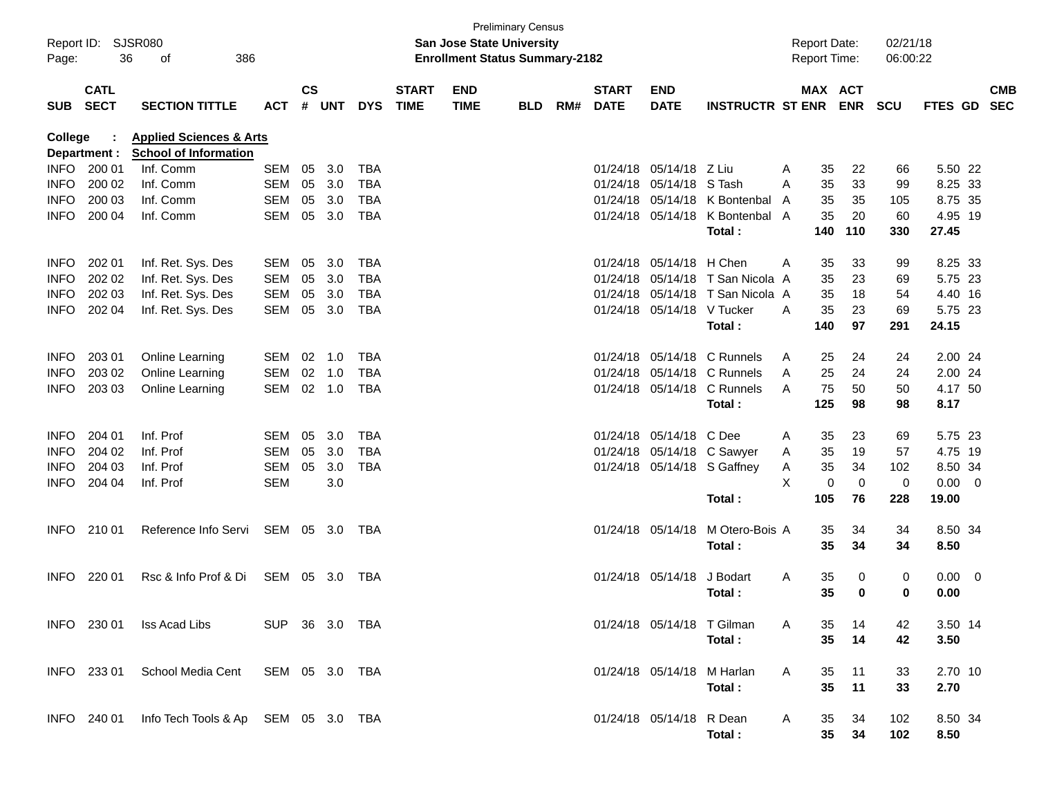Preliminary Census

**San Jose State University**
**Enrollment Status Summary-2182**

Report ID: SJSR080
Report Date: 02/21/18
Report Time: 06:00:22

| SUB | CATL SECT | SECTION TITTLE | ACT | CS # | UNT | DYS | START TIME | END TIME | BLD | RM# | START DATE | END DATE | INSTRUCTR | ST | MAX ENR | ACT ENR | SCU | FTES | GD | CMB SEC |
|---|---|---|---|---|---|---|---|---|---|---|---|---|---|---|---|---|---|---|---|---|
| **College :** | | **Applied Sciences & Arts** | | | | | | | | | | | | | | | | | | |
| **Department :** | | **School of Information** | | | | | | | | | | | | | | | | | | |
| INFO | 200 01 | Inf. Comm | SEM | 05 | 3.0 | TBA | | | | | 01/24/18 | 05/14/18 | Z Liu | A | 35 | 22 | 66 | 5.50 | 22 | |
| INFO | 200 02 | Inf. Comm | SEM | 05 | 3.0 | TBA | | | | | 01/24/18 | 05/14/18 | S Tash | A | 35 | 33 | 99 | 8.25 | 33 | |
| INFO | 200 03 | Inf. Comm | SEM | 05 | 3.0 | TBA | | | | | 01/24/18 | 05/14/18 | K Bontenbal | A | 35 | 35 | 105 | 8.75 | 35 | |
| INFO | 200 04 | Inf. Comm | SEM | 05 | 3.0 | TBA | | | | | 01/24/18 | 05/14/18 | K Bontenbal | A | 35 | 20 | 60 | 4.95 | 19 | |
| | | | | | | | | | | | | | **Total :** | | **140** | **110** | **330** | **27.45** | | |
| INFO | 202 01 | Inf. Ret. Sys. Des | SEM | 05 | 3.0 | TBA | | | | | 01/24/18 | 05/14/18 | H Chen | A | 35 | 33 | 99 | 8.25 | 33 | |
| INFO | 202 02 | Inf. Ret. Sys. Des | SEM | 05 | 3.0 | TBA | | | | | 01/24/18 | 05/14/18 | T San Nicola | A | 35 | 23 | 69 | 5.75 | 23 | |
| INFO | 202 03 | Inf. Ret. Sys. Des | SEM | 05 | 3.0 | TBA | | | | | 01/24/18 | 05/14/18 | T San Nicola | A | 35 | 18 | 54 | 4.40 | 16 | |
| INFO | 202 04 | Inf. Ret. Sys. Des | SEM | 05 | 3.0 | TBA | | | | | 01/24/18 | 05/14/18 | V Tucker | A | 35 | 23 | 69 | 5.75 | 23 | |
| | | | | | | | | | | | | | **Total :** | | **140** | **97** | **291** | **24.15** | | |
| INFO | 203 01 | Online Learning | SEM | 02 | 1.0 | TBA | | | | | 01/24/18 | 05/14/18 | C Runnels | A | 25 | 24 | 24 | 2.00 | 24 | |
| INFO | 203 02 | Online Learning | SEM | 02 | 1.0 | TBA | | | | | 01/24/18 | 05/14/18 | C Runnels | A | 25 | 24 | 24 | 2.00 | 24 | |
| INFO | 203 03 | Online Learning | SEM | 02 | 1.0 | TBA | | | | | 01/24/18 | 05/14/18 | C Runnels | A | 75 | 50 | 50 | 4.17 | 50 | |
| | | | | | | | | | | | | | **Total :** | | **125** | **98** | **98** | **8.17** | | |
| INFO | 204 01 | Inf. Prof | SEM | 05 | 3.0 | TBA | | | | | 01/24/18 | 05/14/18 | C Dee | A | 35 | 23 | 69 | 5.75 | 23 | |
| INFO | 204 02 | Inf. Prof | SEM | 05 | 3.0 | TBA | | | | | 01/24/18 | 05/14/18 | C Sawyer | A | 35 | 19 | 57 | 4.75 | 19 | |
| INFO | 204 03 | Inf. Prof | SEM | 05 | 3.0 | TBA | | | | | 01/24/18 | 05/14/18 | S Gaffney | A | 35 | 34 | 102 | 8.50 | 34 | |
| INFO | 204 04 | Inf. Prof | SEM | | 3.0 | | | | | | | | | X | 0 | 0 | 0 | 0.00 | 0 | |
| | | | | | | | | | | | | | **Total :** | | **105** | **76** | **228** | **19.00** | | |
| INFO | 210 01 | Reference Info Servi | SEM | 05 | 3.0 | TBA | | | | | 01/24/18 | 05/14/18 | M Otero-Bois | A | 35 | 34 | 34 | 8.50 | 34 | |
| | | | | | | | | | | | | | **Total :** | | **35** | **34** | **34** | **8.50** | | |
| INFO | 220 01 | Rsc & Info Prof & Di | SEM | 05 | 3.0 | TBA | | | | | 01/24/18 | 05/14/18 | J Bodart | A | 35 | 0 | 0 | 0.00 | 0 | |
| | | | | | | | | | | | | | **Total :** | | **35** | **0** | **0** | **0.00** | | |
| INFO | 230 01 | Iss Acad Libs | SUP | 36 | 3.0 | TBA | | | | | 01/24/18 | 05/14/18 | T Gilman | A | 35 | 14 | 42 | 3.50 | 14 | |
| | | | | | | | | | | | | | **Total :** | | **35** | **14** | **42** | **3.50** | | |
| INFO | 233 01 | School Media Cent | SEM | 05 | 3.0 | TBA | | | | | 01/24/18 | 05/14/18 | M Harlan | A | 35 | 11 | 33 | 2.70 | 10 | |
| | | | | | | | | | | | | | **Total :** | | **35** | **11** | **33** | **2.70** | | |
| INFO | 240 01 | Info Tech Tools & Ap | SEM | 05 | 3.0 | TBA | | | | | 01/24/18 | 05/14/18 | R Dean | A | 35 | 34 | 102 | 8.50 | 34 | |
| | | | | | | | | | | | | | **Total :** | | **35** | **34** | **102** | **8.50** | | |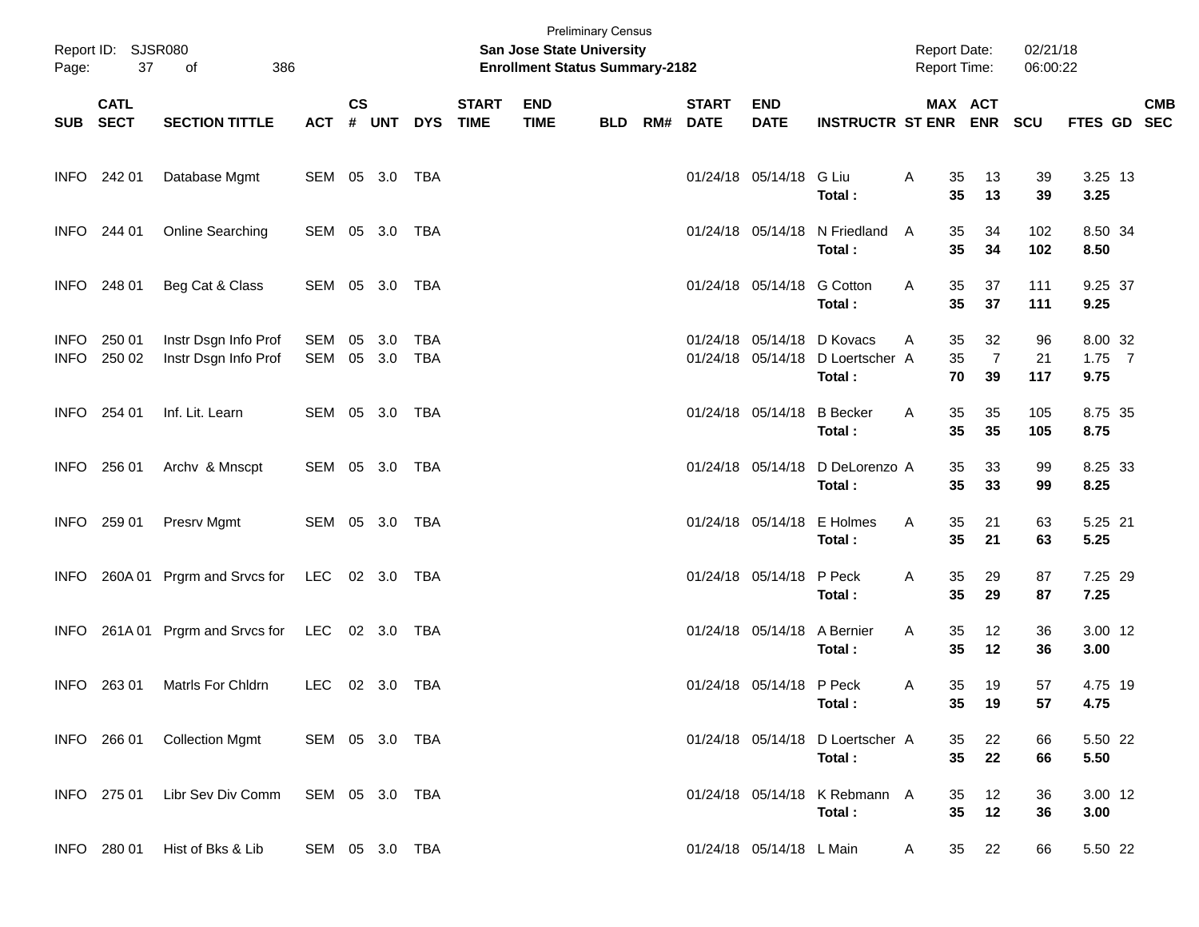Preliminary Census
**San Jose State University**
**Enrollment Status Summary-2182**

Report ID: SJSR080
Report Date: 02/21/18
Report Time: 06:00:22

| SUB | CATL SECT | SECTION TITTLE | ACT | CS # | UNT | DYS | START TIME | END TIME | BLD | RM# | START DATE | END DATE | INSTRUCTR | ST | MAX ENR | ACT ENR | SCU | FTES | GD | CMB SEC |
|---|---|---|---|---|---|---|---|---|---|---|---|---|---|---|---|---|---|---|---|---|
| INFO | 242 01 | Database Mgmt | SEM | 05 | 3.0 | TBA | | | | | 01/24/18 | 05/14/18 | G Liu | A | 35 | 13 | 39 | 3.25 | 13 | |
| | | | | | | | | | | | | | **Total :** | | **35** | **13** | **39** | **3.25** | | |
| INFO | 244 01 | Online Searching | SEM | 05 | 3.0 | TBA | | | | | 01/24/18 | 05/14/18 | N Friedland | A | 35 | 34 | 102 | 8.50 | 34 | |
| | | | | | | | | | | | | | **Total :** | | **35** | **34** | **102** | **8.50** | | |
| INFO | 248 01 | Beg Cat & Class | SEM | 05 | 3.0 | TBA | | | | | 01/24/18 | 05/14/18 | G Cotton | A | 35 | 37 | 111 | 9.25 | 37 | |
| | | | | | | | | | | | | | **Total :** | | **35** | **37** | **111** | **9.25** | | |
| INFO | 250 01 | Instr Dsgn Info Prof | SEM | 05 | 3.0 | TBA | | | | | 01/24/18 | 05/14/18 | D Kovacs | A | 35 | 32 | 96 | 8.00 | 32 | |
| INFO | 250 02 | Instr Dsgn Info Prof | SEM | 05 | 3.0 | TBA | | | | | 01/24/18 | 05/14/18 | D Loertscher | A | 35 | 7 | 21 | 1.75 | 7 | |
| | | | | | | | | | | | | | **Total :** | | **70** | **39** | **117** | **9.75** | | |
| INFO | 254 01 | Inf. Lit. Learn | SEM | 05 | 3.0 | TBA | | | | | 01/24/18 | 05/14/18 | B Becker | A | 35 | 35 | 105 | 8.75 | 35 | |
| | | | | | | | | | | | | | **Total :** | | **35** | **35** | **105** | **8.75** | | |
| INFO | 256 01 | Archv & Mnscpt | SEM | 05 | 3.0 | TBA | | | | | 01/24/18 | 05/14/18 | D DeLorenzo | A | 35 | 33 | 99 | 8.25 | 33 | |
| | | | | | | | | | | | | | **Total :** | | **35** | **33** | **99** | **8.25** | | |
| INFO | 259 01 | Presrv Mgmt | SEM | 05 | 3.0 | TBA | | | | | 01/24/18 | 05/14/18 | E Holmes | A | 35 | 21 | 63 | 5.25 | 21 | |
| | | | | | | | | | | | | | **Total :** | | **35** | **21** | **63** | **5.25** | | |
| INFO | 260A 01 | Prgrm and Srvcs for | LEC | 02 | 3.0 | TBA | | | | | 01/24/18 | 05/14/18 | P Peck | A | 35 | 29 | 87 | 7.25 | 29 | |
| | | | | | | | | | | | | | **Total :** | | **35** | **29** | **87** | **7.25** | | |
| INFO | 261A 01 | Prgrm and Srvcs for | LEC | 02 | 3.0 | TBA | | | | | 01/24/18 | 05/14/18 | A Bernier | A | 35 | 12 | 36 | 3.00 | 12 | |
| | | | | | | | | | | | | | **Total :** | | **35** | **12** | **36** | **3.00** | | |
| INFO | 263 01 | Matrls For Chldrn | LEC | 02 | 3.0 | TBA | | | | | 01/24/18 | 05/14/18 | P Peck | A | 35 | 19 | 57 | 4.75 | 19 | |
| | | | | | | | | | | | | | **Total :** | | **35** | **19** | **57** | **4.75** | | |
| INFO | 266 01 | Collection Mgmt | SEM | 05 | 3.0 | TBA | | | | | 01/24/18 | 05/14/18 | D Loertscher | A | 35 | 22 | 66 | 5.50 | 22 | |
| | | | | | | | | | | | | | **Total :** | | **35** | **22** | **66** | **5.50** | | |
| INFO | 275 01 | Libr Sev Div Comm | SEM | 05 | 3.0 | TBA | | | | | 01/24/18 | 05/14/18 | K Rebmann | A | 35 | 12 | 36 | 3.00 | 12 | |
| | | | | | | | | | | | | | **Total :** | | **35** | **12** | **36** | **3.00** | | |
| INFO | 280 01 | Hist of Bks & Lib | SEM | 05 | 3.0 | TBA | | | | | 01/24/18 | 05/14/18 | L Main | A | 35 | 22 | 66 | 5.50 | 22 | |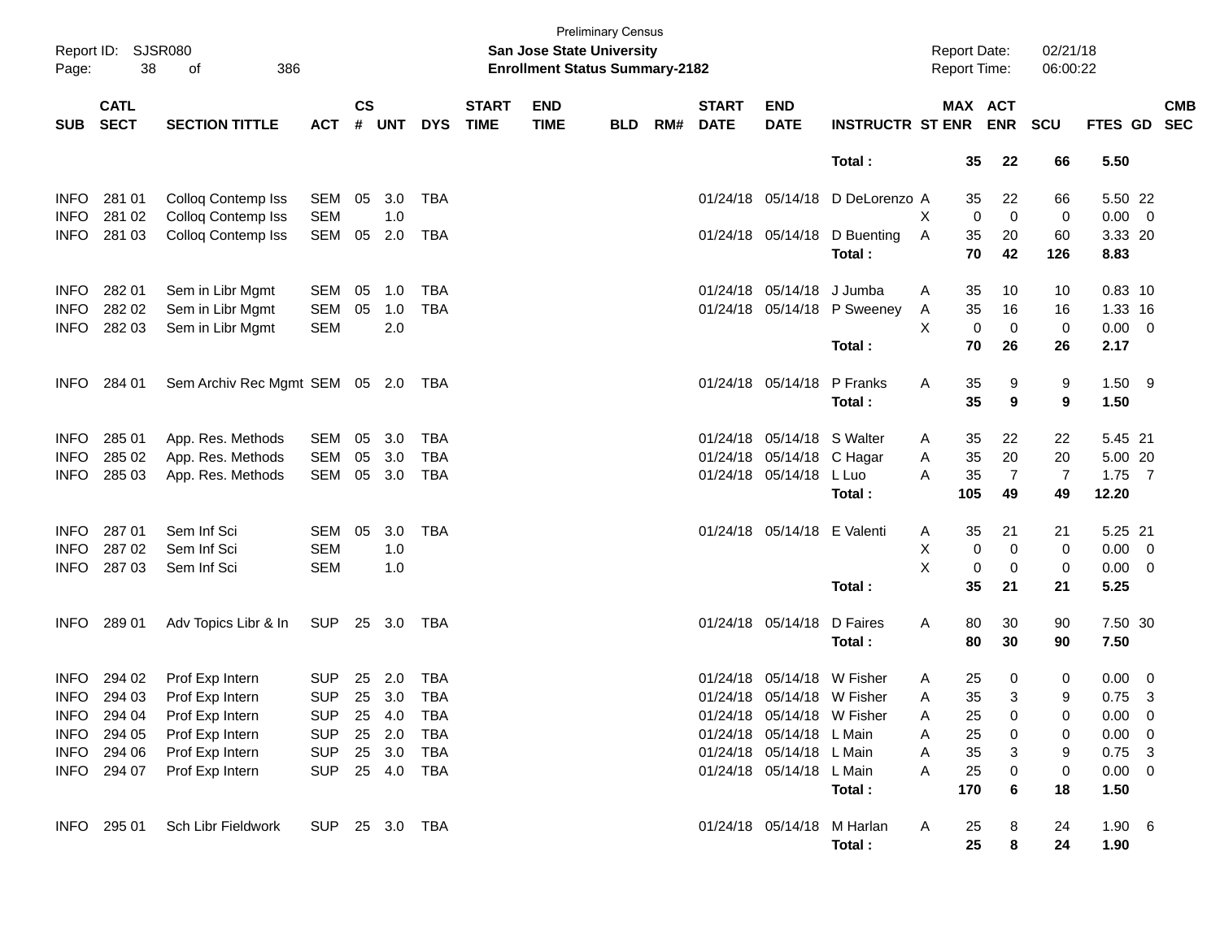Preliminary Census

Report ID: SJSR080

**San Jose State University**

**Enrollment Status Summary-2182**

Report Date: 02/21/18

Report Time: 06:00:22

| SUB | CATL SECT | SECTION TITTLE | ACT | CS # | UNT | DYS | START TIME | END TIME | BLD | RM# | START DATE | END DATE | INSTRUCTR | ST | MAX ENR | ACT ENR | SCU | FTES | GD | CMB SEC |
|---|---|---|---|---|---|---|---|---|---|---|---|---|---|---|---|---|---|---|---|---|
| | | | | | | | | | | | | | **Total :** | | **35** | **22** | **66** | **5.50** | | |
| INFO | 281 01 | Colloq Contemp Iss | SEM | 05 | 3.0 | TBA | | | | | 01/24/18 | 05/14/18 | D DeLorenzo | A | 35 | 22 | 66 | 5.50 | 22 | |
| INFO | 281 02 | Colloq Contemp Iss | SEM | | 1.0 | | | | | | | | | X | 0 | 0 | 0 | 0.00 | 0 | |
| INFO | 281 03 | Colloq Contemp Iss | SEM | 05 | 2.0 | TBA | | | | | 01/24/18 | 05/14/18 | D Buenting | A | 35 | 20 | 60 | 3.33 | 20 | |
| | | | | | | | | | | | | | **Total :** | | **70** | **42** | **126** | **8.83** | | |
| INFO | 282 01 | Sem in Libr Mgmt | SEM | 05 | 1.0 | TBA | | | | | 01/24/18 | 05/14/18 | J Jumba | A | 35 | 10 | 10 | 0.83 | 10 | |
| INFO | 282 02 | Sem in Libr Mgmt | SEM | 05 | 1.0 | TBA | | | | | 01/24/18 | 05/14/18 | P Sweeney | A | 35 | 16 | 16 | 1.33 | 16 | |
| INFO | 282 03 | Sem in Libr Mgmt | SEM | | 2.0 | | | | | | | | | X | 0 | 0 | 0 | 0.00 | 0 | |
| | | | | | | | | | | | | | **Total :** | | **70** | **26** | **26** | **2.17** | | |
| INFO | 284 01 | Sem Archiv Rec Mgmt | SEM | 05 | 2.0 | TBA | | | | | 01/24/18 | 05/14/18 | P Franks | A | 35 | 9 | 9 | 1.50 | 9 | |
| | | | | | | | | | | | | | **Total :** | | **35** | **9** | **9** | **1.50** | | |
| INFO | 285 01 | App. Res. Methods | SEM | 05 | 3.0 | TBA | | | | | 01/24/18 | 05/14/18 | S Walter | A | 35 | 22 | 22 | 5.45 | 21 | |
| INFO | 285 02 | App. Res. Methods | SEM | 05 | 3.0 | TBA | | | | | 01/24/18 | 05/14/18 | C Hagar | A | 35 | 20 | 20 | 5.00 | 20 | |
| INFO | 285 03 | App. Res. Methods | SEM | 05 | 3.0 | TBA | | | | | 01/24/18 | 05/14/18 | L Luo | A | 35 | 7 | 7 | 1.75 | 7 | |
| | | | | | | | | | | | | | **Total :** | | **105** | **49** | **49** | **12.20** | | |
| INFO | 287 01 | Sem Inf Sci | SEM | 05 | 3.0 | TBA | | | | | 01/24/18 | 05/14/18 | E Valenti | A | 35 | 21 | 21 | 5.25 | 21 | |
| INFO | 287 02 | Sem Inf Sci | SEM | | 1.0 | | | | | | | | | X | 0 | 0 | 0 | 0.00 | 0 | |
| INFO | 287 03 | Sem Inf Sci | SEM | | 1.0 | | | | | | | | | X | 0 | 0 | 0 | 0.00 | 0 | |
| | | | | | | | | | | | | | **Total :** | | **35** | **21** | **21** | **5.25** | | |
| INFO | 289 01 | Adv Topics Libr & In | SUP | 25 | 3.0 | TBA | | | | | 01/24/18 | 05/14/18 | D Faires | A | 80 | 30 | 90 | 7.50 | 30 | |
| | | | | | | | | | | | | | **Total :** | | **80** | **30** | **90** | **7.50** | | |
| INFO | 294 02 | Prof Exp Intern | SUP | 25 | 2.0 | TBA | | | | | 01/24/18 | 05/14/18 | W Fisher | A | 25 | 0 | 0 | 0.00 | 0 | |
| INFO | 294 03 | Prof Exp Intern | SUP | 25 | 3.0 | TBA | | | | | 01/24/18 | 05/14/18 | W Fisher | A | 35 | 3 | 9 | 0.75 | 3 | |
| INFO | 294 04 | Prof Exp Intern | SUP | 25 | 4.0 | TBA | | | | | 01/24/18 | 05/14/18 | W Fisher | A | 25 | 0 | 0 | 0.00 | 0 | |
| INFO | 294 05 | Prof Exp Intern | SUP | 25 | 2.0 | TBA | | | | | 01/24/18 | 05/14/18 | L Main | A | 25 | 0 | 0 | 0.00 | 0 | |
| INFO | 294 06 | Prof Exp Intern | SUP | 25 | 3.0 | TBA | | | | | 01/24/18 | 05/14/18 | L Main | A | 35 | 3 | 9 | 0.75 | 3 | |
| INFO | 294 07 | Prof Exp Intern | SUP | 25 | 4.0 | TBA | | | | | 01/24/18 | 05/14/18 | L Main | A | 25 | 0 | 0 | 0.00 | 0 | |
| | | | | | | | | | | | | | **Total :** | | **170** | **6** | **18** | **1.50** | | |
| INFO | 295 01 | Sch Libr Fieldwork | SUP | 25 | 3.0 | TBA | | | | | 01/24/18 | 05/14/18 | M Harlan | A | 25 | 8 | 24 | 1.90 | 6 | |
| | | | | | | | | | | | | | **Total :** | | **25** | **8** | **24** | **1.90** | | |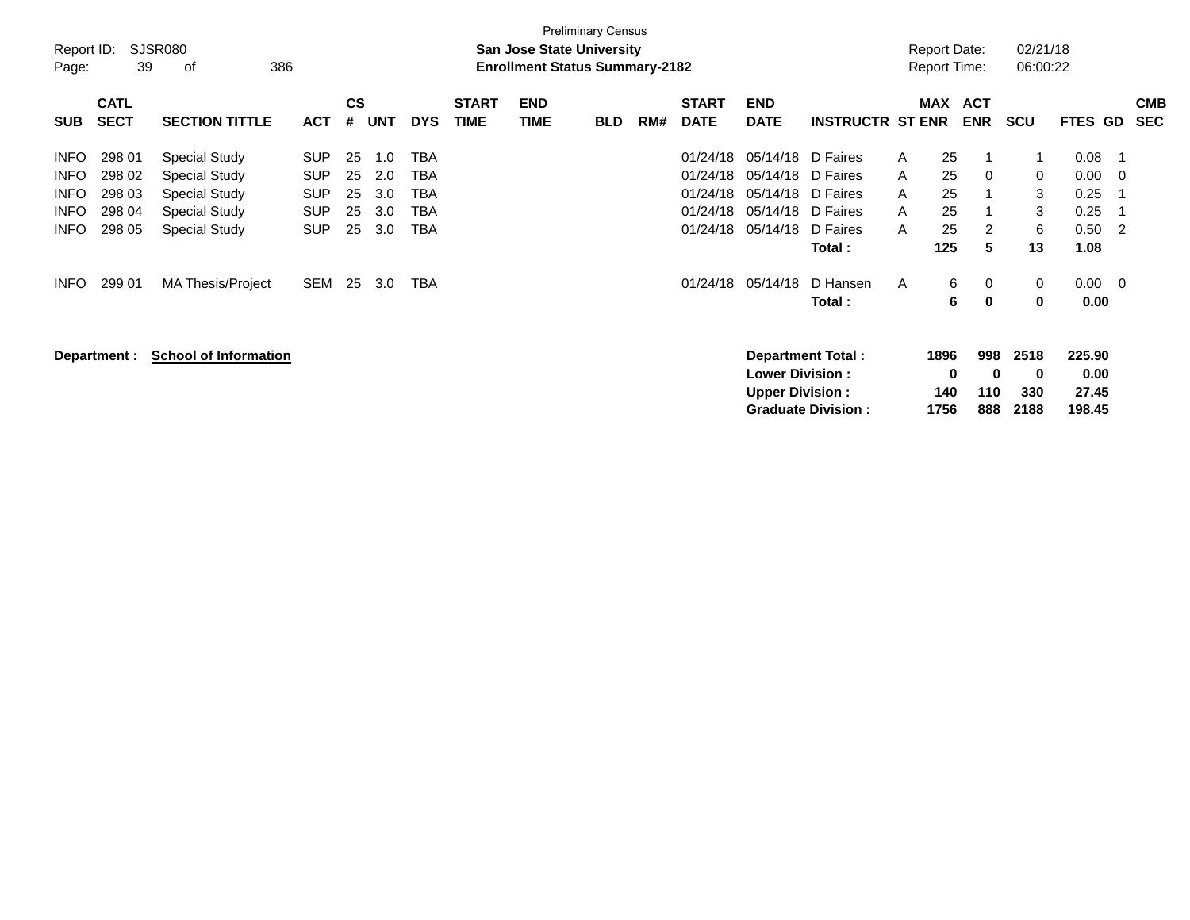Preliminary Census

**San Jose State University**
**Enrollment Status Summary-2182**

Report ID: SJSR080
Report Date: 02/21/18
Report Time: 06:00:22

| SUB | CATL SECT | SECTION TITTLE | ACT | CS # | UNT | DYS | START TIME | END TIME | BLD | RM# | START DATE | END DATE | INSTRUCTR | ST | MAX ENR | ACT ENR | SCU | FTES | GD | CMB SEC |
|---|---|---|---|---|---|---|---|---|---|---|---|---|---|---|---|---|---|---|---|---|
| INFO | 298 01 | Special Study | SUP | 25 | 1.0 | TBA | | | | | 01/24/18 | 05/14/18 | D Faires | A | 25 | 1 | 1 | 0.08 | 1 | |
| INFO | 298 02 | Special Study | SUP | 25 | 2.0 | TBA | | | | | 01/24/18 | 05/14/18 | D Faires | A | 25 | 0 | 0 | 0.00 | 0 | |
| INFO | 298 03 | Special Study | SUP | 25 | 3.0 | TBA | | | | | 01/24/18 | 05/14/18 | D Faires | A | 25 | 1 | 3 | 0.25 | 1 | |
| INFO | 298 04 | Special Study | SUP | 25 | 3.0 | TBA | | | | | 01/24/18 | 05/14/18 | D Faires | A | 25 | 1 | 3 | 0.25 | 1 | |
| INFO | 298 05 | Special Study | SUP | 25 | 3.0 | TBA | | | | | 01/24/18 | 05/14/18 | D Faires | A | 25 | 2 | 6 | 0.50 | 2 | |
| | | | | | | | | | | | | | **Total :** | | **125** | **5** | **13** | **1.08** | | |
| INFO | 299 01 | MA Thesis/Project | SEM | 25 | 3.0 | TBA | | | | | 01/24/18 | 05/14/18 | D Hansen | A | 6 | 0 | 0 | 0.00 | 0 | |
| | | | | | | | | | | | | | **Total :** | | **6** | **0** | **0** | **0.00** | | |

**Department :** **School of Information**

| | MAX ENR | ACT ENR | SCU | FTES |
|---|---|---|---|---|
| **Department Total :** | **1896** | **998** | **2518** | **225.90** |
| **Lower Division :** | **0** | **0** | **0** | **0.00** |
| **Upper Division :** | **140** | **110** | **330** | **27.45** |
| **Graduate Division :** | **1756** | **888** | **2188** | **198.45** |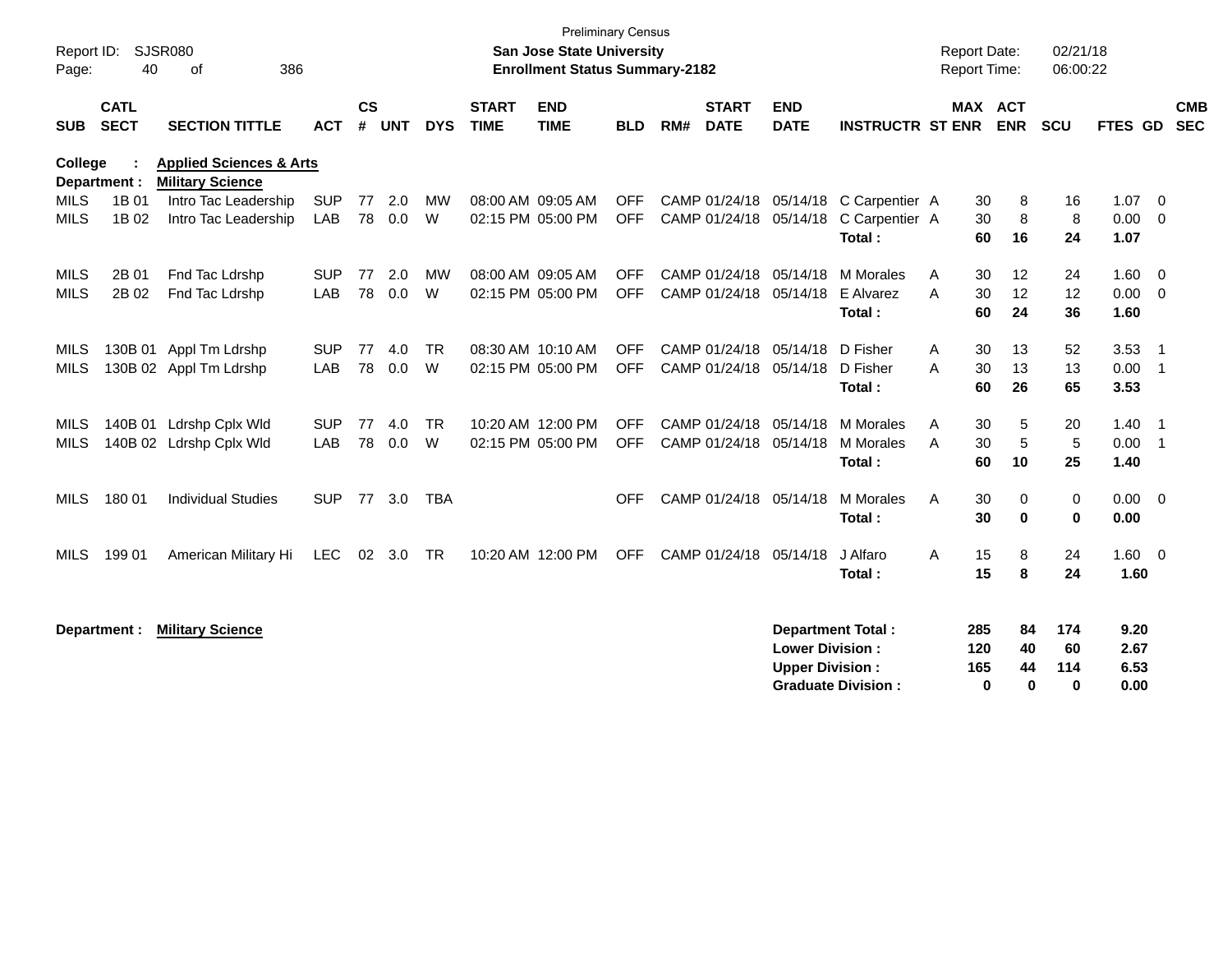Preliminary Census

**San Jose State University**
**Enrollment Status Summary-2182**

Report ID: SJSR080
Report Date: 02/21/18
Report Time: 06:00:22

| SUB | CATL SECT | SECTION TITTLE | ACT | CS # | UNT | DYS | START TIME | END TIME | BLD | RM# | START DATE | END DATE | INSTRUCTR | ST | MAX ENR | ACT ENR | SCU | FTES | GD | CMB SEC |
|---|---|---|---|---|---|---|---|---|---|---|---|---|---|---|---|---|---|---|---|---|
| **College :** | | **Applied Sciences & Arts** | | | | | | | | | | | | | | | | | | |
| **Department :** | | **Military Science** | | | | | | | | | | | | | | | | | | |
| MILS | 1B 01 | Intro Tac Leadership | SUP | 77 | 2.0 | MW | 08:00 AM | 09:05 AM | OFF | CAMP | 01/24/18 | 05/14/18 | C Carpentier | A | 30 | 8 | 16 | 1.07 | 0 | |
| MILS | 1B 02 | Intro Tac Leadership | LAB | 78 | 0.0 | W | 02:15 PM | 05:00 PM | OFF | CAMP | 01/24/18 | 05/14/18 | C Carpentier | A | 30 | 8 | 8 | 0.00 | 0 | |
| | | | | | | | | | | | | | **Total :** | | **60** | **16** | **24** | **1.07** | | |
| MILS | 2B 01 | Fnd Tac Ldrshp | SUP | 77 | 2.0 | MW | 08:00 AM | 09:05 AM | OFF | CAMP | 01/24/18 | 05/14/18 | M Morales | A | 30 | 12 | 24 | 1.60 | 0 | |
| MILS | 2B 02 | Fnd Tac Ldrshp | LAB | 78 | 0.0 | W | 02:15 PM | 05:00 PM | OFF | CAMP | 01/24/18 | 05/14/18 | E Alvarez | A | 30 | 12 | 12 | 0.00 | 0 | |
| | | | | | | | | | | | | | **Total :** | | **60** | **24** | **36** | **1.60** | | |
| MILS | 130B 01 | Appl Tm Ldrshp | SUP | 77 | 4.0 | TR | 08:30 AM | 10:10 AM | OFF | CAMP | 01/24/18 | 05/14/18 | D Fisher | A | 30 | 13 | 52 | 3.53 | 1 | |
| MILS | 130B 02 | Appl Tm Ldrshp | LAB | 78 | 0.0 | W | 02:15 PM | 05:00 PM | OFF | CAMP | 01/24/18 | 05/14/18 | D Fisher | A | 30 | 13 | 13 | 0.00 | 1 | |
| | | | | | | | | | | | | | **Total :** | | **60** | **26** | **65** | **3.53** | | |
| MILS | 140B 01 | Ldrshp Cplx Wld | SUP | 77 | 4.0 | TR | 10:20 AM | 12:00 PM | OFF | CAMP | 01/24/18 | 05/14/18 | M Morales | A | 30 | 5 | 20 | 1.40 | 1 | |
| MILS | 140B 02 | Ldrshp Cplx Wld | LAB | 78 | 0.0 | W | 02:15 PM | 05:00 PM | OFF | CAMP | 01/24/18 | 05/14/18 | M Morales | A | 30 | 5 | 5 | 0.00 | 1 | |
| | | | | | | | | | | | | | **Total :** | | **60** | **10** | **25** | **1.40** | | |
| MILS | 180 01 | Individual Studies | SUP | 77 | 3.0 | TBA | | | OFF | CAMP | 01/24/18 | 05/14/18 | M Morales | A | 30 | 0 | 0 | 0.00 | 0 | |
| | | | | | | | | | | | | | **Total :** | | **30** | **0** | **0** | **0.00** | | |
| MILS | 199 01 | American Military Hi | LEC | 02 | 3.0 | TR | 10:20 AM | 12:00 PM | OFF | CAMP | 01/24/18 | 05/14/18 | J Alfaro | A | 15 | 8 | 24 | 1.60 | 0 | |
| | | | | | | | | | | | | | **Total :** | | **15** | **8** | **24** | **1.60** | | |

**Department :** **Military Science**

| | MAX ENR | ACT ENR | SCU | FTES |
|---|---|---|---|---|
| **Department Total :** | **285** | **84** | **174** | **9.20** |
| **Lower Division :** | **120** | **40** | **60** | **2.67** |
| **Upper Division :** | **165** | **44** | **114** | **6.53** |
| **Graduate Division :** | **0** | **0** | **0** | **0.00** |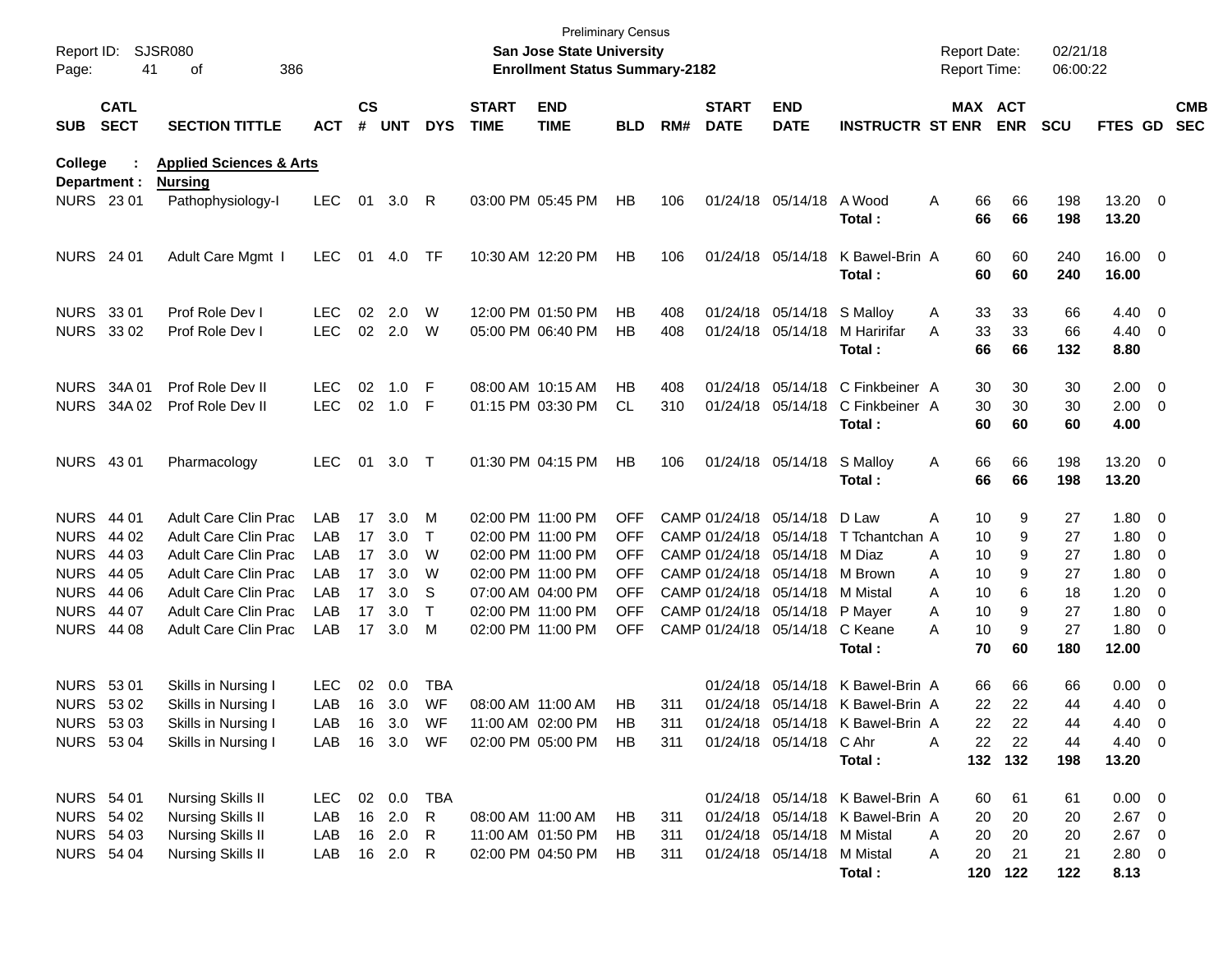Preliminary Census

**San Jose State University**

**Enrollment Status Summary-2182**

Report ID: SJSR080

Report Date: 02/21/18
Report Time: 06:00:22

**College : Applied Sciences & Arts**
**Department : Nursing**

| SUB | CATL SECT | SECTION TITTLE | ACT | CS # | UNT | DYS | START TIME | END TIME | BLD | RM# | START DATE | END DATE | INSTRUCTR | ST | MAX ENR | ACT ENR | SCU | FTES | GD | CMB SEC |
|---|---|---|---|---|---|---|---|---|---|---|---|---|---|---|---|---|---|---|---|---|
| NURS | 23 01 | Pathophysiology-I | LEC | 01 | 3.0 | R | 03:00 PM | 05:45 PM | HB | 106 | 01/24/18 | 05/14/18 | A Wood | A | 66 | 66 | 198 | 13.20 | 0 | |
| | | | | | | | | | | | | | **Total :** | | **66** | **66** | **198** | **13.20** | | |
| NURS | 24 01 | Adult Care Mgmt I | LEC | 01 | 4.0 | TF | 10:30 AM | 12:20 PM | HB | 106 | 01/24/18 | 05/14/18 | K Bawel-Brin | A | 60 | 60 | 240 | 16.00 | 0 | |
| | | | | | | | | | | | | | **Total :** | | **60** | **60** | **240** | **16.00** | | |
| NURS | 33 01 | Prof Role Dev I | LEC | 02 | 2.0 | W | 12:00 PM | 01:50 PM | HB | 408 | 01/24/18 | 05/14/18 | S Malloy | A | 33 | 33 | 66 | 4.40 | 0 | |
| NURS | 33 02 | Prof Role Dev I | LEC | 02 | 2.0 | W | 05:00 PM | 06:40 PM | HB | 408 | 01/24/18 | 05/14/18 | M Haririfar | A | 33 | 33 | 66 | 4.40 | 0 | |
| | | | | | | | | | | | | | **Total :** | | **66** | **66** | **132** | **8.80** | | |
| NURS | 34A 01 | Prof Role Dev II | LEC | 02 | 1.0 | F | 08:00 AM | 10:15 AM | HB | 408 | 01/24/18 | 05/14/18 | C Finkbeiner | A | 30 | 30 | 30 | 2.00 | 0 | |
| NURS | 34A 02 | Prof Role Dev II | LEC | 02 | 1.0 | F | 01:15 PM | 03:30 PM | CL | 310 | 01/24/18 | 05/14/18 | C Finkbeiner | A | 30 | 30 | 30 | 2.00 | 0 | |
| | | | | | | | | | | | | | **Total :** | | **60** | **60** | **60** | **4.00** | | |
| NURS | 43 01 | Pharmacology | LEC | 01 | 3.0 | T | 01:30 PM | 04:15 PM | HB | 106 | 01/24/18 | 05/14/18 | S Malloy | A | 66 | 66 | 198 | 13.20 | 0 | |
| | | | | | | | | | | | | | **Total :** | | **66** | **66** | **198** | **13.20** | | |
| NURS | 44 01 | Adult Care Clin Prac | LAB | 17 | 3.0 | M | 02:00 PM | 11:00 PM | OFF | CAMP | 01/24/18 | 05/14/18 | D Law | A | 10 | 9 | 27 | 1.80 | 0 | |
| NURS | 44 02 | Adult Care Clin Prac | LAB | 17 | 3.0 | T | 02:00 PM | 11:00 PM | OFF | CAMP | 01/24/18 | 05/14/18 | T Tchantchan | A | 10 | 9 | 27 | 1.80 | 0 | |
| NURS | 44 03 | Adult Care Clin Prac | LAB | 17 | 3.0 | W | 02:00 PM | 11:00 PM | OFF | CAMP | 01/24/18 | 05/14/18 | M Diaz | A | 10 | 9 | 27 | 1.80 | 0 | |
| NURS | 44 05 | Adult Care Clin Prac | LAB | 17 | 3.0 | W | 02:00 PM | 11:00 PM | OFF | CAMP | 01/24/18 | 05/14/18 | M Brown | A | 10 | 9 | 27 | 1.80 | 0 | |
| NURS | 44 06 | Adult Care Clin Prac | LAB | 17 | 3.0 | S | 07:00 AM | 04:00 PM | OFF | CAMP | 01/24/18 | 05/14/18 | M Mistal | A | 10 | 6 | 18 | 1.20 | 0 | |
| NURS | 44 07 | Adult Care Clin Prac | LAB | 17 | 3.0 | T | 02:00 PM | 11:00 PM | OFF | CAMP | 01/24/18 | 05/14/18 | P Mayer | A | 10 | 9 | 27 | 1.80 | 0 | |
| NURS | 44 08 | Adult Care Clin Prac | LAB | 17 | 3.0 | M | 02:00 PM | 11:00 PM | OFF | CAMP | 01/24/18 | 05/14/18 | C Keane | A | 10 | 9 | 27 | 1.80 | 0 | |
| | | | | | | | | | | | | | **Total :** | | **70** | **60** | **180** | **12.00** | | |
| NURS | 53 01 | Skills in Nursing I | LEC | 02 | 0.0 | TBA | | | | | 01/24/18 | 05/14/18 | K Bawel-Brin | A | 66 | 66 | 66 | 0.00 | 0 | |
| NURS | 53 02 | Skills in Nursing I | LAB | 16 | 3.0 | WF | 08:00 AM | 11:00 AM | HB | 311 | 01/24/18 | 05/14/18 | K Bawel-Brin | A | 22 | 22 | 44 | 4.40 | 0 | |
| NURS | 53 03 | Skills in Nursing I | LAB | 16 | 3.0 | WF | 11:00 AM | 02:00 PM | HB | 311 | 01/24/18 | 05/14/18 | K Bawel-Brin | A | 22 | 22 | 44 | 4.40 | 0 | |
| NURS | 53 04 | Skills in Nursing I | LAB | 16 | 3.0 | WF | 02:00 PM | 05:00 PM | HB | 311 | 01/24/18 | 05/14/18 | C Ahr | A | 22 | 22 | 44 | 4.40 | 0 | |
| | | | | | | | | | | | | | **Total :** | | **132** | **132** | **198** | **13.20** | | |
| NURS | 54 01 | Nursing Skills II | LEC | 02 | 0.0 | TBA | | | | | 01/24/18 | 05/14/18 | K Bawel-Brin | A | 60 | 61 | 61 | 0.00 | 0 | |
| NURS | 54 02 | Nursing Skills II | LAB | 16 | 2.0 | R | 08:00 AM | 11:00 AM | HB | 311 | 01/24/18 | 05/14/18 | K Bawel-Brin | A | 20 | 20 | 20 | 2.67 | 0 | |
| NURS | 54 03 | Nursing Skills II | LAB | 16 | 2.0 | R | 11:00 AM | 01:50 PM | HB | 311 | 01/24/18 | 05/14/18 | M Mistal | A | 20 | 20 | 20 | 2.67 | 0 | |
| NURS | 54 04 | Nursing Skills II | LAB | 16 | 2.0 | R | 02:00 PM | 04:50 PM | HB | 311 | 01/24/18 | 05/14/18 | M Mistal | A | 20 | 21 | 21 | 2.80 | 0 | |
| | | | | | | | | | | | | | **Total :** | | **120** | **122** | **122** | **8.13** | | |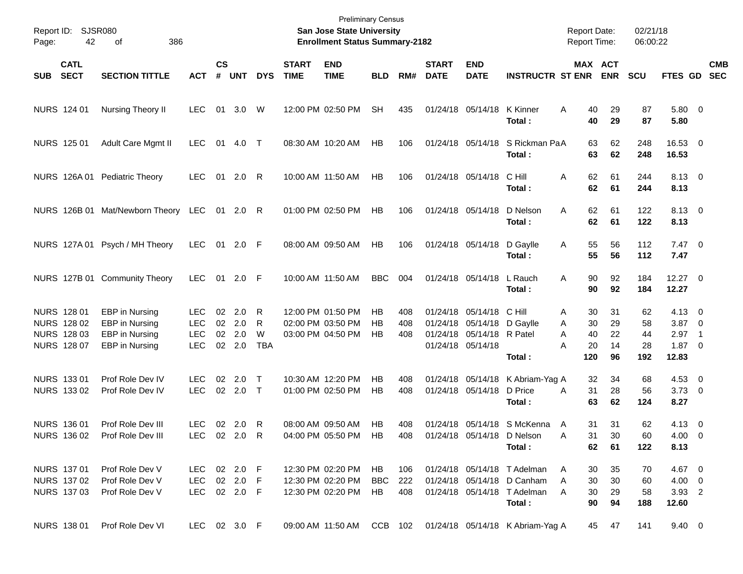Preliminary Census

**San Jose State University**

**Enrollment Status Summary-2182**

Report ID: SJSR080

Report Date: 02/21/18

Report Time: 06:00:22

| SUB | CATL SECT | SECTION TITTLE | ACT | CS # | UNT | DYS | START TIME | END TIME | BLD | RM# | START DATE | END DATE | INSTRUCTR | ST | MAX ENR | ACT ENR | SCU | FTES | GD | CMB SEC |
|---|---|---|---|---|---|---|---|---|---|---|---|---|---|---|---|---|---|---|---|---|
| NURS | 124 01 | Nursing Theory II | LEC | 01 | 3.0 | W | 12:00 PM | 02:50 PM | SH | 435 | 01/24/18 | 05/14/18 | K Kinner | A | 40 | 29 | 87 | 5.80 | 0 | |
| | | | | | | | | | | | | | **Total :** | | **40** | **29** | **87** | **5.80** | | |
| NURS | 125 01 | Adult Care Mgmt II | LEC | 01 | 4.0 | T | 08:30 AM | 10:20 AM | HB | 106 | 01/24/18 | 05/14/18 | S Rickman Pa | A | 63 | 62 | 248 | 16.53 | 0 | |
| | | | | | | | | | | | | | **Total :** | | **63** | **62** | **248** | **16.53** | | |
| NURS | 126A 01 | Pediatric Theory | LEC | 01 | 2.0 | R | 10:00 AM | 11:50 AM | HB | 106 | 01/24/18 | 05/14/18 | C Hill | A | 62 | 61 | 244 | 8.13 | 0 | |
| | | | | | | | | | | | | | **Total :** | | **62** | **61** | **244** | **8.13** | | |
| NURS | 126B 01 | Mat/Newborn Theory | LEC | 01 | 2.0 | R | 01:00 PM | 02:50 PM | HB | 106 | 01/24/18 | 05/14/18 | D Nelson | A | 62 | 61 | 122 | 8.13 | 0 | |
| | | | | | | | | | | | | | **Total :** | | **62** | **61** | **122** | **8.13** | | |
| NURS | 127A 01 | Psych / MH Theory | LEC | 01 | 2.0 | F | 08:00 AM | 09:50 AM | HB | 106 | 01/24/18 | 05/14/18 | D Gaylle | A | 55 | 56 | 112 | 7.47 | 0 | |
| | | | | | | | | | | | | | **Total :** | | **55** | **56** | **112** | **7.47** | | |
| NURS | 127B 01 | Community Theory | LEC | 01 | 2.0 | F | 10:00 AM | 11:50 AM | BBC | 004 | 01/24/18 | 05/14/18 | L Rauch | A | 90 | 92 | 184 | 12.27 | 0 | |
| | | | | | | | | | | | | | **Total :** | | **90** | **92** | **184** | **12.27** | | |
| NURS | 128 01 | EBP in Nursing | LEC | 02 | 2.0 | R | 12:00 PM | 01:50 PM | HB | 408 | 01/24/18 | 05/14/18 | C Hill | A | 30 | 31 | 62 | 4.13 | 0 | |
| NURS | 128 02 | EBP in Nursing | LEC | 02 | 2.0 | R | 02:00 PM | 03:50 PM | HB | 408 | 01/24/18 | 05/14/18 | D Gaylle | A | 30 | 29 | 58 | 3.87 | 0 | |
| NURS | 128 03 | EBP in Nursing | LEC | 02 | 2.0 | W | 03:00 PM | 04:50 PM | HB | 408 | 01/24/18 | 05/14/18 | R Patel | A | 40 | 22 | 44 | 2.97 | 1 | |
| NURS | 128 07 | EBP in Nursing | LEC | 02 | 2.0 | TBA | | | | | 01/24/18 | 05/14/18 | | A | 20 | 14 | 28 | 1.87 | 0 | |
| | | | | | | | | | | | | | **Total :** | | **120** | **96** | **192** | **12.83** | | |
| NURS | 133 01 | Prof Role Dev IV | LEC | 02 | 2.0 | T | 10:30 AM | 12:20 PM | HB | 408 | 01/24/18 | 05/14/18 | K Abriam-Yag | A | 32 | 34 | 68 | 4.53 | 0 | |
| NURS | 133 02 | Prof Role Dev IV | LEC | 02 | 2.0 | T | 01:00 PM | 02:50 PM | HB | 408 | 01/24/18 | 05/14/18 | D Price | A | 31 | 28 | 56 | 3.73 | 0 | |
| | | | | | | | | | | | | | **Total :** | | **63** | **62** | **124** | **8.27** | | |
| NURS | 136 01 | Prof Role Dev III | LEC | 02 | 2.0 | R | 08:00 AM | 09:50 AM | HB | 408 | 01/24/18 | 05/14/18 | S McKenna | A | 31 | 31 | 62 | 4.13 | 0 | |
| NURS | 136 02 | Prof Role Dev III | LEC | 02 | 2.0 | R | 04:00 PM | 05:50 PM | HB | 408 | 01/24/18 | 05/14/18 | D Nelson | A | 31 | 30 | 60 | 4.00 | 0 | |
| | | | | | | | | | | | | | **Total :** | | **62** | **61** | **122** | **8.13** | | |
| NURS | 137 01 | Prof Role Dev V | LEC | 02 | 2.0 | F | 12:30 PM | 02:20 PM | HB | 106 | 01/24/18 | 05/14/18 | T Adelman | A | 30 | 35 | 70 | 4.67 | 0 | |
| NURS | 137 02 | Prof Role Dev V | LEC | 02 | 2.0 | F | 12:30 PM | 02:20 PM | BBC | 222 | 01/24/18 | 05/14/18 | D Canham | A | 30 | 30 | 60 | 4.00 | 0 | |
| NURS | 137 03 | Prof Role Dev V | LEC | 02 | 2.0 | F | 12:30 PM | 02:20 PM | HB | 408 | 01/24/18 | 05/14/18 | T Adelman | A | 30 | 29 | 58 | 3.93 | 2 | |
| | | | | | | | | | | | | | **Total :** | | **90** | **94** | **188** | **12.60** | | |
| NURS | 138 01 | Prof Role Dev VI | LEC | 02 | 3.0 | F | 09:00 AM | 11:50 AM | CCB | 102 | 01/24/18 | 05/14/18 | K Abriam-Yag | A | 45 | 47 | 141 | 9.40 | 0 | |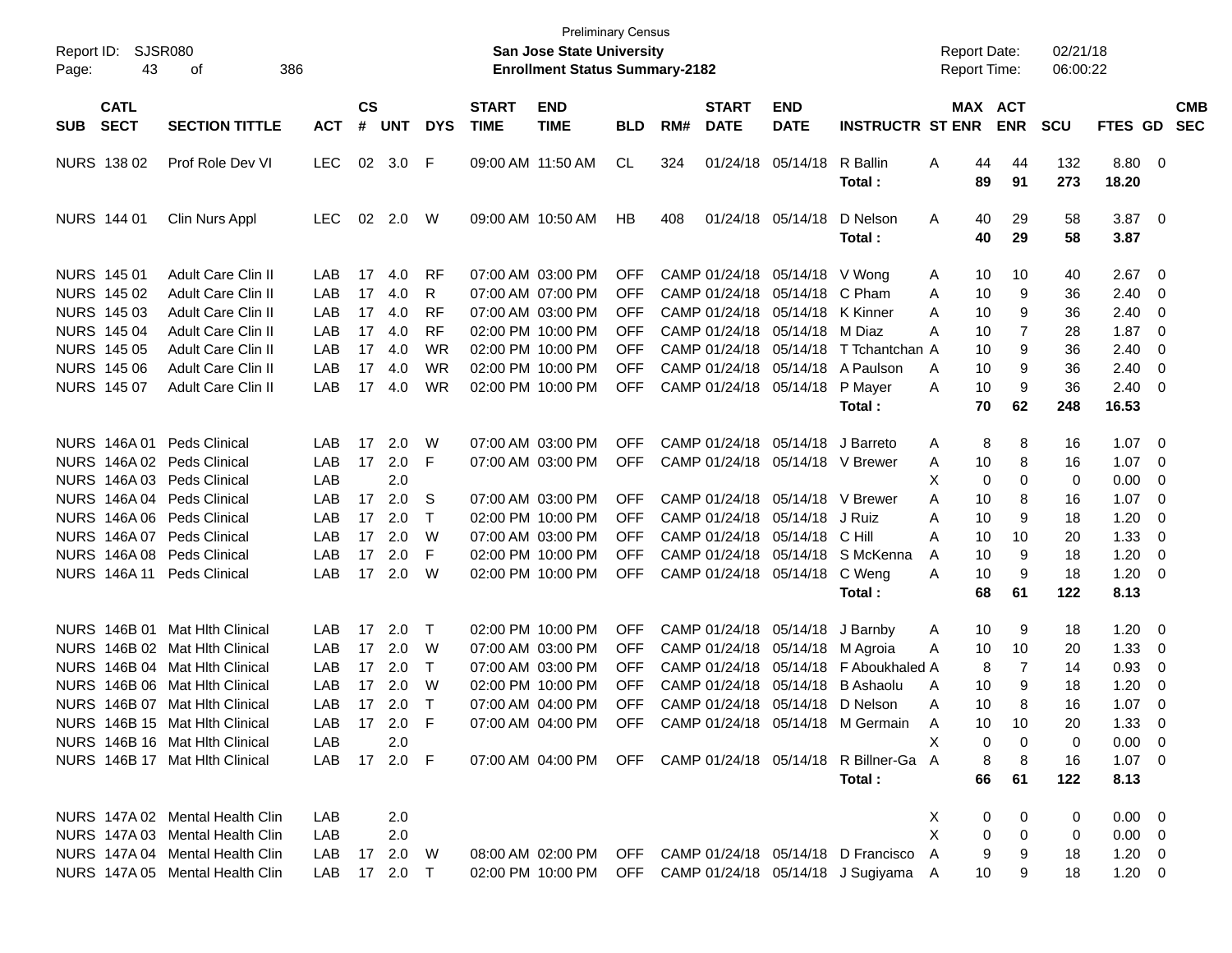Preliminary Census

**San Jose State University**

**Enrollment Status Summary-2182**

Report ID: SJSR080
Page: 43 of 386

Report Date: 02/21/18
Report Time: 06:00:22

| SUB | CATL SECT | SECTION TITTLE | ACT | CS # | UNT | DYS | START TIME | END TIME | BLD | RM# | START DATE | END DATE | INSTRUCTR | ST | MAX ENR | ACT ENR | SCU | FTES | GD | CMB SEC |
|---|---|---|---|---|---|---|---|---|---|---|---|---|---|---|---|---|---|---|---|---|
| NURS | 138 02 | Prof Role Dev VI | LEC | 02 | 3.0 | F | 09:00 AM | 11:50 AM | CL | 324 | 01/24/18 | 05/14/18 | R Ballin | A | 44 | 44 | 132 | 8.80 | 0 | |
| | | | | | | | | | | | | | **Total :** | | **89** | **91** | **273** | **18.20** | | |
| NURS | 144 01 | Clin Nurs Appl | LEC | 02 | 2.0 | W | 09:00 AM | 10:50 AM | HB | 408 | 01/24/18 | 05/14/18 | D Nelson | A | 40 | 29 | 58 | 3.87 | 0 | |
| | | | | | | | | | | | | | **Total :** | | **40** | **29** | **58** | **3.87** | | |
| NURS | 145 01 | Adult Care Clin II | LAB | 17 | 4.0 | RF | 07:00 AM | 03:00 PM | OFF | CAMP | 01/24/18 | 05/14/18 | V Wong | A | 10 | 10 | 40 | 2.67 | 0 | |
| NURS | 145 02 | Adult Care Clin II | LAB | 17 | 4.0 | R | 07:00 AM | 07:00 PM | OFF | CAMP | 01/24/18 | 05/14/18 | C Pham | A | 10 | 9 | 36 | 2.40 | 0 | |
| NURS | 145 03 | Adult Care Clin II | LAB | 17 | 4.0 | RF | 07:00 AM | 03:00 PM | OFF | CAMP | 01/24/18 | 05/14/18 | K Kinner | A | 10 | 9 | 36 | 2.40 | 0 | |
| NURS | 145 04 | Adult Care Clin II | LAB | 17 | 4.0 | RF | 02:00 PM | 10:00 PM | OFF | CAMP | 01/24/18 | 05/14/18 | M Diaz | A | 10 | 7 | 28 | 1.87 | 0 | |
| NURS | 145 05 | Adult Care Clin II | LAB | 17 | 4.0 | WR | 02:00 PM | 10:00 PM | OFF | CAMP | 01/24/18 | 05/14/18 | T Tchantchan | A | 10 | 9 | 36 | 2.40 | 0 | |
| NURS | 145 06 | Adult Care Clin II | LAB | 17 | 4.0 | WR | 02:00 PM | 10:00 PM | OFF | CAMP | 01/24/18 | 05/14/18 | A Paulson | A | 10 | 9 | 36 | 2.40 | 0 | |
| NURS | 145 07 | Adult Care Clin II | LAB | 17 | 4.0 | WR | 02:00 PM | 10:00 PM | OFF | CAMP | 01/24/18 | 05/14/18 | P Mayer | A | 10 | 9 | 36 | 2.40 | 0 | |
| | | | | | | | | | | | | | **Total :** | | **70** | **62** | **248** | **16.53** | | |
| NURS | 146A 01 | Peds Clinical | LAB | 17 | 2.0 | W | 07:00 AM | 03:00 PM | OFF | CAMP | 01/24/18 | 05/14/18 | J Barreto | A | 8 | 8 | 16 | 1.07 | 0 | |
| NURS | 146A 02 | Peds Clinical | LAB | 17 | 2.0 | F | 07:00 AM | 03:00 PM | OFF | CAMP | 01/24/18 | 05/14/18 | V Brewer | A | 10 | 8 | 16 | 1.07 | 0 | |
| NURS | 146A 03 | Peds Clinical | LAB | | 2.0 | | | | | | | | | X | 0 | 0 | 0 | 0.00 | 0 | |
| NURS | 146A 04 | Peds Clinical | LAB | 17 | 2.0 | S | 07:00 AM | 03:00 PM | OFF | CAMP | 01/24/18 | 05/14/18 | V Brewer | A | 10 | 8 | 16 | 1.07 | 0 | |
| NURS | 146A 06 | Peds Clinical | LAB | 17 | 2.0 | T | 02:00 PM | 10:00 PM | OFF | CAMP | 01/24/18 | 05/14/18 | J Ruiz | A | 10 | 9 | 18 | 1.20 | 0 | |
| NURS | 146A 07 | Peds Clinical | LAB | 17 | 2.0 | W | 07:00 AM | 03:00 PM | OFF | CAMP | 01/24/18 | 05/14/18 | C Hill | A | 10 | 10 | 20 | 1.33 | 0 | |
| NURS | 146A 08 | Peds Clinical | LAB | 17 | 2.0 | F | 02:00 PM | 10:00 PM | OFF | CAMP | 01/24/18 | 05/14/18 | S McKenna | A | 10 | 9 | 18 | 1.20 | 0 | |
| NURS | 146A 11 | Peds Clinical | LAB | 17 | 2.0 | W | 02:00 PM | 10:00 PM | OFF | CAMP | 01/24/18 | 05/14/18 | C Weng | A | 10 | 9 | 18 | 1.20 | 0 | |
| | | | | | | | | | | | | | **Total :** | | **68** | **61** | **122** | **8.13** | | |
| NURS | 146B 01 | Mat Hlth Clinical | LAB | 17 | 2.0 | T | 02:00 PM | 10:00 PM | OFF | CAMP | 01/24/18 | 05/14/18 | J Barnby | A | 10 | 9 | 18 | 1.20 | 0 | |
| NURS | 146B 02 | Mat Hlth Clinical | LAB | 17 | 2.0 | W | 07:00 AM | 03:00 PM | OFF | CAMP | 01/24/18 | 05/14/18 | M Agroia | A | 10 | 10 | 20 | 1.33 | 0 | |
| NURS | 146B 04 | Mat Hlth Clinical | LAB | 17 | 2.0 | T | 07:00 AM | 03:00 PM | OFF | CAMP | 01/24/18 | 05/14/18 | F Aboukhaled | A | 8 | 7 | 14 | 0.93 | 0 | |
| NURS | 146B 06 | Mat Hlth Clinical | LAB | 17 | 2.0 | W | 02:00 PM | 10:00 PM | OFF | CAMP | 01/24/18 | 05/14/18 | B Ashaolu | A | 10 | 9 | 18 | 1.20 | 0 | |
| NURS | 146B 07 | Mat Hlth Clinical | LAB | 17 | 2.0 | T | 07:00 AM | 04:00 PM | OFF | CAMP | 01/24/18 | 05/14/18 | D Nelson | A | 10 | 8 | 16 | 1.07 | 0 | |
| NURS | 146B 15 | Mat Hlth Clinical | LAB | 17 | 2.0 | F | 07:00 AM | 04:00 PM | OFF | CAMP | 01/24/18 | 05/14/18 | M Germain | A | 10 | 10 | 20 | 1.33 | 0 | |
| NURS | 146B 16 | Mat Hlth Clinical | LAB | | 2.0 | | | | | | | | | X | 0 | 0 | 0 | 0.00 | 0 | |
| NURS | 146B 17 | Mat Hlth Clinical | LAB | 17 | 2.0 | F | 07:00 AM | 04:00 PM | OFF | CAMP | 01/24/18 | 05/14/18 | R Billner-Ga | A | 8 | 8 | 16 | 1.07 | 0 | |
| | | | | | | | | | | | | | **Total :** | | **66** | **61** | **122** | **8.13** | | |
| NURS | 147A 02 | Mental Health Clin | LAB | | 2.0 | | | | | | | | | X | 0 | 0 | 0 | 0.00 | 0 | |
| NURS | 147A 03 | Mental Health Clin | LAB | | 2.0 | | | | | | | | | X | 0 | 0 | 0 | 0.00 | 0 | |
| NURS | 147A 04 | Mental Health Clin | LAB | 17 | 2.0 | W | 08:00 AM | 02:00 PM | OFF | CAMP | 01/24/18 | 05/14/18 | D Francisco | A | 9 | 9 | 18 | 1.20 | 0 | |
| NURS | 147A 05 | Mental Health Clin | LAB | 17 | 2.0 | T | 02:00 PM | 10:00 PM | OFF | CAMP | 01/24/18 | 05/14/18 | J Sugiyama | A | 10 | 9 | 18 | 1.20 | 0 | |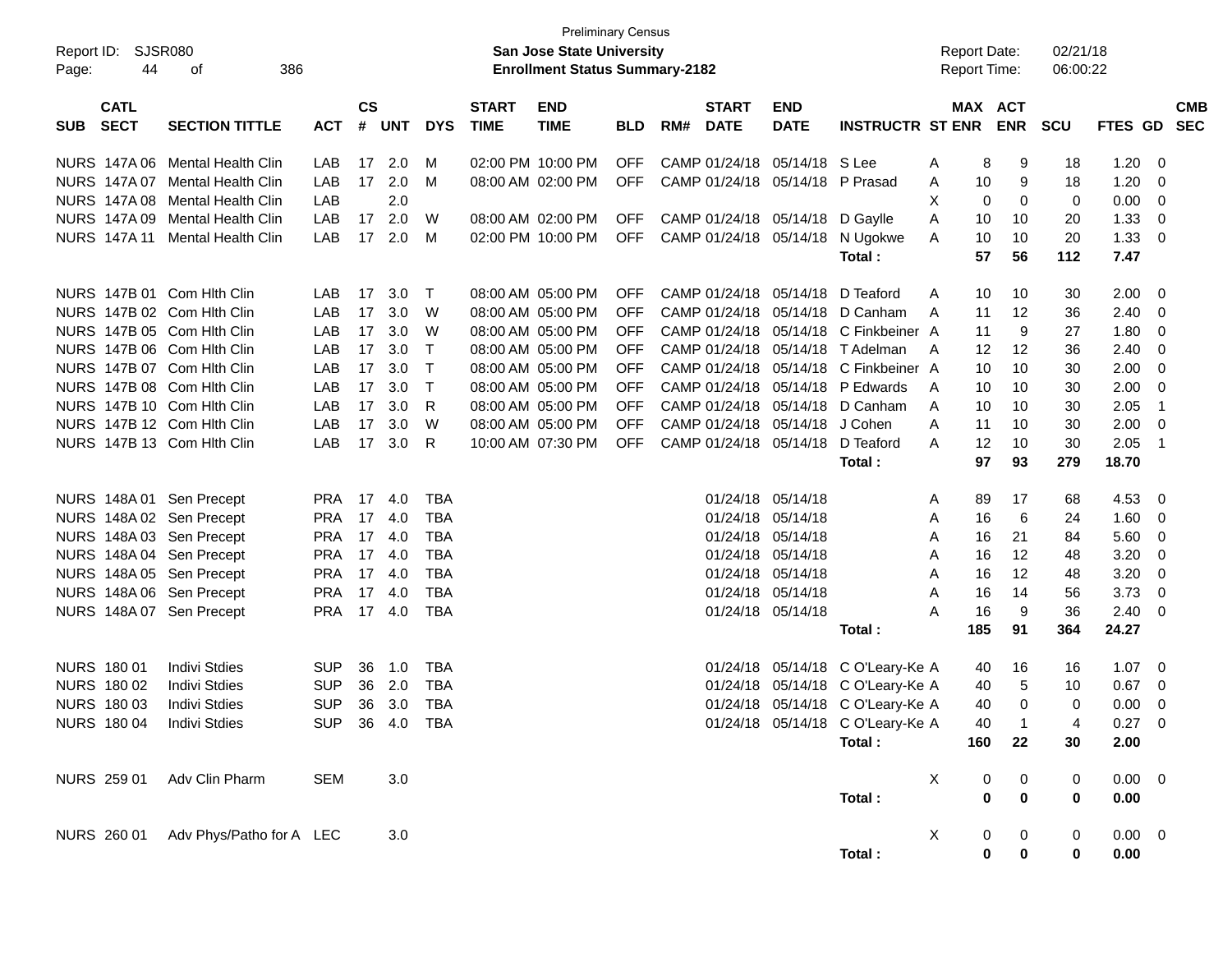Preliminary Census

**San Jose State University**
**Enrollment Status Summary-2182**

Report ID: SJSR080
Report Date: 02/21/18
Report Time: 06:00:22

| SUB | CATL SECT | SECTION TITTLE | ACT | CS # | UNT | DYS | START TIME | END TIME | BLD | RM# | START DATE | END DATE | INSTRUCTR | ST | MAX ENR | ACT ENR | SCU | FTES | GD | CMB SEC |
|---|---|---|---|---|---|---|---|---|---|---|---|---|---|---|---|---|---|---|---|---|
| NURS | 147A 06 | Mental Health Clin | LAB | 17 | 2.0 | M | 02:00 PM | 10:00 PM | OFF | CAMP | 01/24/18 | 05/14/18 | S Lee | A | 8 | 9 | 18 | 1.20 | 0 | |
| NURS | 147A 07 | Mental Health Clin | LAB | 17 | 2.0 | M | 08:00 AM | 02:00 PM | OFF | CAMP | 01/24/18 | 05/14/18 | P Prasad | A | 10 | 9 | 18 | 1.20 | 0 | |
| NURS | 147A 08 | Mental Health Clin | LAB | | 2.0 | | | | | | | | | X | 0 | 0 | 0 | 0.00 | 0 | |
| NURS | 147A 09 | Mental Health Clin | LAB | 17 | 2.0 | W | 08:00 AM | 02:00 PM | OFF | CAMP | 01/24/18 | 05/14/18 | D Gaylle | A | 10 | 10 | 20 | 1.33 | 0 | |
| NURS | 147A 11 | Mental Health Clin | LAB | 17 | 2.0 | M | 02:00 PM | 10:00 PM | OFF | CAMP | 01/24/18 | 05/14/18 | N Ugokwe | A | 10 | 10 | 20 | 1.33 | 0 | |
| | | | | | | | | | | | | | **Total :** | | **57** | **56** | **112** | **7.47** | | |
| NURS | 147B 01 | Com Hlth Clin | LAB | 17 | 3.0 | T | 08:00 AM | 05:00 PM | OFF | CAMP | 01/24/18 | 05/14/18 | D Teaford | A | 10 | 10 | 30 | 2.00 | 0 | |
| NURS | 147B 02 | Com Hlth Clin | LAB | 17 | 3.0 | W | 08:00 AM | 05:00 PM | OFF | CAMP | 01/24/18 | 05/14/18 | D Canham | A | 11 | 12 | 36 | 2.40 | 0 | |
| NURS | 147B 05 | Com Hlth Clin | LAB | 17 | 3.0 | W | 08:00 AM | 05:00 PM | OFF | CAMP | 01/24/18 | 05/14/18 | C Finkbeiner | A | 11 | 9 | 27 | 1.80 | 0 | |
| NURS | 147B 06 | Com Hlth Clin | LAB | 17 | 3.0 | T | 08:00 AM | 05:00 PM | OFF | CAMP | 01/24/18 | 05/14/18 | T Adelman | A | 12 | 12 | 36 | 2.40 | 0 | |
| NURS | 147B 07 | Com Hlth Clin | LAB | 17 | 3.0 | T | 08:00 AM | 05:00 PM | OFF | CAMP | 01/24/18 | 05/14/18 | C Finkbeiner | A | 10 | 10 | 30 | 2.00 | 0 | |
| NURS | 147B 08 | Com Hlth Clin | LAB | 17 | 3.0 | T | 08:00 AM | 05:00 PM | OFF | CAMP | 01/24/18 | 05/14/18 | P Edwards | A | 10 | 10 | 30 | 2.00 | 0 | |
| NURS | 147B 10 | Com Hlth Clin | LAB | 17 | 3.0 | R | 08:00 AM | 05:00 PM | OFF | CAMP | 01/24/18 | 05/14/18 | D Canham | A | 10 | 10 | 30 | 2.05 | 1 | |
| NURS | 147B 12 | Com Hlth Clin | LAB | 17 | 3.0 | W | 08:00 AM | 05:00 PM | OFF | CAMP | 01/24/18 | 05/14/18 | J Cohen | A | 11 | 10 | 30 | 2.00 | 0 | |
| NURS | 147B 13 | Com Hlth Clin | LAB | 17 | 3.0 | R | 10:00 AM | 07:30 PM | OFF | CAMP | 01/24/18 | 05/14/18 | D Teaford | A | 12 | 10 | 30 | 2.05 | 1 | |
| | | | | | | | | | | | | | **Total :** | | **97** | **93** | **279** | **18.70** | | |
| NURS | 148A 01 | Sen Precept | PRA | 17 | 4.0 | TBA | | | | | 01/24/18 | 05/14/18 | | A | 89 | 17 | 68 | 4.53 | 0 | |
| NURS | 148A 02 | Sen Precept | PRA | 17 | 4.0 | TBA | | | | | 01/24/18 | 05/14/18 | | A | 16 | 6 | 24 | 1.60 | 0 | |
| NURS | 148A 03 | Sen Precept | PRA | 17 | 4.0 | TBA | | | | | 01/24/18 | 05/14/18 | | A | 16 | 21 | 84 | 5.60 | 0 | |
| NURS | 148A 04 | Sen Precept | PRA | 17 | 4.0 | TBA | | | | | 01/24/18 | 05/14/18 | | A | 16 | 12 | 48 | 3.20 | 0 | |
| NURS | 148A 05 | Sen Precept | PRA | 17 | 4.0 | TBA | | | | | 01/24/18 | 05/14/18 | | A | 16 | 12 | 48 | 3.20 | 0 | |
| NURS | 148A 06 | Sen Precept | PRA | 17 | 4.0 | TBA | | | | | 01/24/18 | 05/14/18 | | A | 16 | 14 | 56 | 3.73 | 0 | |
| NURS | 148A 07 | Sen Precept | PRA | 17 | 4.0 | TBA | | | | | 01/24/18 | 05/14/18 | | A | 16 | 9 | 36 | 2.40 | 0 | |
| | | | | | | | | | | | | | **Total :** | | **185** | **91** | **364** | **24.27** | | |
| NURS | 180 01 | Indivi Stdies | SUP | 36 | 1.0 | TBA | | | | | 01/24/18 | 05/14/18 | C O'Leary-Ke | A | 40 | 16 | 16 | 1.07 | 0 | |
| NURS | 180 02 | Indivi Stdies | SUP | 36 | 2.0 | TBA | | | | | 01/24/18 | 05/14/18 | C O'Leary-Ke | A | 40 | 5 | 10 | 0.67 | 0 | |
| NURS | 180 03 | Indivi Stdies | SUP | 36 | 3.0 | TBA | | | | | 01/24/18 | 05/14/18 | C O'Leary-Ke | A | 40 | 0 | 0 | 0.00 | 0 | |
| NURS | 180 04 | Indivi Stdies | SUP | 36 | 4.0 | TBA | | | | | 01/24/18 | 05/14/18 | C O'Leary-Ke | A | 40 | 1 | 4 | 0.27 | 0 | |
| | | | | | | | | | | | | | **Total :** | | **160** | **22** | **30** | **2.00** | | |
| NURS | 259 01 | Adv Clin Pharm | SEM | | 3.0 | | | | | | | | | X | 0 | 0 | 0 | 0.00 | 0 | |
| | | | | | | | | | | | | | **Total :** | | **0** | **0** | **0** | **0.00** | | |
| NURS | 260 01 | Adv Phys/Patho for A | LEC | | 3.0 | | | | | | | | | X | 0 | 0 | 0 | 0.00 | 0 | |
| | | | | | | | | | | | | | **Total :** | | **0** | **0** | **0** | **0.00** | | |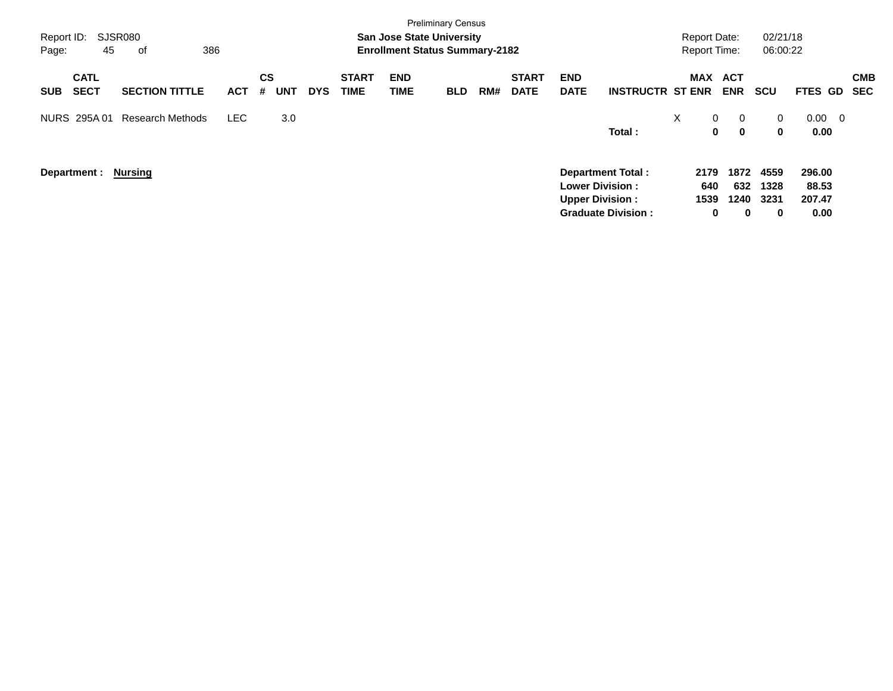Preliminary Census

**San Jose State University**

**Enrollment Status Summary-2182**

Report ID: SJSR080

Report Date: 02/21/18

Report Time: 06:00:22

| SUB | CATL SECT | SECTION TITTLE | ACT | CS # | UNT | DYS | START TIME | END TIME | BLD | RM# | START DATE | END DATE | INSTRUCTR | ST | MAX ENR | ACT ENR | SCU | FTES | GD | CMB SEC |
|---|---|---|---|---|---|---|---|---|---|---|---|---|---|---|---|---|---|---|---|---|
| NURS | 295A 01 | Research Methods | LEC | | 3.0 | | | | | | | | | X | 0 | 0 | 0 | 0.00 | 0 | |
| | | | | | | | | | | | | | **Total :** | | **0** | **0** | **0** | **0.00** | | |

**Department :** **Nursing**

| | MAX ENR | ACT ENR | SCU | FTES |
|---|---|---|---|---|
| **Department Total :** | **2179** | **1872** | **4559** | **296.00** |
| **Lower Division :** | **640** | **632** | **1328** | **88.53** |
| **Upper Division :** | **1539** | **1240** | **3231** | **207.47** |
| **Graduate Division :** | **0** | **0** | **0** | **0.00** |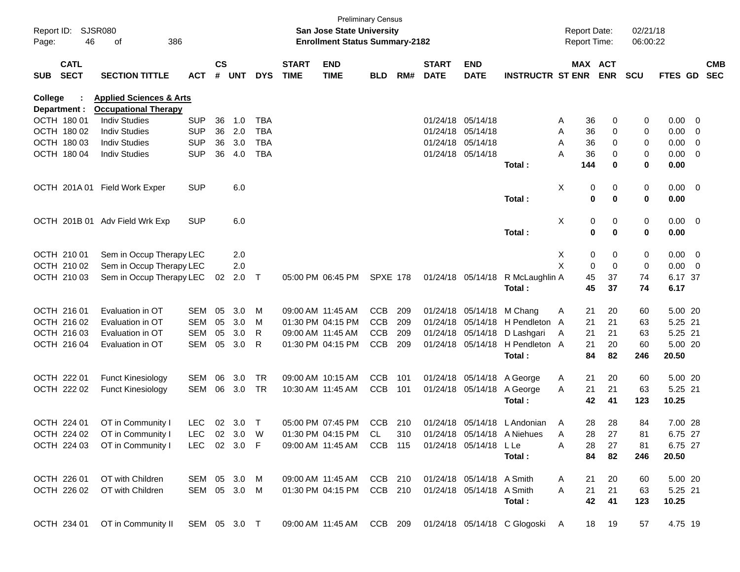Preliminary Census

**San Jose State University**

**Enrollment Status Summary-2182**

Report ID: SJSR080

Report Date: 02/21/18

Report Time: 06:00:22

**College : Applied Sciences & Arts**

**Department : Occupational Therapy**

| SUB | CATL SECT | SECTION TITTLE | ACT | CS # | UNT | DYS | START TIME | END TIME | BLD | RM# | START DATE | END DATE | INSTRUCTR | ST | MAX ENR | ACT ENR | SCU | FTES | GD | CMB SEC |
|---|---|---|---|---|---|---|---|---|---|---|---|---|---|---|---|---|---|---|---|---|
| OCTH | 180 01 | Indiv Studies | SUP | 36 | 1.0 | TBA | | | | | 01/24/18 | 05/14/18 | | A | 36 | 0 | 0 | 0.00 | 0 | |
| OCTH | 180 02 | Indiv Studies | SUP | 36 | 2.0 | TBA | | | | | 01/24/18 | 05/14/18 | | A | 36 | 0 | 0 | 0.00 | 0 | |
| OCTH | 180 03 | Indiv Studies | SUP | 36 | 3.0 | TBA | | | | | 01/24/18 | 05/14/18 | | A | 36 | 0 | 0 | 0.00 | 0 | |
| OCTH | 180 04 | Indiv Studies | SUP | 36 | 4.0 | TBA | | | | | 01/24/18 | 05/14/18 | | A | 36 | 0 | 0 | 0.00 | 0 | |
| | | | | | | | | | | | | | **Total :** | | **144** | **0** | **0** | **0.00** | | |
| OCTH | 201A 01 | Field Work Exper | SUP | | 6.0 | | | | | | | | | X | 0 | 0 | 0 | 0.00 | 0 | |
| | | | | | | | | | | | | | **Total :** | | **0** | **0** | **0** | **0.00** | | |
| OCTH | 201B 01 | Adv Field Wrk Exp | SUP | | 6.0 | | | | | | | | | X | 0 | 0 | 0 | 0.00 | 0 | |
| | | | | | | | | | | | | | **Total :** | | **0** | **0** | **0** | **0.00** | | |
| OCTH | 210 01 | Sem in Occup Therapy | LEC | | 2.0 | | | | | | | | | X | 0 | 0 | 0 | 0.00 | 0 | |
| OCTH | 210 02 | Sem in Occup Therapy | LEC | | 2.0 | | | | | | | | | X | 0 | 0 | 0 | 0.00 | 0 | |
| OCTH | 210 03 | Sem in Occup Therapy | LEC | 02 | 2.0 | T | 05:00 PM | 06:45 PM | SPXE | 178 | 01/24/18 | 05/14/18 | R McLaughlin | A | 45 | 37 | 74 | 6.17 | 37 | |
| | | | | | | | | | | | | | **Total :** | | **45** | **37** | **74** | **6.17** | | |
| OCTH | 216 01 | Evaluation in OT | SEM | 05 | 3.0 | M | 09:00 AM | 11:45 AM | CCB | 209 | 01/24/18 | 05/14/18 | M Chang | A | 21 | 20 | 60 | 5.00 | 20 | |
| OCTH | 216 02 | Evaluation in OT | SEM | 05 | 3.0 | M | 01:30 PM | 04:15 PM | CCB | 209 | 01/24/18 | 05/14/18 | H Pendleton | A | 21 | 21 | 63 | 5.25 | 21 | |
| OCTH | 216 03 | Evaluation in OT | SEM | 05 | 3.0 | R | 09:00 AM | 11:45 AM | CCB | 209 | 01/24/18 | 05/14/18 | D Lashgari | A | 21 | 21 | 63 | 5.25 | 21 | |
| OCTH | 216 04 | Evaluation in OT | SEM | 05 | 3.0 | R | 01:30 PM | 04:15 PM | CCB | 209 | 01/24/18 | 05/14/18 | H Pendleton | A | 21 | 20 | 60 | 5.00 | 20 | |
| | | | | | | | | | | | | | **Total :** | | **84** | **82** | **246** | **20.50** | | |
| OCTH | 222 01 | Funct Kinesiology | SEM | 06 | 3.0 | TR | 09:00 AM | 10:15 AM | CCB | 101 | 01/24/18 | 05/14/18 | A George | A | 21 | 20 | 60 | 5.00 | 20 | |
| OCTH | 222 02 | Funct Kinesiology | SEM | 06 | 3.0 | TR | 10:30 AM | 11:45 AM | CCB | 101 | 01/24/18 | 05/14/18 | A George | A | 21 | 21 | 63 | 5.25 | 21 | |
| | | | | | | | | | | | | | **Total :** | | **42** | **41** | **123** | **10.25** | | |
| OCTH | 224 01 | OT in Community I | LEC | 02 | 3.0 | T | 05:00 PM | 07:45 PM | CCB | 210 | 01/24/18 | 05/14/18 | L Andonian | A | 28 | 28 | 84 | 7.00 | 28 | |
| OCTH | 224 02 | OT in Community I | LEC | 02 | 3.0 | W | 01:30 PM | 04:15 PM | CL | 310 | 01/24/18 | 05/14/18 | A Niehues | A | 28 | 27 | 81 | 6.75 | 27 | |
| OCTH | 224 03 | OT in Community I | LEC | 02 | 3.0 | F | 09:00 AM | 11:45 AM | CCB | 115 | 01/24/18 | 05/14/18 | L Le | A | 28 | 27 | 81 | 6.75 | 27 | |
| | | | | | | | | | | | | | **Total :** | | **84** | **82** | **246** | **20.50** | | |
| OCTH | 226 01 | OT with Children | SEM | 05 | 3.0 | M | 09:00 AM | 11:45 AM | CCB | 210 | 01/24/18 | 05/14/18 | A Smith | A | 21 | 20 | 60 | 5.00 | 20 | |
| OCTH | 226 02 | OT with Children | SEM | 05 | 3.0 | M | 01:30 PM | 04:15 PM | CCB | 210 | 01/24/18 | 05/14/18 | A Smith | A | 21 | 21 | 63 | 5.25 | 21 | |
| | | | | | | | | | | | | | **Total :** | | **42** | **41** | **123** | **10.25** | | |
| OCTH | 234 01 | OT in Community II | SEM | 05 | 3.0 | T | 09:00 AM | 11:45 AM | CCB | 209 | 01/24/18 | 05/14/18 | C Glogoski | A | 18 | 19 | 57 | 4.75 | 19 | |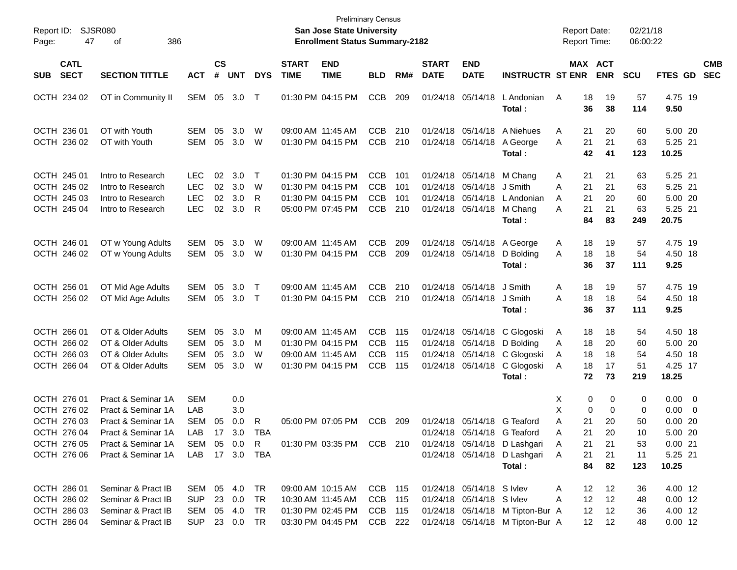Preliminary Census

**San Jose State University**

**Enrollment Status Summary-2182**

Report ID: SJSR080

Report Date: 02/21/18
Report Time: 06:00:22

| SUB | CATL SECT | SECTION TITTLE | ACT | CS # | UNT | DYS | START TIME | END TIME | BLD | RM# | START DATE | END DATE | INSTRUCTR | ST | MAX ENR | ACT ENR | SCU | FTES | GD | CMB SEC |
|---|---|---|---|---|---|---|---|---|---|---|---|---|---|---|---|---|---|---|---|---|
| OCTH | 234 02 | OT in Community II | SEM | 05 | 3.0 | T | 01:30 PM | 04:15 PM | CCB | 209 | 01/24/18 | 05/14/18 | L Andonian | A | 18 | 19 | 57 | 4.75 | 19 | |
| | | | | | | | | | | | | | **Total :** | | **36** | **38** | **114** | **9.50** | | |
| OCTH | 236 01 | OT with Youth | SEM | 05 | 3.0 | W | 09:00 AM | 11:45 AM | CCB | 210 | 01/24/18 | 05/14/18 | A Niehues | A | 21 | 20 | 60 | 5.00 | 20 | |
| OCTH | 236 02 | OT with Youth | SEM | 05 | 3.0 | W | 01:30 PM | 04:15 PM | CCB | 210 | 01/24/18 | 05/14/18 | A George | A | 21 | 21 | 63 | 5.25 | 21 | |
| | | | | | | | | | | | | | **Total :** | | **42** | **41** | **123** | **10.25** | | |
| OCTH | 245 01 | Intro to Research | LEC | 02 | 3.0 | T | 01:30 PM | 04:15 PM | CCB | 101 | 01/24/18 | 05/14/18 | M Chang | A | 21 | 21 | 63 | 5.25 | 21 | |
| OCTH | 245 02 | Intro to Research | LEC | 02 | 3.0 | W | 01:30 PM | 04:15 PM | CCB | 101 | 01/24/18 | 05/14/18 | J Smith | A | 21 | 21 | 63 | 5.25 | 21 | |
| OCTH | 245 03 | Intro to Research | LEC | 02 | 3.0 | R | 01:30 PM | 04:15 PM | CCB | 101 | 01/24/18 | 05/14/18 | L Andonian | A | 21 | 20 | 60 | 5.00 | 20 | |
| OCTH | 245 04 | Intro to Research | LEC | 02 | 3.0 | R | 05:00 PM | 07:45 PM | CCB | 210 | 01/24/18 | 05/14/18 | M Chang | A | 21 | 21 | 63 | 5.25 | 21 | |
| | | | | | | | | | | | | | **Total :** | | **84** | **83** | **249** | **20.75** | | |
| OCTH | 246 01 | OT w Young Adults | SEM | 05 | 3.0 | W | 09:00 AM | 11:45 AM | CCB | 209 | 01/24/18 | 05/14/18 | A George | A | 18 | 19 | 57 | 4.75 | 19 | |
| OCTH | 246 02 | OT w Young Adults | SEM | 05 | 3.0 | W | 01:30 PM | 04:15 PM | CCB | 209 | 01/24/18 | 05/14/18 | D Bolding | A | 18 | 18 | 54 | 4.50 | 18 | |
| | | | | | | | | | | | | | **Total :** | | **36** | **37** | **111** | **9.25** | | |
| OCTH | 256 01 | OT Mid Age Adults | SEM | 05 | 3.0 | T | 09:00 AM | 11:45 AM | CCB | 210 | 01/24/18 | 05/14/18 | J Smith | A | 18 | 19 | 57 | 4.75 | 19 | |
| OCTH | 256 02 | OT Mid Age Adults | SEM | 05 | 3.0 | T | 01:30 PM | 04:15 PM | CCB | 210 | 01/24/18 | 05/14/18 | J Smith | A | 18 | 18 | 54 | 4.50 | 18 | |
| | | | | | | | | | | | | | **Total :** | | **36** | **37** | **111** | **9.25** | | |
| OCTH | 266 01 | OT & Older Adults | SEM | 05 | 3.0 | M | 09:00 AM | 11:45 AM | CCB | 115 | 01/24/18 | 05/14/18 | C Glogoski | A | 18 | 18 | 54 | 4.50 | 18 | |
| OCTH | 266 02 | OT & Older Adults | SEM | 05 | 3.0 | M | 01:30 PM | 04:15 PM | CCB | 115 | 01/24/18 | 05/14/18 | D Bolding | A | 18 | 20 | 60 | 5.00 | 20 | |
| OCTH | 266 03 | OT & Older Adults | SEM | 05 | 3.0 | W | 09:00 AM | 11:45 AM | CCB | 115 | 01/24/18 | 05/14/18 | C Glogoski | A | 18 | 18 | 54 | 4.50 | 18 | |
| OCTH | 266 04 | OT & Older Adults | SEM | 05 | 3.0 | W | 01:30 PM | 04:15 PM | CCB | 115 | 01/24/18 | 05/14/18 | C Glogoski | A | 18 | 17 | 51 | 4.25 | 17 | |
| | | | | | | | | | | | | | **Total :** | | **72** | **73** | **219** | **18.25** | | |
| OCTH | 276 01 | Pract & Seminar 1A | SEM | | 0.0 | | | | | | | | | X | 0 | 0 | 0 | 0.00 | 0 | |
| OCTH | 276 02 | Pract & Seminar 1A | LAB | | 3.0 | | | | | | | | | X | 0 | 0 | 0 | 0.00 | 0 | |
| OCTH | 276 03 | Pract & Seminar 1A | SEM | 05 | 0.0 | R | 05:00 PM | 07:05 PM | CCB | 209 | 01/24/18 | 05/14/18 | G Teaford | A | 21 | 20 | 50 | 0.00 | 20 | |
| OCTH | 276 04 | Pract & Seminar 1A | LAB | 17 | 3.0 | TBA | | | | | 01/24/18 | 05/14/18 | G Teaford | A | 21 | 20 | 10 | 5.00 | 20 | |
| OCTH | 276 05 | Pract & Seminar 1A | SEM | 05 | 0.0 | R | 01:30 PM | 03:35 PM | CCB | 210 | 01/24/18 | 05/14/18 | D Lashgari | A | 21 | 21 | 53 | 0.00 | 21 | |
| OCTH | 276 06 | Pract & Seminar 1A | LAB | 17 | 3.0 | TBA | | | | | 01/24/18 | 05/14/18 | D Lashgari | A | 21 | 21 | 11 | 5.25 | 21 | |
| | | | | | | | | | | | | | **Total :** | | **84** | **82** | **123** | **10.25** | | |
| OCTH | 286 01 | Seminar & Pract IB | SEM | 05 | 4.0 | TR | 09:00 AM | 10:15 AM | CCB | 115 | 01/24/18 | 05/14/18 | S Ivlev | A | 12 | 12 | 36 | 4.00 | 12 | |
| OCTH | 286 02 | Seminar & Pract IB | SUP | 23 | 0.0 | TR | 10:30 AM | 11:45 AM | CCB | 115 | 01/24/18 | 05/14/18 | S Ivlev | A | 12 | 12 | 48 | 0.00 | 12 | |
| OCTH | 286 03 | Seminar & Pract IB | SEM | 05 | 4.0 | TR | 01:30 PM | 02:45 PM | CCB | 115 | 01/24/18 | 05/14/18 | M Tipton-Bur | A | 12 | 12 | 36 | 4.00 | 12 | |
| OCTH | 286 04 | Seminar & Pract IB | SUP | 23 | 0.0 | TR | 03:30 PM | 04:45 PM | CCB | 222 | 01/24/18 | 05/14/18 | M Tipton-Bur | A | 12 | 12 | 48 | 0.00 | 12 | |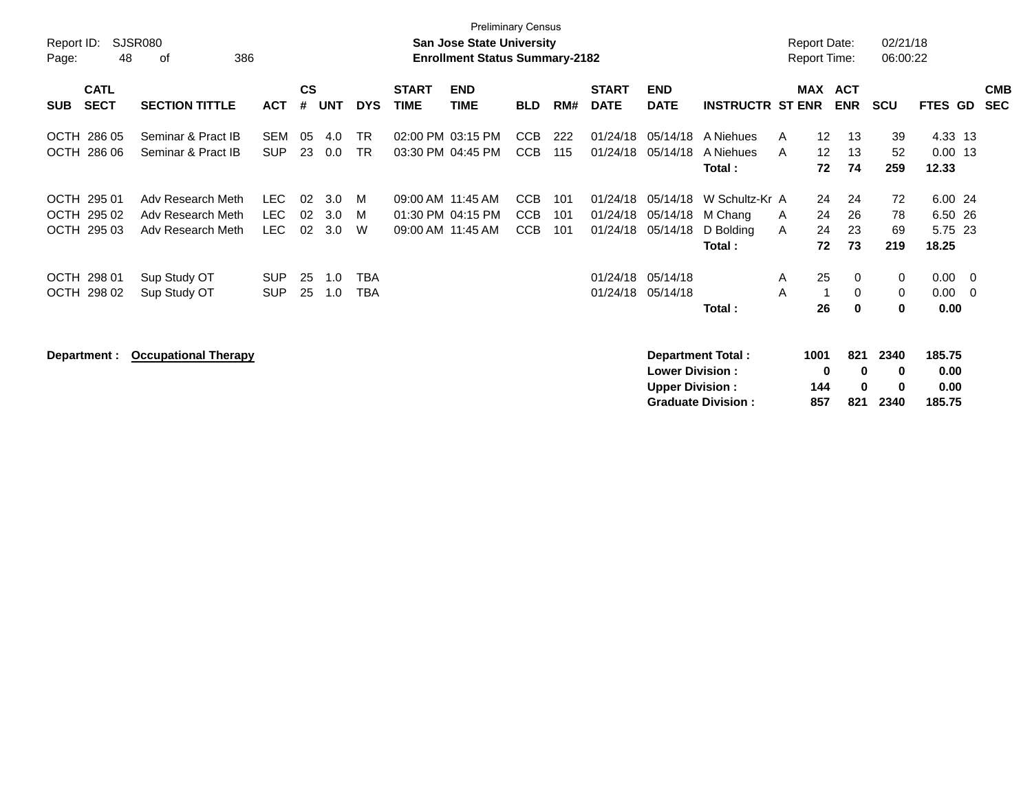Preliminary Census

**San Jose State University**

**Enrollment Status Summary-2182**

Report ID: SJSR080

Report Date: 02/21/18

Report Time: 06:00:22

| SUB | CATL SECT | SECTION TITTLE | ACT | CS # | UNT | DYS | START TIME | END TIME | BLD | RM# | START DATE | END DATE | INSTRUCTR | ST | MAX ENR | ACT ENR | SCU | FTES | GD | CMB SEC |
|---|---|---|---|---|---|---|---|---|---|---|---|---|---|---|---|---|---|---|---|---|
| OCTH | 286 05 | Seminar & Pract IB | SEM | 05 | 4.0 | TR | 02:00 PM | 03:15 PM | CCB | 222 | 01/24/18 | 05/14/18 | A Niehues | A | 12 | 13 | 39 | 4.33 | 13 | |
| OCTH | 286 06 | Seminar & Pract IB | SUP | 23 | 0.0 | TR | 03:30 PM | 04:45 PM | CCB | 115 | 01/24/18 | 05/14/18 | A Niehues | A | 12 | 13 | 52 | 0.00 | 13 | |
| | | | | | | | | | | | | | **Total :** | | **72** | **74** | **259** | **12.33** | | |
| OCTH | 295 01 | Adv Research Meth | LEC | 02 | 3.0 | M | 09:00 AM | 11:45 AM | CCB | 101 | 01/24/18 | 05/14/18 | W Schultz-Kr | A | 24 | 24 | 72 | 6.00 | 24 | |
| OCTH | 295 02 | Adv Research Meth | LEC | 02 | 3.0 | M | 01:30 PM | 04:15 PM | CCB | 101 | 01/24/18 | 05/14/18 | M Chang | A | 24 | 26 | 78 | 6.50 | 26 | |
| OCTH | 295 03 | Adv Research Meth | LEC | 02 | 3.0 | W | 09:00 AM | 11:45 AM | CCB | 101 | 01/24/18 | 05/14/18 | D Bolding | A | 24 | 23 | 69 | 5.75 | 23 | |
| | | | | | | | | | | | | | **Total :** | | **72** | **73** | **219** | **18.25** | | |
| OCTH | 298 01 | Sup Study OT | SUP | 25 | 1.0 | TBA | | | | | 01/24/18 | 05/14/18 | | A | 25 | 0 | 0 | 0.00 | 0 | |
| OCTH | 298 02 | Sup Study OT | SUP | 25 | 1.0 | TBA | | | | | 01/24/18 | 05/14/18 | | A | 1 | 0 | 0 | 0.00 | 0 | |
| | | | | | | | | | | | | | **Total :** | | **26** | **0** | **0** | **0.00** | | |

**Department :** **Occupational Therapy**

| | MAX ENR | ACT ENR | SCU | FTES |
|---|---|---|---|---|
| **Department Total :** | **1001** | **821** | **2340** | **185.75** |
| **Lower Division :** | **0** | **0** | **0** | **0.00** |
| **Upper Division :** | **144** | **0** | **0** | **0.00** |
| **Graduate Division :** | **857** | **821** | **2340** | **185.75** |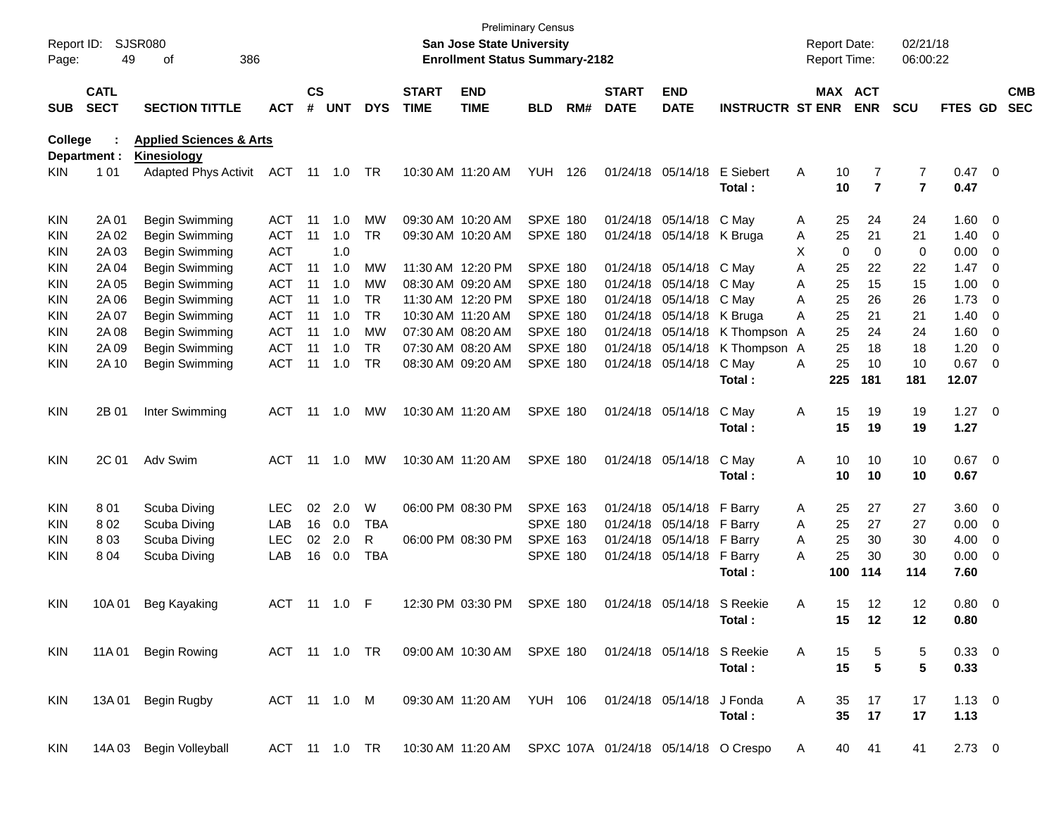Preliminary Census
**San Jose State University**
**Enrollment Status Summary-2182**

Report ID: SJSR080
Report Date: 02/21/18
Report Time: 06:00:22

| SUB | CATL SECT | SECTION TITTLE | ACT | CS # | UNT | DYS | START TIME | END TIME | BLD | RM# | START DATE | END DATE | INSTRUCTR | ST | MAX ENR | ACT ENR | SCU | FTES | GD | CMB SEC |
|---|---|---|---|---|---|---|---|---|---|---|---|---|---|---|---|---|---|---|---|---|
| **College** | **:** | **Applied Sciences & Arts** | | | | | | | | | | | | | | | | | | |
| **Department :** | | **Kinesiology** | | | | | | | | | | | | | | | | | | |
| KIN | 1 01 | Adapted Phys Activit | ACT | 11 | 1.0 | TR | 10:30 AM | 11:20 AM | YUH | 126 | 01/24/18 | 05/14/18 | E Siebert | A | 10 | 7 | 7 | 0.47 | 0 | |
| | | | | | | | | | | | | | **Total :** | | **10** | **7** | **7** | **0.47** | | |
| KIN | 2A 01 | Begin Swimming | ACT | 11 | 1.0 | MW | 09:30 AM | 10:20 AM | SPXE | 180 | 01/24/18 | 05/14/18 | C May | A | 25 | 24 | 24 | 1.60 | 0 | |
| KIN | 2A 02 | Begin Swimming | ACT | 11 | 1.0 | TR | 09:30 AM | 10:20 AM | SPXE | 180 | 01/24/18 | 05/14/18 | K Bruga | A | 25 | 21 | 21 | 1.40 | 0 | |
| KIN | 2A 03 | Begin Swimming | ACT | | 1.0 | | | | | | | | | X | 0 | 0 | 0 | 0.00 | 0 | |
| KIN | 2A 04 | Begin Swimming | ACT | 11 | 1.0 | MW | 11:30 AM | 12:20 PM | SPXE | 180 | 01/24/18 | 05/14/18 | C May | A | 25 | 22 | 22 | 1.47 | 0 | |
| KIN | 2A 05 | Begin Swimming | ACT | 11 | 1.0 | MW | 08:30 AM | 09:20 AM | SPXE | 180 | 01/24/18 | 05/14/18 | C May | A | 25 | 15 | 15 | 1.00 | 0 | |
| KIN | 2A 06 | Begin Swimming | ACT | 11 | 1.0 | TR | 11:30 AM | 12:20 PM | SPXE | 180 | 01/24/18 | 05/14/18 | C May | A | 25 | 26 | 26 | 1.73 | 0 | |
| KIN | 2A 07 | Begin Swimming | ACT | 11 | 1.0 | TR | 10:30 AM | 11:20 AM | SPXE | 180 | 01/24/18 | 05/14/18 | K Bruga | A | 25 | 21 | 21 | 1.40 | 0 | |
| KIN | 2A 08 | Begin Swimming | ACT | 11 | 1.0 | MW | 07:30 AM | 08:20 AM | SPXE | 180 | 01/24/18 | 05/14/18 | K Thompson | A | 25 | 24 | 24 | 1.60 | 0 | |
| KIN | 2A 09 | Begin Swimming | ACT | 11 | 1.0 | TR | 07:30 AM | 08:20 AM | SPXE | 180 | 01/24/18 | 05/14/18 | K Thompson | A | 25 | 18 | 18 | 1.20 | 0 | |
| KIN | 2A 10 | Begin Swimming | ACT | 11 | 1.0 | TR | 08:30 AM | 09:20 AM | SPXE | 180 | 01/24/18 | 05/14/18 | C May | A | 25 | 10 | 10 | 0.67 | 0 | |
| | | | | | | | | | | | | | **Total :** | | **225** | **181** | **181** | **12.07** | | |
| KIN | 2B 01 | Inter Swimming | ACT | 11 | 1.0 | MW | 10:30 AM | 11:20 AM | SPXE | 180 | 01/24/18 | 05/14/18 | C May | A | 15 | 19 | 19 | 1.27 | 0 | |
| | | | | | | | | | | | | | **Total :** | | **15** | **19** | **19** | **1.27** | | |
| KIN | 2C 01 | Adv Swim | ACT | 11 | 1.0 | MW | 10:30 AM | 11:20 AM | SPXE | 180 | 01/24/18 | 05/14/18 | C May | A | 10 | 10 | 10 | 0.67 | 0 | |
| | | | | | | | | | | | | | **Total :** | | **10** | **10** | **10** | **0.67** | | |
| KIN | 8 01 | Scuba Diving | LEC | 02 | 2.0 | W | 06:00 PM | 08:30 PM | SPXE | 163 | 01/24/18 | 05/14/18 | F Barry | A | 25 | 27 | 27 | 3.60 | 0 | |
| KIN | 8 02 | Scuba Diving | LAB | 16 | 0.0 | TBA | | | SPXE | 180 | 01/24/18 | 05/14/18 | F Barry | A | 25 | 27 | 27 | 0.00 | 0 | |
| KIN | 8 03 | Scuba Diving | LEC | 02 | 2.0 | R | 06:00 PM | 08:30 PM | SPXE | 163 | 01/24/18 | 05/14/18 | F Barry | A | 25 | 30 | 30 | 4.00 | 0 | |
| KIN | 8 04 | Scuba Diving | LAB | 16 | 0.0 | TBA | | | SPXE | 180 | 01/24/18 | 05/14/18 | F Barry | A | 25 | 30 | 30 | 0.00 | 0 | |
| | | | | | | | | | | | | | **Total :** | | **100** | **114** | **114** | **7.60** | | |
| KIN | 10A 01 | Beg Kayaking | ACT | 11 | 1.0 | F | 12:30 PM | 03:30 PM | SPXE | 180 | 01/24/18 | 05/14/18 | S Reekie | A | 15 | 12 | 12 | 0.80 | 0 | |
| | | | | | | | | | | | | | **Total :** | | **15** | **12** | **12** | **0.80** | | |
| KIN | 11A 01 | Begin Rowing | ACT | 11 | 1.0 | TR | 09:00 AM | 10:30 AM | SPXE | 180 | 01/24/18 | 05/14/18 | S Reekie | A | 15 | 5 | 5 | 0.33 | 0 | |
| | | | | | | | | | | | | | **Total :** | | **15** | **5** | **5** | **0.33** | | |
| KIN | 13A 01 | Begin Rugby | ACT | 11 | 1.0 | M | 09:30 AM | 11:20 AM | YUH | 106 | 01/24/18 | 05/14/18 | J Fonda | A | 35 | 17 | 17 | 1.13 | 0 | |
| | | | | | | | | | | | | | **Total :** | | **35** | **17** | **17** | **1.13** | | |
| KIN | 14A 03 | Begin Volleyball | ACT | 11 | 1.0 | TR | 10:30 AM | 11:20 AM | SPXC | 107A | 01/24/18 | 05/14/18 | O Crespo | A | 40 | 41 | 41 | 2.73 | 0 | |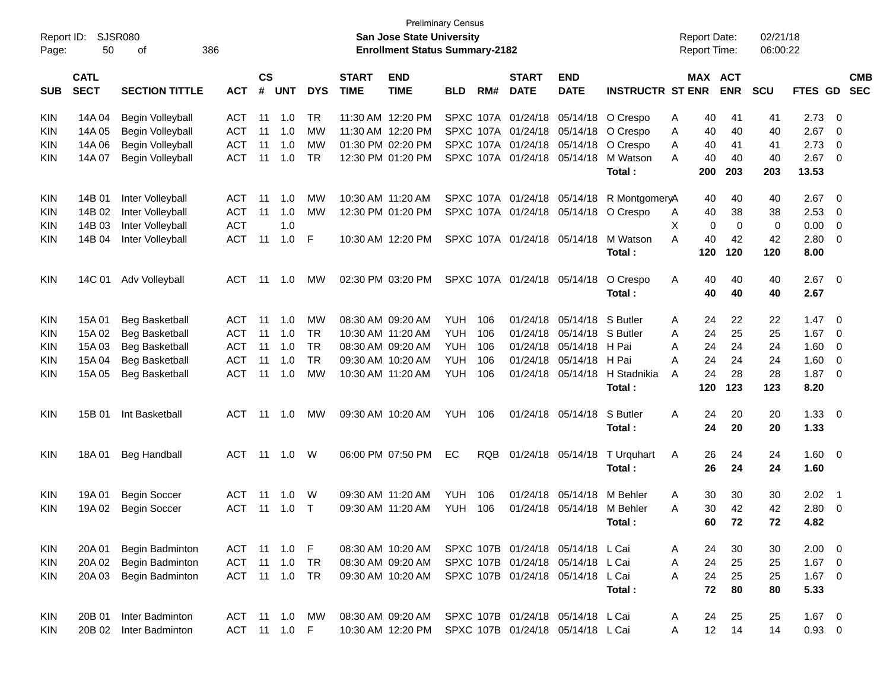Preliminary Census

**San Jose State University**

**Enrollment Status Summary-2182**

Report ID: SJSR080

Report Date: 02/21/18

Report Time: 06:00:22

| SUB | CATL SECT | SECTION TITTLE | ACT | CS # | UNT | DYS | START TIME | END TIME | BLD | RM# | START DATE | END DATE | INSTRUCTR | ST | MAX ENR | ACT ENR | SCU | FTES | GD | CMB SEC |
|---|---|---|---|---|---|---|---|---|---|---|---|---|---|---|---|---|---|---|---|---|
| KIN | 14A 04 | Begin Volleyball | ACT | 11 | 1.0 | TR | 11:30 AM | 12:20 PM | SPXC | 107A | 01/24/18 | 05/14/18 | O Crespo | A | 40 | 41 | 41 | 2.73 | 0 | |
| KIN | 14A 05 | Begin Volleyball | ACT | 11 | 1.0 | MW | 11:30 AM | 12:20 PM | SPXC | 107A | 01/24/18 | 05/14/18 | O Crespo | A | 40 | 40 | 40 | 2.67 | 0 | |
| KIN | 14A 06 | Begin Volleyball | ACT | 11 | 1.0 | MW | 01:30 PM | 02:20 PM | SPXC | 107A | 01/24/18 | 05/14/18 | O Crespo | A | 40 | 41 | 41 | 2.73 | 0 | |
| KIN | 14A 07 | Begin Volleyball | ACT | 11 | 1.0 | TR | 12:30 PM | 01:20 PM | SPXC | 107A | 01/24/18 | 05/14/18 | M Watson | A | 40 | 40 | 40 | 2.67 | 0 | |
| | | | | | | | | | | | | | **Total :** | | **200** | **203** | **203** | **13.53** | | |
| KIN | 14B 01 | Inter Volleyball | ACT | 11 | 1.0 | MW | 10:30 AM | 11:20 AM | SPXC | 107A | 01/24/18 | 05/14/18 | R Montgomery | A | 40 | 40 | 40 | 2.67 | 0 | |
| KIN | 14B 02 | Inter Volleyball | ACT | 11 | 1.0 | MW | 12:30 PM | 01:20 PM | SPXC | 107A | 01/24/18 | 05/14/18 | O Crespo | A | 40 | 38 | 38 | 2.53 | 0 | |
| KIN | 14B 03 | Inter Volleyball | ACT | | 1.0 | | | | | | | | | X | 0 | 0 | 0 | 0.00 | 0 | |
| KIN | 14B 04 | Inter Volleyball | ACT | 11 | 1.0 | F | 10:30 AM | 12:20 PM | SPXC | 107A | 01/24/18 | 05/14/18 | M Watson | A | 40 | 42 | 42 | 2.80 | 0 | |
| | | | | | | | | | | | | | **Total :** | | **120** | **120** | **120** | **8.00** | | |
| KIN | 14C 01 | Adv Volleyball | ACT | 11 | 1.0 | MW | 02:30 PM | 03:20 PM | SPXC | 107A | 01/24/18 | 05/14/18 | O Crespo | A | 40 | 40 | 40 | 2.67 | 0 | |
| | | | | | | | | | | | | | **Total :** | | **40** | **40** | **40** | **2.67** | | |
| KIN | 15A 01 | Beg Basketball | ACT | 11 | 1.0 | MW | 08:30 AM | 09:20 AM | YUH | 106 | 01/24/18 | 05/14/18 | S Butler | A | 24 | 22 | 22 | 1.47 | 0 | |
| KIN | 15A 02 | Beg Basketball | ACT | 11 | 1.0 | TR | 10:30 AM | 11:20 AM | YUH | 106 | 01/24/18 | 05/14/18 | S Butler | A | 24 | 25 | 25 | 1.67 | 0 | |
| KIN | 15A 03 | Beg Basketball | ACT | 11 | 1.0 | TR | 08:30 AM | 09:20 AM | YUH | 106 | 01/24/18 | 05/14/18 | H Pai | A | 24 | 24 | 24 | 1.60 | 0 | |
| KIN | 15A 04 | Beg Basketball | ACT | 11 | 1.0 | TR | 09:30 AM | 10:20 AM | YUH | 106 | 01/24/18 | 05/14/18 | H Pai | A | 24 | 24 | 24 | 1.60 | 0 | |
| KIN | 15A 05 | Beg Basketball | ACT | 11 | 1.0 | MW | 10:30 AM | 11:20 AM | YUH | 106 | 01/24/18 | 05/14/18 | H Stadnikia | A | 24 | 28 | 28 | 1.87 | 0 | |
| | | | | | | | | | | | | | **Total :** | | **120** | **123** | **123** | **8.20** | | |
| KIN | 15B 01 | Int Basketball | ACT | 11 | 1.0 | MW | 09:30 AM | 10:20 AM | YUH | 106 | 01/24/18 | 05/14/18 | S Butler | A | 24 | 20 | 20 | 1.33 | 0 | |
| | | | | | | | | | | | | | **Total :** | | **24** | **20** | **20** | **1.33** | | |
| KIN | 18A 01 | Beg Handball | ACT | 11 | 1.0 | W | 06:00 PM | 07:50 PM | EC | RQB | 01/24/18 | 05/14/18 | T Urquhart | A | 26 | 24 | 24 | 1.60 | 0 | |
| | | | | | | | | | | | | | **Total :** | | **26** | **24** | **24** | **1.60** | | |
| KIN | 19A 01 | Begin Soccer | ACT | 11 | 1.0 | W | 09:30 AM | 11:20 AM | YUH | 106 | 01/24/18 | 05/14/18 | M Behler | A | 30 | 30 | 30 | 2.02 | 1 | |
| KIN | 19A 02 | Begin Soccer | ACT | 11 | 1.0 | T | 09:30 AM | 11:20 AM | YUH | 106 | 01/24/18 | 05/14/18 | M Behler | A | 30 | 42 | 42 | 2.80 | 0 | |
| | | | | | | | | | | | | | **Total :** | | **60** | **72** | **72** | **4.82** | | |
| KIN | 20A 01 | Begin Badminton | ACT | 11 | 1.0 | F | 08:30 AM | 10:20 AM | SPXC | 107B | 01/24/18 | 05/14/18 | L Cai | A | 24 | 30 | 30 | 2.00 | 0 | |
| KIN | 20A 02 | Begin Badminton | ACT | 11 | 1.0 | TR | 08:30 AM | 09:20 AM | SPXC | 107B | 01/24/18 | 05/14/18 | L Cai | A | 24 | 25 | 25 | 1.67 | 0 | |
| KIN | 20A 03 | Begin Badminton | ACT | 11 | 1.0 | TR | 09:30 AM | 10:20 AM | SPXC | 107B | 01/24/18 | 05/14/18 | L Cai | A | 24 | 25 | 25 | 1.67 | 0 | |
| | | | | | | | | | | | | | **Total :** | | **72** | **80** | **80** | **5.33** | | |
| KIN | 20B 01 | Inter Badminton | ACT | 11 | 1.0 | MW | 08:30 AM | 09:20 AM | SPXC | 107B | 01/24/18 | 05/14/18 | L Cai | A | 24 | 25 | 25 | 1.67 | 0 | |
| KIN | 20B 02 | Inter Badminton | ACT | 11 | 1.0 | F | 10:30 AM | 12:20 PM | SPXC | 107B | 01/24/18 | 05/14/18 | L Cai | A | 12 | 14 | 14 | 0.93 | 0 | |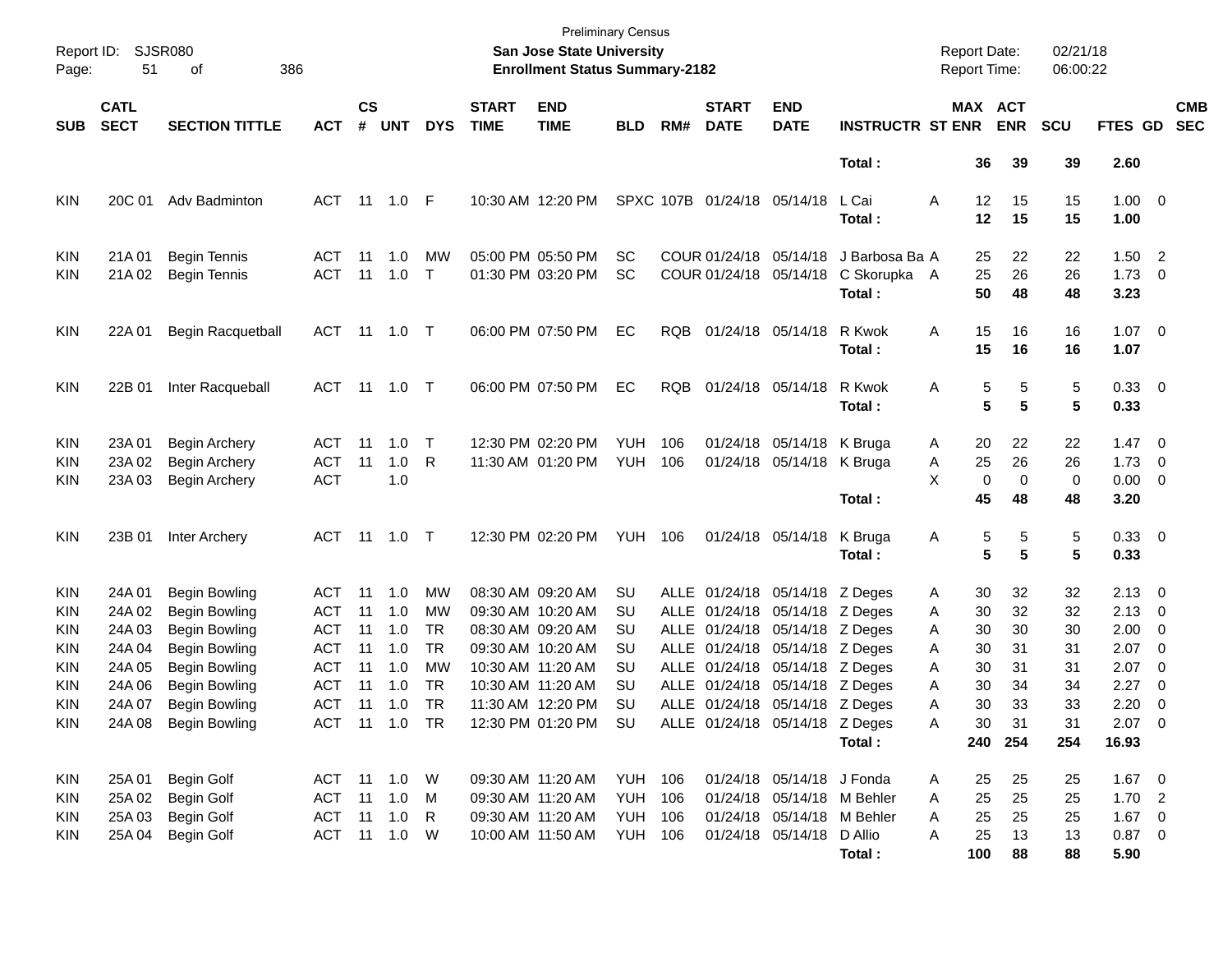Preliminary Census
**San Jose State University**
**Enrollment Status Summary-2182**

Report ID: SJSR080
Report Date: 02/21/18
Report Time: 06:00:22

| SUB | CATL SECT | SECTION TITTLE | ACT | CS # | UNT | DYS | START TIME | END TIME | BLD | RM# | START DATE | END DATE | INSTRUCTR | ST | MAX ENR | ACT ENR | SCU | FTES | GD | CMB SEC |
|---|---|---|---|---|---|---|---|---|---|---|---|---|---|---|---|---|---|---|---|---|
| | | | | | | | | | | | | | **Total :** | | **36** | **39** | **39** | **2.60** | | |
| KIN | 20C 01 | Adv Badminton | ACT | 11 | 1.0 | F | 10:30 AM | 12:20 PM | SPXC | 107B | 01/24/18 | 05/14/18 | L Cai | A | 12 | 15 | 15 | 1.00 | 0 | |
| | | | | | | | | | | | | | **Total :** | | **12** | **15** | **15** | **1.00** | | |
| KIN | 21A 01 | Begin Tennis | ACT | 11 | 1.0 | MW | 05:00 PM | 05:50 PM | SC | COUR | 01/24/18 | 05/14/18 | J Barbosa Ba | A | 25 | 22 | 22 | 1.50 | 2 | |
| KIN | 21A 02 | Begin Tennis | ACT | 11 | 1.0 | T | 01:30 PM | 03:20 PM | SC | COUR | 01/24/18 | 05/14/18 | C Skorupka | A | 25 | 26 | 26 | 1.73 | 0 | |
| | | | | | | | | | | | | | **Total :** | | **50** | **48** | **48** | **3.23** | | |
| KIN | 22A 01 | Begin Racquetball | ACT | 11 | 1.0 | T | 06:00 PM | 07:50 PM | EC | RQB | 01/24/18 | 05/14/18 | R Kwok | A | 15 | 16 | 16 | 1.07 | 0 | |
| | | | | | | | | | | | | | **Total :** | | **15** | **16** | **16** | **1.07** | | |
| KIN | 22B 01 | Inter Racqueball | ACT | 11 | 1.0 | T | 06:00 PM | 07:50 PM | EC | RQB | 01/24/18 | 05/14/18 | R Kwok | A | 5 | 5 | 5 | 0.33 | 0 | |
| | | | | | | | | | | | | | **Total :** | | **5** | **5** | **5** | **0.33** | | |
| KIN | 23A 01 | Begin Archery | ACT | 11 | 1.0 | T | 12:30 PM | 02:20 PM | YUH | 106 | 01/24/18 | 05/14/18 | K Bruga | A | 20 | 22 | 22 | 1.47 | 0 | |
| KIN | 23A 02 | Begin Archery | ACT | 11 | 1.0 | R | 11:30 AM | 01:20 PM | YUH | 106 | 01/24/18 | 05/14/18 | K Bruga | A | 25 | 26 | 26 | 1.73 | 0 | |
| KIN | 23A 03 | Begin Archery | ACT | | 1.0 | | | | | | | | | X | 0 | 0 | 0 | 0.00 | 0 | |
| | | | | | | | | | | | | | **Total :** | | **45** | **48** | **48** | **3.20** | | |
| KIN | 23B 01 | Inter Archery | ACT | 11 | 1.0 | T | 12:30 PM | 02:20 PM | YUH | 106 | 01/24/18 | 05/14/18 | K Bruga | A | 5 | 5 | 5 | 0.33 | 0 | |
| | | | | | | | | | | | | | **Total :** | | **5** | **5** | **5** | **0.33** | | |
| KIN | 24A 01 | Begin Bowling | ACT | 11 | 1.0 | MW | 08:30 AM | 09:20 AM | SU | ALLE | 01/24/18 | 05/14/18 | Z Deges | A | 30 | 32 | 32 | 2.13 | 0 | |
| KIN | 24A 02 | Begin Bowling | ACT | 11 | 1.0 | MW | 09:30 AM | 10:20 AM | SU | ALLE | 01/24/18 | 05/14/18 | Z Deges | A | 30 | 32 | 32 | 2.13 | 0 | |
| KIN | 24A 03 | Begin Bowling | ACT | 11 | 1.0 | TR | 08:30 AM | 09:20 AM | SU | ALLE | 01/24/18 | 05/14/18 | Z Deges | A | 30 | 30 | 30 | 2.00 | 0 | |
| KIN | 24A 04 | Begin Bowling | ACT | 11 | 1.0 | TR | 09:30 AM | 10:20 AM | SU | ALLE | 01/24/18 | 05/14/18 | Z Deges | A | 30 | 31 | 31 | 2.07 | 0 | |
| KIN | 24A 05 | Begin Bowling | ACT | 11 | 1.0 | MW | 10:30 AM | 11:20 AM | SU | ALLE | 01/24/18 | 05/14/18 | Z Deges | A | 30 | 31 | 31 | 2.07 | 0 | |
| KIN | 24A 06 | Begin Bowling | ACT | 11 | 1.0 | TR | 10:30 AM | 11:20 AM | SU | ALLE | 01/24/18 | 05/14/18 | Z Deges | A | 30 | 34 | 34 | 2.27 | 0 | |
| KIN | 24A 07 | Begin Bowling | ACT | 11 | 1.0 | TR | 11:30 AM | 12:20 PM | SU | ALLE | 01/24/18 | 05/14/18 | Z Deges | A | 30 | 33 | 33 | 2.20 | 0 | |
| KIN | 24A 08 | Begin Bowling | ACT | 11 | 1.0 | TR | 12:30 PM | 01:20 PM | SU | ALLE | 01/24/18 | 05/14/18 | Z Deges | A | 30 | 31 | 31 | 2.07 | 0 | |
| | | | | | | | | | | | | | **Total :** | | **240** | **254** | **254** | **16.93** | | |
| KIN | 25A 01 | Begin Golf | ACT | 11 | 1.0 | W | 09:30 AM | 11:20 AM | YUH | 106 | 01/24/18 | 05/14/18 | J Fonda | A | 25 | 25 | 25 | 1.67 | 0 | |
| KIN | 25A 02 | Begin Golf | ACT | 11 | 1.0 | M | 09:30 AM | 11:20 AM | YUH | 106 | 01/24/18 | 05/14/18 | M Behler | A | 25 | 25 | 25 | 1.70 | 2 | |
| KIN | 25A 03 | Begin Golf | ACT | 11 | 1.0 | R | 09:30 AM | 11:20 AM | YUH | 106 | 01/24/18 | 05/14/18 | M Behler | A | 25 | 25 | 25 | 1.67 | 0 | |
| KIN | 25A 04 | Begin Golf | ACT | 11 | 1.0 | W | 10:00 AM | 11:50 AM | YUH | 106 | 01/24/18 | 05/14/18 | D Allio | A | 25 | 13 | 13 | 0.87 | 0 | |
| | | | | | | | | | | | | | **Total :** | | **100** | **88** | **88** | **5.90** | | |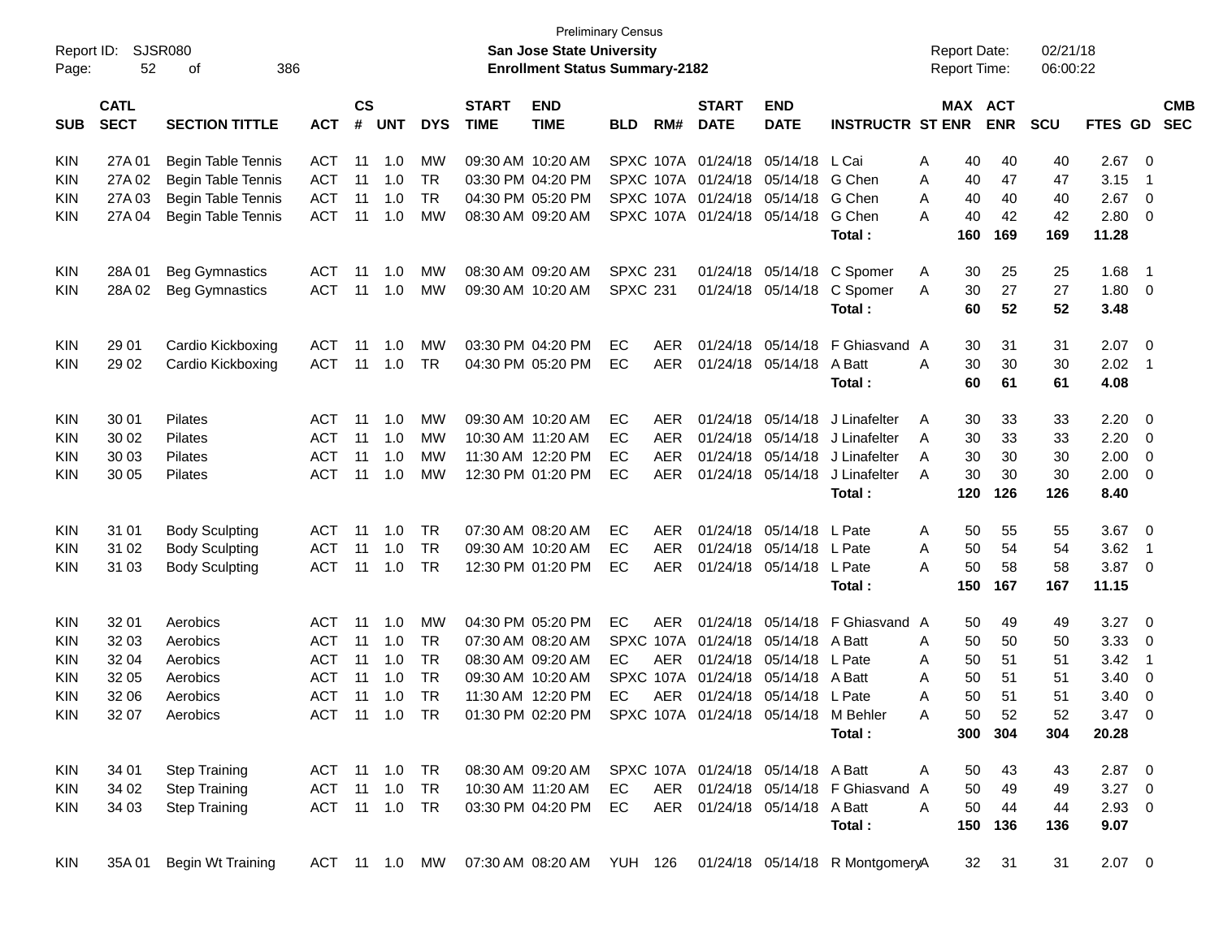Preliminary Census
**San Jose State University**
**Enrollment Status Summary-2182**

Report ID: SJSR080
Report Date: 02/21/18
Report Time: 06:00:22

| SUB | CATL SECT | SECTION TITTLE | ACT | CS # | UNT | DYS | START TIME | END TIME | BLD | RM# | START DATE | END DATE | INSTRUCTR | ST | MAX ENR | ACT ENR | SCU | FTES | GD | CMB SEC |
|---|---|---|---|---|---|---|---|---|---|---|---|---|---|---|---|---|---|---|---|---|
| KIN | 27A 01 | Begin Table Tennis | ACT | 11 | 1.0 | MW | 09:30 AM | 10:20 AM | SPXC | 107A | 01/24/18 | 05/14/18 | L Cai | A | 40 | 40 | 40 | 2.67 | 0 | |
| KIN | 27A 02 | Begin Table Tennis | ACT | 11 | 1.0 | TR | 03:30 PM | 04:20 PM | SPXC | 107A | 01/24/18 | 05/14/18 | G Chen | A | 40 | 47 | 47 | 3.15 | 1 | |
| KIN | 27A 03 | Begin Table Tennis | ACT | 11 | 1.0 | TR | 04:30 PM | 05:20 PM | SPXC | 107A | 01/24/18 | 05/14/18 | G Chen | A | 40 | 40 | 40 | 2.67 | 0 | |
| KIN | 27A 04 | Begin Table Tennis | ACT | 11 | 1.0 | MW | 08:30 AM | 09:20 AM | SPXC | 107A | 01/24/18 | 05/14/18 | G Chen | A | 40 | 42 | 42 | 2.80 | 0 | |
| | | | | | | | | | | | | | **Total :** | | **160** | **169** | **169** | **11.28** | | |
| KIN | 28A 01 | Beg Gymnastics | ACT | 11 | 1.0 | MW | 08:30 AM | 09:20 AM | SPXC | 231 | 01/24/18 | 05/14/18 | C Spomer | A | 30 | 25 | 25 | 1.68 | 1 | |
| KIN | 28A 02 | Beg Gymnastics | ACT | 11 | 1.0 | MW | 09:30 AM | 10:20 AM | SPXC | 231 | 01/24/18 | 05/14/18 | C Spomer | A | 30 | 27 | 27 | 1.80 | 0 | |
| | | | | | | | | | | | | | **Total :** | | **60** | **52** | **52** | **3.48** | | |
| KIN | 29 01 | Cardio Kickboxing | ACT | 11 | 1.0 | MW | 03:30 PM | 04:20 PM | EC | AER | 01/24/18 | 05/14/18 | F Ghiasvand | A | 30 | 31 | 31 | 2.07 | 0 | |
| KIN | 29 02 | Cardio Kickboxing | ACT | 11 | 1.0 | TR | 04:30 PM | 05:20 PM | EC | AER | 01/24/18 | 05/14/18 | A Batt | A | 30 | 30 | 30 | 2.02 | 1 | |
| | | | | | | | | | | | | | **Total :** | | **60** | **61** | **61** | **4.08** | | |
| KIN | 30 01 | Pilates | ACT | 11 | 1.0 | MW | 09:30 AM | 10:20 AM | EC | AER | 01/24/18 | 05/14/18 | J Linafelter | A | 30 | 33 | 33 | 2.20 | 0 | |
| KIN | 30 02 | Pilates | ACT | 11 | 1.0 | MW | 10:30 AM | 11:20 AM | EC | AER | 01/24/18 | 05/14/18 | J Linafelter | A | 30 | 33 | 33 | 2.20 | 0 | |
| KIN | 30 03 | Pilates | ACT | 11 | 1.0 | MW | 11:30 AM | 12:20 PM | EC | AER | 01/24/18 | 05/14/18 | J Linafelter | A | 30 | 30 | 30 | 2.00 | 0 | |
| KIN | 30 05 | Pilates | ACT | 11 | 1.0 | MW | 12:30 PM | 01:20 PM | EC | AER | 01/24/18 | 05/14/18 | J Linafelter | A | 30 | 30 | 30 | 2.00 | 0 | |
| | | | | | | | | | | | | | **Total :** | | **120** | **126** | **126** | **8.40** | | |
| KIN | 31 01 | Body Sculpting | ACT | 11 | 1.0 | TR | 07:30 AM | 08:20 AM | EC | AER | 01/24/18 | 05/14/18 | L Pate | A | 50 | 55 | 55 | 3.67 | 0 | |
| KIN | 31 02 | Body Sculpting | ACT | 11 | 1.0 | TR | 09:30 AM | 10:20 AM | EC | AER | 01/24/18 | 05/14/18 | L Pate | A | 50 | 54 | 54 | 3.62 | 1 | |
| KIN | 31 03 | Body Sculpting | ACT | 11 | 1.0 | TR | 12:30 PM | 01:20 PM | EC | AER | 01/24/18 | 05/14/18 | L Pate | A | 50 | 58 | 58 | 3.87 | 0 | |
| | | | | | | | | | | | | | **Total :** | | **150** | **167** | **167** | **11.15** | | |
| KIN | 32 01 | Aerobics | ACT | 11 | 1.0 | MW | 04:30 PM | 05:20 PM | EC | AER | 01/24/18 | 05/14/18 | F Ghiasvand | A | 50 | 49 | 49 | 3.27 | 0 | |
| KIN | 32 03 | Aerobics | ACT | 11 | 1.0 | TR | 07:30 AM | 08:20 AM | SPXC | 107A | 01/24/18 | 05/14/18 | A Batt | A | 50 | 50 | 50 | 3.33 | 0 | |
| KIN | 32 04 | Aerobics | ACT | 11 | 1.0 | TR | 08:30 AM | 09:20 AM | EC | AER | 01/24/18 | 05/14/18 | L Pate | A | 50 | 51 | 51 | 3.42 | 1 | |
| KIN | 32 05 | Aerobics | ACT | 11 | 1.0 | TR | 09:30 AM | 10:20 AM | SPXC | 107A | 01/24/18 | 05/14/18 | A Batt | A | 50 | 51 | 51 | 3.40 | 0 | |
| KIN | 32 06 | Aerobics | ACT | 11 | 1.0 | TR | 11:30 AM | 12:20 PM | EC | AER | 01/24/18 | 05/14/18 | L Pate | A | 50 | 51 | 51 | 3.40 | 0 | |
| KIN | 32 07 | Aerobics | ACT | 11 | 1.0 | TR | 01:30 PM | 02:20 PM | SPXC | 107A | 01/24/18 | 05/14/18 | M Behler | A | 50 | 52 | 52 | 3.47 | 0 | |
| | | | | | | | | | | | | | **Total :** | | **300** | **304** | **304** | **20.28** | | |
| KIN | 34 01 | Step Training | ACT | 11 | 1.0 | TR | 08:30 AM | 09:20 AM | SPXC | 107A | 01/24/18 | 05/14/18 | A Batt | A | 50 | 43 | 43 | 2.87 | 0 | |
| KIN | 34 02 | Step Training | ACT | 11 | 1.0 | TR | 10:30 AM | 11:20 AM | EC | AER | 01/24/18 | 05/14/18 | F Ghiasvand | A | 50 | 49 | 49 | 3.27 | 0 | |
| KIN | 34 03 | Step Training | ACT | 11 | 1.0 | TR | 03:30 PM | 04:20 PM | EC | AER | 01/24/18 | 05/14/18 | A Batt | A | 50 | 44 | 44 | 2.93 | 0 | |
| | | | | | | | | | | | | | **Total :** | | **150** | **136** | **136** | **9.07** | | |
| KIN | 35A 01 | Begin Wt Training | ACT | 11 | 1.0 | MW | 07:30 AM | 08:20 AM | YUH | 126 | 01/24/18 | 05/14/18 | R Montgomery | A | 32 | 31 | 31 | 2.07 | 0 | |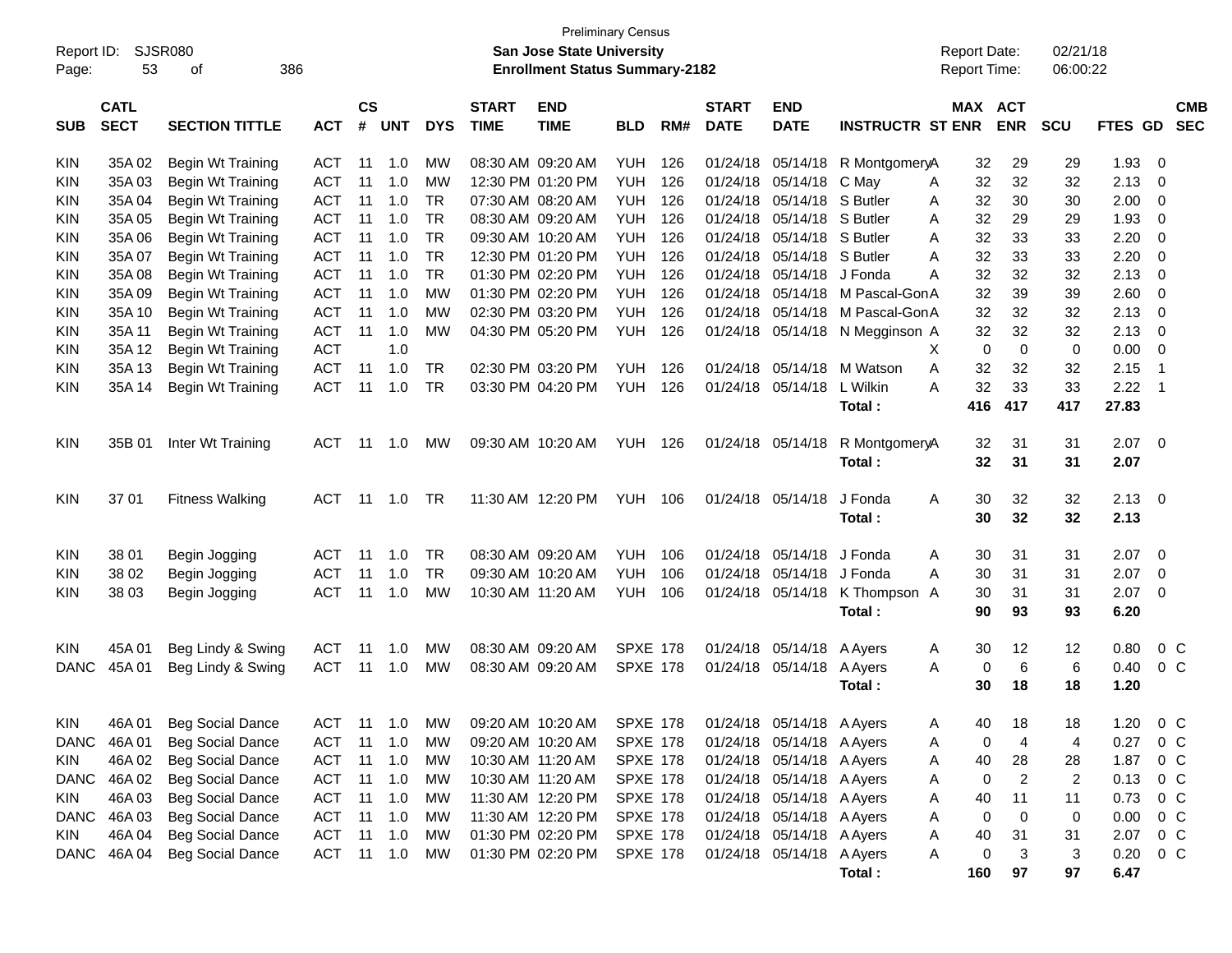Preliminary Census

Report ID: SJSR080

**San Jose State University**

**Enrollment Status Summary-2182**

Report Date: 02/21/18

Report Time: 06:00:22

| SUB | CATL SECT | SECTION TITTLE | ACT | CS # | UNT | DYS | START TIME | END TIME | BLD | RM# | START DATE | END DATE | INSTRUCTR | ST | MAX ENR | ACT ENR | SCU | FTES | GD | CMB SEC |
|---|---|---|---|---|---|---|---|---|---|---|---|---|---|---|---|---|---|---|---|---|
| KIN | 35A 02 | Begin Wt Training | ACT | 11 | 1.0 | MW | 08:30 AM | 09:20 AM | YUH | 126 | 01/24/18 | 05/14/18 | R Montgomery | A | 32 | 29 | 29 | 1.93 | 0 | |
| KIN | 35A 03 | Begin Wt Training | ACT | 11 | 1.0 | MW | 12:30 PM | 01:20 PM | YUH | 126 | 01/24/18 | 05/14/18 | C May | A | 32 | 32 | 32 | 2.13 | 0 | |
| KIN | 35A 04 | Begin Wt Training | ACT | 11 | 1.0 | TR | 07:30 AM | 08:20 AM | YUH | 126 | 01/24/18 | 05/14/18 | S Butler | A | 32 | 30 | 30 | 2.00 | 0 | |
| KIN | 35A 05 | Begin Wt Training | ACT | 11 | 1.0 | TR | 08:30 AM | 09:20 AM | YUH | 126 | 01/24/18 | 05/14/18 | S Butler | A | 32 | 29 | 29 | 1.93 | 0 | |
| KIN | 35A 06 | Begin Wt Training | ACT | 11 | 1.0 | TR | 09:30 AM | 10:20 AM | YUH | 126 | 01/24/18 | 05/14/18 | S Butler | A | 32 | 33 | 33 | 2.20 | 0 | |
| KIN | 35A 07 | Begin Wt Training | ACT | 11 | 1.0 | TR | 12:30 PM | 01:20 PM | YUH | 126 | 01/24/18 | 05/14/18 | S Butler | A | 32 | 33 | 33 | 2.20 | 0 | |
| KIN | 35A 08 | Begin Wt Training | ACT | 11 | 1.0 | TR | 01:30 PM | 02:20 PM | YUH | 126 | 01/24/18 | 05/14/18 | J Fonda | A | 32 | 32 | 32 | 2.13 | 0 | |
| KIN | 35A 09 | Begin Wt Training | ACT | 11 | 1.0 | MW | 01:30 PM | 02:20 PM | YUH | 126 | 01/24/18 | 05/14/18 | M Pascal-Gon | A | 32 | 39 | 39 | 2.60 | 0 | |
| KIN | 35A 10 | Begin Wt Training | ACT | 11 | 1.0 | MW | 02:30 PM | 03:20 PM | YUH | 126 | 01/24/18 | 05/14/18 | M Pascal-Gon | A | 32 | 32 | 32 | 2.13 | 0 | |
| KIN | 35A 11 | Begin Wt Training | ACT | 11 | 1.0 | MW | 04:30 PM | 05:20 PM | YUH | 126 | 01/24/18 | 05/14/18 | N Megginson | A | 32 | 32 | 32 | 2.13 | 0 | |
| KIN | 35A 12 | Begin Wt Training | ACT | | 1.0 | | | | | | | | | X | 0 | 0 | 0 | 0.00 | 0 | |
| KIN | 35A 13 | Begin Wt Training | ACT | 11 | 1.0 | TR | 02:30 PM | 03:20 PM | YUH | 126 | 01/24/18 | 05/14/18 | M Watson | A | 32 | 32 | 32 | 2.15 | 1 | |
| KIN | 35A 14 | Begin Wt Training | ACT | 11 | 1.0 | TR | 03:30 PM | 04:20 PM | YUH | 126 | 01/24/18 | 05/14/18 | L Wilkin | A | 32 | 33 | 33 | 2.22 | 1 | |
| | | | | | | | | | | | | | **Total :** | | **416** | **417** | **417** | **27.83** | | |
| KIN | 35B 01 | Inter Wt Training | ACT | 11 | 1.0 | MW | 09:30 AM | 10:20 AM | YUH | 126 | 01/24/18 | 05/14/18 | R Montgomery | A | 32 | 31 | 31 | 2.07 | 0 | |
| | | | | | | | | | | | | | **Total :** | | **32** | **31** | **31** | **2.07** | | |
| KIN | 37 01 | Fitness Walking | ACT | 11 | 1.0 | TR | 11:30 AM | 12:20 PM | YUH | 106 | 01/24/18 | 05/14/18 | J Fonda | A | 30 | 32 | 32 | 2.13 | 0 | |
| | | | | | | | | | | | | | **Total :** | | **30** | **32** | **32** | **2.13** | | |
| KIN | 38 01 | Begin Jogging | ACT | 11 | 1.0 | TR | 08:30 AM | 09:20 AM | YUH | 106 | 01/24/18 | 05/14/18 | J Fonda | A | 30 | 31 | 31 | 2.07 | 0 | |
| KIN | 38 02 | Begin Jogging | ACT | 11 | 1.0 | TR | 09:30 AM | 10:20 AM | YUH | 106 | 01/24/18 | 05/14/18 | J Fonda | A | 30 | 31 | 31 | 2.07 | 0 | |
| KIN | 38 03 | Begin Jogging | ACT | 11 | 1.0 | MW | 10:30 AM | 11:20 AM | YUH | 106 | 01/24/18 | 05/14/18 | K Thompson | A | 30 | 31 | 31 | 2.07 | 0 | |
| | | | | | | | | | | | | | **Total :** | | **90** | **93** | **93** | **6.20** | | |
| KIN | 45A 01 | Beg Lindy & Swing | ACT | 11 | 1.0 | MW | 08:30 AM | 09:20 AM | SPXE | 178 | 01/24/18 | 05/14/18 | A Ayers | A | 30 | 12 | 12 | 0.80 | 0 | C |
| DANC | 45A 01 | Beg Lindy & Swing | ACT | 11 | 1.0 | MW | 08:30 AM | 09:20 AM | SPXE | 178 | 01/24/18 | 05/14/18 | A Ayers | A | 0 | 6 | 6 | 0.40 | 0 | C |
| | | | | | | | | | | | | | **Total :** | | **30** | **18** | **18** | **1.20** | | |
| KIN | 46A 01 | Beg Social Dance | ACT | 11 | 1.0 | MW | 09:20 AM | 10:20 AM | SPXE | 178 | 01/24/18 | 05/14/18 | A Ayers | A | 40 | 18 | 18 | 1.20 | 0 | C |
| DANC | 46A 01 | Beg Social Dance | ACT | 11 | 1.0 | MW | 09:20 AM | 10:20 AM | SPXE | 178 | 01/24/18 | 05/14/18 | A Ayers | A | 0 | 4 | 4 | 0.27 | 0 | C |
| KIN | 46A 02 | Beg Social Dance | ACT | 11 | 1.0 | MW | 10:30 AM | 11:20 AM | SPXE | 178 | 01/24/18 | 05/14/18 | A Ayers | A | 40 | 28 | 28 | 1.87 | 0 | C |
| DANC | 46A 02 | Beg Social Dance | ACT | 11 | 1.0 | MW | 10:30 AM | 11:20 AM | SPXE | 178 | 01/24/18 | 05/14/18 | A Ayers | A | 0 | 2 | 2 | 0.13 | 0 | C |
| KIN | 46A 03 | Beg Social Dance | ACT | 11 | 1.0 | MW | 11:30 AM | 12:20 PM | SPXE | 178 | 01/24/18 | 05/14/18 | A Ayers | A | 40 | 11 | 11 | 0.73 | 0 | C |
| DANC | 46A 03 | Beg Social Dance | ACT | 11 | 1.0 | MW | 11:30 AM | 12:20 PM | SPXE | 178 | 01/24/18 | 05/14/18 | A Ayers | A | 0 | 0 | 0 | 0.00 | 0 | C |
| KIN | 46A 04 | Beg Social Dance | ACT | 11 | 1.0 | MW | 01:30 PM | 02:20 PM | SPXE | 178 | 01/24/18 | 05/14/18 | A Ayers | A | 40 | 31 | 31 | 2.07 | 0 | C |
| DANC | 46A 04 | Beg Social Dance | ACT | 11 | 1.0 | MW | 01:30 PM | 02:20 PM | SPXE | 178 | 01/24/18 | 05/14/18 | A Ayers | A | 0 | 3 | 3 | 0.20 | 0 | C |
| | | | | | | | | | | | | | **Total :** | | **160** | **97** | **97** | **6.47** | | |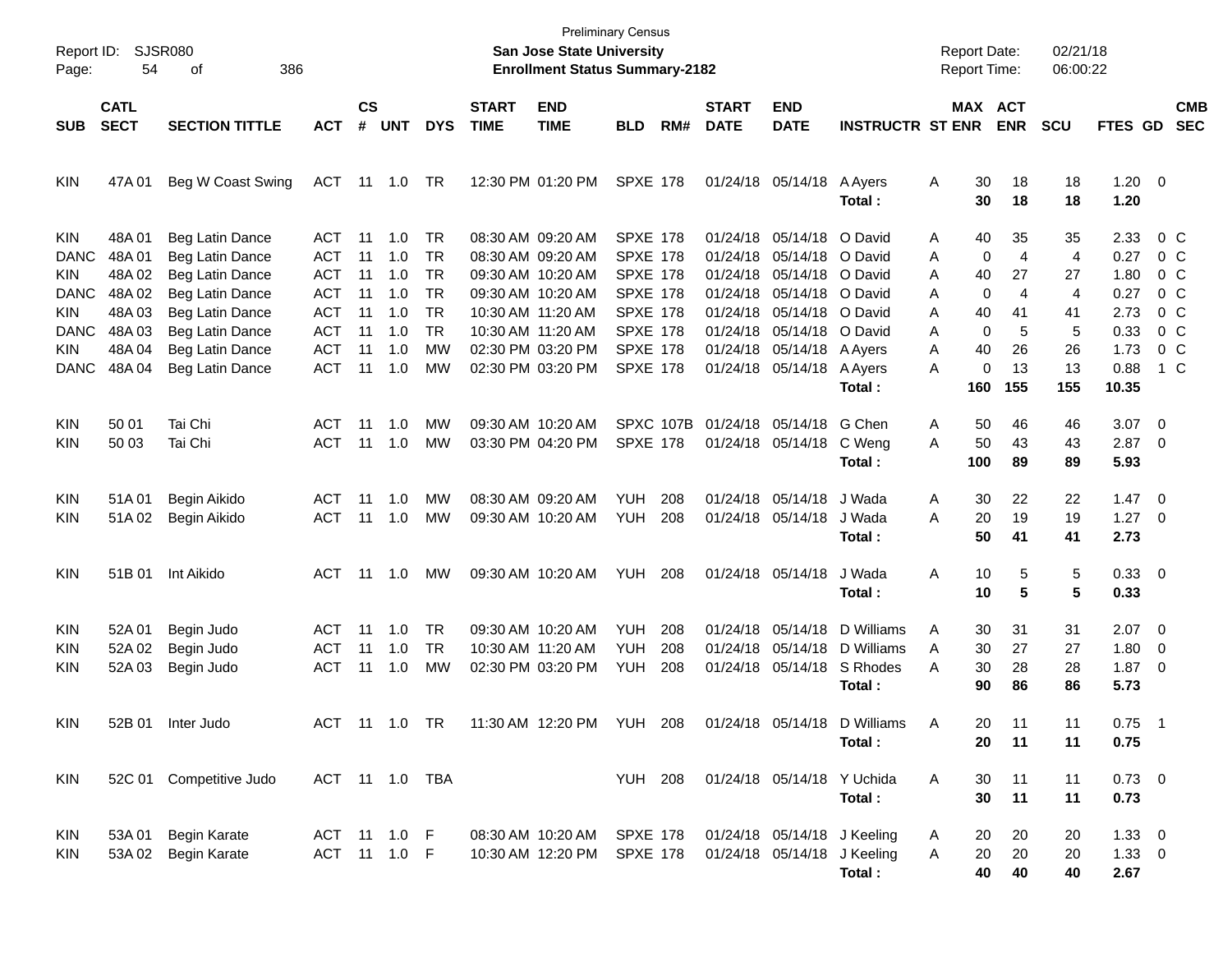Preliminary Census

**San Jose State University**
**Enrollment Status Summary-2182**

Report ID: SJSR080
Report Date: 02/21/18
Report Time: 06:00:22

| SUB | CATL SECT | SECTION TITTLE | ACT | CS # | UNT | DYS | START TIME | END TIME | BLD | RM# | START DATE | END DATE | INSTRUCTR | ST | MAX ENR | ACT ENR | SCU | FTES | GD | CMB SEC |
|---|---|---|---|---|---|---|---|---|---|---|---|---|---|---|---|---|---|---|---|---|
| KIN | 47A 01 | Beg W Coast Swing | ACT | 11 | 1.0 | TR | 12:30 PM | 01:20 PM | SPXE | 178 | 01/24/18 | 05/14/18 | A Ayers | A | 30 | 18 | 18 | 1.20 | 0 | |
| | | | | | | | | | | | | | **Total :** | | **30** | **18** | **18** | **1.20** | | |
| KIN | 48A 01 | Beg Latin Dance | ACT | 11 | 1.0 | TR | 08:30 AM | 09:20 AM | SPXE | 178 | 01/24/18 | 05/14/18 | O David | A | 40 | 35 | 35 | 2.33 | 0 | C |
| DANC | 48A 01 | Beg Latin Dance | ACT | 11 | 1.0 | TR | 08:30 AM | 09:20 AM | SPXE | 178 | 01/24/18 | 05/14/18 | O David | A | 0 | 4 | 4 | 0.27 | 0 | C |
| KIN | 48A 02 | Beg Latin Dance | ACT | 11 | 1.0 | TR | 09:30 AM | 10:20 AM | SPXE | 178 | 01/24/18 | 05/14/18 | O David | A | 40 | 27 | 27 | 1.80 | 0 | C |
| DANC | 48A 02 | Beg Latin Dance | ACT | 11 | 1.0 | TR | 09:30 AM | 10:20 AM | SPXE | 178 | 01/24/18 | 05/14/18 | O David | A | 0 | 4 | 4 | 0.27 | 0 | C |
| KIN | 48A 03 | Beg Latin Dance | ACT | 11 | 1.0 | TR | 10:30 AM | 11:20 AM | SPXE | 178 | 01/24/18 | 05/14/18 | O David | A | 40 | 41 | 41 | 2.73 | 0 | C |
| DANC | 48A 03 | Beg Latin Dance | ACT | 11 | 1.0 | TR | 10:30 AM | 11:20 AM | SPXE | 178 | 01/24/18 | 05/14/18 | O David | A | 0 | 5 | 5 | 0.33 | 0 | C |
| KIN | 48A 04 | Beg Latin Dance | ACT | 11 | 1.0 | MW | 02:30 PM | 03:20 PM | SPXE | 178 | 01/24/18 | 05/14/18 | A Ayers | A | 40 | 26 | 26 | 1.73 | 0 | C |
| DANC | 48A 04 | Beg Latin Dance | ACT | 11 | 1.0 | MW | 02:30 PM | 03:20 PM | SPXE | 178 | 01/24/18 | 05/14/18 | A Ayers | A | 0 | 13 | 13 | 0.88 | 1 | C |
| | | | | | | | | | | | | | **Total :** | | **160** | **155** | **155** | **10.35** | | |
| KIN | 50 01 | Tai Chi | ACT | 11 | 1.0 | MW | 09:30 AM | 10:20 AM | SPXC | 107B | 01/24/18 | 05/14/18 | G Chen | A | 50 | 46 | 46 | 3.07 | 0 | |
| KIN | 50 03 | Tai Chi | ACT | 11 | 1.0 | MW | 03:30 PM | 04:20 PM | SPXE | 178 | 01/24/18 | 05/14/18 | C Weng | A | 50 | 43 | 43 | 2.87 | 0 | |
| | | | | | | | | | | | | | **Total :** | | **100** | **89** | **89** | **5.93** | | |
| KIN | 51A 01 | Begin Aikido | ACT | 11 | 1.0 | MW | 08:30 AM | 09:20 AM | YUH | 208 | 01/24/18 | 05/14/18 | J Wada | A | 30 | 22 | 22 | 1.47 | 0 | |
| KIN | 51A 02 | Begin Aikido | ACT | 11 | 1.0 | MW | 09:30 AM | 10:20 AM | YUH | 208 | 01/24/18 | 05/14/18 | J Wada | A | 20 | 19 | 19 | 1.27 | 0 | |
| | | | | | | | | | | | | | **Total :** | | **50** | **41** | **41** | **2.73** | | |
| KIN | 51B 01 | Int Aikido | ACT | 11 | 1.0 | MW | 09:30 AM | 10:20 AM | YUH | 208 | 01/24/18 | 05/14/18 | J Wada | A | 10 | 5 | 5 | 0.33 | 0 | |
| | | | | | | | | | | | | | **Total :** | | **10** | **5** | **5** | **0.33** | | |
| KIN | 52A 01 | Begin Judo | ACT | 11 | 1.0 | TR | 09:30 AM | 10:20 AM | YUH | 208 | 01/24/18 | 05/14/18 | D Williams | A | 30 | 31 | 31 | 2.07 | 0 | |
| KIN | 52A 02 | Begin Judo | ACT | 11 | 1.0 | TR | 10:30 AM | 11:20 AM | YUH | 208 | 01/24/18 | 05/14/18 | D Williams | A | 30 | 27 | 27 | 1.80 | 0 | |
| KIN | 52A 03 | Begin Judo | ACT | 11 | 1.0 | MW | 02:30 PM | 03:20 PM | YUH | 208 | 01/24/18 | 05/14/18 | S Rhodes | A | 30 | 28 | 28 | 1.87 | 0 | |
| | | | | | | | | | | | | | **Total :** | | **90** | **86** | **86** | **5.73** | | |
| KIN | 52B 01 | Inter Judo | ACT | 11 | 1.0 | TR | 11:30 AM | 12:20 PM | YUH | 208 | 01/24/18 | 05/14/18 | D Williams | A | 20 | 11 | 11 | 0.75 | 1 | |
| | | | | | | | | | | | | | **Total :** | | **20** | **11** | **11** | **0.75** | | |
| KIN | 52C 01 | Competitive Judo | ACT | 11 | 1.0 | TBA | | | YUH | 208 | 01/24/18 | 05/14/18 | Y Uchida | A | 30 | 11 | 11 | 0.73 | 0 | |
| | | | | | | | | | | | | | **Total :** | | **30** | **11** | **11** | **0.73** | | |
| KIN | 53A 01 | Begin Karate | ACT | 11 | 1.0 | F | 08:30 AM | 10:20 AM | SPXE | 178 | 01/24/18 | 05/14/18 | J Keeling | A | 20 | 20 | 20 | 1.33 | 0 | |
| KIN | 53A 02 | Begin Karate | ACT | 11 | 1.0 | F | 10:30 AM | 12:20 PM | SPXE | 178 | 01/24/18 | 05/14/18 | J Keeling | A | 20 | 20 | 20 | 1.33 | 0 | |
| | | | | | | | | | | | | | **Total :** | | **40** | **40** | **40** | **2.67** | | |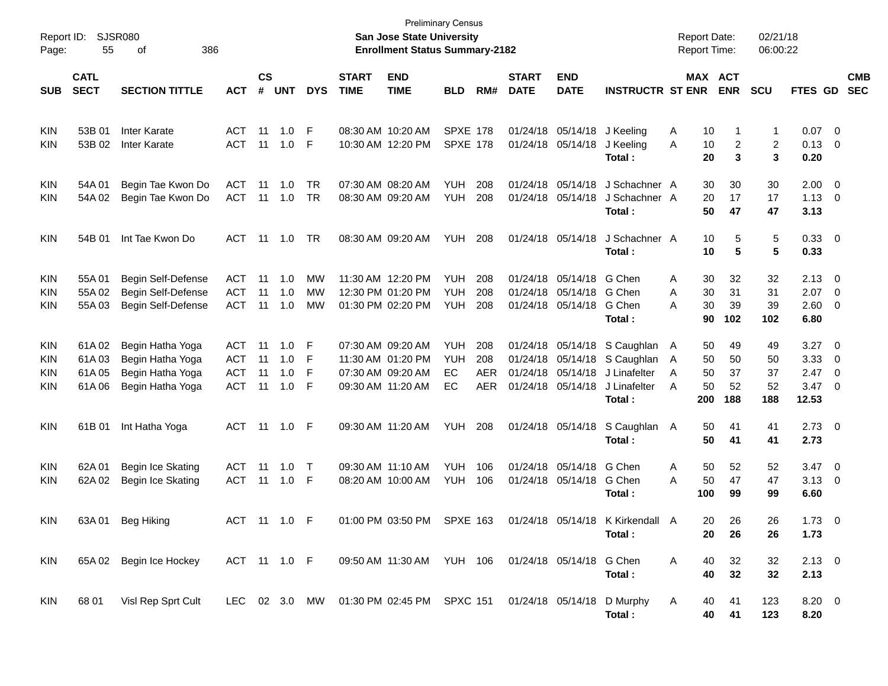Preliminary Census

**San Jose State University**

**Enrollment Status Summary-2182**

Report ID: SJSR080

Report Date: 02/21/18

Report Time: 06:00:22

| SUB | CATL SECT | SECTION TITTLE | ACT | CS # | UNT | DYS | START TIME | END TIME | BLD | RM# | START DATE | END DATE | INSTRUCTR | ST | MAX ENR | ACT ENR | SCU | FTES | GD | CMB SEC |
|---|---|---|---|---|---|---|---|---|---|---|---|---|---|---|---|---|---|---|---|---|
| KIN | 53B 01 | Inter Karate | ACT | 11 | 1.0 | F | 08:30 AM | 10:20 AM | SPXE | 178 | 01/24/18 | 05/14/18 | J Keeling | A | 10 | 1 | 1 | 0.07 | 0 | |
| KIN | 53B 02 | Inter Karate | ACT | 11 | 1.0 | F | 10:30 AM | 12:20 PM | SPXE | 178 | 01/24/18 | 05/14/18 | J Keeling | A | 10 | 2 | 2 | 0.13 | 0 | |
| | | | | | | | | | | | | | **Total :** | | **20** | **3** | **3** | **0.20** | | |
| KIN | 54A 01 | Begin Tae Kwon Do | ACT | 11 | 1.0 | TR | 07:30 AM | 08:20 AM | YUH | 208 | 01/24/18 | 05/14/18 | J Schachner | A | 30 | 30 | 30 | 2.00 | 0 | |
| KIN | 54A 02 | Begin Tae Kwon Do | ACT | 11 | 1.0 | TR | 08:30 AM | 09:20 AM | YUH | 208 | 01/24/18 | 05/14/18 | J Schachner | A | 20 | 17 | 17 | 1.13 | 0 | |
| | | | | | | | | | | | | | **Total :** | | **50** | **47** | **47** | **3.13** | | |
| KIN | 54B 01 | Int Tae Kwon Do | ACT | 11 | 1.0 | TR | 08:30 AM | 09:20 AM | YUH | 208 | 01/24/18 | 05/14/18 | J Schachner | A | 10 | 5 | 5 | 0.33 | 0 | |
| | | | | | | | | | | | | | **Total :** | | **10** | **5** | **5** | **0.33** | | |
| KIN | 55A 01 | Begin Self-Defense | ACT | 11 | 1.0 | MW | 11:30 AM | 12:20 PM | YUH | 208 | 01/24/18 | 05/14/18 | G Chen | A | 30 | 32 | 32 | 2.13 | 0 | |
| KIN | 55A 02 | Begin Self-Defense | ACT | 11 | 1.0 | MW | 12:30 PM | 01:20 PM | YUH | 208 | 01/24/18 | 05/14/18 | G Chen | A | 30 | 31 | 31 | 2.07 | 0 | |
| KIN | 55A 03 | Begin Self-Defense | ACT | 11 | 1.0 | MW | 01:30 PM | 02:20 PM | YUH | 208 | 01/24/18 | 05/14/18 | G Chen | A | 30 | 39 | 39 | 2.60 | 0 | |
| | | | | | | | | | | | | | **Total :** | | **90** | **102** | **102** | **6.80** | | |
| KIN | 61A 02 | Begin Hatha Yoga | ACT | 11 | 1.0 | F | 07:30 AM | 09:20 AM | YUH | 208 | 01/24/18 | 05/14/18 | S Caughlan | A | 50 | 49 | 49 | 3.27 | 0 | |
| KIN | 61A 03 | Begin Hatha Yoga | ACT | 11 | 1.0 | F | 11:30 AM | 01:20 PM | YUH | 208 | 01/24/18 | 05/14/18 | S Caughlan | A | 50 | 50 | 50 | 3.33 | 0 | |
| KIN | 61A 05 | Begin Hatha Yoga | ACT | 11 | 1.0 | F | 07:30 AM | 09:20 AM | EC | AER | 01/24/18 | 05/14/18 | J Linafelter | A | 50 | 37 | 37 | 2.47 | 0 | |
| KIN | 61A 06 | Begin Hatha Yoga | ACT | 11 | 1.0 | F | 09:30 AM | 11:20 AM | EC | AER | 01/24/18 | 05/14/18 | J Linafelter | A | 50 | 52 | 52 | 3.47 | 0 | |
| | | | | | | | | | | | | | **Total :** | | **200** | **188** | **188** | **12.53** | | |
| KIN | 61B 01 | Int Hatha Yoga | ACT | 11 | 1.0 | F | 09:30 AM | 11:20 AM | YUH | 208 | 01/24/18 | 05/14/18 | S Caughlan | A | 50 | 41 | 41 | 2.73 | 0 | |
| | | | | | | | | | | | | | **Total :** | | **50** | **41** | **41** | **2.73** | | |
| KIN | 62A 01 | Begin Ice Skating | ACT | 11 | 1.0 | T | 09:30 AM | 11:10 AM | YUH | 106 | 01/24/18 | 05/14/18 | G Chen | A | 50 | 52 | 52 | 3.47 | 0 | |
| KIN | 62A 02 | Begin Ice Skating | ACT | 11 | 1.0 | F | 08:20 AM | 10:00 AM | YUH | 106 | 01/24/18 | 05/14/18 | G Chen | A | 50 | 47 | 47 | 3.13 | 0 | |
| | | | | | | | | | | | | | **Total :** | | **100** | **99** | **99** | **6.60** | | |
| KIN | 63A 01 | Beg Hiking | ACT | 11 | 1.0 | F | 01:00 PM | 03:50 PM | SPXE | 163 | 01/24/18 | 05/14/18 | K Kirkendall | A | 20 | 26 | 26 | 1.73 | 0 | |
| | | | | | | | | | | | | | **Total :** | | **20** | **26** | **26** | **1.73** | | |
| KIN | 65A 02 | Begin Ice Hockey | ACT | 11 | 1.0 | F | 09:50 AM | 11:30 AM | YUH | 106 | 01/24/18 | 05/14/18 | G Chen | A | 40 | 32 | 32 | 2.13 | 0 | |
| | | | | | | | | | | | | | **Total :** | | **40** | **32** | **32** | **2.13** | | |
| KIN | 68 01 | Visl Rep Sprt Cult | LEC | 02 | 3.0 | MW | 01:30 PM | 02:45 PM | SPXC | 151 | 01/24/18 | 05/14/18 | D Murphy | A | 40 | 41 | 123 | 8.20 | 0 | |
| | | | | | | | | | | | | | **Total :** | | **40** | **41** | **123** | **8.20** | | |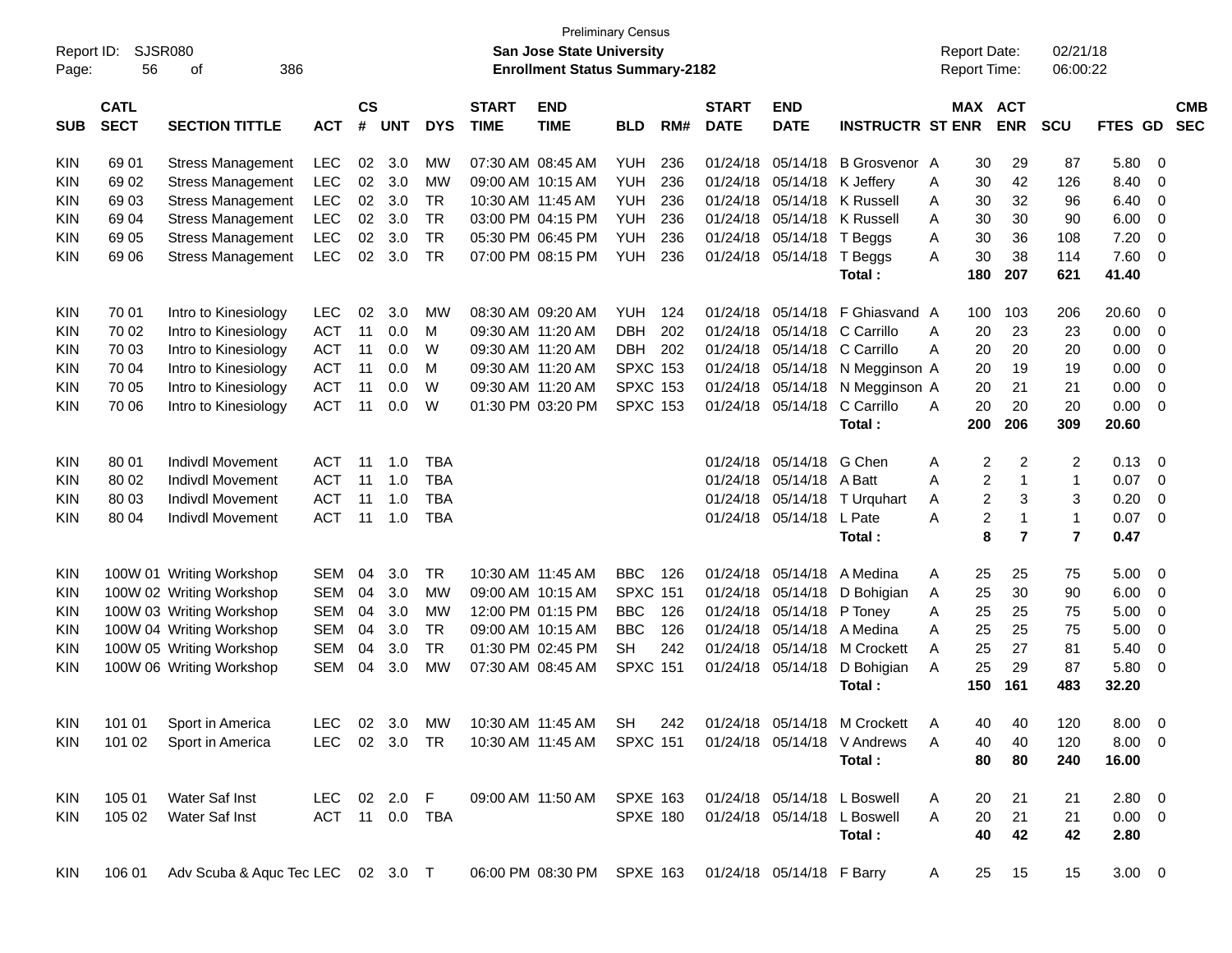Preliminary Census

**San Jose State University**

**Enrollment Status Summary-2182**

Report ID: SJSR080

Report Date: 02/21/18

Report Time: 06:00:22

| SUB | CATL SECT | SECTION TITTLE | ACT | CS # | UNT | DYS | START TIME | END TIME | BLD | RM# | START DATE | END DATE | INSTRUCTR | ST | MAX ENR | ACT ENR | SCU | FTES | GD | CMB SEC |
|---|---|---|---|---|---|---|---|---|---|---|---|---|---|---|---|---|---|---|---|---|
| KIN | 69 01 | Stress Management | LEC | 02 | 3.0 | MW | 07:30 AM | 08:45 AM | YUH | 236 | 01/24/18 | 05/14/18 | B Grosvenor | A | 30 | 29 | 87 | 5.80 | 0 | |
| KIN | 69 02 | Stress Management | LEC | 02 | 3.0 | MW | 09:00 AM | 10:15 AM | YUH | 236 | 01/24/18 | 05/14/18 | K Jeffery | A | 30 | 42 | 126 | 8.40 | 0 | |
| KIN | 69 03 | Stress Management | LEC | 02 | 3.0 | TR | 10:30 AM | 11:45 AM | YUH | 236 | 01/24/18 | 05/14/18 | K Russell | A | 30 | 32 | 96 | 6.40 | 0 | |
| KIN | 69 04 | Stress Management | LEC | 02 | 3.0 | TR | 03:00 PM | 04:15 PM | YUH | 236 | 01/24/18 | 05/14/18 | K Russell | A | 30 | 30 | 90 | 6.00 | 0 | |
| KIN | 69 05 | Stress Management | LEC | 02 | 3.0 | TR | 05:30 PM | 06:45 PM | YUH | 236 | 01/24/18 | 05/14/18 | T Beggs | A | 30 | 36 | 108 | 7.20 | 0 | |
| KIN | 69 06 | Stress Management | LEC | 02 | 3.0 | TR | 07:00 PM | 08:15 PM | YUH | 236 | 01/24/18 | 05/14/18 | T Beggs | A | 30 | 38 | 114 | 7.60 | 0 | |
| | | | | | | | | | | | | | **Total :** | | **180** | **207** | **621** | **41.40** | | |
| KIN | 70 01 | Intro to Kinesiology | LEC | 02 | 3.0 | MW | 08:30 AM | 09:20 AM | YUH | 124 | 01/24/18 | 05/14/18 | F Ghiasvand | A | 100 | 103 | 206 | 20.60 | 0 | |
| KIN | 70 02 | Intro to Kinesiology | ACT | 11 | 0.0 | M | 09:30 AM | 11:20 AM | DBH | 202 | 01/24/18 | 05/14/18 | C Carrillo | A | 20 | 23 | 23 | 0.00 | 0 | |
| KIN | 70 03 | Intro to Kinesiology | ACT | 11 | 0.0 | W | 09:30 AM | 11:20 AM | DBH | 202 | 01/24/18 | 05/14/18 | C Carrillo | A | 20 | 20 | 20 | 0.00 | 0 | |
| KIN | 70 04 | Intro to Kinesiology | ACT | 11 | 0.0 | M | 09:30 AM | 11:20 AM | SPXC | 153 | 01/24/18 | 05/14/18 | N Megginson | A | 20 | 19 | 19 | 0.00 | 0 | |
| KIN | 70 05 | Intro to Kinesiology | ACT | 11 | 0.0 | W | 09:30 AM | 11:20 AM | SPXC | 153 | 01/24/18 | 05/14/18 | N Megginson | A | 20 | 21 | 21 | 0.00 | 0 | |
| KIN | 70 06 | Intro to Kinesiology | ACT | 11 | 0.0 | W | 01:30 PM | 03:20 PM | SPXC | 153 | 01/24/18 | 05/14/18 | C Carrillo | A | 20 | 20 | 20 | 0.00 | 0 | |
| | | | | | | | | | | | | | **Total :** | | **200** | **206** | **309** | **20.60** | | |
| KIN | 80 01 | Indivdl Movement | ACT | 11 | 1.0 | TBA | | | | | 01/24/18 | 05/14/18 | G Chen | A | 2 | 2 | 2 | 0.13 | 0 | |
| KIN | 80 02 | Indivdl Movement | ACT | 11 | 1.0 | TBA | | | | | 01/24/18 | 05/14/18 | A Batt | A | 2 | 1 | 1 | 0.07 | 0 | |
| KIN | 80 03 | Indivdl Movement | ACT | 11 | 1.0 | TBA | | | | | 01/24/18 | 05/14/18 | T Urquhart | A | 2 | 3 | 3 | 0.20 | 0 | |
| KIN | 80 04 | Indivdl Movement | ACT | 11 | 1.0 | TBA | | | | | 01/24/18 | 05/14/18 | L Pate | A | 2 | 1 | 1 | 0.07 | 0 | |
| | | | | | | | | | | | | | **Total :** | | **8** | **7** | **7** | **0.47** | | |
| KIN | 100W 01 | Writing Workshop | SEM | 04 | 3.0 | TR | 10:30 AM | 11:45 AM | BBC | 126 | 01/24/18 | 05/14/18 | A Medina | A | 25 | 25 | 75 | 5.00 | 0 | |
| KIN | 100W 02 | Writing Workshop | SEM | 04 | 3.0 | MW | 09:00 AM | 10:15 AM | SPXC | 151 | 01/24/18 | 05/14/18 | D Bohigian | A | 25 | 30 | 90 | 6.00 | 0 | |
| KIN | 100W 03 | Writing Workshop | SEM | 04 | 3.0 | MW | 12:00 PM | 01:15 PM | BBC | 126 | 01/24/18 | 05/14/18 | P Toney | A | 25 | 25 | 75 | 5.00 | 0 | |
| KIN | 100W 04 | Writing Workshop | SEM | 04 | 3.0 | TR | 09:00 AM | 10:15 AM | BBC | 126 | 01/24/18 | 05/14/18 | A Medina | A | 25 | 25 | 75 | 5.00 | 0 | |
| KIN | 100W 05 | Writing Workshop | SEM | 04 | 3.0 | TR | 01:30 PM | 02:45 PM | SH | 242 | 01/24/18 | 05/14/18 | M Crockett | A | 25 | 27 | 81 | 5.40 | 0 | |
| KIN | 100W 06 | Writing Workshop | SEM | 04 | 3.0 | MW | 07:30 AM | 08:45 AM | SPXC | 151 | 01/24/18 | 05/14/18 | D Bohigian | A | 25 | 29 | 87 | 5.80 | 0 | |
| | | | | | | | | | | | | | **Total :** | | **150** | **161** | **483** | **32.20** | | |
| KIN | 101 01 | Sport in America | LEC | 02 | 3.0 | MW | 10:30 AM | 11:45 AM | SH | 242 | 01/24/18 | 05/14/18 | M Crockett | A | 40 | 40 | 120 | 8.00 | 0 | |
| KIN | 101 02 | Sport in America | LEC | 02 | 3.0 | TR | 10:30 AM | 11:45 AM | SPXC | 151 | 01/24/18 | 05/14/18 | V Andrews | A | 40 | 40 | 120 | 8.00 | 0 | |
| | | | | | | | | | | | | | **Total :** | | **80** | **80** | **240** | **16.00** | | |
| KIN | 105 01 | Water Saf Inst | LEC | 02 | 2.0 | F | 09:00 AM | 11:50 AM | SPXE | 163 | 01/24/18 | 05/14/18 | L Boswell | A | 20 | 21 | 21 | 2.80 | 0 | |
| KIN | 105 02 | Water Saf Inst | ACT | 11 | 0.0 | TBA | | | SPXE | 180 | 01/24/18 | 05/14/18 | L Boswell | A | 20 | 21 | 21 | 0.00 | 0 | |
| | | | | | | | | | | | | | **Total :** | | **40** | **42** | **42** | **2.80** | | |
| KIN | 106 01 | Adv Scuba & Aquc Tec | LEC | 02 | 3.0 | T | 06:00 PM | 08:30 PM | SPXE | 163 | 01/24/18 | 05/14/18 | F Barry | A | 25 | 15 | 15 | 3.00 | 0 | |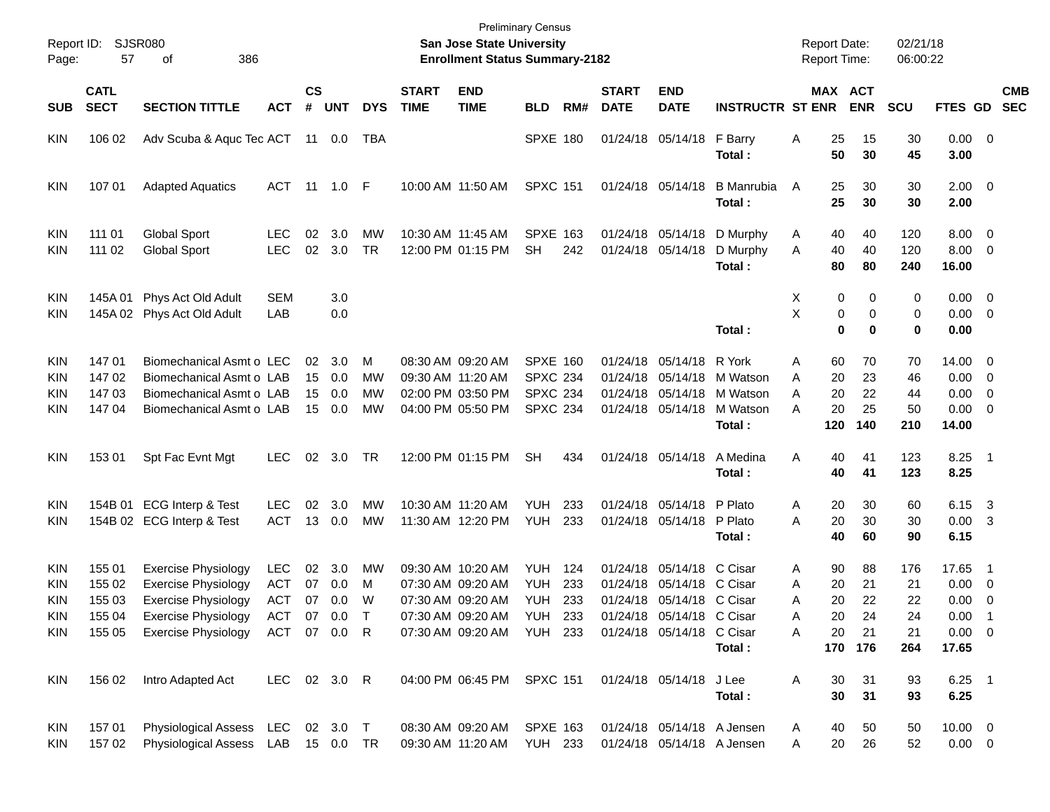Preliminary Census

**San Jose State University**

**Enrollment Status Summary-2182**

Report ID: SJSR080

Report Date: 02/21/18

Report Time: 06:00:22

| SUB | CATL SECT | SECTION TITTLE | ACT | CS # | UNT | DYS | START TIME | END TIME | BLD | RM# | START DATE | END DATE | INSTRUCTR | ST | MAX ENR | ACT ENR | SCU | FTES | GD | CMB SEC |
|---|---|---|---|---|---|---|---|---|---|---|---|---|---|---|---|---|---|---|---|---|
| KIN | 106 02 | Adv Scuba & Aquc Tec | ACT | 11 | 0.0 | TBA | | | SPXE | 180 | 01/24/18 | 05/14/18 | F Barry | A | 25 | 15 | 30 | 0.00 | 0 | |
| | | | | | | | | | | | | | **Total :** | | **50** | **30** | **45** | **3.00** | | |
| KIN | 107 01 | Adapted Aquatics | ACT | 11 | 1.0 | F | 10:00 AM | 11:50 AM | SPXC | 151 | 01/24/18 | 05/14/18 | B Manrubia | A | 25 | 30 | 30 | 2.00 | 0 | |
| | | | | | | | | | | | | | **Total :** | | **25** | **30** | **30** | **2.00** | | |
| KIN | 111 01 | Global Sport | LEC | 02 | 3.0 | MW | 10:30 AM | 11:45 AM | SPXE | 163 | 01/24/18 | 05/14/18 | D Murphy | A | 40 | 40 | 120 | 8.00 | 0 | |
| KIN | 111 02 | Global Sport | LEC | 02 | 3.0 | TR | 12:00 PM | 01:15 PM | SH | 242 | 01/24/18 | 05/14/18 | D Murphy | A | 40 | 40 | 120 | 8.00 | 0 | |
| | | | | | | | | | | | | | **Total :** | | **80** | **80** | **240** | **16.00** | | |
| KIN | 145A 01 | Phys Act Old Adult | SEM | | 3.0 | | | | | | | | | X | 0 | 0 | 0 | 0.00 | 0 | |
| KIN | 145A 02 | Phys Act Old Adult | LAB | | 0.0 | | | | | | | | | X | 0 | 0 | 0 | 0.00 | 0 | |
| | | | | | | | | | | | | | **Total :** | | **0** | **0** | **0** | **0.00** | | |
| KIN | 147 01 | Biomechanical Asmt o | LEC | 02 | 3.0 | M | 08:30 AM | 09:20 AM | SPXE | 160 | 01/24/18 | 05/14/18 | R York | A | 60 | 70 | 70 | 14.00 | 0 | |
| KIN | 147 02 | Biomechanical Asmt o | LAB | 15 | 0.0 | MW | 09:30 AM | 11:20 AM | SPXC | 234 | 01/24/18 | 05/14/18 | M Watson | A | 20 | 23 | 46 | 0.00 | 0 | |
| KIN | 147 03 | Biomechanical Asmt o | LAB | 15 | 0.0 | MW | 02:00 PM | 03:50 PM | SPXC | 234 | 01/24/18 | 05/14/18 | M Watson | A | 20 | 22 | 44 | 0.00 | 0 | |
| KIN | 147 04 | Biomechanical Asmt o | LAB | 15 | 0.0 | MW | 04:00 PM | 05:50 PM | SPXC | 234 | 01/24/18 | 05/14/18 | M Watson | A | 20 | 25 | 50 | 0.00 | 0 | |
| | | | | | | | | | | | | | **Total :** | | **120** | **140** | **210** | **14.00** | | |
| KIN | 153 01 | Spt Fac Evnt Mgt | LEC | 02 | 3.0 | TR | 12:00 PM | 01:15 PM | SH | 434 | 01/24/18 | 05/14/18 | A Medina | A | 40 | 41 | 123 | 8.25 | 1 | |
| | | | | | | | | | | | | | **Total :** | | **40** | **41** | **123** | **8.25** | | |
| KIN | 154B 01 | ECG Interp & Test | LEC | 02 | 3.0 | MW | 10:30 AM | 11:20 AM | YUH | 233 | 01/24/18 | 05/14/18 | P Plato | A | 20 | 30 | 60 | 6.15 | 3 | |
| KIN | 154B 02 | ECG Interp & Test | ACT | 13 | 0.0 | MW | 11:30 AM | 12:20 PM | YUH | 233 | 01/24/18 | 05/14/18 | P Plato | A | 20 | 30 | 30 | 0.00 | 3 | |
| | | | | | | | | | | | | | **Total :** | | **40** | **60** | **90** | **6.15** | | |
| KIN | 155 01 | Exercise Physiology | LEC | 02 | 3.0 | MW | 09:30 AM | 10:20 AM | YUH | 124 | 01/24/18 | 05/14/18 | C Cisar | A | 90 | 88 | 176 | 17.65 | 1 | |
| KIN | 155 02 | Exercise Physiology | ACT | 07 | 0.0 | M | 07:30 AM | 09:20 AM | YUH | 233 | 01/24/18 | 05/14/18 | C Cisar | A | 20 | 21 | 21 | 0.00 | 0 | |
| KIN | 155 03 | Exercise Physiology | ACT | 07 | 0.0 | W | 07:30 AM | 09:20 AM | YUH | 233 | 01/24/18 | 05/14/18 | C Cisar | A | 20 | 22 | 22 | 0.00 | 0 | |
| KIN | 155 04 | Exercise Physiology | ACT | 07 | 0.0 | T | 07:30 AM | 09:20 AM | YUH | 233 | 01/24/18 | 05/14/18 | C Cisar | A | 20 | 24 | 24 | 0.00 | 1 | |
| KIN | 155 05 | Exercise Physiology | ACT | 07 | 0.0 | R | 07:30 AM | 09:20 AM | YUH | 233 | 01/24/18 | 05/14/18 | C Cisar | A | 20 | 21 | 21 | 0.00 | 0 | |
| | | | | | | | | | | | | | **Total :** | | **170** | **176** | **264** | **17.65** | | |
| KIN | 156 02 | Intro Adapted Act | LEC | 02 | 3.0 | R | 04:00 PM | 06:45 PM | SPXC | 151 | 01/24/18 | 05/14/18 | J Lee | A | 30 | 31 | 93 | 6.25 | 1 | |
| | | | | | | | | | | | | | **Total :** | | **30** | **31** | **93** | **6.25** | | |
| KIN | 157 01 | Physiological Assess | LEC | 02 | 3.0 | T | 08:30 AM | 09:20 AM | SPXE | 163 | 01/24/18 | 05/14/18 | A Jensen | A | 40 | 50 | 50 | 10.00 | 0 | |
| KIN | 157 02 | Physiological Assess | LAB | 15 | 0.0 | TR | 09:30 AM | 11:20 AM | YUH | 233 | 01/24/18 | 05/14/18 | A Jensen | A | 20 | 26 | 52 | 0.00 | 0 | |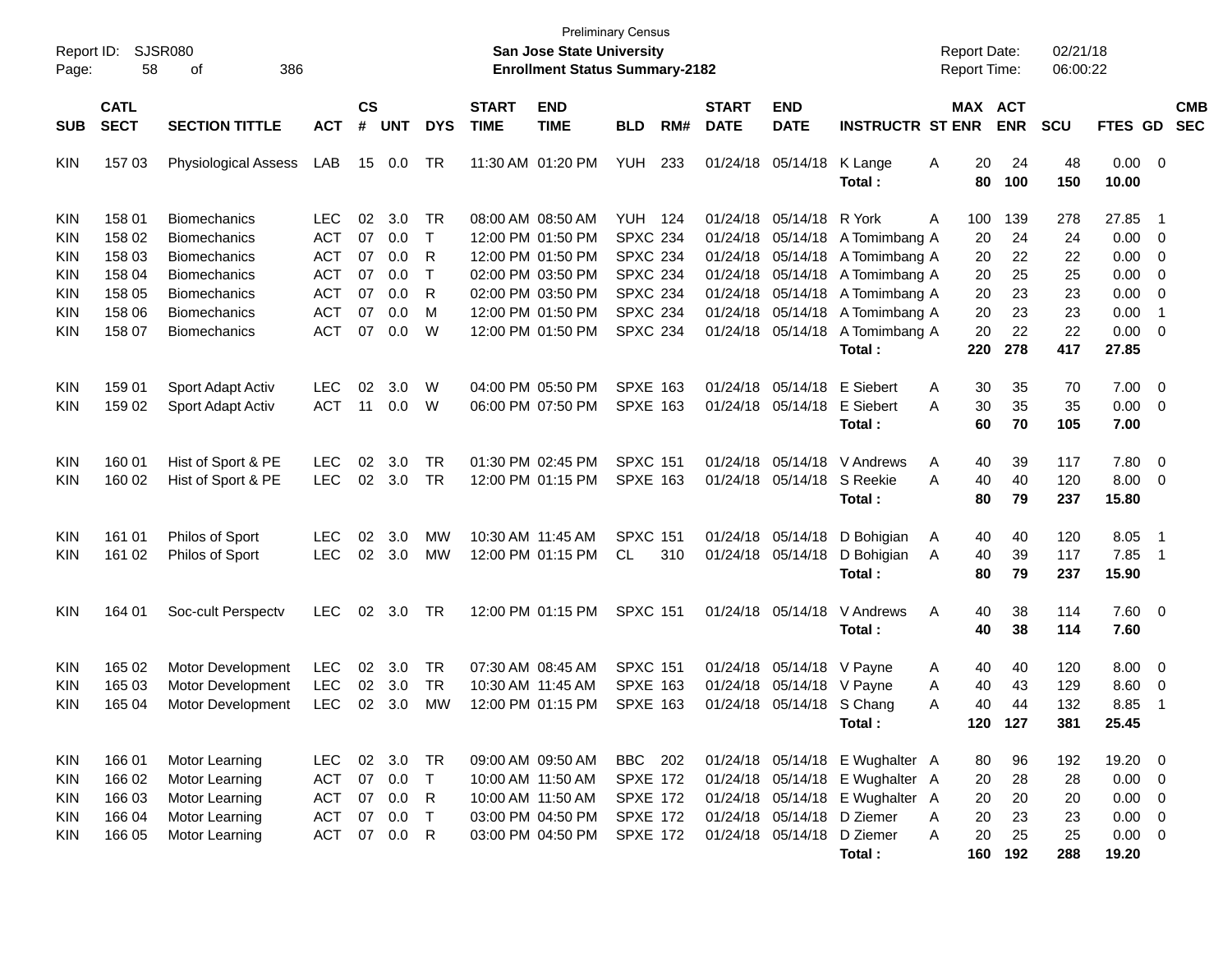Preliminary Census
**San Jose State University**
**Enrollment Status Summary-2182**

Report ID: SJSR080
Report Date: 02/21/18
Report Time: 06:00:22

| SUB | CATL SECT | SECTION TITTLE | ACT | CS # | UNT | DYS | START TIME | END TIME | BLD | RM# | START DATE | END DATE | INSTRUCTR | ST | MAX ENR | ACT ENR | SCU | FTES | GD | CMB SEC |
|---|---|---|---|---|---|---|---|---|---|---|---|---|---|---|---|---|---|---|---|---|
| KIN | 157 03 | Physiological Assess | LAB | 15 | 0.0 | TR | 11:30 AM | 01:20 PM | YUH | 233 | 01/24/18 | 05/14/18 | K Lange | A | 20 | 24 | 48 | 0.00 | 0 | |
| | | | | | | | | | | | | | **Total :** | | **80** | **100** | **150** | **10.00** | | |
| KIN | 158 01 | Biomechanics | LEC | 02 | 3.0 | TR | 08:00 AM | 08:50 AM | YUH | 124 | 01/24/18 | 05/14/18 | R York | A | 100 | 139 | 278 | 27.85 | 1 | |
| KIN | 158 02 | Biomechanics | ACT | 07 | 0.0 | T | 12:00 PM | 01:50 PM | SPXC | 234 | 01/24/18 | 05/14/18 | A Tomimbang | A | 20 | 24 | 24 | 0.00 | 0 | |
| KIN | 158 03 | Biomechanics | ACT | 07 | 0.0 | R | 12:00 PM | 01:50 PM | SPXC | 234 | 01/24/18 | 05/14/18 | A Tomimbang | A | 20 | 22 | 22 | 0.00 | 0 | |
| KIN | 158 04 | Biomechanics | ACT | 07 | 0.0 | T | 02:00 PM | 03:50 PM | SPXC | 234 | 01/24/18 | 05/14/18 | A Tomimbang | A | 20 | 25 | 25 | 0.00 | 0 | |
| KIN | 158 05 | Biomechanics | ACT | 07 | 0.0 | R | 02:00 PM | 03:50 PM | SPXC | 234 | 01/24/18 | 05/14/18 | A Tomimbang | A | 20 | 23 | 23 | 0.00 | 0 | |
| KIN | 158 06 | Biomechanics | ACT | 07 | 0.0 | M | 12:00 PM | 01:50 PM | SPXC | 234 | 01/24/18 | 05/14/18 | A Tomimbang | A | 20 | 23 | 23 | 0.00 | 1 | |
| KIN | 158 07 | Biomechanics | ACT | 07 | 0.0 | W | 12:00 PM | 01:50 PM | SPXC | 234 | 01/24/18 | 05/14/18 | A Tomimbang | A | 20 | 22 | 22 | 0.00 | 0 | |
| | | | | | | | | | | | | | **Total :** | | **220** | **278** | **417** | **27.85** | | |
| KIN | 159 01 | Sport Adapt Activ | LEC | 02 | 3.0 | W | 04:00 PM | 05:50 PM | SPXE | 163 | 01/24/18 | 05/14/18 | E Siebert | A | 30 | 35 | 70 | 7.00 | 0 | |
| KIN | 159 02 | Sport Adapt Activ | ACT | 11 | 0.0 | W | 06:00 PM | 07:50 PM | SPXE | 163 | 01/24/18 | 05/14/18 | E Siebert | A | 30 | 35 | 35 | 0.00 | 0 | |
| | | | | | | | | | | | | | **Total :** | | **60** | **70** | **105** | **7.00** | | |
| KIN | 160 01 | Hist of Sport & PE | LEC | 02 | 3.0 | TR | 01:30 PM | 02:45 PM | SPXC | 151 | 01/24/18 | 05/14/18 | V Andrews | A | 40 | 39 | 117 | 7.80 | 0 | |
| KIN | 160 02 | Hist of Sport & PE | LEC | 02 | 3.0 | TR | 12:00 PM | 01:15 PM | SPXE | 163 | 01/24/18 | 05/14/18 | S Reekie | A | 40 | 40 | 120 | 8.00 | 0 | |
| | | | | | | | | | | | | | **Total :** | | **80** | **79** | **237** | **15.80** | | |
| KIN | 161 01 | Philos of Sport | LEC | 02 | 3.0 | MW | 10:30 AM | 11:45 AM | SPXC | 151 | 01/24/18 | 05/14/18 | D Bohigian | A | 40 | 40 | 120 | 8.05 | 1 | |
| KIN | 161 02 | Philos of Sport | LEC | 02 | 3.0 | MW | 12:00 PM | 01:15 PM | CL | 310 | 01/24/18 | 05/14/18 | D Bohigian | A | 40 | 39 | 117 | 7.85 | 1 | |
| | | | | | | | | | | | | | **Total :** | | **80** | **79** | **237** | **15.90** | | |
| KIN | 164 01 | Soc-cult Perspectv | LEC | 02 | 3.0 | TR | 12:00 PM | 01:15 PM | SPXC | 151 | 01/24/18 | 05/14/18 | V Andrews | A | 40 | 38 | 114 | 7.60 | 0 | |
| | | | | | | | | | | | | | **Total :** | | **40** | **38** | **114** | **7.60** | | |
| KIN | 165 02 | Motor Development | LEC | 02 | 3.0 | TR | 07:30 AM | 08:45 AM | SPXC | 151 | 01/24/18 | 05/14/18 | V Payne | A | 40 | 40 | 120 | 8.00 | 0 | |
| KIN | 165 03 | Motor Development | LEC | 02 | 3.0 | TR | 10:30 AM | 11:45 AM | SPXE | 163 | 01/24/18 | 05/14/18 | V Payne | A | 40 | 43 | 129 | 8.60 | 0 | |
| KIN | 165 04 | Motor Development | LEC | 02 | 3.0 | MW | 12:00 PM | 01:15 PM | SPXE | 163 | 01/24/18 | 05/14/18 | S Chang | A | 40 | 44 | 132 | 8.85 | 1 | |
| | | | | | | | | | | | | | **Total :** | | **120** | **127** | **381** | **25.45** | | |
| KIN | 166 01 | Motor Learning | LEC | 02 | 3.0 | TR | 09:00 AM | 09:50 AM | BBC | 202 | 01/24/18 | 05/14/18 | E Wughalter | A | 80 | 96 | 192 | 19.20 | 0 | |
| KIN | 166 02 | Motor Learning | ACT | 07 | 0.0 | T | 10:00 AM | 11:50 AM | SPXE | 172 | 01/24/18 | 05/14/18 | E Wughalter | A | 20 | 28 | 28 | 0.00 | 0 | |
| KIN | 166 03 | Motor Learning | ACT | 07 | 0.0 | R | 10:00 AM | 11:50 AM | SPXE | 172 | 01/24/18 | 05/14/18 | E Wughalter | A | 20 | 20 | 20 | 0.00 | 0 | |
| KIN | 166 04 | Motor Learning | ACT | 07 | 0.0 | T | 03:00 PM | 04:50 PM | SPXE | 172 | 01/24/18 | 05/14/18 | D Ziemer | A | 20 | 23 | 23 | 0.00 | 0 | |
| KIN | 166 05 | Motor Learning | ACT | 07 | 0.0 | R | 03:00 PM | 04:50 PM | SPXE | 172 | 01/24/18 | 05/14/18 | D Ziemer | A | 20 | 25 | 25 | 0.00 | 0 | |
| | | | | | | | | | | | | | **Total :** | | **160** | **192** | **288** | **19.20** | | |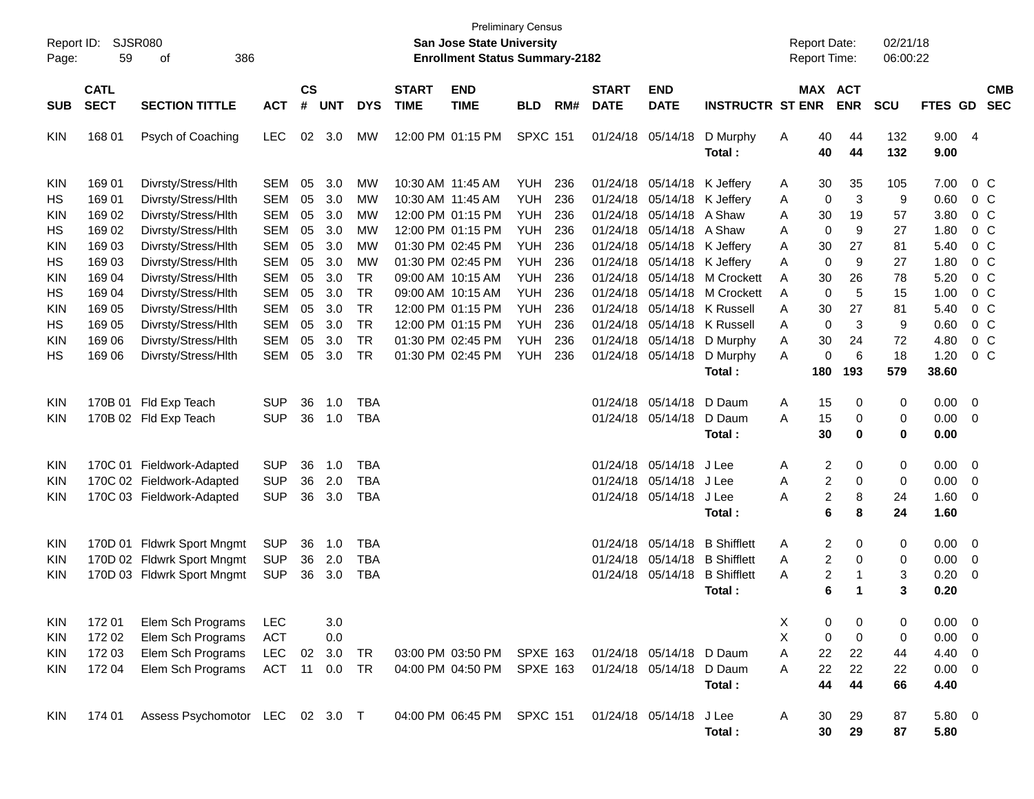Preliminary Census

Report ID: SJSR080

**San Jose State University**

**Enrollment Status Summary-2182**

Report Date: 02/21/18

Report Time: 06:00:22

| SUB | CATL SECT | SECTION TITTLE | ACT | CS # | UNT | DYS | START TIME | END TIME | BLD | RM# | START DATE | END DATE | INSTRUCTR | ST | MAX ENR | ACT ENR | SCU | FTES | GD | CMB SEC |
|---|---|---|---|---|---|---|---|---|---|---|---|---|---|---|---|---|---|---|---|---|
| KIN | 168 01 | Psych of Coaching | LEC | 02 | 3.0 | MW | 12:00 PM | 01:15 PM | SPXC | 151 | 01/24/18 | 05/14/18 | D Murphy | A | 40 | 44 | 132 | 9.00 | 4 | |
| | | | | | | | | | | | | | **Total :** | | **40** | **44** | **132** | **9.00** | | |
| KIN | 169 01 | Divrsty/Stress/Hlth | SEM | 05 | 3.0 | MW | 10:30 AM | 11:45 AM | YUH | 236 | 01/24/18 | 05/14/18 | K Jeffery | A | 30 | 35 | 105 | 7.00 | 0 | C |
| HS | 169 01 | Divrsty/Stress/Hlth | SEM | 05 | 3.0 | MW | 10:30 AM | 11:45 AM | YUH | 236 | 01/24/18 | 05/14/18 | K Jeffery | A | 0 | 3 | 9 | 0.60 | 0 | C |
| KIN | 169 02 | Divrsty/Stress/Hlth | SEM | 05 | 3.0 | MW | 12:00 PM | 01:15 PM | YUH | 236 | 01/24/18 | 05/14/18 | A Shaw | A | 30 | 19 | 57 | 3.80 | 0 | C |
| HS | 169 02 | Divrsty/Stress/Hlth | SEM | 05 | 3.0 | MW | 12:00 PM | 01:15 PM | YUH | 236 | 01/24/18 | 05/14/18 | A Shaw | A | 0 | 9 | 27 | 1.80 | 0 | C |
| KIN | 169 03 | Divrsty/Stress/Hlth | SEM | 05 | 3.0 | MW | 01:30 PM | 02:45 PM | YUH | 236 | 01/24/18 | 05/14/18 | K Jeffery | A | 30 | 27 | 81 | 5.40 | 0 | C |
| HS | 169 03 | Divrsty/Stress/Hlth | SEM | 05 | 3.0 | MW | 01:30 PM | 02:45 PM | YUH | 236 | 01/24/18 | 05/14/18 | K Jeffery | A | 0 | 9 | 27 | 1.80 | 0 | C |
| KIN | 169 04 | Divrsty/Stress/Hlth | SEM | 05 | 3.0 | TR | 09:00 AM | 10:15 AM | YUH | 236 | 01/24/18 | 05/14/18 | M Crockett | A | 30 | 26 | 78 | 5.20 | 0 | C |
| HS | 169 04 | Divrsty/Stress/Hlth | SEM | 05 | 3.0 | TR | 09:00 AM | 10:15 AM | YUH | 236 | 01/24/18 | 05/14/18 | M Crockett | A | 0 | 5 | 15 | 1.00 | 0 | C |
| KIN | 169 05 | Divrsty/Stress/Hlth | SEM | 05 | 3.0 | TR | 12:00 PM | 01:15 PM | YUH | 236 | 01/24/18 | 05/14/18 | K Russell | A | 30 | 27 | 81 | 5.40 | 0 | C |
| HS | 169 05 | Divrsty/Stress/Hlth | SEM | 05 | 3.0 | TR | 12:00 PM | 01:15 PM | YUH | 236 | 01/24/18 | 05/14/18 | K Russell | A | 0 | 3 | 9 | 0.60 | 0 | C |
| KIN | 169 06 | Divrsty/Stress/Hlth | SEM | 05 | 3.0 | TR | 01:30 PM | 02:45 PM | YUH | 236 | 01/24/18 | 05/14/18 | D Murphy | A | 30 | 24 | 72 | 4.80 | 0 | C |
| HS | 169 06 | Divrsty/Stress/Hlth | SEM | 05 | 3.0 | TR | 01:30 PM | 02:45 PM | YUH | 236 | 01/24/18 | 05/14/18 | D Murphy | A | 0 | 6 | 18 | 1.20 | 0 | C |
| | | | | | | | | | | | | | **Total :** | | **180** | **193** | **579** | **38.60** | | |
| KIN | 170B 01 | Fld Exp Teach | SUP | 36 | 1.0 | TBA | | | | | 01/24/18 | 05/14/18 | D Daum | A | 15 | 0 | 0 | 0.00 | 0 | |
| KIN | 170B 02 | Fld Exp Teach | SUP | 36 | 1.0 | TBA | | | | | 01/24/18 | 05/14/18 | D Daum | A | 15 | 0 | 0 | 0.00 | 0 | |
| | | | | | | | | | | | | | **Total :** | | **30** | **0** | **0** | **0.00** | | |
| KIN | 170C 01 | Fieldwork-Adapted | SUP | 36 | 1.0 | TBA | | | | | 01/24/18 | 05/14/18 | J Lee | A | 2 | 0 | 0 | 0.00 | 0 | |
| KIN | 170C 02 | Fieldwork-Adapted | SUP | 36 | 2.0 | TBA | | | | | 01/24/18 | 05/14/18 | J Lee | A | 2 | 0 | 0 | 0.00 | 0 | |
| KIN | 170C 03 | Fieldwork-Adapted | SUP | 36 | 3.0 | TBA | | | | | 01/24/18 | 05/14/18 | J Lee | A | 2 | 8 | 24 | 1.60 | 0 | |
| | | | | | | | | | | | | | **Total :** | | **6** | **8** | **24** | **1.60** | | |
| KIN | 170D 01 | Fldwrk Sport Mngmt | SUP | 36 | 1.0 | TBA | | | | | 01/24/18 | 05/14/18 | B Shifflett | A | 2 | 0 | 0 | 0.00 | 0 | |
| KIN | 170D 02 | Fldwrk Sport Mngmt | SUP | 36 | 2.0 | TBA | | | | | 01/24/18 | 05/14/18 | B Shifflett | A | 2 | 0 | 0 | 0.00 | 0 | |
| KIN | 170D 03 | Fldwrk Sport Mngmt | SUP | 36 | 3.0 | TBA | | | | | 01/24/18 | 05/14/18 | B Shifflett | A | 2 | 1 | 3 | 0.20 | 0 | |
| | | | | | | | | | | | | | **Total :** | | **6** | **1** | **3** | **0.20** | | |
| KIN | 172 01 | Elem Sch Programs | LEC | | 3.0 | | | | | | | | | X | 0 | 0 | 0 | 0.00 | 0 | |
| KIN | 172 02 | Elem Sch Programs | ACT | | 0.0 | | | | | | | | | X | 0 | 0 | 0 | 0.00 | 0 | |
| KIN | 172 03 | Elem Sch Programs | LEC | 02 | 3.0 | TR | 03:00 PM | 03:50 PM | SPXE | 163 | 01/24/18 | 05/14/18 | D Daum | A | 22 | 22 | 44 | 4.40 | 0 | |
| KIN | 172 04 | Elem Sch Programs | ACT | 11 | 0.0 | TR | 04:00 PM | 04:50 PM | SPXE | 163 | 01/24/18 | 05/14/18 | D Daum | A | 22 | 22 | 22 | 0.00 | 0 | |
| | | | | | | | | | | | | | **Total :** | | **44** | **44** | **66** | **4.40** | | |
| KIN | 174 01 | Assess Psychomotor | LEC | 02 | 3.0 | T | 04:00 PM | 06:45 PM | SPXC | 151 | 01/24/18 | 05/14/18 | J Lee | A | 30 | 29 | 87 | 5.80 | 0 | |
| | | | | | | | | | | | | | **Total :** | | **30** | **29** | **87** | **5.80** | | |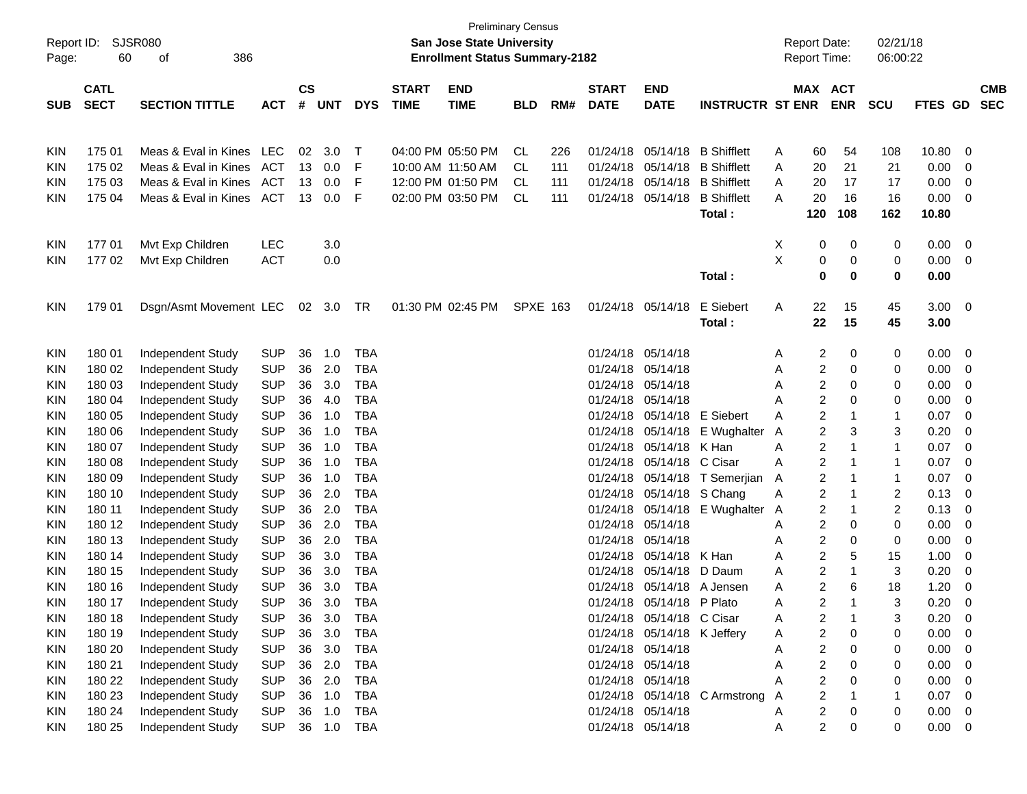Preliminary Census

**San Jose State University**

**Enrollment Status Summary-2182**

Report ID: SJSR080

Report Date: 02/21/18

Report Time: 06:00:22

| SUB | CATL SECT | SECTION TITTLE | ACT | CS # | UNT | DYS | START TIME | END TIME | BLD | RM# | START DATE | END DATE | INSTRUCTR | ST | MAX ENR | ACT ENR | SCU | FTES | GD | CMB SEC |
|---|---|---|---|---|---|---|---|---|---|---|---|---|---|---|---|---|---|---|---|---|
| KIN | 175 01 | Meas & Eval in Kines | LEC | 02 | 3.0 | T | 04:00 PM | 05:50 PM | CL | 226 | 01/24/18 | 05/14/18 | B Shifflett | A | 60 | 54 | 108 | 10.80 | 0 | |
| KIN | 175 02 | Meas & Eval in Kines | ACT | 13 | 0.0 | F | 10:00 AM | 11:50 AM | CL | 111 | 01/24/18 | 05/14/18 | B Shifflett | A | 20 | 21 | 21 | 0.00 | 0 | |
| KIN | 175 03 | Meas & Eval in Kines | ACT | 13 | 0.0 | F | 12:00 PM | 01:50 PM | CL | 111 | 01/24/18 | 05/14/18 | B Shifflett | A | 20 | 17 | 17 | 0.00 | 0 | |
| KIN | 175 04 | Meas & Eval in Kines | ACT | 13 | 0.0 | F | 02:00 PM | 03:50 PM | CL | 111 | 01/24/18 | 05/14/18 | B Shifflett | A | 20 | 16 | 16 | 0.00 | 0 | |
| | | | | | | | | | | | | | **Total :** | | **120** | **108** | **162** | **10.80** | | |
| KIN | 177 01 | Mvt Exp Children | LEC | | 3.0 | | | | | | | | | X | 0 | 0 | 0 | 0.00 | 0 | |
| KIN | 177 02 | Mvt Exp Children | ACT | | 0.0 | | | | | | | | | X | 0 | 0 | 0 | 0.00 | 0 | |
| | | | | | | | | | | | | | **Total :** | | **0** | **0** | **0** | **0.00** | | |
| KIN | 179 01 | Dsgn/Asmt Movement | LEC | 02 | 3.0 | TR | 01:30 PM | 02:45 PM | SPXE | 163 | 01/24/18 | 05/14/18 | E Siebert | A | 22 | 15 | 45 | 3.00 | 0 | |
| | | | | | | | | | | | | | **Total :** | | **22** | **15** | **45** | **3.00** | | |
| KIN | 180 01 | Independent Study | SUP | 36 | 1.0 | TBA | | | | | 01/24/18 | 05/14/18 | | A | 2 | 0 | 0 | 0.00 | 0 | |
| KIN | 180 02 | Independent Study | SUP | 36 | 2.0 | TBA | | | | | 01/24/18 | 05/14/18 | | A | 2 | 0 | 0 | 0.00 | 0 | |
| KIN | 180 03 | Independent Study | SUP | 36 | 3.0 | TBA | | | | | 01/24/18 | 05/14/18 | | A | 2 | 0 | 0 | 0.00 | 0 | |
| KIN | 180 04 | Independent Study | SUP | 36 | 4.0 | TBA | | | | | 01/24/18 | 05/14/18 | | A | 2 | 0 | 0 | 0.00 | 0 | |
| KIN | 180 05 | Independent Study | SUP | 36 | 1.0 | TBA | | | | | 01/24/18 | 05/14/18 | E Siebert | A | 2 | 1 | 1 | 0.07 | 0 | |
| KIN | 180 06 | Independent Study | SUP | 36 | 1.0 | TBA | | | | | 01/24/18 | 05/14/18 | E Wughalter | A | 2 | 3 | 3 | 0.20 | 0 | |
| KIN | 180 07 | Independent Study | SUP | 36 | 1.0 | TBA | | | | | 01/24/18 | 05/14/18 | K Han | A | 2 | 1 | 1 | 0.07 | 0 | |
| KIN | 180 08 | Independent Study | SUP | 36 | 1.0 | TBA | | | | | 01/24/18 | 05/14/18 | C Cisar | A | 2 | 1 | 1 | 0.07 | 0 | |
| KIN | 180 09 | Independent Study | SUP | 36 | 1.0 | TBA | | | | | 01/24/18 | 05/14/18 | T Semerjian | A | 2 | 1 | 1 | 0.07 | 0 | |
| KIN | 180 10 | Independent Study | SUP | 36 | 2.0 | TBA | | | | | 01/24/18 | 05/14/18 | S Chang | A | 2 | 1 | 2 | 0.13 | 0 | |
| KIN | 180 11 | Independent Study | SUP | 36 | 2.0 | TBA | | | | | 01/24/18 | 05/14/18 | E Wughalter | A | 2 | 1 | 2 | 0.13 | 0 | |
| KIN | 180 12 | Independent Study | SUP | 36 | 2.0 | TBA | | | | | 01/24/18 | 05/14/18 | | A | 2 | 0 | 0 | 0.00 | 0 | |
| KIN | 180 13 | Independent Study | SUP | 36 | 2.0 | TBA | | | | | 01/24/18 | 05/14/18 | | A | 2 | 0 | 0 | 0.00 | 0 | |
| KIN | 180 14 | Independent Study | SUP | 36 | 3.0 | TBA | | | | | 01/24/18 | 05/14/18 | K Han | A | 2 | 5 | 15 | 1.00 | 0 | |
| KIN | 180 15 | Independent Study | SUP | 36 | 3.0 | TBA | | | | | 01/24/18 | 05/14/18 | D Daum | A | 2 | 1 | 3 | 0.20 | 0 | |
| KIN | 180 16 | Independent Study | SUP | 36 | 3.0 | TBA | | | | | 01/24/18 | 05/14/18 | A Jensen | A | 2 | 6 | 18 | 1.20 | 0 | |
| KIN | 180 17 | Independent Study | SUP | 36 | 3.0 | TBA | | | | | 01/24/18 | 05/14/18 | P Plato | A | 2 | 1 | 3 | 0.20 | 0 | |
| KIN | 180 18 | Independent Study | SUP | 36 | 3.0 | TBA | | | | | 01/24/18 | 05/14/18 | C Cisar | A | 2 | 1 | 3 | 0.20 | 0 | |
| KIN | 180 19 | Independent Study | SUP | 36 | 3.0 | TBA | | | | | 01/24/18 | 05/14/18 | K Jeffery | A | 2 | 0 | 0 | 0.00 | 0 | |
| KIN | 180 20 | Independent Study | SUP | 36 | 3.0 | TBA | | | | | 01/24/18 | 05/14/18 | | A | 2 | 0 | 0 | 0.00 | 0 | |
| KIN | 180 21 | Independent Study | SUP | 36 | 2.0 | TBA | | | | | 01/24/18 | 05/14/18 | | A | 2 | 0 | 0 | 0.00 | 0 | |
| KIN | 180 22 | Independent Study | SUP | 36 | 2.0 | TBA | | | | | 01/24/18 | 05/14/18 | | A | 2 | 0 | 0 | 0.00 | 0 | |
| KIN | 180 23 | Independent Study | SUP | 36 | 1.0 | TBA | | | | | 01/24/18 | 05/14/18 | C Armstrong | A | 2 | 1 | 1 | 0.07 | 0 | |
| KIN | 180 24 | Independent Study | SUP | 36 | 1.0 | TBA | | | | | 01/24/18 | 05/14/18 | | A | 2 | 0 | 0 | 0.00 | 0 | |
| KIN | 180 25 | Independent Study | SUP | 36 | 1.0 | TBA | | | | | 01/24/18 | 05/14/18 | | A | 2 | 0 | 0 | 0.00 | 0 | |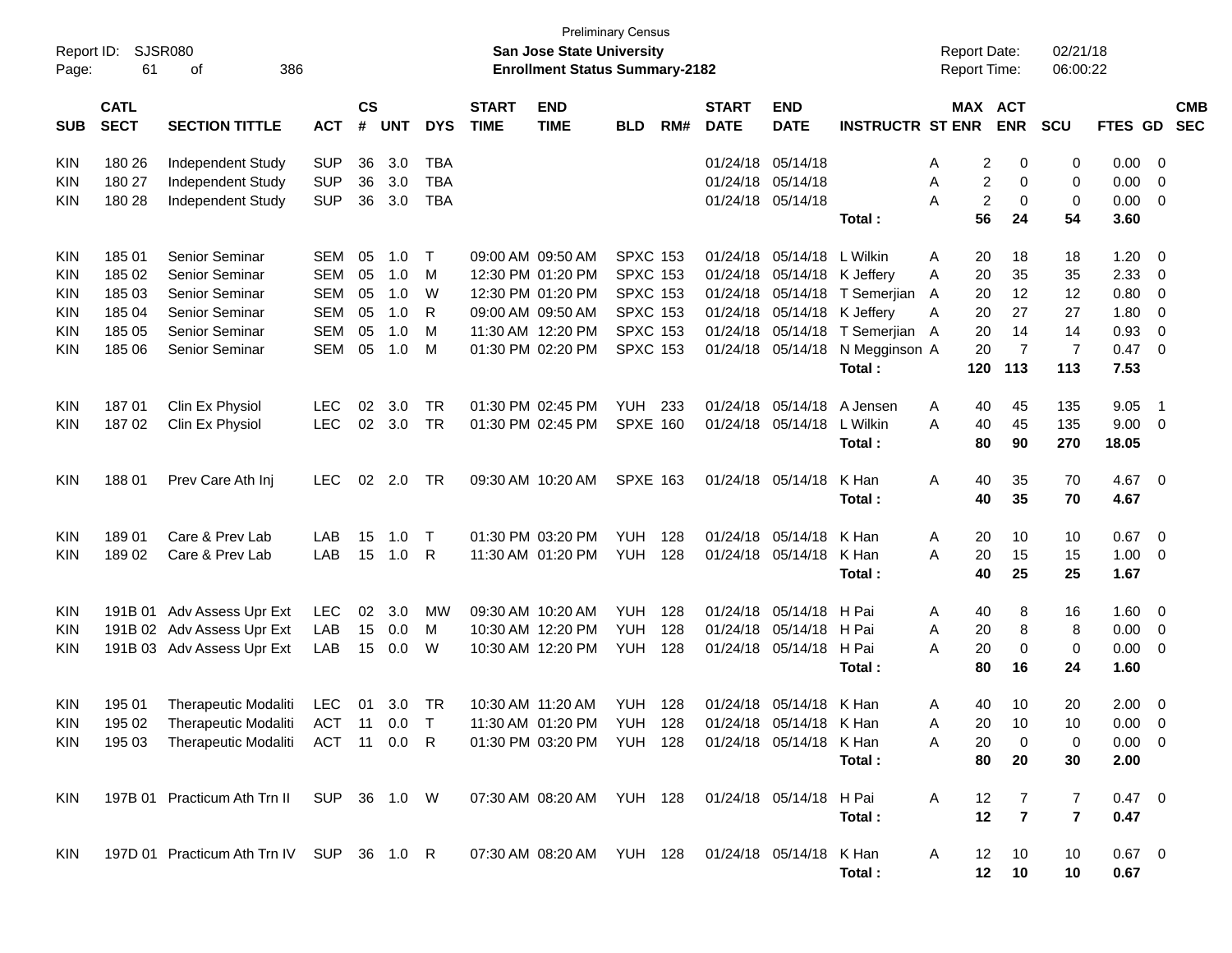Preliminary Census
**San Jose State University**
**Enrollment Status Summary-2182**

Report ID: SJSR080
Report Date: 02/21/18
Report Time: 06:00:22

| SUB | CATL SECT | SECTION TITTLE | ACT | CS # | UNT | DYS | START TIME | END TIME | BLD | RM# | START DATE | END DATE | INSTRUCTR | ST | MAX ENR | ACT ENR | SCU | FTES | GD | CMB SEC |
|---|---|---|---|---|---|---|---|---|---|---|---|---|---|---|---|---|---|---|---|---|
| KIN | 180 26 | Independent Study | SUP | 36 | 3.0 | TBA | | | | | 01/24/18 | 05/14/18 | | A | 2 | 0 | 0 | 0.00 | 0 | |
| KIN | 180 27 | Independent Study | SUP | 36 | 3.0 | TBA | | | | | 01/24/18 | 05/14/18 | | A | 2 | 0 | 0 | 0.00 | 0 | |
| KIN | 180 28 | Independent Study | SUP | 36 | 3.0 | TBA | | | | | 01/24/18 | 05/14/18 | | A | 2 | 0 | 0 | 0.00 | 0 | |
| | | | | | | | | | | | | | **Total :** | | **56** | **24** | **54** | **3.60** | | |
| KIN | 185 01 | Senior Seminar | SEM | 05 | 1.0 | T | 09:00 AM | 09:50 AM | SPXC | 153 | 01/24/18 | 05/14/18 | L Wilkin | A | 20 | 18 | 18 | 1.20 | 0 | |
| KIN | 185 02 | Senior Seminar | SEM | 05 | 1.0 | M | 12:30 PM | 01:20 PM | SPXC | 153 | 01/24/18 | 05/14/18 | K Jeffery | A | 20 | 35 | 35 | 2.33 | 0 | |
| KIN | 185 03 | Senior Seminar | SEM | 05 | 1.0 | W | 12:30 PM | 01:20 PM | SPXC | 153 | 01/24/18 | 05/14/18 | T Semerjian | A | 20 | 12 | 12 | 0.80 | 0 | |
| KIN | 185 04 | Senior Seminar | SEM | 05 | 1.0 | R | 09:00 AM | 09:50 AM | SPXC | 153 | 01/24/18 | 05/14/18 | K Jeffery | A | 20 | 27 | 27 | 1.80 | 0 | |
| KIN | 185 05 | Senior Seminar | SEM | 05 | 1.0 | M | 11:30 AM | 12:20 PM | SPXC | 153 | 01/24/18 | 05/14/18 | T Semerjian | A | 20 | 14 | 14 | 0.93 | 0 | |
| KIN | 185 06 | Senior Seminar | SEM | 05 | 1.0 | M | 01:30 PM | 02:20 PM | SPXC | 153 | 01/24/18 | 05/14/18 | N Megginson | A | 20 | 7 | 7 | 0.47 | 0 | |
| | | | | | | | | | | | | | **Total :** | | **120** | **113** | **113** | **7.53** | | |
| KIN | 187 01 | Clin Ex Physiol | LEC | 02 | 3.0 | TR | 01:30 PM | 02:45 PM | YUH | 233 | 01/24/18 | 05/14/18 | A Jensen | A | 40 | 45 | 135 | 9.05 | 1 | |
| KIN | 187 02 | Clin Ex Physiol | LEC | 02 | 3.0 | TR | 01:30 PM | 02:45 PM | SPXE | 160 | 01/24/18 | 05/14/18 | L Wilkin | A | 40 | 45 | 135 | 9.00 | 0 | |
| | | | | | | | | | | | | | **Total :** | | **80** | **90** | **270** | **18.05** | | |
| KIN | 188 01 | Prev Care Ath Inj | LEC | 02 | 2.0 | TR | 09:30 AM | 10:20 AM | SPXE | 163 | 01/24/18 | 05/14/18 | K Han | A | 40 | 35 | 70 | 4.67 | 0 | |
| | | | | | | | | | | | | | **Total :** | | **40** | **35** | **70** | **4.67** | | |
| KIN | 189 01 | Care & Prev Lab | LAB | 15 | 1.0 | T | 01:30 PM | 03:20 PM | YUH | 128 | 01/24/18 | 05/14/18 | K Han | A | 20 | 10 | 10 | 0.67 | 0 | |
| KIN | 189 02 | Care & Prev Lab | LAB | 15 | 1.0 | R | 11:30 AM | 01:20 PM | YUH | 128 | 01/24/18 | 05/14/18 | K Han | A | 20 | 15 | 15 | 1.00 | 0 | |
| | | | | | | | | | | | | | **Total :** | | **40** | **25** | **25** | **1.67** | | |
| KIN | 191B 01 | Adv Assess Upr Ext | LEC | 02 | 3.0 | MW | 09:30 AM | 10:20 AM | YUH | 128 | 01/24/18 | 05/14/18 | H Pai | A | 40 | 8 | 16 | 1.60 | 0 | |
| KIN | 191B 02 | Adv Assess Upr Ext | LAB | 15 | 0.0 | M | 10:30 AM | 12:20 PM | YUH | 128 | 01/24/18 | 05/14/18 | H Pai | A | 20 | 8 | 8 | 0.00 | 0 | |
| KIN | 191B 03 | Adv Assess Upr Ext | LAB | 15 | 0.0 | W | 10:30 AM | 12:20 PM | YUH | 128 | 01/24/18 | 05/14/18 | H Pai | A | 20 | 0 | 0 | 0.00 | 0 | |
| | | | | | | | | | | | | | **Total :** | | **80** | **16** | **24** | **1.60** | | |
| KIN | 195 01 | Therapeutic Modaliti | LEC | 01 | 3.0 | TR | 10:30 AM | 11:20 AM | YUH | 128 | 01/24/18 | 05/14/18 | K Han | A | 40 | 10 | 20 | 2.00 | 0 | |
| KIN | 195 02 | Therapeutic Modaliti | ACT | 11 | 0.0 | T | 11:30 AM | 01:20 PM | YUH | 128 | 01/24/18 | 05/14/18 | K Han | A | 20 | 10 | 10 | 0.00 | 0 | |
| KIN | 195 03 | Therapeutic Modaliti | ACT | 11 | 0.0 | R | 01:30 PM | 03:20 PM | YUH | 128 | 01/24/18 | 05/14/18 | K Han | A | 20 | 0 | 0 | 0.00 | 0 | |
| | | | | | | | | | | | | | **Total :** | | **80** | **20** | **30** | **2.00** | | |
| KIN | 197B 01 | Practicum Ath Trn II | SUP | 36 | 1.0 | W | 07:30 AM | 08:20 AM | YUH | 128 | 01/24/18 | 05/14/18 | H Pai | A | 12 | 7 | 7 | 0.47 | 0 | |
| | | | | | | | | | | | | | **Total :** | | **12** | **7** | **7** | **0.47** | | |
| KIN | 197D 01 | Practicum Ath Trn IV | SUP | 36 | 1.0 | R | 07:30 AM | 08:20 AM | YUH | 128 | 01/24/18 | 05/14/18 | K Han | A | 12 | 10 | 10 | 0.67 | 0 | |
| | | | | | | | | | | | | | **Total :** | | **12** | **10** | **10** | **0.67** | | |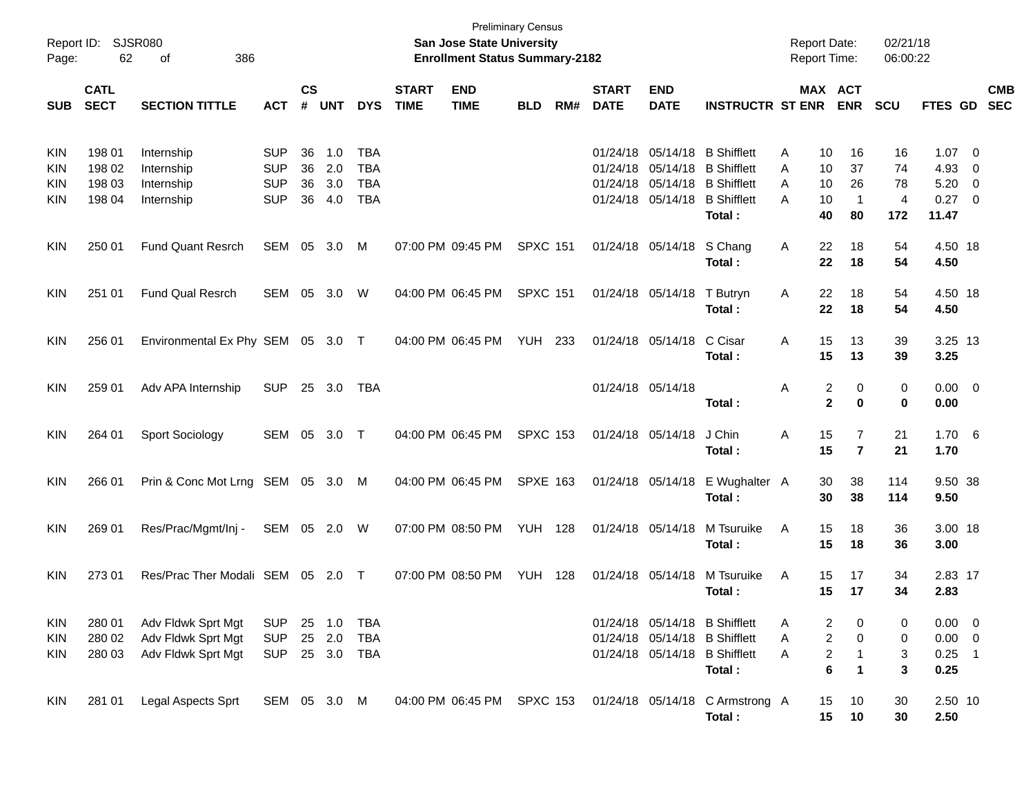Preliminary Census

**San Jose State University**

**Enrollment Status Summary-2182**

Report ID: SJSR080

Report Date: 02/21/18

Report Time: 06:00:22

| SUB | CATL SECT | SECTION TITTLE | ACT | CS # | UNT | DYS | START TIME | END TIME | BLD | RM# | START DATE | END DATE | INSTRUCTR | ST | MAX ENR | ACT ENR | SCU | FTES | GD | CMB SEC |
|---|---|---|---|---|---|---|---|---|---|---|---|---|---|---|---|---|---|---|---|---|
| KIN | 198 01 | Internship | SUP | 36 | 1.0 | TBA | | | | | 01/24/18 | 05/14/18 | B Shifflett | A | 10 | 16 | 16 | 1.07 | 0 | |
| KIN | 198 02 | Internship | SUP | 36 | 2.0 | TBA | | | | | 01/24/18 | 05/14/18 | B Shifflett | A | 10 | 37 | 74 | 4.93 | 0 | |
| KIN | 198 03 | Internship | SUP | 36 | 3.0 | TBA | | | | | 01/24/18 | 05/14/18 | B Shifflett | A | 10 | 26 | 78 | 5.20 | 0 | |
| KIN | 198 04 | Internship | SUP | 36 | 4.0 | TBA | | | | | 01/24/18 | 05/14/18 | B Shifflett | A | 10 | 1 | 4 | 0.27 | 0 | |
| | | | | | | | | | | | | | **Total :** | | **40** | **80** | **172** | **11.47** | | |
| KIN | 250 01 | Fund Quant Resrch | SEM | 05 | 3.0 | M | 07:00 PM | 09:45 PM | SPXC | 151 | 01/24/18 | 05/14/18 | S Chang | A | 22 | 18 | 54 | 4.50 | 18 | |
| | | | | | | | | | | | | | **Total :** | | **22** | **18** | **54** | **4.50** | | |
| KIN | 251 01 | Fund Qual Resrch | SEM | 05 | 3.0 | W | 04:00 PM | 06:45 PM | SPXC | 151 | 01/24/18 | 05/14/18 | T Butryn | A | 22 | 18 | 54 | 4.50 | 18 | |
| | | | | | | | | | | | | | **Total :** | | **22** | **18** | **54** | **4.50** | | |
| KIN | 256 01 | Environmental Ex Phy | SEM | 05 | 3.0 | T | 04:00 PM | 06:45 PM | YUH | 233 | 01/24/18 | 05/14/18 | C Cisar | A | 15 | 13 | 39 | 3.25 | 13 | |
| | | | | | | | | | | | | | **Total :** | | **15** | **13** | **39** | **3.25** | | |
| KIN | 259 01 | Adv APA Internship | SUP | 25 | 3.0 | TBA | | | | | 01/24/18 | 05/14/18 | | A | 2 | 0 | 0 | 0.00 | 0 | |
| | | | | | | | | | | | | | **Total :** | | **2** | **0** | **0** | **0.00** | | |
| KIN | 264 01 | Sport Sociology | SEM | 05 | 3.0 | T | 04:00 PM | 06:45 PM | SPXC | 153 | 01/24/18 | 05/14/18 | J Chin | A | 15 | 7 | 21 | 1.70 | 6 | |
| | | | | | | | | | | | | | **Total :** | | **15** | **7** | **21** | **1.70** | | |
| KIN | 266 01 | Prin & Conc Mot Lrng | SEM | 05 | 3.0 | M | 04:00 PM | 06:45 PM | SPXE | 163 | 01/24/18 | 05/14/18 | E Wughalter | A | 30 | 38 | 114 | 9.50 | 38 | |
| | | | | | | | | | | | | | **Total :** | | **30** | **38** | **114** | **9.50** | | |
| KIN | 269 01 | Res/Prac/Mgmt/Inj - | SEM | 05 | 2.0 | W | 07:00 PM | 08:50 PM | YUH | 128 | 01/24/18 | 05/14/18 | M Tsuruike | A | 15 | 18 | 36 | 3.00 | 18 | |
| | | | | | | | | | | | | | **Total :** | | **15** | **18** | **36** | **3.00** | | |
| KIN | 273 01 | Res/Prac Ther Modali | SEM | 05 | 2.0 | T | 07:00 PM | 08:50 PM | YUH | 128 | 01/24/18 | 05/14/18 | M Tsuruike | A | 15 | 17 | 34 | 2.83 | 17 | |
| | | | | | | | | | | | | | **Total :** | | **15** | **17** | **34** | **2.83** | | |
| KIN | 280 01 | Adv Fldwk Sprt Mgt | SUP | 25 | 1.0 | TBA | | | | | 01/24/18 | 05/14/18 | B Shifflett | A | 2 | 0 | 0 | 0.00 | 0 | |
| KIN | 280 02 | Adv Fldwk Sprt Mgt | SUP | 25 | 2.0 | TBA | | | | | 01/24/18 | 05/14/18 | B Shifflett | A | 2 | 0 | 0 | 0.00 | 0 | |
| KIN | 280 03 | Adv Fldwk Sprt Mgt | SUP | 25 | 3.0 | TBA | | | | | 01/24/18 | 05/14/18 | B Shifflett | A | 2 | 1 | 3 | 0.25 | 1 | |
| | | | | | | | | | | | | | **Total :** | | **6** | **1** | **3** | **0.25** | | |
| KIN | 281 01 | Legal Aspects Sprt | SEM | 05 | 3.0 | M | 04:00 PM | 06:45 PM | SPXC | 153 | 01/24/18 | 05/14/18 | C Armstrong | A | 15 | 10 | 30 | 2.50 | 10 | |
| | | | | | | | | | | | | | **Total :** | | **15** | **10** | **30** | **2.50** | | |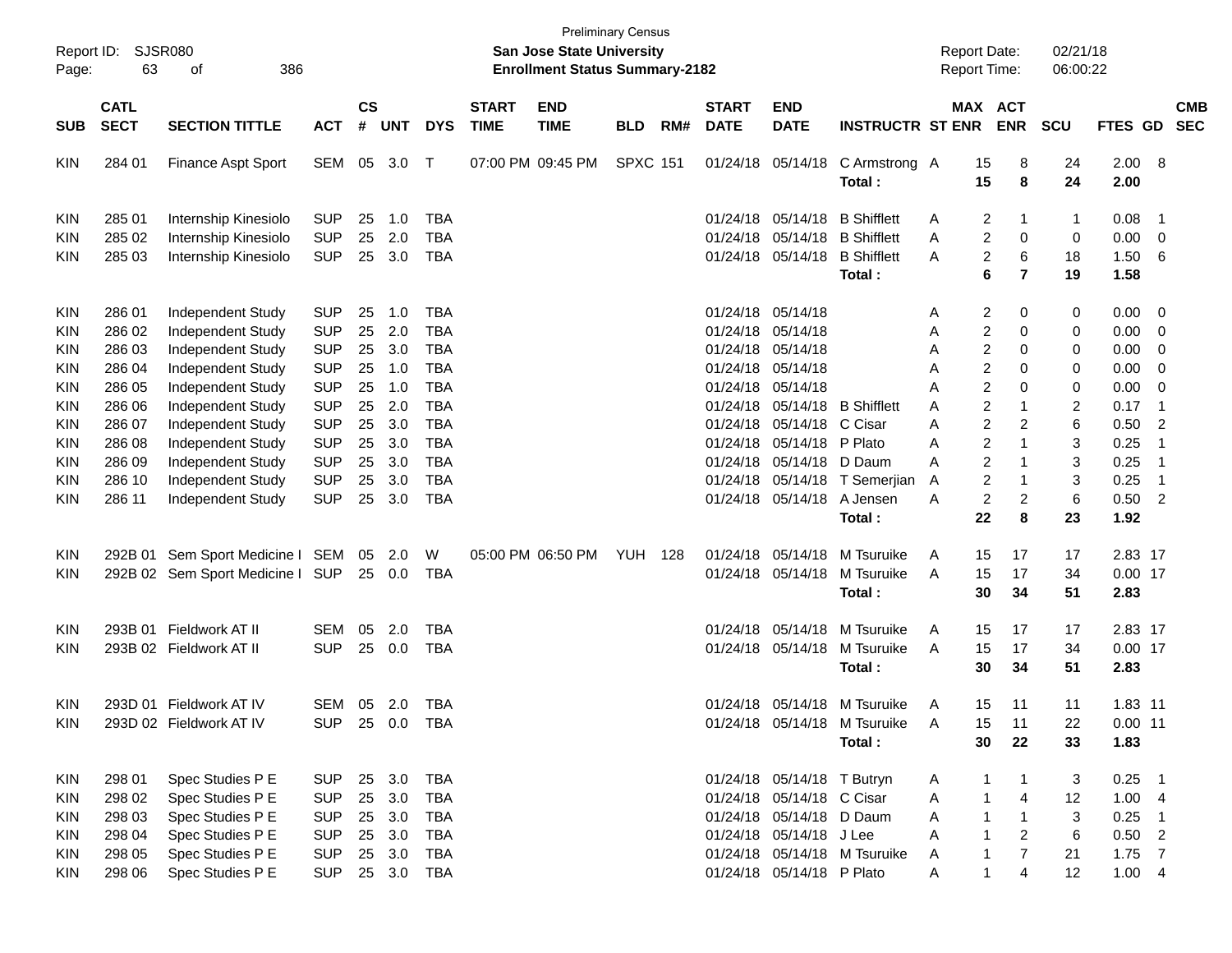| SUB | CATL SECT | SECTION TITTLE | ACT | CS # | UNT | DYS | START TIME | END TIME | BLD | RM# | START DATE | END DATE | INSTRUCTR | ST | MAX ENR | ACT ENR | SCU | FTES | GD | CMB SEC |
|---|---|---|---|---|---|---|---|---|---|---|---|---|---|---|---|---|---|---|---|---|
| KIN | 284 01 | Finance Aspt Sport | SEM | 05 | 3.0 | T | 07:00 PM | 09:45 PM | SPXC | 151 | 01/24/18 | 05/14/18 | C Armstrong | A | 15 | 8 | 24 | 2.00 | 8 | |
| | | | | | | | | | | | | | **Total :** | | **15** | **8** | **24** | **2.00** | | |
| KIN | 285 01 | Internship Kinesiolo | SUP | 25 | 1.0 | TBA | | | | | 01/24/18 | 05/14/18 | B Shifflett | A | 2 | 1 | 1 | 0.08 | 1 | |
| KIN | 285 02 | Internship Kinesiolo | SUP | 25 | 2.0 | TBA | | | | | 01/24/18 | 05/14/18 | B Shifflett | A | 2 | 0 | 0 | 0.00 | 0 | |
| KIN | 285 03 | Internship Kinesiolo | SUP | 25 | 3.0 | TBA | | | | | 01/24/18 | 05/14/18 | B Shifflett | A | 2 | 6 | 18 | 1.50 | 6 | |
| | | | | | | | | | | | | | **Total :** | | **6** | **7** | **19** | **1.58** | | |
| KIN | 286 01 | Independent Study | SUP | 25 | 1.0 | TBA | | | | | 01/24/18 | 05/14/18 | | A | 2 | 0 | 0 | 0.00 | 0 | |
| KIN | 286 02 | Independent Study | SUP | 25 | 2.0 | TBA | | | | | 01/24/18 | 05/14/18 | | A | 2 | 0 | 0 | 0.00 | 0 | |
| KIN | 286 03 | Independent Study | SUP | 25 | 3.0 | TBA | | | | | 01/24/18 | 05/14/18 | | A | 2 | 0 | 0 | 0.00 | 0 | |
| KIN | 286 04 | Independent Study | SUP | 25 | 1.0 | TBA | | | | | 01/24/18 | 05/14/18 | | A | 2 | 0 | 0 | 0.00 | 0 | |
| KIN | 286 05 | Independent Study | SUP | 25 | 1.0 | TBA | | | | | 01/24/18 | 05/14/18 | | A | 2 | 0 | 0 | 0.00 | 0 | |
| KIN | 286 06 | Independent Study | SUP | 25 | 2.0 | TBA | | | | | 01/24/18 | 05/14/18 | B Shifflett | A | 2 | 1 | 2 | 0.17 | 1 | |
| KIN | 286 07 | Independent Study | SUP | 25 | 3.0 | TBA | | | | | 01/24/18 | 05/14/18 | C Cisar | A | 2 | 2 | 6 | 0.50 | 2 | |
| KIN | 286 08 | Independent Study | SUP | 25 | 3.0 | TBA | | | | | 01/24/18 | 05/14/18 | P Plato | A | 2 | 1 | 3 | 0.25 | 1 | |
| KIN | 286 09 | Independent Study | SUP | 25 | 3.0 | TBA | | | | | 01/24/18 | 05/14/18 | D Daum | A | 2 | 1 | 3 | 0.25 | 1 | |
| KIN | 286 10 | Independent Study | SUP | 25 | 3.0 | TBA | | | | | 01/24/18 | 05/14/18 | T Semerjian | A | 2 | 1 | 3 | 0.25 | 1 | |
| KIN | 286 11 | Independent Study | SUP | 25 | 3.0 | TBA | | | | | 01/24/18 | 05/14/18 | A Jensen | A | 2 | 2 | 6 | 0.50 | 2 | |
| | | | | | | | | | | | | | **Total :** | | **22** | **8** | **23** | **1.92** | | |
| KIN | 292B 01 | Sem Sport Medicine I | SEM | 05 | 2.0 | W | 05:00 PM | 06:50 PM | YUH | 128 | 01/24/18 | 05/14/18 | M Tsuruike | A | 15 | 17 | 17 | 2.83 | 17 | |
| KIN | 292B 02 | Sem Sport Medicine I | SUP | 25 | 0.0 | TBA | | | | | 01/24/18 | 05/14/18 | M Tsuruike | A | 15 | 17 | 34 | 0.00 | 17 | |
| | | | | | | | | | | | | | **Total :** | | **30** | **34** | **51** | **2.83** | | |
| KIN | 293B 01 | Fieldwork AT II | SEM | 05 | 2.0 | TBA | | | | | 01/24/18 | 05/14/18 | M Tsuruike | A | 15 | 17 | 17 | 2.83 | 17 | |
| KIN | 293B 02 | Fieldwork AT II | SUP | 25 | 0.0 | TBA | | | | | 01/24/18 | 05/14/18 | M Tsuruike | A | 15 | 17 | 34 | 0.00 | 17 | |
| | | | | | | | | | | | | | **Total :** | | **30** | **34** | **51** | **2.83** | | |
| KIN | 293D 01 | Fieldwork AT IV | SEM | 05 | 2.0 | TBA | | | | | 01/24/18 | 05/14/18 | M Tsuruike | A | 15 | 11 | 11 | 1.83 | 11 | |
| KIN | 293D 02 | Fieldwork AT IV | SUP | 25 | 0.0 | TBA | | | | | 01/24/18 | 05/14/18 | M Tsuruike | A | 15 | 11 | 22 | 0.00 | 11 | |
| | | | | | | | | | | | | | **Total :** | | **30** | **22** | **33** | **1.83** | | |
| KIN | 298 01 | Spec Studies P E | SUP | 25 | 3.0 | TBA | | | | | 01/24/18 | 05/14/18 | T Butryn | A | 1 | 1 | 3 | 0.25 | 1 | |
| KIN | 298 02 | Spec Studies P E | SUP | 25 | 3.0 | TBA | | | | | 01/24/18 | 05/14/18 | C Cisar | A | 1 | 4 | 12 | 1.00 | 4 | |
| KIN | 298 03 | Spec Studies P E | SUP | 25 | 3.0 | TBA | | | | | 01/24/18 | 05/14/18 | D Daum | A | 1 | 1 | 3 | 0.25 | 1 | |
| KIN | 298 04 | Spec Studies P E | SUP | 25 | 3.0 | TBA | | | | | 01/24/18 | 05/14/18 | J Lee | A | 1 | 2 | 6 | 0.50 | 2 | |
| KIN | 298 05 | Spec Studies P E | SUP | 25 | 3.0 | TBA | | | | | 01/24/18 | 05/14/18 | M Tsuruike | A | 1 | 7 | 21 | 1.75 | 7 | |
| KIN | 298 06 | Spec Studies P E | SUP | 25 | 3.0 | TBA | | | | | 01/24/18 | 05/14/18 | P Plato | A | 1 | 4 | 12 | 1.00 | 4 | |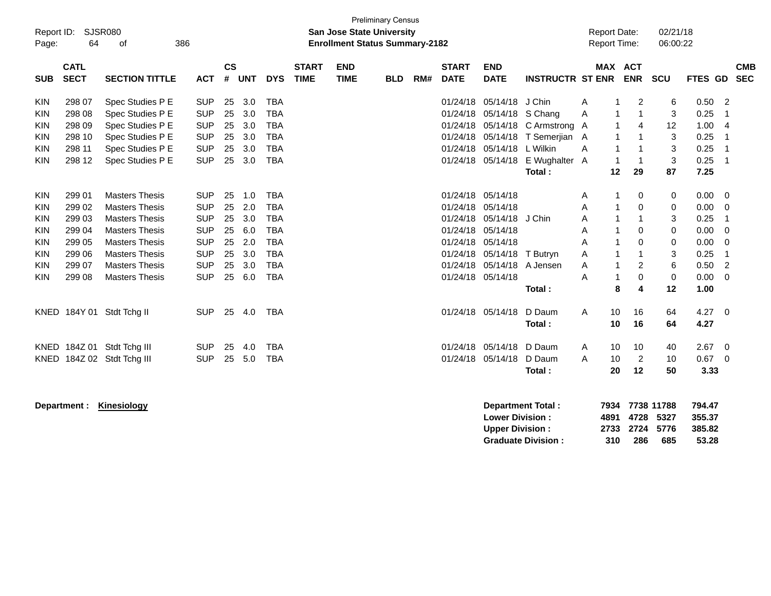Preliminary Census

**San Jose State University**
**Enrollment Status Summary-2182**

Report ID: SJSR080
Report Date: 02/21/18
Report Time: 06:00:22

| SUB | CATL SECT | SECTION TITTLE | ACT | CS # | UNT | DYS | START TIME | END TIME | BLD | RM# | START DATE | END DATE | INSTRUCTR | ST | MAX ENR | ACT ENR | SCU | FTES | GD | CMB SEC |
|---|---|---|---|---|---|---|---|---|---|---|---|---|---|---|---|---|---|---|---|---|
| KIN | 298 07 | Spec Studies P E | SUP | 25 | 3.0 | TBA | | | | | 01/24/18 | 05/14/18 | J Chin | A | 1 | 2 | 6 | 0.50 | 2 | |
| KIN | 298 08 | Spec Studies P E | SUP | 25 | 3.0 | TBA | | | | | 01/24/18 | 05/14/18 | S Chang | A | 1 | 1 | 3 | 0.25 | 1 | |
| KIN | 298 09 | Spec Studies P E | SUP | 25 | 3.0 | TBA | | | | | 01/24/18 | 05/14/18 | C Armstrong | A | 1 | 4 | 12 | 1.00 | 4 | |
| KIN | 298 10 | Spec Studies P E | SUP | 25 | 3.0 | TBA | | | | | 01/24/18 | 05/14/18 | T Semerjian | A | 1 | 1 | 3 | 0.25 | 1 | |
| KIN | 298 11 | Spec Studies P E | SUP | 25 | 3.0 | TBA | | | | | 01/24/18 | 05/14/18 | L Wilkin | A | 1 | 1 | 3 | 0.25 | 1 | |
| KIN | 298 12 | Spec Studies P E | SUP | 25 | 3.0 | TBA | | | | | 01/24/18 | 05/14/18 | E Wughalter | A | 1 | 1 | 3 | 0.25 | 1 | |
| | | | | | | | | | | | | | **Total :** | | **12** | **29** | **87** | **7.25** | | |
| KIN | 299 01 | Masters Thesis | SUP | 25 | 1.0 | TBA | | | | | 01/24/18 | 05/14/18 | | A | 1 | 0 | 0 | 0.00 | 0 | |
| KIN | 299 02 | Masters Thesis | SUP | 25 | 2.0 | TBA | | | | | 01/24/18 | 05/14/18 | | A | 1 | 0 | 0 | 0.00 | 0 | |
| KIN | 299 03 | Masters Thesis | SUP | 25 | 3.0 | TBA | | | | | 01/24/18 | 05/14/18 | J Chin | A | 1 | 1 | 3 | 0.25 | 1 | |
| KIN | 299 04 | Masters Thesis | SUP | 25 | 6.0 | TBA | | | | | 01/24/18 | 05/14/18 | | A | 1 | 0 | 0 | 0.00 | 0 | |
| KIN | 299 05 | Masters Thesis | SUP | 25 | 2.0 | TBA | | | | | 01/24/18 | 05/14/18 | | A | 1 | 0 | 0 | 0.00 | 0 | |
| KIN | 299 06 | Masters Thesis | SUP | 25 | 3.0 | TBA | | | | | 01/24/18 | 05/14/18 | T Butryn | A | 1 | 1 | 3 | 0.25 | 1 | |
| KIN | 299 07 | Masters Thesis | SUP | 25 | 3.0 | TBA | | | | | 01/24/18 | 05/14/18 | A Jensen | A | 1 | 2 | 6 | 0.50 | 2 | |
| KIN | 299 08 | Masters Thesis | SUP | 25 | 6.0 | TBA | | | | | 01/24/18 | 05/14/18 | | A | 1 | 0 | 0 | 0.00 | 0 | |
| | | | | | | | | | | | | | **Total :** | | **8** | **4** | **12** | **1.00** | | |
| KNED | 184Y 01 | Stdt Tchg II | SUP | 25 | 4.0 | TBA | | | | | 01/24/18 | 05/14/18 | D Daum | A | 10 | 16 | 64 | 4.27 | 0 | |
| | | | | | | | | | | | | | **Total :** | | **10** | **16** | **64** | **4.27** | | |
| KNED | 184Z 01 | Stdt Tchg III | SUP | 25 | 4.0 | TBA | | | | | 01/24/18 | 05/14/18 | D Daum | A | 10 | 10 | 40 | 2.67 | 0 | |
| KNED | 184Z 02 | Stdt Tchg III | SUP | 25 | 5.0 | TBA | | | | | 01/24/18 | 05/14/18 | D Daum | A | 10 | 2 | 10 | 0.67 | 0 | |
| | | | | | | | | | | | | | **Total :** | | **20** | **12** | **50** | **3.33** | | |

**Department :** **Kinesiology**

| | MAX ENR | ACT ENR | SCU | FTES |
|---|---|---|---|---|
| **Department Total :** | **7934** | **7738** | **11788** | **794.47** |
| **Lower Division :** | **4891** | **4728** | **5327** | **355.37** |
| **Upper Division :** | **2733** | **2724** | **5776** | **385.82** |
| **Graduate Division :** | **310** | **286** | **685** | **53.28** |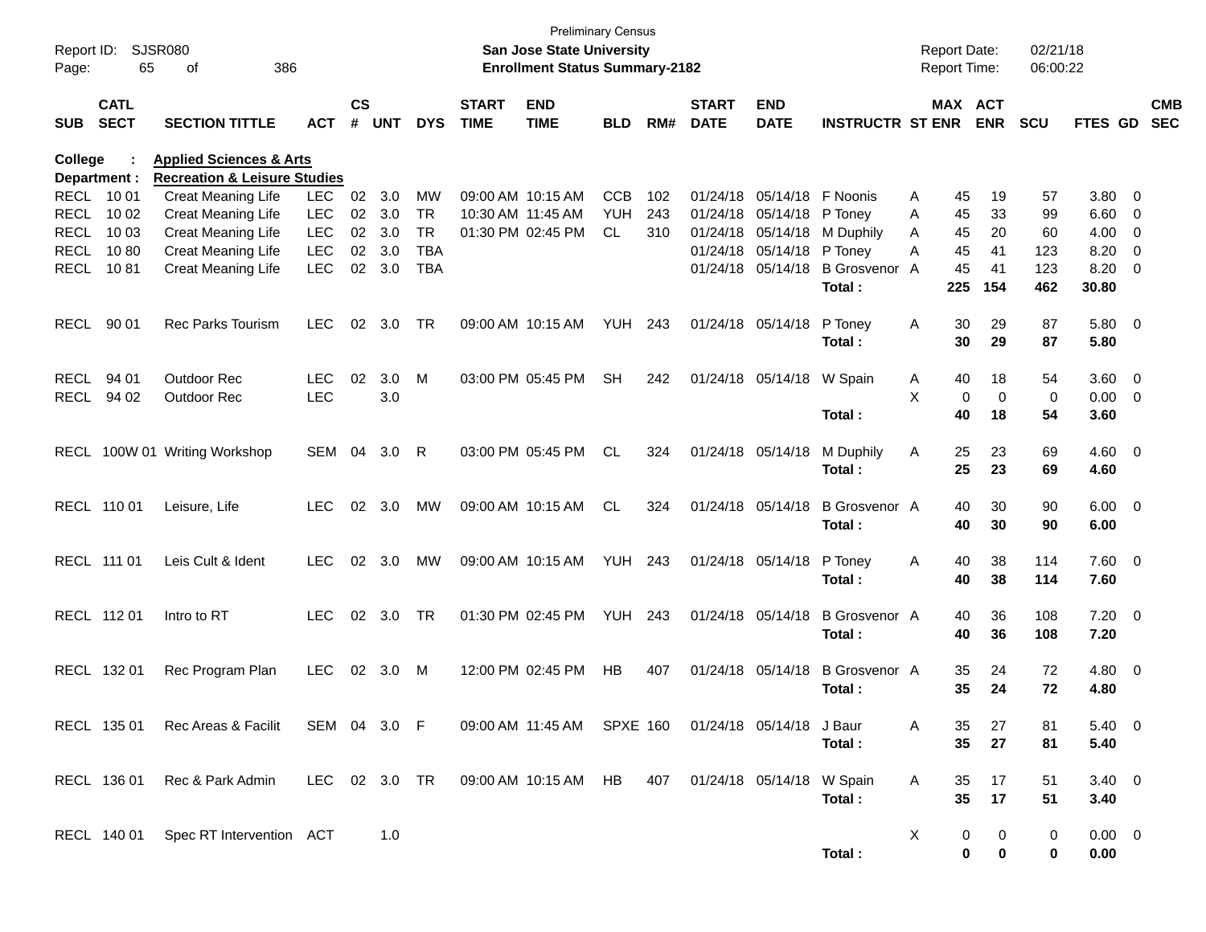Preliminary Census

**San Jose State University**

**Enrollment Status Summary-2182**

Report ID: SJSR080

Report Date: 02/21/18

Report Time: 06:00:22

**College : Applied Sciences & Arts**

**Department : Recreation & Leisure Studies**

| SUB | CATL SECT | SECTION TITTLE | ACT | CS # | UNT | DYS | START TIME | END TIME | BLD | RM# | START DATE | END DATE | INSTRUCTR | ST | MAX ENR | ACT ENR | SCU | FTES | GD | CMB SEC |
|---|---|---|---|---|---|---|---|---|---|---|---|---|---|---|---|---|---|---|---|---|
| RECL | 10 01 | Creat Meaning Life | LEC | 02 | 3.0 | MW | 09:00 AM | 10:15 AM | CCB | 102 | 01/24/18 | 05/14/18 | F Noonis | A | 45 | 19 | 57 | 3.80 | 0 | |
| RECL | 10 02 | Creat Meaning Life | LEC | 02 | 3.0 | TR | 10:30 AM | 11:45 AM | YUH | 243 | 01/24/18 | 05/14/18 | P Toney | A | 45 | 33 | 99 | 6.60 | 0 | |
| RECL | 10 03 | Creat Meaning Life | LEC | 02 | 3.0 | TR | 01:30 PM | 02:45 PM | CL | 310 | 01/24/18 | 05/14/18 | M Duphily | A | 45 | 20 | 60 | 4.00 | 0 | |
| RECL | 10 80 | Creat Meaning Life | LEC | 02 | 3.0 | TBA | | | | | 01/24/18 | 05/14/18 | P Toney | A | 45 | 41 | 123 | 8.20 | 0 | |
| RECL | 10 81 | Creat Meaning Life | LEC | 02 | 3.0 | TBA | | | | | 01/24/18 | 05/14/18 | B Grosvenor | A | 45 | 41 | 123 | 8.20 | 0 | |
| | | | | | | | | | | | | | **Total :** | | **225** | **154** | **462** | **30.80** | | |
| RECL | 90 01 | Rec Parks Tourism | LEC | 02 | 3.0 | TR | 09:00 AM | 10:15 AM | YUH | 243 | 01/24/18 | 05/14/18 | P Toney | A | 30 | 29 | 87 | 5.80 | 0 | |
| | | | | | | | | | | | | | **Total :** | | **30** | **29** | **87** | **5.80** | | |
| RECL | 94 01 | Outdoor Rec | LEC | 02 | 3.0 | M | 03:00 PM | 05:45 PM | SH | 242 | 01/24/18 | 05/14/18 | W Spain | A | 40 | 18 | 54 | 3.60 | 0 | |
| RECL | 94 02 | Outdoor Rec | LEC | | 3.0 | | | | | | | | | X | 0 | 0 | 0 | 0.00 | 0 | |
| | | | | | | | | | | | | | **Total :** | | **40** | **18** | **54** | **3.60** | | |
| RECL | 100W 01 | Writing Workshop | SEM | 04 | 3.0 | R | 03:00 PM | 05:45 PM | CL | 324 | 01/24/18 | 05/14/18 | M Duphily | A | 25 | 23 | 69 | 4.60 | 0 | |
| | | | | | | | | | | | | | **Total :** | | **25** | **23** | **69** | **4.60** | | |
| RECL | 110 01 | Leisure, Life | LEC | 02 | 3.0 | MW | 09:00 AM | 10:15 AM | CL | 324 | 01/24/18 | 05/14/18 | B Grosvenor | A | 40 | 30 | 90 | 6.00 | 0 | |
| | | | | | | | | | | | | | **Total :** | | **40** | **30** | **90** | **6.00** | | |
| RECL | 111 01 | Leis Cult & Ident | LEC | 02 | 3.0 | MW | 09:00 AM | 10:15 AM | YUH | 243 | 01/24/18 | 05/14/18 | P Toney | A | 40 | 38 | 114 | 7.60 | 0 | |
| | | | | | | | | | | | | | **Total :** | | **40** | **38** | **114** | **7.60** | | |
| RECL | 112 01 | Intro to RT | LEC | 02 | 3.0 | TR | 01:30 PM | 02:45 PM | YUH | 243 | 01/24/18 | 05/14/18 | B Grosvenor | A | 40 | 36 | 108 | 7.20 | 0 | |
| | | | | | | | | | | | | | **Total :** | | **40** | **36** | **108** | **7.20** | | |
| RECL | 132 01 | Rec Program Plan | LEC | 02 | 3.0 | M | 12:00 PM | 02:45 PM | HB | 407 | 01/24/18 | 05/14/18 | B Grosvenor | A | 35 | 24 | 72 | 4.80 | 0 | |
| | | | | | | | | | | | | | **Total :** | | **35** | **24** | **72** | **4.80** | | |
| RECL | 135 01 | Rec Areas & Facilit | SEM | 04 | 3.0 | F | 09:00 AM | 11:45 AM | SPXE | 160 | 01/24/18 | 05/14/18 | J Baur | A | 35 | 27 | 81 | 5.40 | 0 | |
| | | | | | | | | | | | | | **Total :** | | **35** | **27** | **81** | **5.40** | | |
| RECL | 136 01 | Rec & Park Admin | LEC | 02 | 3.0 | TR | 09:00 AM | 10:15 AM | HB | 407 | 01/24/18 | 05/14/18 | W Spain | A | 35 | 17 | 51 | 3.40 | 0 | |
| | | | | | | | | | | | | | **Total :** | | **35** | **17** | **51** | **3.40** | | |
| RECL | 140 01 | Spec RT Intervention | ACT | | 1.0 | | | | | | | | | X | 0 | 0 | 0 | 0.00 | 0 | |
| | | | | | | | | | | | | | **Total :** | | **0** | **0** | **0** | **0.00** | | |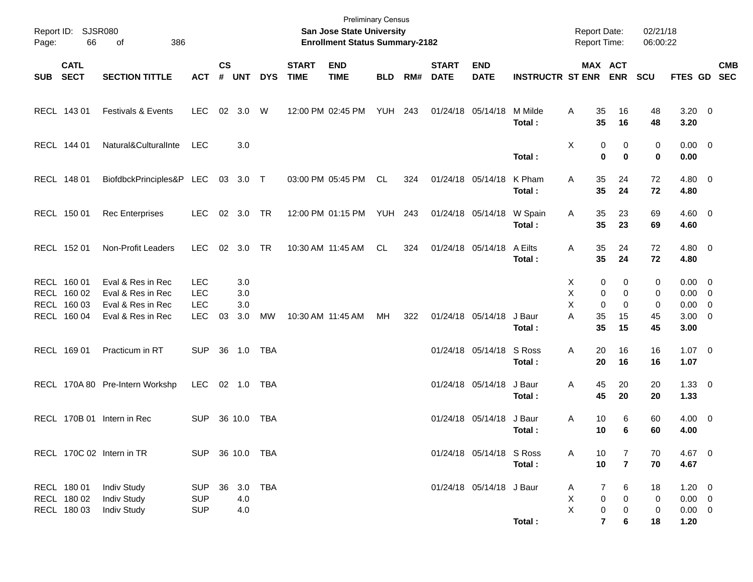Preliminary Census
**San Jose State University**
**Enrollment Status Summary-2182**

Report ID: SJSR080
Report Date: 02/21/18
Report Time: 06:00:22

| SUB | CATL SECT | SECTION TITTLE | ACT | CS # | UNT | DYS | START TIME | END TIME | BLD | RM# | START DATE | END DATE | INSTRUCTR | ST | MAX ENR | ACT ENR | SCU | FTES | GD | CMB SEC |
|---|---|---|---|---|---|---|---|---|---|---|---|---|---|---|---|---|---|---|---|---|
| RECL | 143 01 | Festivals & Events | LEC | 02 | 3.0 | W | 12:00 PM | 02:45 PM | YUH | 243 | 01/24/18 | 05/14/18 | M Milde | A | 35 | 16 | 48 | 3.20 | 0 | |
| | | | | | | | | | | | | | **Total :** | | **35** | **16** | **48** | **3.20** | | |
| RECL | 144 01 | Natural&CulturalInte | LEC | | 3.0 | | | | | | | | | X | 0 | 0 | 0 | 0.00 | 0 | |
| | | | | | | | | | | | | | **Total :** | | **0** | **0** | **0** | **0.00** | | |
| RECL | 148 01 | BiofdbckPrinciples&P | LEC | 03 | 3.0 | T | 03:00 PM | 05:45 PM | CL | 324 | 01/24/18 | 05/14/18 | K Pham | A | 35 | 24 | 72 | 4.80 | 0 | |
| | | | | | | | | | | | | | **Total :** | | **35** | **24** | **72** | **4.80** | | |
| RECL | 150 01 | Rec Enterprises | LEC | 02 | 3.0 | TR | 12:00 PM | 01:15 PM | YUH | 243 | 01/24/18 | 05/14/18 | W Spain | A | 35 | 23 | 69 | 4.60 | 0 | |
| | | | | | | | | | | | | | **Total :** | | **35** | **23** | **69** | **4.60** | | |
| RECL | 152 01 | Non-Profit Leaders | LEC | 02 | 3.0 | TR | 10:30 AM | 11:45 AM | CL | 324 | 01/24/18 | 05/14/18 | A Eilts | A | 35 | 24 | 72 | 4.80 | 0 | |
| | | | | | | | | | | | | | **Total :** | | **35** | **24** | **72** | **4.80** | | |
| RECL | 160 01 | Eval & Res in Rec | LEC | | 3.0 | | | | | | | | | X | 0 | 0 | 0 | 0.00 | 0 | |
| RECL | 160 02 | Eval & Res in Rec | LEC | | 3.0 | | | | | | | | | X | 0 | 0 | 0 | 0.00 | 0 | |
| RECL | 160 03 | Eval & Res in Rec | LEC | | 3.0 | | | | | | | | | X | 0 | 0 | 0 | 0.00 | 0 | |
| RECL | 160 04 | Eval & Res in Rec | LEC | 03 | 3.0 | MW | 10:30 AM | 11:45 AM | MH | 322 | 01/24/18 | 05/14/18 | J Baur | A | 35 | 15 | 45 | 3.00 | 0 | |
| | | | | | | | | | | | | | **Total :** | | **35** | **15** | **45** | **3.00** | | |
| RECL | 169 01 | Practicum in RT | SUP | 36 | 1.0 | TBA | | | | | 01/24/18 | 05/14/18 | S Ross | A | 20 | 16 | 16 | 1.07 | 0 | |
| | | | | | | | | | | | | | **Total :** | | **20** | **16** | **16** | **1.07** | | |
| RECL | 170A 80 | Pre-Intern Workshp | LEC | 02 | 1.0 | TBA | | | | | 01/24/18 | 05/14/18 | J Baur | A | 45 | 20 | 20 | 1.33 | 0 | |
| | | | | | | | | | | | | | **Total :** | | **45** | **20** | **20** | **1.33** | | |
| RECL | 170B 01 | Intern in Rec | SUP | 36 | 10.0 | TBA | | | | | 01/24/18 | 05/14/18 | J Baur | A | 10 | 6 | 60 | 4.00 | 0 | |
| | | | | | | | | | | | | | **Total :** | | **10** | **6** | **60** | **4.00** | | |
| RECL | 170C 02 | Intern in TR | SUP | 36 | 10.0 | TBA | | | | | 01/24/18 | 05/14/18 | S Ross | A | 10 | 7 | 70 | 4.67 | 0 | |
| | | | | | | | | | | | | | **Total :** | | **10** | **7** | **70** | **4.67** | | |
| RECL | 180 01 | Indiv Study | SUP | 36 | 3.0 | TBA | | | | | 01/24/18 | 05/14/18 | J Baur | A | 7 | 6 | 18 | 1.20 | 0 | |
| RECL | 180 02 | Indiv Study | SUP | | 4.0 | | | | | | | | | X | 0 | 0 | 0 | 0.00 | 0 | |
| RECL | 180 03 | Indiv Study | SUP | | 4.0 | | | | | | | | | X | 0 | 0 | 0 | 0.00 | 0 | |
| | | | | | | | | | | | | | **Total :** | | **7** | **6** | **18** | **1.20** | | |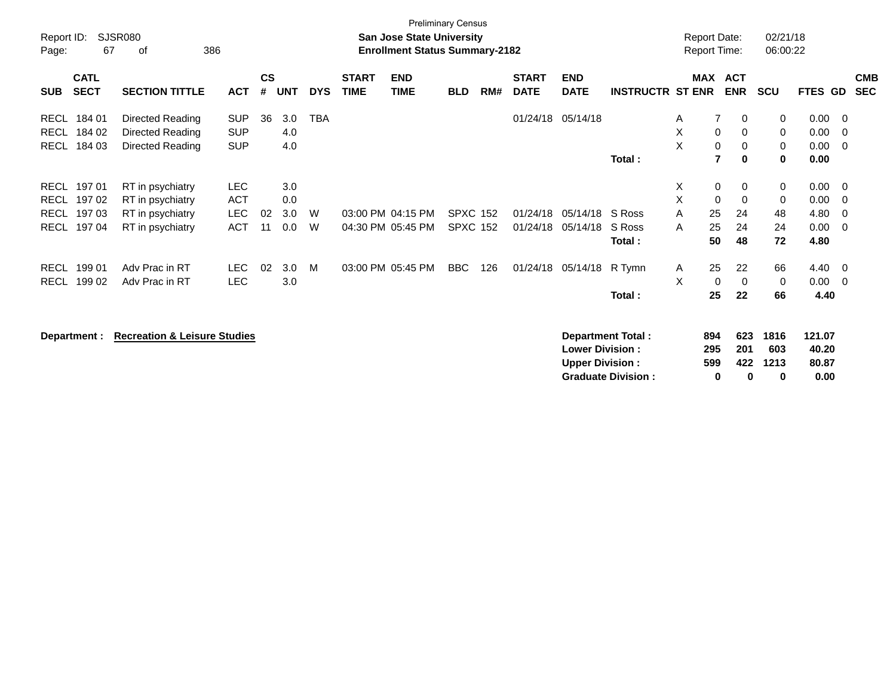Preliminary Census

Report ID: SJSR080

**San Jose State University**

**Enrollment Status Summary-2182**

Report Date: 02/21/18

Report Time: 06:00:22

| SUB | CATL SECT | SECTION TITTLE | ACT | CS # | UNT | DYS | START TIME | END TIME | BLD | RM# | START DATE | END DATE | INSTRUCTR | ST | MAX ENR | ACT ENR | SCU | FTES | GD | CMB SEC |
|---|---|---|---|---|---|---|---|---|---|---|---|---|---|---|---|---|---|---|---|---|
| RECL | 184 01 | Directed Reading | SUP | 36 | 3.0 | TBA | | | | | 01/24/18 | 05/14/18 | | A | 7 | 0 | 0 | 0.00 | 0 | |
| RECL | 184 02 | Directed Reading | SUP | | 4.0 | | | | | | | | | X | 0 | 0 | 0 | 0.00 | 0 | |
| RECL | 184 03 | Directed Reading | SUP | | 4.0 | | | | | | | | | X | 0 | 0 | 0 | 0.00 | 0 | |
| | | | | | | | | | | | | | **Total :** | | **7** | **0** | **0** | **0.00** | | |
| RECL | 197 01 | RT in psychiatry | LEC | | 3.0 | | | | | | | | | X | 0 | 0 | 0 | 0.00 | 0 | |
| RECL | 197 02 | RT in psychiatry | ACT | | 0.0 | | | | | | | | | X | 0 | 0 | 0 | 0.00 | 0 | |
| RECL | 197 03 | RT in psychiatry | LEC | 02 | 3.0 | W | 03:00 PM | 04:15 PM | SPXC | 152 | 01/24/18 | 05/14/18 | S Ross | A | 25 | 24 | 48 | 4.80 | 0 | |
| RECL | 197 04 | RT in psychiatry | ACT | 11 | 0.0 | W | 04:30 PM | 05:45 PM | SPXC | 152 | 01/24/18 | 05/14/18 | S Ross | A | 25 | 24 | 24 | 0.00 | 0 | |
| | | | | | | | | | | | | | **Total :** | | **50** | **48** | **72** | **4.80** | | |
| RECL | 199 01 | Adv Prac in RT | LEC | 02 | 3.0 | M | 03:00 PM | 05:45 PM | BBC | 126 | 01/24/18 | 05/14/18 | R Tymn | A | 25 | 22 | 66 | 4.40 | 0 | |
| RECL | 199 02 | Adv Prac in RT | LEC | | 3.0 | | | | | | | | | X | 0 | 0 | 0 | 0.00 | 0 | |
| | | | | | | | | | | | | | **Total :** | | **25** | **22** | **66** | **4.40** | | |

**Department : Recreation & Leisure Studies**

| | MAX ENR | ACT ENR | SCU | FTES |
|---|---|---|---|---|
| **Department Total :** | **894** | **623** | **1816** | **121.07** |
| **Lower Division :** | **295** | **201** | **603** | **40.20** |
| **Upper Division :** | **599** | **422** | **1213** | **80.87** |
| **Graduate Division :** | **0** | **0** | **0** | **0.00** |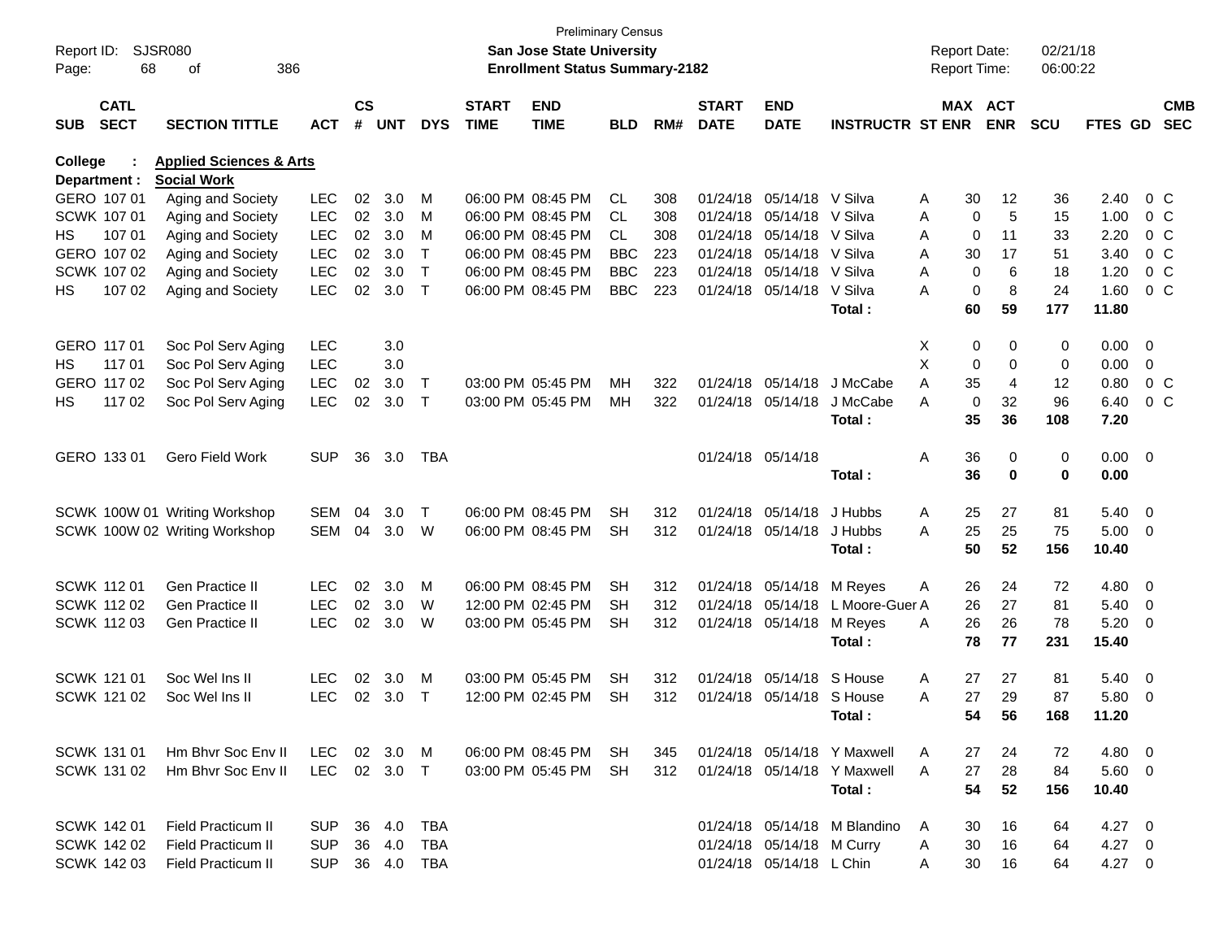Preliminary Census

**San Jose State University**

**Enrollment Status Summary-2182**

Report ID: SJSR080
Report Date: 02/21/18
Report Time: 06:00:22

**College : Applied Sciences & Arts**
**Department : Social Work**

| SUB | CATL SECT | SECTION TITTLE | ACT | CS # | UNT | DYS | START TIME | END TIME | BLD | RM# | START DATE | END DATE | INSTRUCTR | ST | MAX ENR | ACT ENR | SCU | FTES | GD | CMB SEC |
|---|---|---|---|---|---|---|---|---|---|---|---|---|---|---|---|---|---|---|---|---|
| GERO | 107 01 | Aging and Society | LEC | 02 | 3.0 | M | 06:00 PM | 08:45 PM | CL | 308 | 01/24/18 | 05/14/18 | V Silva | A | 30 | 12 | 36 | 2.40 | 0 | C |
| SCWK | 107 01 | Aging and Society | LEC | 02 | 3.0 | M | 06:00 PM | 08:45 PM | CL | 308 | 01/24/18 | 05/14/18 | V Silva | A | 0 | 5 | 15 | 1.00 | 0 | C |
| HS | 107 01 | Aging and Society | LEC | 02 | 3.0 | M | 06:00 PM | 08:45 PM | CL | 308 | 01/24/18 | 05/14/18 | V Silva | A | 0 | 11 | 33 | 2.20 | 0 | C |
| GERO | 107 02 | Aging and Society | LEC | 02 | 3.0 | T | 06:00 PM | 08:45 PM | BBC | 223 | 01/24/18 | 05/14/18 | V Silva | A | 30 | 17 | 51 | 3.40 | 0 | C |
| SCWK | 107 02 | Aging and Society | LEC | 02 | 3.0 | T | 06:00 PM | 08:45 PM | BBC | 223 | 01/24/18 | 05/14/18 | V Silva | A | 0 | 6 | 18 | 1.20 | 0 | C |
| HS | 107 02 | Aging and Society | LEC | 02 | 3.0 | T | 06:00 PM | 08:45 PM | BBC | 223 | 01/24/18 | 05/14/18 | V Silva | A | 0 | 8 | 24 | 1.60 | 0 | C |
| | | | | | | | | | | | | | **Total :** | | **60** | **59** | **177** | **11.80** | | |
| GERO | 117 01 | Soc Pol Serv Aging | LEC | | 3.0 | | | | | | | | | X | 0 | 0 | 0 | 0.00 | 0 | |
| HS | 117 01 | Soc Pol Serv Aging | LEC | | 3.0 | | | | | | | | | X | 0 | 0 | 0 | 0.00 | 0 | |
| GERO | 117 02 | Soc Pol Serv Aging | LEC | 02 | 3.0 | T | 03:00 PM | 05:45 PM | MH | 322 | 01/24/18 | 05/14/18 | J McCabe | A | 35 | 4 | 12 | 0.80 | 0 | C |
| HS | 117 02 | Soc Pol Serv Aging | LEC | 02 | 3.0 | T | 03:00 PM | 05:45 PM | MH | 322 | 01/24/18 | 05/14/18 | J McCabe | A | 0 | 32 | 96 | 6.40 | 0 | C |
| | | | | | | | | | | | | | **Total :** | | **35** | **36** | **108** | **7.20** | | |
| GERO | 133 01 | Gero Field Work | SUP | 36 | 3.0 | TBA | | | | | 01/24/18 | 05/14/18 | | A | 36 | 0 | 0 | 0.00 | 0 | |
| | | | | | | | | | | | | | **Total :** | | **36** | **0** | **0** | **0.00** | | |
| SCWK | 100W 01 | Writing Workshop | SEM | 04 | 3.0 | T | 06:00 PM | 08:45 PM | SH | 312 | 01/24/18 | 05/14/18 | J Hubbs | A | 25 | 27 | 81 | 5.40 | 0 | |
| SCWK | 100W 02 | Writing Workshop | SEM | 04 | 3.0 | W | 06:00 PM | 08:45 PM | SH | 312 | 01/24/18 | 05/14/18 | J Hubbs | A | 25 | 25 | 75 | 5.00 | 0 | |
| | | | | | | | | | | | | | **Total :** | | **50** | **52** | **156** | **10.40** | | |
| SCWK | 112 01 | Gen Practice II | LEC | 02 | 3.0 | M | 06:00 PM | 08:45 PM | SH | 312 | 01/24/18 | 05/14/18 | M Reyes | A | 26 | 24 | 72 | 4.80 | 0 | |
| SCWK | 112 02 | Gen Practice II | LEC | 02 | 3.0 | W | 12:00 PM | 02:45 PM | SH | 312 | 01/24/18 | 05/14/18 | L Moore-Guer | A | 26 | 27 | 81 | 5.40 | 0 | |
| SCWK | 112 03 | Gen Practice II | LEC | 02 | 3.0 | W | 03:00 PM | 05:45 PM | SH | 312 | 01/24/18 | 05/14/18 | M Reyes | A | 26 | 26 | 78 | 5.20 | 0 | |
| | | | | | | | | | | | | | **Total :** | | **78** | **77** | **231** | **15.40** | | |
| SCWK | 121 01 | Soc Wel Ins II | LEC | 02 | 3.0 | M | 03:00 PM | 05:45 PM | SH | 312 | 01/24/18 | 05/14/18 | S House | A | 27 | 27 | 81 | 5.40 | 0 | |
| SCWK | 121 02 | Soc Wel Ins II | LEC | 02 | 3.0 | T | 12:00 PM | 02:45 PM | SH | 312 | 01/24/18 | 05/14/18 | S House | A | 27 | 29 | 87 | 5.80 | 0 | |
| | | | | | | | | | | | | | **Total :** | | **54** | **56** | **168** | **11.20** | | |
| SCWK | 131 01 | Hm Bhvr Soc Env II | LEC | 02 | 3.0 | M | 06:00 PM | 08:45 PM | SH | 345 | 01/24/18 | 05/14/18 | Y Maxwell | A | 27 | 24 | 72 | 4.80 | 0 | |
| SCWK | 131 02 | Hm Bhvr Soc Env II | LEC | 02 | 3.0 | T | 03:00 PM | 05:45 PM | SH | 312 | 01/24/18 | 05/14/18 | Y Maxwell | A | 27 | 28 | 84 | 5.60 | 0 | |
| | | | | | | | | | | | | | **Total :** | | **54** | **52** | **156** | **10.40** | | |
| SCWK | 142 01 | Field Practicum II | SUP | 36 | 4.0 | TBA | | | | | 01/24/18 | 05/14/18 | M Blandino | A | 30 | 16 | 64 | 4.27 | 0 | |
| SCWK | 142 02 | Field Practicum II | SUP | 36 | 4.0 | TBA | | | | | 01/24/18 | 05/14/18 | M Curry | A | 30 | 16 | 64 | 4.27 | 0 | |
| SCWK | 142 03 | Field Practicum II | SUP | 36 | 4.0 | TBA | | | | | 01/24/18 | 05/14/18 | L Chin | A | 30 | 16 | 64 | 4.27 | 0 | |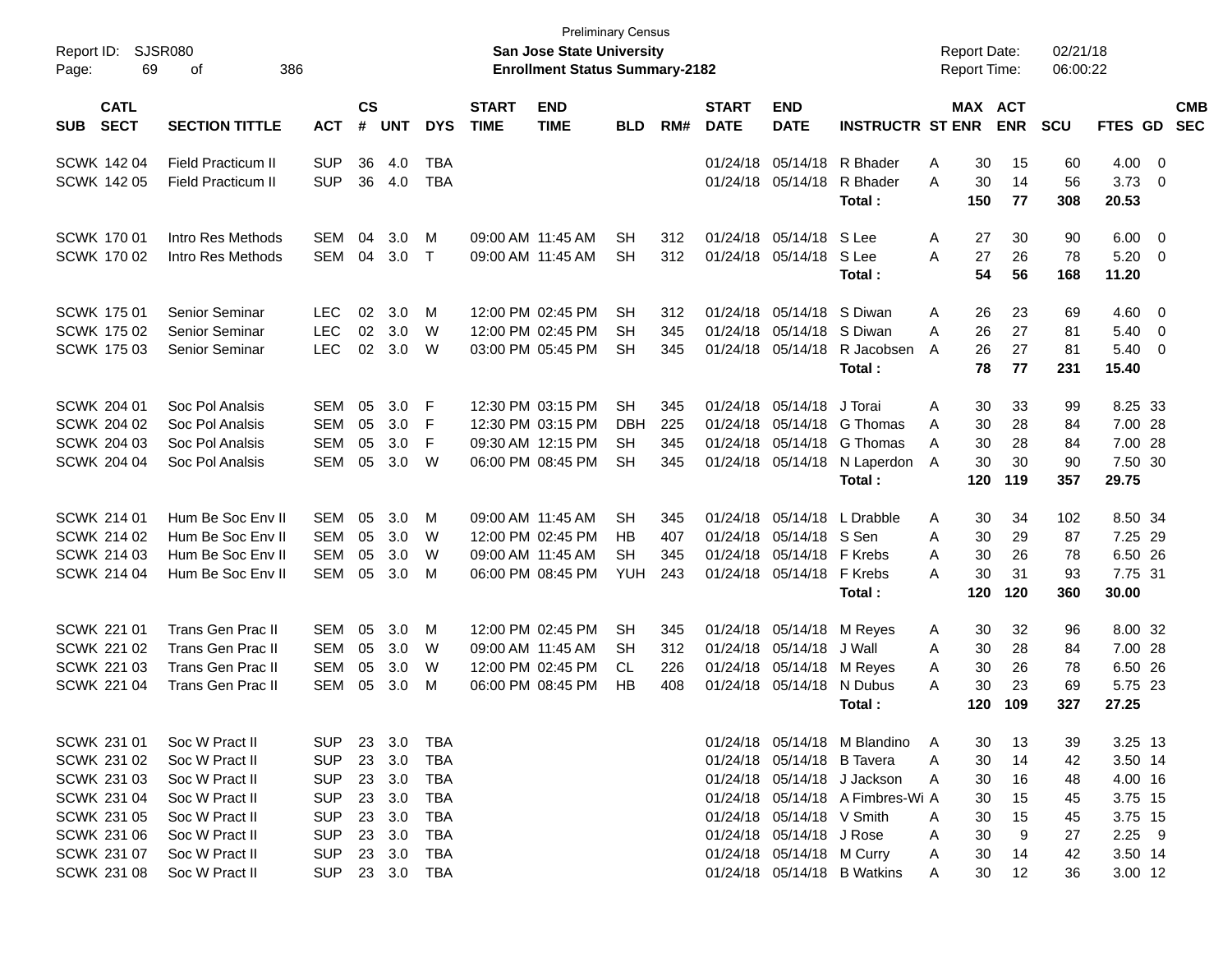Preliminary Census

Report ID: SJSR080

**San Jose State University**

**Enrollment Status Summary-2182**

Report Date: 02/21/18
Report Time: 06:00:22

| SUB | CATL SECT | SECTION TITTLE | ACT | CS # | UNT | DYS | START TIME | END TIME | BLD | RM# | START DATE | END DATE | INSTRUCTR | ST | MAX ENR | ACT ENR | SCU | FTES | GD | CMB SEC |
|---|---|---|---|---|---|---|---|---|---|---|---|---|---|---|---|---|---|---|---|---|
| SCWK | 142 04 | Field Practicum II | SUP | 36 | 4.0 | TBA | | | | | 01/24/18 | 05/14/18 | R Bhader | A | 30 | 15 | 60 | 4.00 | 0 | |
| SCWK | 142 05 | Field Practicum II | SUP | 36 | 4.0 | TBA | | | | | 01/24/18 | 05/14/18 | R Bhader | A | 30 | 14 | 56 | 3.73 | 0 | |
| | | | | | | | | | | | | | **Total :** | | **150** | **77** | **308** | **20.53** | | |
| SCWK | 170 01 | Intro Res Methods | SEM | 04 | 3.0 | M | 09:00 AM | 11:45 AM | SH | 312 | 01/24/18 | 05/14/18 | S Lee | A | 27 | 30 | 90 | 6.00 | 0 | |
| SCWK | 170 02 | Intro Res Methods | SEM | 04 | 3.0 | T | 09:00 AM | 11:45 AM | SH | 312 | 01/24/18 | 05/14/18 | S Lee | A | 27 | 26 | 78 | 5.20 | 0 | |
| | | | | | | | | | | | | | **Total :** | | **54** | **56** | **168** | **11.20** | | |
| SCWK | 175 01 | Senior Seminar | LEC | 02 | 3.0 | M | 12:00 PM | 02:45 PM | SH | 312 | 01/24/18 | 05/14/18 | S Diwan | A | 26 | 23 | 69 | 4.60 | 0 | |
| SCWK | 175 02 | Senior Seminar | LEC | 02 | 3.0 | W | 12:00 PM | 02:45 PM | SH | 345 | 01/24/18 | 05/14/18 | S Diwan | A | 26 | 27 | 81 | 5.40 | 0 | |
| SCWK | 175 03 | Senior Seminar | LEC | 02 | 3.0 | W | 03:00 PM | 05:45 PM | SH | 345 | 01/24/18 | 05/14/18 | R Jacobsen | A | 26 | 27 | 81 | 5.40 | 0 | |
| | | | | | | | | | | | | | **Total :** | | **78** | **77** | **231** | **15.40** | | |
| SCWK | 204 01 | Soc Pol Analsis | SEM | 05 | 3.0 | F | 12:30 PM | 03:15 PM | SH | 345 | 01/24/18 | 05/14/18 | J Torai | A | 30 | 33 | 99 | 8.25 | 33 | |
| SCWK | 204 02 | Soc Pol Analsis | SEM | 05 | 3.0 | F | 12:30 PM | 03:15 PM | DBH | 225 | 01/24/18 | 05/14/18 | G Thomas | A | 30 | 28 | 84 | 7.00 | 28 | |
| SCWK | 204 03 | Soc Pol Analsis | SEM | 05 | 3.0 | F | 09:30 AM | 12:15 PM | SH | 345 | 01/24/18 | 05/14/18 | G Thomas | A | 30 | 28 | 84 | 7.00 | 28 | |
| SCWK | 204 04 | Soc Pol Analsis | SEM | 05 | 3.0 | W | 06:00 PM | 08:45 PM | SH | 345 | 01/24/18 | 05/14/18 | N Laperdon | A | 30 | 30 | 90 | 7.50 | 30 | |
| | | | | | | | | | | | | | **Total :** | | **120** | **119** | **357** | **29.75** | | |
| SCWK | 214 01 | Hum Be Soc Env II | SEM | 05 | 3.0 | M | 09:00 AM | 11:45 AM | SH | 345 | 01/24/18 | 05/14/18 | L Drabble | A | 30 | 34 | 102 | 8.50 | 34 | |
| SCWK | 214 02 | Hum Be Soc Env II | SEM | 05 | 3.0 | W | 12:00 PM | 02:45 PM | HB | 407 | 01/24/18 | 05/14/18 | S Sen | A | 30 | 29 | 87 | 7.25 | 29 | |
| SCWK | 214 03 | Hum Be Soc Env II | SEM | 05 | 3.0 | W | 09:00 AM | 11:45 AM | SH | 345 | 01/24/18 | 05/14/18 | F Krebs | A | 30 | 26 | 78 | 6.50 | 26 | |
| SCWK | 214 04 | Hum Be Soc Env II | SEM | 05 | 3.0 | M | 06:00 PM | 08:45 PM | YUH | 243 | 01/24/18 | 05/14/18 | F Krebs | A | 30 | 31 | 93 | 7.75 | 31 | |
| | | | | | | | | | | | | | **Total :** | | **120** | **120** | **360** | **30.00** | | |
| SCWK | 221 01 | Trans Gen Prac II | SEM | 05 | 3.0 | M | 12:00 PM | 02:45 PM | SH | 345 | 01/24/18 | 05/14/18 | M Reyes | A | 30 | 32 | 96 | 8.00 | 32 | |
| SCWK | 221 02 | Trans Gen Prac II | SEM | 05 | 3.0 | W | 09:00 AM | 11:45 AM | SH | 312 | 01/24/18 | 05/14/18 | J Wall | A | 30 | 28 | 84 | 7.00 | 28 | |
| SCWK | 221 03 | Trans Gen Prac II | SEM | 05 | 3.0 | W | 12:00 PM | 02:45 PM | CL | 226 | 01/24/18 | 05/14/18 | M Reyes | A | 30 | 26 | 78 | 6.50 | 26 | |
| SCWK | 221 04 | Trans Gen Prac II | SEM | 05 | 3.0 | M | 06:00 PM | 08:45 PM | HB | 408 | 01/24/18 | 05/14/18 | N Dubus | A | 30 | 23 | 69 | 5.75 | 23 | |
| | | | | | | | | | | | | | **Total :** | | **120** | **109** | **327** | **27.25** | | |
| SCWK | 231 01 | Soc W Pract II | SUP | 23 | 3.0 | TBA | | | | | 01/24/18 | 05/14/18 | M Blandino | A | 30 | 13 | 39 | 3.25 | 13 | |
| SCWK | 231 02 | Soc W Pract II | SUP | 23 | 3.0 | TBA | | | | | 01/24/18 | 05/14/18 | B Tavera | A | 30 | 14 | 42 | 3.50 | 14 | |
| SCWK | 231 03 | Soc W Pract II | SUP | 23 | 3.0 | TBA | | | | | 01/24/18 | 05/14/18 | J Jackson | A | 30 | 16 | 48 | 4.00 | 16 | |
| SCWK | 231 04 | Soc W Pract II | SUP | 23 | 3.0 | TBA | | | | | 01/24/18 | 05/14/18 | A Fimbres-Wi | A | 30 | 15 | 45 | 3.75 | 15 | |
| SCWK | 231 05 | Soc W Pract II | SUP | 23 | 3.0 | TBA | | | | | 01/24/18 | 05/14/18 | V Smith | A | 30 | 15 | 45 | 3.75 | 15 | |
| SCWK | 231 06 | Soc W Pract II | SUP | 23 | 3.0 | TBA | | | | | 01/24/18 | 05/14/18 | J Rose | A | 30 | 9 | 27 | 2.25 | 9 | |
| SCWK | 231 07 | Soc W Pract II | SUP | 23 | 3.0 | TBA | | | | | 01/24/18 | 05/14/18 | M Curry | A | 30 | 14 | 42 | 3.50 | 14 | |
| SCWK | 231 08 | Soc W Pract II | SUP | 23 | 3.0 | TBA | | | | | 01/24/18 | 05/14/18 | B Watkins | A | 30 | 12 | 36 | 3.00 | 12 | |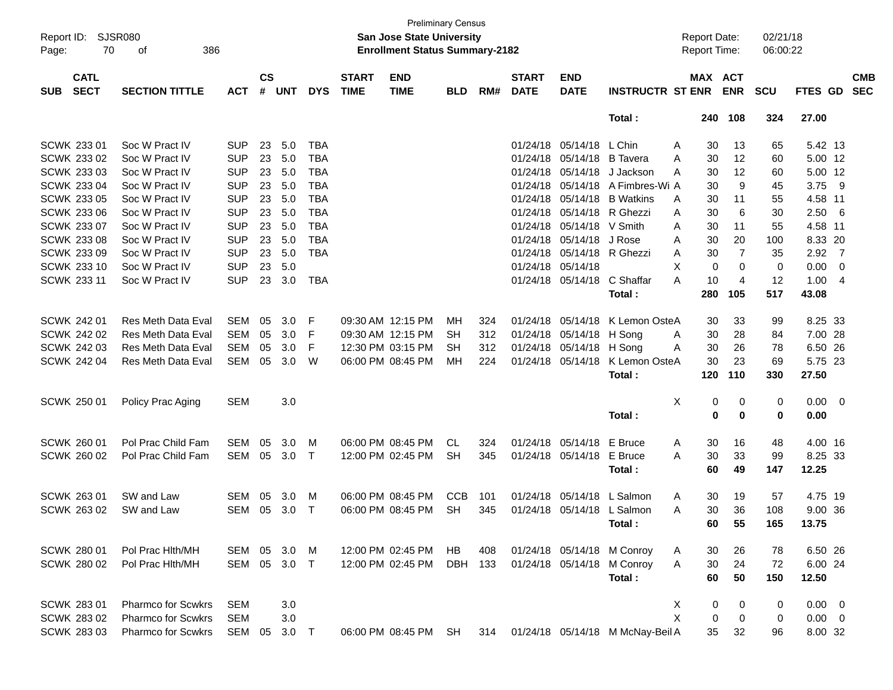| SUB | CATL SECT | SECTION TITTLE | ACT | CS # | UNT | DYS | START TIME | END TIME | BLD | RM# | START DATE | END DATE | INSTRUCTR | ST | MAX ENR | ACT ENR | SCU | FTES | GD | CMB SEC |
|---|---|---|---|---|---|---|---|---|---|---|---|---|---|---|---|---|---|---|---|---|
| | | | | | | | | | | | | | Total : | | 240 | 108 | 324 | 27.00 | | |
| SCWK | 233 01 | Soc W Pract IV | SUP | 23 | 5.0 | TBA | | | | | 01/24/18 | 05/14/18 | L Chin | A | 30 | 13 | 65 | 5.42 | 13 | |
| SCWK | 233 02 | Soc W Pract IV | SUP | 23 | 5.0 | TBA | | | | | 01/24/18 | 05/14/18 | B Tavera | A | 30 | 12 | 60 | 5.00 | 12 | |
| SCWK | 233 03 | Soc W Pract IV | SUP | 23 | 5.0 | TBA | | | | | 01/24/18 | 05/14/18 | J Jackson | A | 30 | 12 | 60 | 5.00 | 12 | |
| SCWK | 233 04 | Soc W Pract IV | SUP | 23 | 5.0 | TBA | | | | | 01/24/18 | 05/14/18 | A Fimbres-Wi | A | 30 | 9 | 45 | 3.75 | 9 | |
| SCWK | 233 05 | Soc W Pract IV | SUP | 23 | 5.0 | TBA | | | | | 01/24/18 | 05/14/18 | B Watkins | A | 30 | 11 | 55 | 4.58 | 11 | |
| SCWK | 233 06 | Soc W Pract IV | SUP | 23 | 5.0 | TBA | | | | | 01/24/18 | 05/14/18 | R Ghezzi | A | 30 | 6 | 30 | 2.50 | 6 | |
| SCWK | 233 07 | Soc W Pract IV | SUP | 23 | 5.0 | TBA | | | | | 01/24/18 | 05/14/18 | V Smith | A | 30 | 11 | 55 | 4.58 | 11 | |
| SCWK | 233 08 | Soc W Pract IV | SUP | 23 | 5.0 | TBA | | | | | 01/24/18 | 05/14/18 | J Rose | A | 30 | 20 | 100 | 8.33 | 20 | |
| SCWK | 233 09 | Soc W Pract IV | SUP | 23 | 5.0 | TBA | | | | | 01/24/18 | 05/14/18 | R Ghezzi | A | 30 | 7 | 35 | 2.92 | 7 | |
| SCWK | 233 10 | Soc W Pract IV | SUP | 23 | 5.0 | | | | | | 01/24/18 | 05/14/18 | | X | 0 | 0 | 0 | 0.00 | 0 | |
| SCWK | 233 11 | Soc W Pract IV | SUP | 23 | 3.0 | TBA | | | | | 01/24/18 | 05/14/18 | C Shaffar | A | 10 | 4 | 12 | 1.00 | 4 | |
| | | | | | | | | | | | | | Total : | | 280 | 105 | 517 | 43.08 | | |
| SCWK | 242 01 | Res Meth Data Eval | SEM | 05 | 3.0 | F | 09:30 AM | 12:15 PM | MH | 324 | 01/24/18 | 05/14/18 | K Lemon Oste | A | 30 | 33 | 99 | 8.25 | 33 | |
| SCWK | 242 02 | Res Meth Data Eval | SEM | 05 | 3.0 | F | 09:30 AM | 12:15 PM | SH | 312 | 01/24/18 | 05/14/18 | H Song | A | 30 | 28 | 84 | 7.00 | 28 | |
| SCWK | 242 03 | Res Meth Data Eval | SEM | 05 | 3.0 | F | 12:30 PM | 03:15 PM | SH | 312 | 01/24/18 | 05/14/18 | H Song | A | 30 | 26 | 78 | 6.50 | 26 | |
| SCWK | 242 04 | Res Meth Data Eval | SEM | 05 | 3.0 | W | 06:00 PM | 08:45 PM | MH | 224 | 01/24/18 | 05/14/18 | K Lemon Oste | A | 30 | 23 | 69 | 5.75 | 23 | |
| | | | | | | | | | | | | | Total : | | 120 | 110 | 330 | 27.50 | | |
| SCWK | 250 01 | Policy Prac Aging | SEM | | 3.0 | | | | | | | | | X | 0 | 0 | 0 | 0.00 | 0 | |
| | | | | | | | | | | | | | Total : | | 0 | 0 | 0 | 0.00 | | |
| SCWK | 260 01 | Pol Prac Child Fam | SEM | 05 | 3.0 | M | 06:00 PM | 08:45 PM | CL | 324 | 01/24/18 | 05/14/18 | E Bruce | A | 30 | 16 | 48 | 4.00 | 16 | |
| SCWK | 260 02 | Pol Prac Child Fam | SEM | 05 | 3.0 | T | 12:00 PM | 02:45 PM | SH | 345 | 01/24/18 | 05/14/18 | E Bruce | A | 30 | 33 | 99 | 8.25 | 33 | |
| | | | | | | | | | | | | | Total : | | 60 | 49 | 147 | 12.25 | | |
| SCWK | 263 01 | SW and Law | SEM | 05 | 3.0 | M | 06:00 PM | 08:45 PM | CCB | 101 | 01/24/18 | 05/14/18 | L Salmon | A | 30 | 19 | 57 | 4.75 | 19 | |
| SCWK | 263 02 | SW and Law | SEM | 05 | 3.0 | T | 06:00 PM | 08:45 PM | SH | 345 | 01/24/18 | 05/14/18 | L Salmon | A | 30 | 36 | 108 | 9.00 | 36 | |
| | | | | | | | | | | | | | Total : | | 60 | 55 | 165 | 13.75 | | |
| SCWK | 280 01 | Pol Prac Hlth/MH | SEM | 05 | 3.0 | M | 12:00 PM | 02:45 PM | HB | 408 | 01/24/18 | 05/14/18 | M Conroy | A | 30 | 26 | 78 | 6.50 | 26 | |
| SCWK | 280 02 | Pol Prac Hlth/MH | SEM | 05 | 3.0 | T | 12:00 PM | 02:45 PM | DBH | 133 | 01/24/18 | 05/14/18 | M Conroy | A | 30 | 24 | 72 | 6.00 | 24 | |
| | | | | | | | | | | | | | Total : | | 60 | 50 | 150 | 12.50 | | |
| SCWK | 283 01 | Pharmco for Scwkrs | SEM | | 3.0 | | | | | | | | | X | 0 | 0 | 0 | 0.00 | 0 | |
| SCWK | 283 02 | Pharmco for Scwkrs | SEM | | 3.0 | | | | | | | | | X | 0 | 0 | 0 | 0.00 | 0 | |
| SCWK | 283 03 | Pharmco for Scwkrs | SEM | 05 | 3.0 | T | 06:00 PM | 08:45 PM | SH | 314 | 01/24/18 | 05/14/18 | M McNay-Beil | A | 35 | 32 | 96 | 8.00 | 32 | |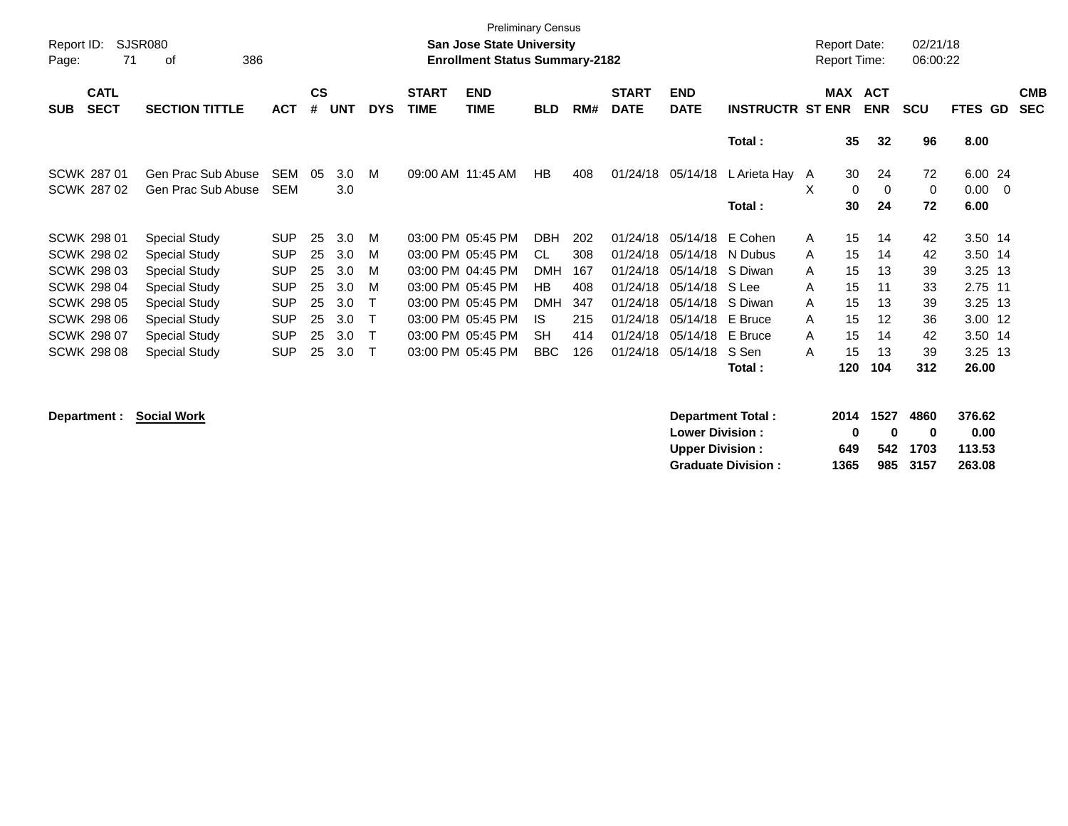Preliminary Census

**San Jose State University**
**Enrollment Status Summary-2182**

Report ID: SJSR080
Report Date: 02/21/18
Report Time: 06:00:22

| SUB | CATL SECT | SECTION TITTLE | ACT | CS # | UNT | DYS | START TIME | END TIME | BLD | RM# | START DATE | END DATE | INSTRUCTR | ST | MAX ENR | ACT ENR | SCU | FTES | GD | CMB SEC |
|---|---|---|---|---|---|---|---|---|---|---|---|---|---|---|---|---|---|---|---|---|
| | | | | | | | | | | | | | **Total :** | | **35** | **32** | **96** | **8.00** | | |
| SCWK | 287 01 | Gen Prac Sub Abuse | SEM | 05 | 3.0 | M | 09:00 AM | 11:45 AM | HB | 408 | 01/24/18 | 05/14/18 | L Arieta Hay | A | 30 | 24 | 72 | 6.00 | 24 | |
| SCWK | 287 02 | Gen Prac Sub Abuse | SEM | | 3.0 | | | | | | | | | X | 0 | 0 | 0 | 0.00 | 0 | |
| | | | | | | | | | | | | | **Total :** | | **30** | **24** | **72** | **6.00** | | |
| SCWK | 298 01 | Special Study | SUP | 25 | 3.0 | M | 03:00 PM | 05:45 PM | DBH | 202 | 01/24/18 | 05/14/18 | E Cohen | A | 15 | 14 | 42 | 3.50 | 14 | |
| SCWK | 298 02 | Special Study | SUP | 25 | 3.0 | M | 03:00 PM | 05:45 PM | CL | 308 | 01/24/18 | 05/14/18 | N Dubus | A | 15 | 14 | 42 | 3.50 | 14 | |
| SCWK | 298 03 | Special Study | SUP | 25 | 3.0 | M | 03:00 PM | 04:45 PM | DMH | 167 | 01/24/18 | 05/14/18 | S Diwan | A | 15 | 13 | 39 | 3.25 | 13 | |
| SCWK | 298 04 | Special Study | SUP | 25 | 3.0 | M | 03:00 PM | 05:45 PM | HB | 408 | 01/24/18 | 05/14/18 | S Lee | A | 15 | 11 | 33 | 2.75 | 11 | |
| SCWK | 298 05 | Special Study | SUP | 25 | 3.0 | T | 03:00 PM | 05:45 PM | DMH | 347 | 01/24/18 | 05/14/18 | S Diwan | A | 15 | 13 | 39 | 3.25 | 13 | |
| SCWK | 298 06 | Special Study | SUP | 25 | 3.0 | T | 03:00 PM | 05:45 PM | IS | 215 | 01/24/18 | 05/14/18 | E Bruce | A | 15 | 12 | 36 | 3.00 | 12 | |
| SCWK | 298 07 | Special Study | SUP | 25 | 3.0 | T | 03:00 PM | 05:45 PM | SH | 414 | 01/24/18 | 05/14/18 | E Bruce | A | 15 | 14 | 42 | 3.50 | 14 | |
| SCWK | 298 08 | Special Study | SUP | 25 | 3.0 | T | 03:00 PM | 05:45 PM | BBC | 126 | 01/24/18 | 05/14/18 | S Sen | A | 15 | 13 | 39 | 3.25 | 13 | |
| | | | | | | | | | | | | | **Total :** | | **120** | **104** | **312** | **26.00** | | |

**Department :** **Social Work**

| | MAX ENR | ACT ENR | SCU | FTES |
|---|---|---|---|---|
| **Department Total :** | **2014** | **1527** | **4860** | **376.62** |
| **Lower Division :** | **0** | **0** | **0** | **0.00** |
| **Upper Division :** | **649** | **542** | **1703** | **113.53** |
| **Graduate Division :** | **1365** | **985** | **3157** | **263.08** |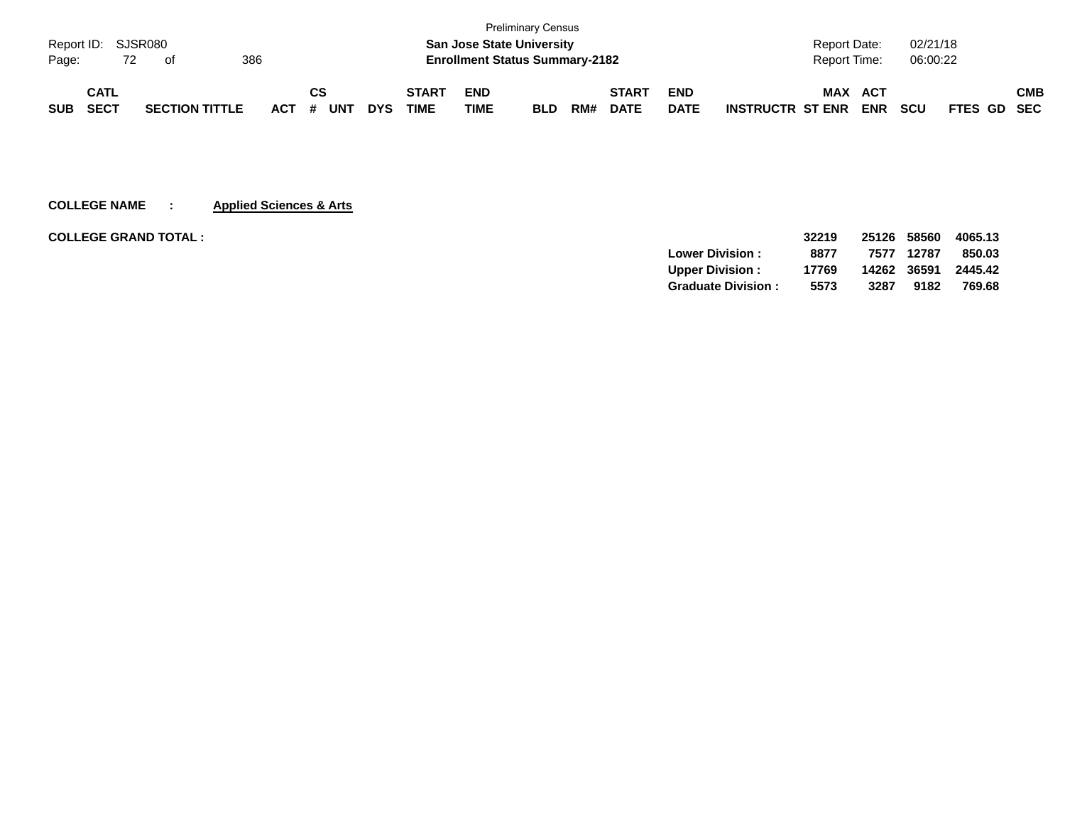Preliminary Census

**San Jose State University**

**Enrollment Status Summary-2182**

Report ID: SJSR080 Report Date: 02/21/18
Report Time: 06:00:22

| SUB | CATL SECT | SECTION TITTLE | ACT | CS # | UNT | DYS | START TIME | END TIME | BLD | RM# | START DATE | END DATE | INSTRUCTR | MAX ST ENR | ACT ENR | SCU | FTES | GD | CMB SEC |
|---|---|---|---|---|---|---|---|---|---|---|---|---|---|---|---|---|---|---|---|

**COLLEGE NAME : Applied Sciences & Arts**

**COLLEGE GRAND TOTAL :**

| | MAX ST ENR | ACT ENR | SCU | FTES |
|---|---|---|---|---|
| | **32219** | **25126** | **58560** | **4065.13** |
| **Lower Division :** | **8877** | **7577** | **12787** | **850.03** |
| **Upper Division :** | **17769** | **14262** | **36591** | **2445.42** |
| **Graduate Division :** | **5573** | **3287** | **9182** | **769.68** |